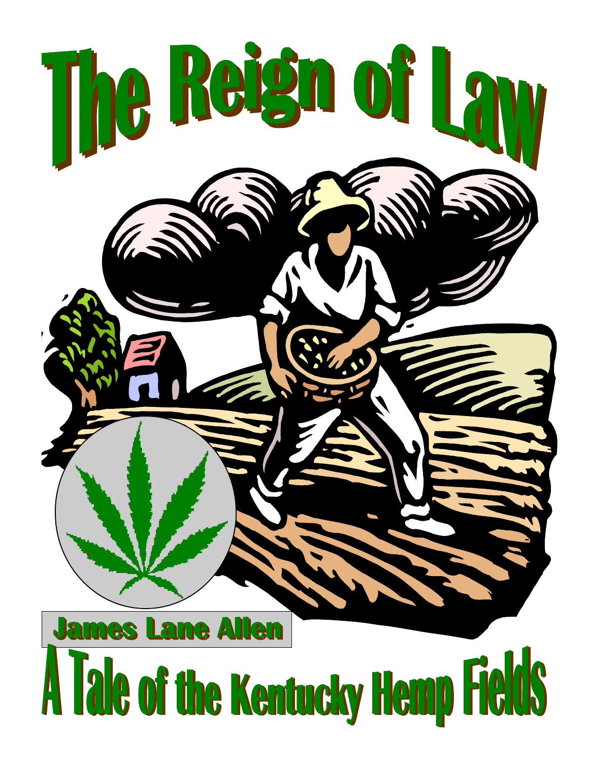# The Reign of Law

James Lane Allen

## A Tale of the Kentucky Hemp Fields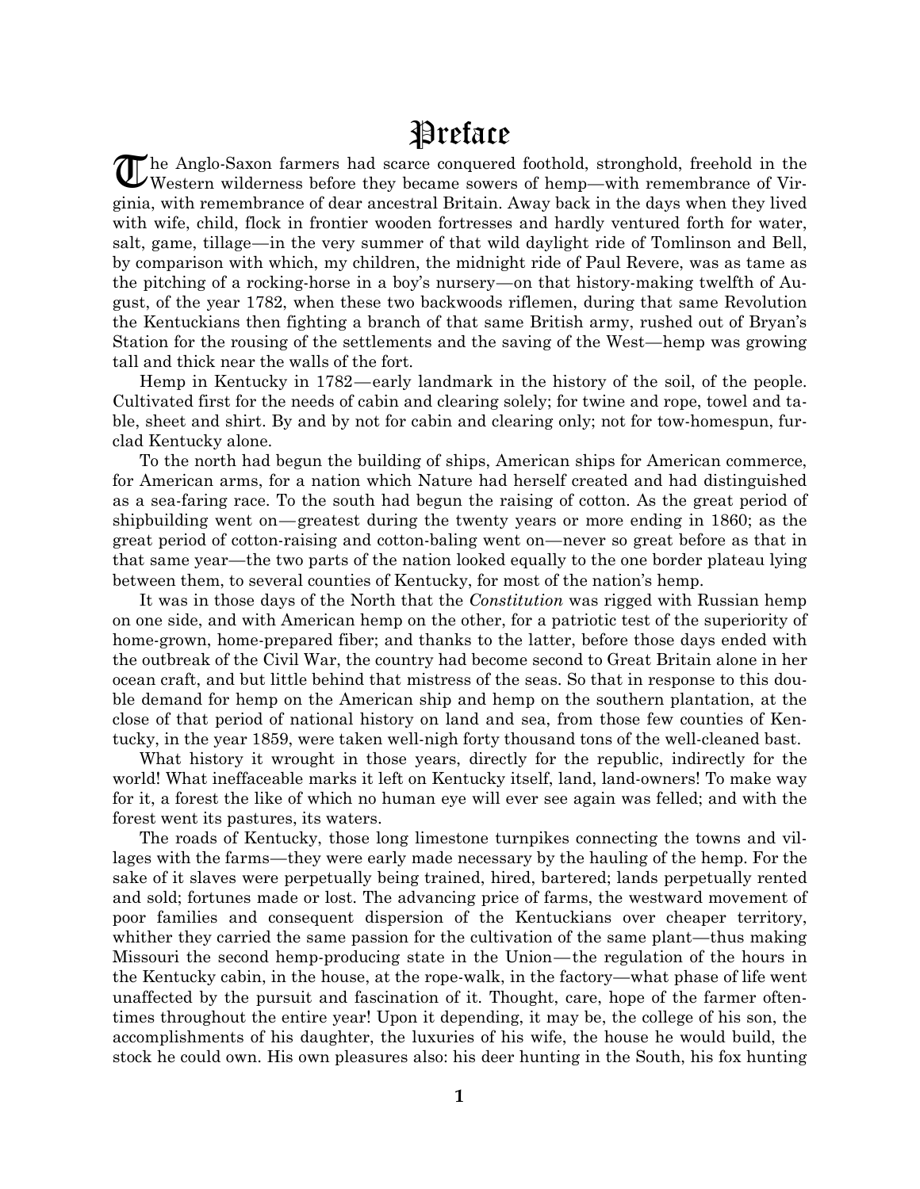# Preface

The Anglo-Saxon farmers had scarce conquered foothold, stronghold, freehold in the Western wilderness before they became sowers of hemp—with remembrance of Virginia, with remembrance of dear ancestral Britain. Away back in the days when they lived with wife, child, flock in frontier wooden fortresses and hardly ventured forth for water, salt, game, tillage—in the very summer of that wild daylight ride of Tomlinson and Bell, by comparison with which, my children, the midnight ride of Paul Revere, was as tame as the pitching of a rocking-horse in a boy's nursery—on that history-making twelfth of August, of the year 1782, when these two backwoods riflemen, during that same Revolution the Kentuckians then fighting a branch of that same British army, rushed out of Bryan's Station for the rousing of the settlements and the saving of the West—hemp was growing tall and thick near the walls of the fort.

Hemp in Kentucky in 1782—early landmark in the history of the soil, of the people. Cultivated first for the needs of cabin and clearing solely; for twine and rope, towel and table, sheet and shirt. By and by not for cabin and clearing only; not for tow-homespun, fur-clad Kentucky alone.

To the north had begun the building of ships, American ships for American commerce, for American arms, for a nation which Nature had herself created and had distinguished as a sea-faring race. To the south had begun the raising of cotton. As the great period of shipbuilding went on—greatest during the twenty years or more ending in 1860; as the great period of cotton-raising and cotton-baling went on—never so great before as that in that same year—the two parts of the nation looked equally to the one border plateau lying between them, to several counties of Kentucky, for most of the nation's hemp.

It was in those days of the North that the *Constitution* was rigged with Russian hemp on one side, and with American hemp on the other, for a patriotic test of the superiority of home-grown, home-prepared fiber; and thanks to the latter, before those days ended with the outbreak of the Civil War, the country had become second to Great Britain alone in her ocean craft, and but little behind that mistress of the seas. So that in response to this double demand for hemp on the American ship and hemp on the southern plantation, at the close of that period of national history on land and sea, from those few counties of Kentucky, in the year 1859, were taken well-nigh forty thousand tons of the well-cleaned bast.

What history it wrought in those years, directly for the republic, indirectly for the world! What ineffaceable marks it left on Kentucky itself, land, land-owners! To make way for it, a forest the like of which no human eye will ever see again was felled; and with the forest went its pastures, its waters.

The roads of Kentucky, those long limestone turnpikes connecting the towns and villages with the farms—they were early made necessary by the hauling of the hemp. For the sake of it slaves were perpetually being trained, hired, bartered; lands perpetually rented and sold; fortunes made or lost. The advancing price of farms, the westward movement of poor families and consequent dispersion of the Kentuckians over cheaper territory, whither they carried the same passion for the cultivation of the same plant—thus making Missouri the second hemp-producing state in the Union—the regulation of the hours in the Kentucky cabin, in the house, at the rope-walk, in the factory—what phase of life went unaffected by the pursuit and fascination of it. Thought, care, hope of the farmer oftentimes throughout the entire year! Upon it depending, it may be, the college of his son, the accomplishments of his daughter, the luxuries of his wife, the house he would build, the stock he could own. His own pleasures also: his deer hunting in the South, his fox hunting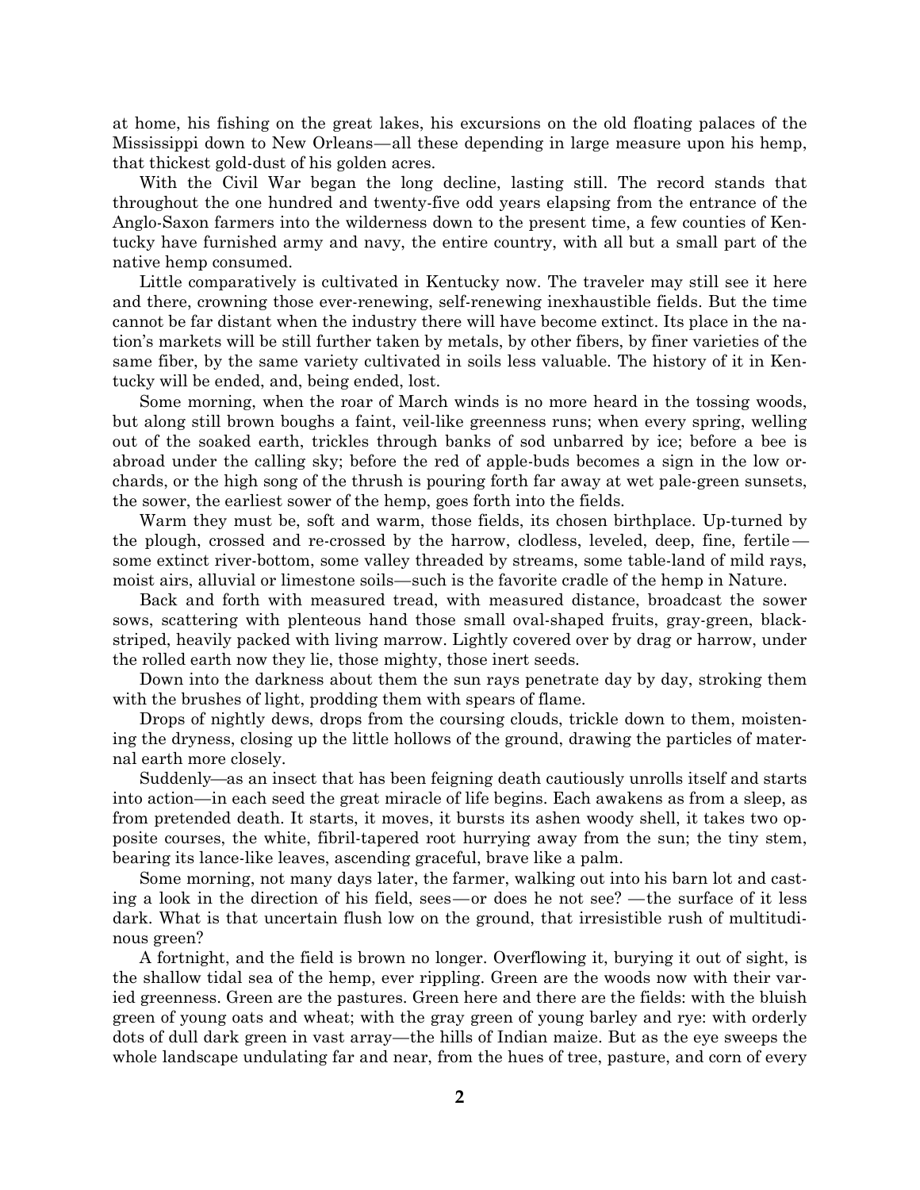at home, his fishing on the great lakes, his excursions on the old floating palaces of the Mississippi down to New Orleans—all these depending in large measure upon his hemp, that thickest gold-dust of his golden acres.

With the Civil War began the long decline, lasting still. The record stands that throughout the one hundred and twenty-five odd years elapsing from the entrance of the Anglo-Saxon farmers into the wilderness down to the present time, a few counties of Kentucky have furnished army and navy, the entire country, with all but a small part of the native hemp consumed.

Little comparatively is cultivated in Kentucky now. The traveler may still see it here and there, crowning those ever-renewing, self-renewing inexhaustible fields. But the time cannot be far distant when the industry there will have become extinct. Its place in the nation's markets will be still further taken by metals, by other fibers, by finer varieties of the same fiber, by the same variety cultivated in soils less valuable. The history of it in Kentucky will be ended, and, being ended, lost.

Some morning, when the roar of March winds is no more heard in the tossing woods, but along still brown boughs a faint, veil-like greenness runs; when every spring, welling out of the soaked earth, trickles through banks of sod unbarred by ice; before a bee is abroad under the calling sky; before the red of apple-buds becomes a sign in the low orchards, or the high song of the thrush is pouring forth far away at wet pale-green sunsets, the sower, the earliest sower of the hemp, goes forth into the fields.

Warm they must be, soft and warm, those fields, its chosen birthplace. Up-turned by the plough, crossed and re-crossed by the harrow, clodless, leveled, deep, fine, fertile—some extinct river-bottom, some valley threaded by streams, some table-land of mild rays, moist airs, alluvial or limestone soils—such is the favorite cradle of the hemp in Nature.

Back and forth with measured tread, with measured distance, broadcast the sower sows, scattering with plenteous hand those small oval-shaped fruits, gray-green, black-striped, heavily packed with living marrow. Lightly covered over by drag or harrow, under the rolled earth now they lie, those mighty, those inert seeds.

Down into the darkness about them the sun rays penetrate day by day, stroking them with the brushes of light, prodding them with spears of flame.

Drops of nightly dews, drops from the coursing clouds, trickle down to them, moistening the dryness, closing up the little hollows of the ground, drawing the particles of maternal earth more closely.

Suddenly—as an insect that has been feigning death cautiously unrolls itself and starts into action—in each seed the great miracle of life begins. Each awakens as from a sleep, as from pretended death. It starts, it moves, it bursts its ashen woody shell, it takes two opposite courses, the white, fibril-tapered root hurrying away from the sun; the tiny stem, bearing its lance-like leaves, ascending graceful, brave like a palm.

Some morning, not many days later, the farmer, walking out into his barn lot and casting a look in the direction of his field, sees—or does he not see? —the surface of it less dark. What is that uncertain flush low on the ground, that irresistible rush of multitudinous green?

A fortnight, and the field is brown no longer. Overflowing it, burying it out of sight, is the shallow tidal sea of the hemp, ever rippling. Green are the woods now with their varied greenness. Green are the pastures. Green here and there are the fields: with the bluish green of young oats and wheat; with the gray green of young barley and rye: with orderly dots of dull dark green in vast array—the hills of Indian maize. But as the eye sweeps the whole landscape undulating far and near, from the hues of tree, pasture, and corn of every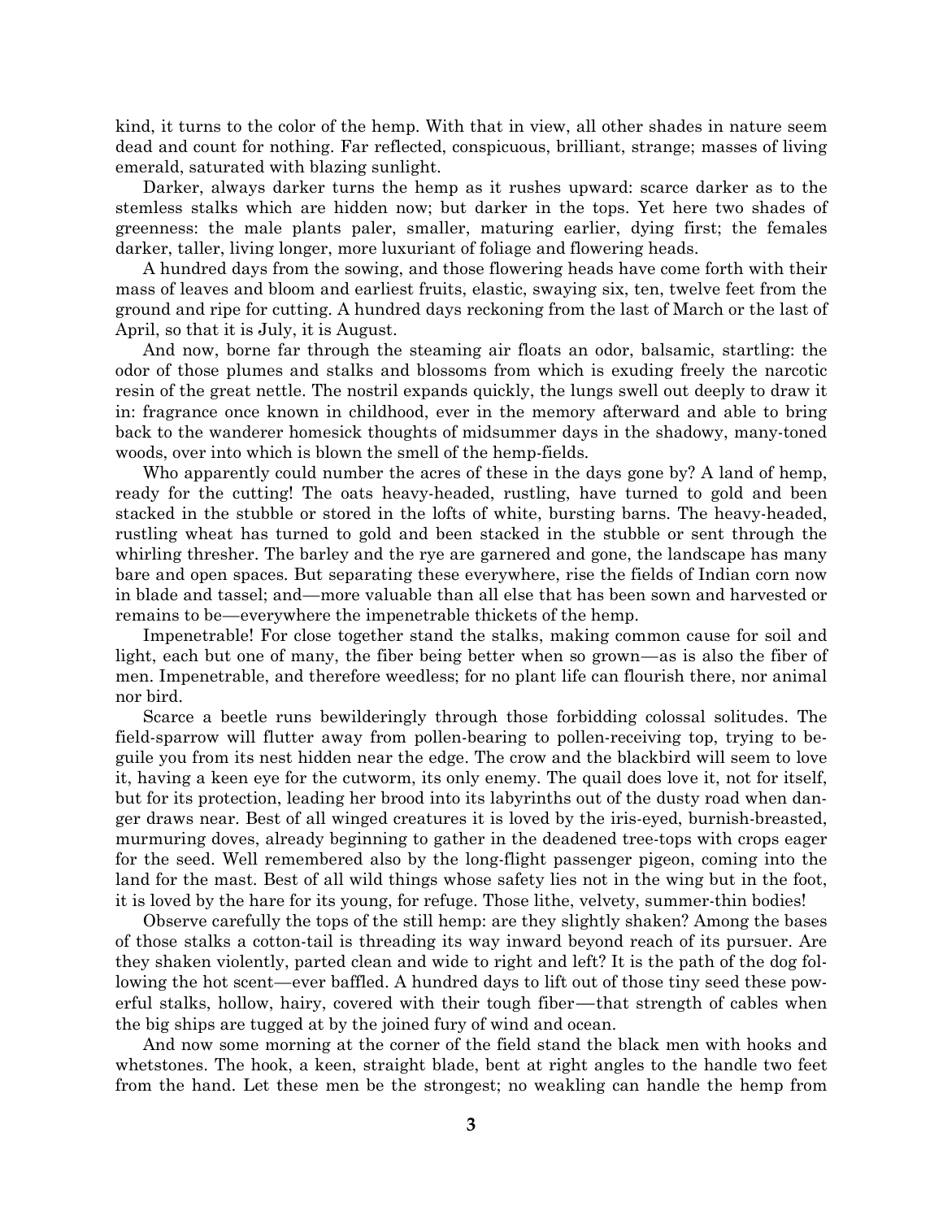kind, it turns to the color of the hemp. With that in view, all other shades in nature seem dead and count for nothing. Far reflected, conspicuous, brilliant, strange; masses of living emerald, saturated with blazing sunlight.

Darker, always darker turns the hemp as it rushes upward: scarce darker as to the stemless stalks which are hidden now; but darker in the tops. Yet here two shades of greenness: the male plants paler, smaller, maturing earlier, dying first; the females darker, taller, living longer, more luxuriant of foliage and flowering heads.

A hundred days from the sowing, and those flowering heads have come forth with their mass of leaves and bloom and earliest fruits, elastic, swaying six, ten, twelve feet from the ground and ripe for cutting. A hundred days reckoning from the last of March or the last of April, so that it is July, it is August.

And now, borne far through the steaming air floats an odor, balsamic, startling: the odor of those plumes and stalks and blossoms from which is exuding freely the narcotic resin of the great nettle. The nostril expands quickly, the lungs swell out deeply to draw it in: fragrance once known in childhood, ever in the memory afterward and able to bring back to the wanderer homesick thoughts of midsummer days in the shadowy, many-toned woods, over into which is blown the smell of the hemp-fields.

Who apparently could number the acres of these in the days gone by? A land of hemp, ready for the cutting! The oats heavy-headed, rustling, have turned to gold and been stacked in the stubble or stored in the lofts of white, bursting barns. The heavy-headed, rustling wheat has turned to gold and been stacked in the stubble or sent through the whirling thresher. The barley and the rye are garnered and gone, the landscape has many bare and open spaces. But separating these everywhere, rise the fields of Indian corn now in blade and tassel; and—more valuable than all else that has been sown and harvested or remains to be—everywhere the impenetrable thickets of the hemp.

Impenetrable! For close together stand the stalks, making common cause for soil and light, each but one of many, the fiber being better when so grown—as is also the fiber of men. Impenetrable, and therefore weedless; for no plant life can flourish there, nor animal nor bird.

Scarce a beetle runs bewilderingly through those forbidding colossal solitudes. The field-sparrow will flutter away from pollen-bearing to pollen-receiving top, trying to beguile you from its nest hidden near the edge. The crow and the blackbird will seem to love it, having a keen eye for the cutworm, its only enemy. The quail does love it, not for itself, but for its protection, leading her brood into its labyrinths out of the dusty road when danger draws near. Best of all winged creatures it is loved by the iris-eyed, burnish-breasted, murmuring doves, already beginning to gather in the deadened tree-tops with crops eager for the seed. Well remembered also by the long-flight passenger pigeon, coming into the land for the mast. Best of all wild things whose safety lies not in the wing but in the foot, it is loved by the hare for its young, for refuge. Those lithe, velvety, summer-thin bodies!

Observe carefully the tops of the still hemp: are they slightly shaken? Among the bases of those stalks a cotton-tail is threading its way inward beyond reach of its pursuer. Are they shaken violently, parted clean and wide to right and left? It is the path of the dog following the hot scent—ever baffled. A hundred days to lift out of those tiny seed these powerful stalks, hollow, hairy, covered with their tough fiber—that strength of cables when the big ships are tugged at by the joined fury of wind and ocean.

And now some morning at the corner of the field stand the black men with hooks and whetstones. The hook, a keen, straight blade, bent at right angles to the handle two feet from the hand. Let these men be the strongest; no weakling can handle the hemp from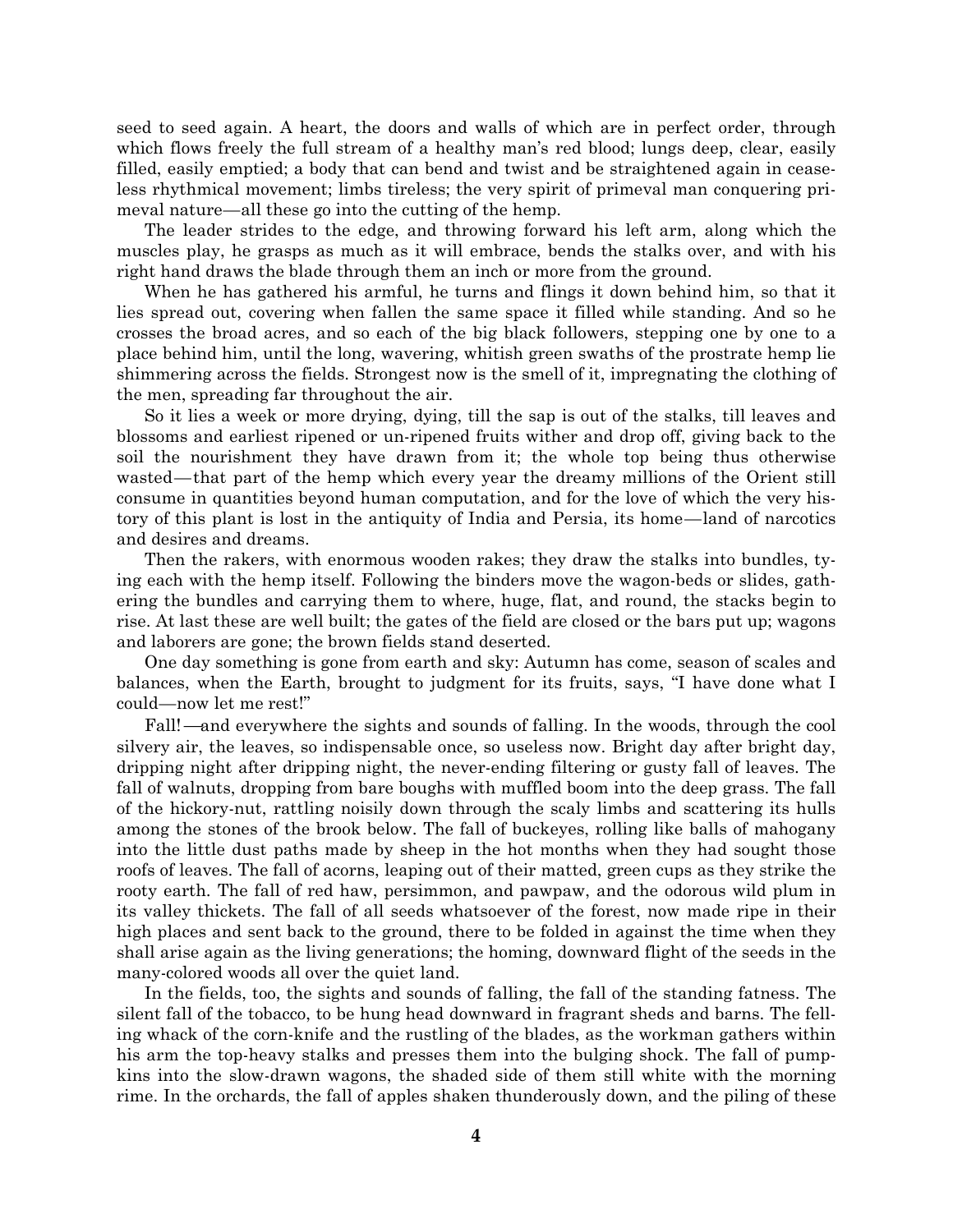seed to seed again. A heart, the doors and walls of which are in perfect order, through which flows freely the full stream of a healthy man's red blood; lungs deep, clear, easily filled, easily emptied; a body that can bend and twist and be straightened again in ceaseless rhythmical movement; limbs tireless; the very spirit of primeval man conquering primeval nature—all these go into the cutting of the hemp.

The leader strides to the edge, and throwing forward his left arm, along which the muscles play, he grasps as much as it will embrace, bends the stalks over, and with his right hand draws the blade through them an inch or more from the ground.

When he has gathered his armful, he turns and flings it down behind him, so that it lies spread out, covering when fallen the same space it filled while standing. And so he crosses the broad acres, and so each of the big black followers, stepping one by one to a place behind him, until the long, wavering, whitish green swaths of the prostrate hemp lie shimmering across the fields. Strongest now is the smell of it, impregnating the clothing of the men, spreading far throughout the air.

So it lies a week or more drying, dying, till the sap is out of the stalks, till leaves and blossoms and earliest ripened or un-ripened fruits wither and drop off, giving back to the soil the nourishment they have drawn from it; the whole top being thus otherwise wasted—that part of the hemp which every year the dreamy millions of the Orient still consume in quantities beyond human computation, and for the love of which the very history of this plant is lost in the antiquity of India and Persia, its home—land of narcotics and desires and dreams.

Then the rakers, with enormous wooden rakes; they draw the stalks into bundles, tying each with the hemp itself. Following the binders move the wagon-beds or slides, gathering the bundles and carrying them to where, huge, flat, and round, the stacks begin to rise. At last these are well built; the gates of the field are closed or the bars put up; wagons and laborers are gone; the brown fields stand deserted.

One day something is gone from earth and sky: Autumn has come, season of scales and balances, when the Earth, brought to judgment for its fruits, says, "I have done what I could—now let me rest!"

Fall!—and everywhere the sights and sounds of falling. In the woods, through the cool silvery air, the leaves, so indispensable once, so useless now. Bright day after bright day, dripping night after dripping night, the never-ending filtering or gusty fall of leaves. The fall of walnuts, dropping from bare boughs with muffled boom into the deep grass. The fall of the hickory-nut, rattling noisily down through the scaly limbs and scattering its hulls among the stones of the brook below. The fall of buckeyes, rolling like balls of mahogany into the little dust paths made by sheep in the hot months when they had sought those roofs of leaves. The fall of acorns, leaping out of their matted, green cups as they strike the rooty earth. The fall of red haw, persimmon, and pawpaw, and the odorous wild plum in its valley thickets. The fall of all seeds whatsoever of the forest, now made ripe in their high places and sent back to the ground, there to be folded in against the time when they shall arise again as the living generations; the homing, downward flight of the seeds in the many-colored woods all over the quiet land.

In the fields, too, the sights and sounds of falling, the fall of the standing fatness. The silent fall of the tobacco, to be hung head downward in fragrant sheds and barns. The felling whack of the corn-knife and the rustling of the blades, as the workman gathers within his arm the top-heavy stalks and presses them into the bulging shock. The fall of pumpkins into the slow-drawn wagons, the shaded side of them still white with the morning rime. In the orchards, the fall of apples shaken thunderously down, and the piling of these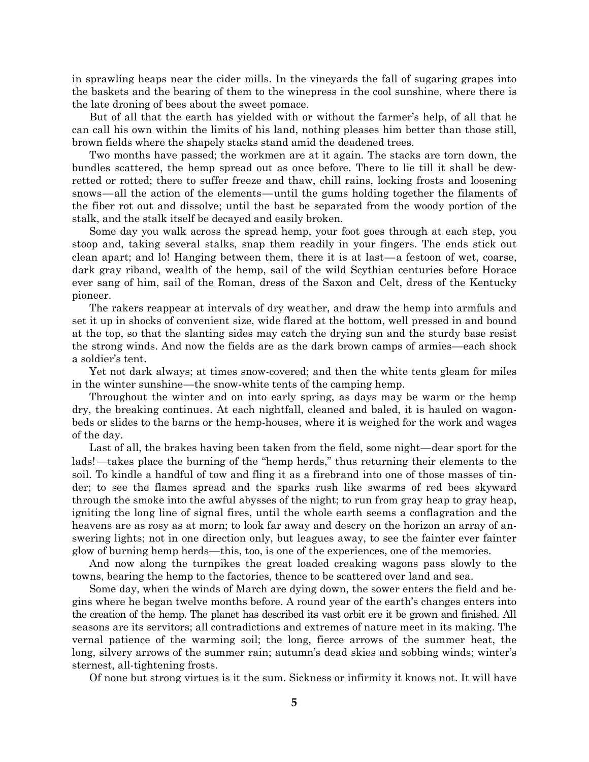in sprawling heaps near the cider mills. In the vineyards the fall of sugaring grapes into the baskets and the bearing of them to the winepress in the cool sunshine, where there is the late droning of bees about the sweet pomace.

But of all that the earth has yielded with or without the farmer's help, of all that he can call his own within the limits of his land, nothing pleases him better than those still, brown fields where the shapely stacks stand amid the deadened trees.

Two months have passed; the workmen are at it again. The stacks are torn down, the bundles scattered, the hemp spread out as once before. There to lie till it shall be dew-retted or rotted; there to suffer freeze and thaw, chill rains, locking frosts and loosening snows—all the action of the elements—until the gums holding together the filaments of the fiber rot out and dissolve; until the bast be separated from the woody portion of the stalk, and the stalk itself be decayed and easily broken.

Some day you walk across the spread hemp, your foot goes through at each step, you stoop and, taking several stalks, snap them readily in your fingers. The ends stick out clean apart; and lo! Hanging between them, there it is at last—a festoon of wet, coarse, dark gray riband, wealth of the hemp, sail of the wild Scythian centuries before Horace ever sang of him, sail of the Roman, dress of the Saxon and Celt, dress of the Kentucky pioneer.

The rakers reappear at intervals of dry weather, and draw the hemp into armfuls and set it up in shocks of convenient size, wide flared at the bottom, well pressed in and bound at the top, so that the slanting sides may catch the drying sun and the sturdy base resist the strong winds. And now the fields are as the dark brown camps of armies—each shock a soldier's tent.

Yet not dark always; at times snow-covered; and then the white tents gleam for miles in the winter sunshine—the snow-white tents of the camping hemp.

Throughout the winter and on into early spring, as days may be warm or the hemp dry, the breaking continues. At each nightfall, cleaned and baled, it is hauled on wagon-beds or slides to the barns or the hemp-houses, where it is weighed for the work and wages of the day.

Last of all, the brakes having been taken from the field, some night—dear sport for the lads!—takes place the burning of the "hemp herds," thus returning their elements to the soil. To kindle a handful of tow and fling it as a firebrand into one of those masses of tinder; to see the flames spread and the sparks rush like swarms of red bees skyward through the smoke into the awful abysses of the night; to run from gray heap to gray heap, igniting the long line of signal fires, until the whole earth seems a conflagration and the heavens are as rosy as at morn; to look far away and descry on the horizon an array of answering lights; not in one direction only, but leagues away, to see the fainter ever fainter glow of burning hemp herds—this, too, is one of the experiences, one of the memories.

And now along the turnpikes the great loaded creaking wagons pass slowly to the towns, bearing the hemp to the factories, thence to be scattered over land and sea.

Some day, when the winds of March are dying down, the sower enters the field and begins where he began twelve months before. A round year of the earth's changes enters into the creation of the hemp. The planet has described its vast orbit ere it be grown and finished. All seasons are its servitors; all contradictions and extremes of nature meet in its making. The vernal patience of the warming soil; the long, fierce arrows of the summer heat, the long, silvery arrows of the summer rain; autumn's dead skies and sobbing winds; winter's sternest, all-tightening frosts.

Of none but strong virtues is it the sum. Sickness or infirmity it knows not. It will have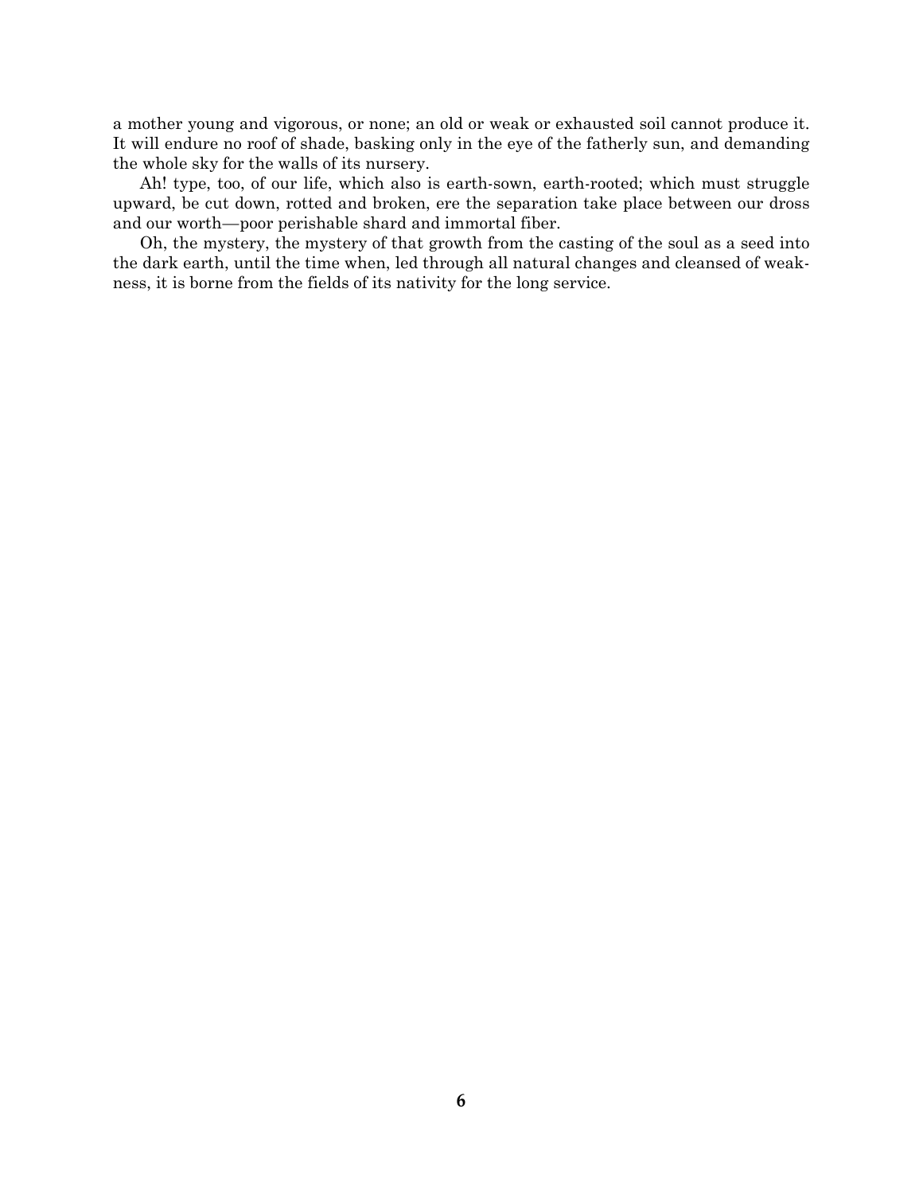a mother young and vigorous, or none; an old or weak or exhausted soil cannot produce it. It will endure no roof of shade, basking only in the eye of the fatherly sun, and demanding the whole sky for the walls of its nursery.

Ah! type, too, of our life, which also is earth-sown, earth-rooted; which must struggle upward, be cut down, rotted and broken, ere the separation take place between our dross and our worth—poor perishable shard and immortal fiber.

Oh, the mystery, the mystery of that growth from the casting of the soul as a seed into the dark earth, until the time when, led through all natural changes and cleansed of weakness, it is borne from the fields of its nativity for the long service.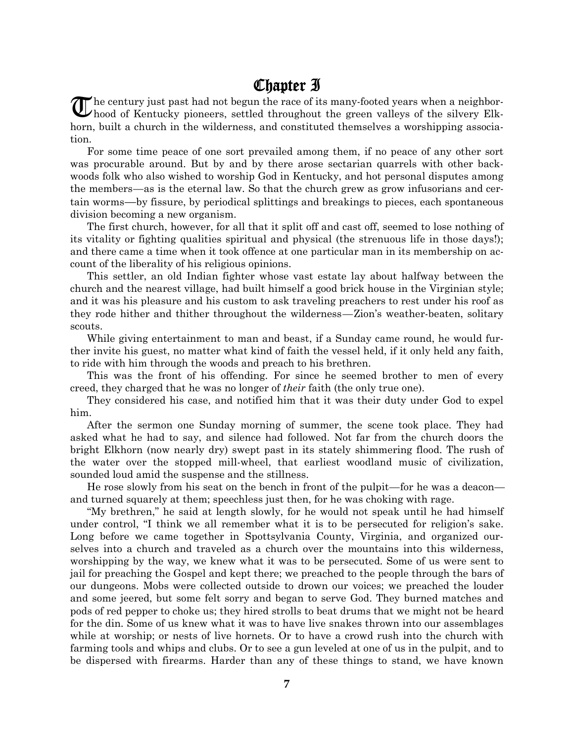# Chapter I

The century just past had not begun the race of its many-footed years when a neighborhood of Kentucky pioneers, settled throughout the green valleys of the silvery Elkhorn, built a church in the wilderness, and constituted themselves a worshipping association.

For some time peace of one sort prevailed among them, if no peace of any other sort was procurable around. But by and by there arose sectarian quarrels with other backwoods folk who also wished to worship God in Kentucky, and hot personal disputes among the members—as is the eternal law. So that the church grew as grow infusorians and certain worms—by fissure, by periodical splittings and breakings to pieces, each spontaneous division becoming a new organism.

The first church, however, for all that it split off and cast off, seemed to lose nothing of its vitality or fighting qualities spiritual and physical (the strenuous life in those days!); and there came a time when it took offence at one particular man in its membership on account of the liberality of his religious opinions.

This settler, an old Indian fighter whose vast estate lay about halfway between the church and the nearest village, had built himself a good brick house in the Virginian style; and it was his pleasure and his custom to ask traveling preachers to rest under his roof as they rode hither and thither throughout the wilderness—Zion's weather-beaten, solitary scouts.

While giving entertainment to man and beast, if a Sunday came round, he would further invite his guest, no matter what kind of faith the vessel held, if it only held any faith, to ride with him through the woods and preach to his brethren.

This was the front of his offending. For since he seemed brother to men of every creed, they charged that he was no longer of *their* faith (the only true one).

They considered his case, and notified him that it was their duty under God to expel him.

After the sermon one Sunday morning of summer, the scene took place. They had asked what he had to say, and silence had followed. Not far from the church doors the bright Elkhorn (now nearly dry) swept past in its stately shimmering flood. The rush of the water over the stopped mill-wheel, that earliest woodland music of civilization, sounded loud amid the suspense and the stillness.

He rose slowly from his seat on the bench in front of the pulpit—for he was a deacon—and turned squarely at them; speechless just then, for he was choking with rage.

"My brethren," he said at length slowly, for he would not speak until he had himself under control, "I think we all remember what it is to be persecuted for religion's sake. Long before we came together in Spottsylvania County, Virginia, and organized ourselves into a church and traveled as a church over the mountains into this wilderness, worshipping by the way, we knew what it was to be persecuted. Some of us were sent to jail for preaching the Gospel and kept there; we preached to the people through the bars of our dungeons. Mobs were collected outside to drown our voices; we preached the louder and some jeered, but some felt sorry and began to serve God. They burned matches and pods of red pepper to choke us; they hired strolls to beat drums that we might not be heard for the din. Some of us knew what it was to have live snakes thrown into our assemblages while at worship; or nests of live hornets. Or to have a crowd rush into the church with farming tools and whips and clubs. Or to see a gun leveled at one of us in the pulpit, and to be dispersed with firearms. Harder than any of these things to stand, we have known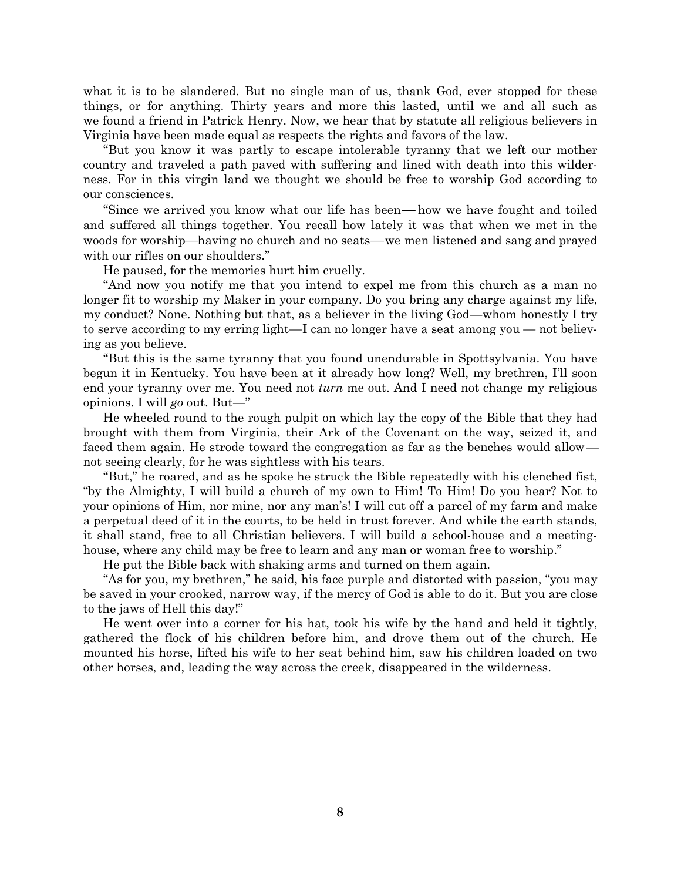what it is to be slandered. But no single man of us, thank God, ever stopped for these things, or for anything. Thirty years and more this lasted, until we and all such as we found a friend in Patrick Henry. Now, we hear that by statute all religious believers in Virginia have been made equal as respects the rights and favors of the law.

"But you know it was partly to escape intolerable tyranny that we left our mother country and traveled a path paved with suffering and lined with death into this wilderness. For in this virgin land we thought we should be free to worship God according to our consciences.

"Since we arrived you know what our life has been— how we have fought and toiled and suffered all things together. You recall how lately it was that when we met in the woods for worship—having no church and no seats—we men listened and sang and prayed with our rifles on our shoulders."

He paused, for the memories hurt him cruelly.

"And now you notify me that you intend to expel me from this church as a man no longer fit to worship my Maker in your company. Do you bring any charge against my life, my conduct? None. Nothing but that, as a believer in the living God—whom honestly I try to serve according to my erring light—I can no longer have a seat among you — not believing as you believe.

"But this is the same tyranny that you found unendurable in Spottsylvania. You have begun it in Kentucky. You have been at it already how long? Well, my brethren, I'll soon end your tyranny over me. You need not *turn* me out. And I need not change my religious opinions. I will *go* out. But—"

He wheeled round to the rough pulpit on which lay the copy of the Bible that they had brought with them from Virginia, their Ark of the Covenant on the way, seized it, and faced them again. He strode toward the congregation as far as the benches would allow— not seeing clearly, for he was sightless with his tears.

"But," he roared, and as he spoke he struck the Bible repeatedly with his clenched fist, "by the Almighty, I will build a church of my own to Him! To Him! Do you hear? Not to your opinions of Him, nor mine, nor any man's! I will cut off a parcel of my farm and make a perpetual deed of it in the courts, to be held in trust forever. And while the earth stands, it shall stand, free to all Christian believers. I will build a school-house and a meeting-house, where any child may be free to learn and any man or woman free to worship."

He put the Bible back with shaking arms and turned on them again.

"As for you, my brethren," he said, his face purple and distorted with passion, "you may be saved in your crooked, narrow way, if the mercy of God is able to do it. But you are close to the jaws of Hell this day!"

He went over into a corner for his hat, took his wife by the hand and held it tightly, gathered the flock of his children before him, and drove them out of the church. He mounted his horse, lifted his wife to her seat behind him, saw his children loaded on two other horses, and, leading the way across the creek, disappeared in the wilderness.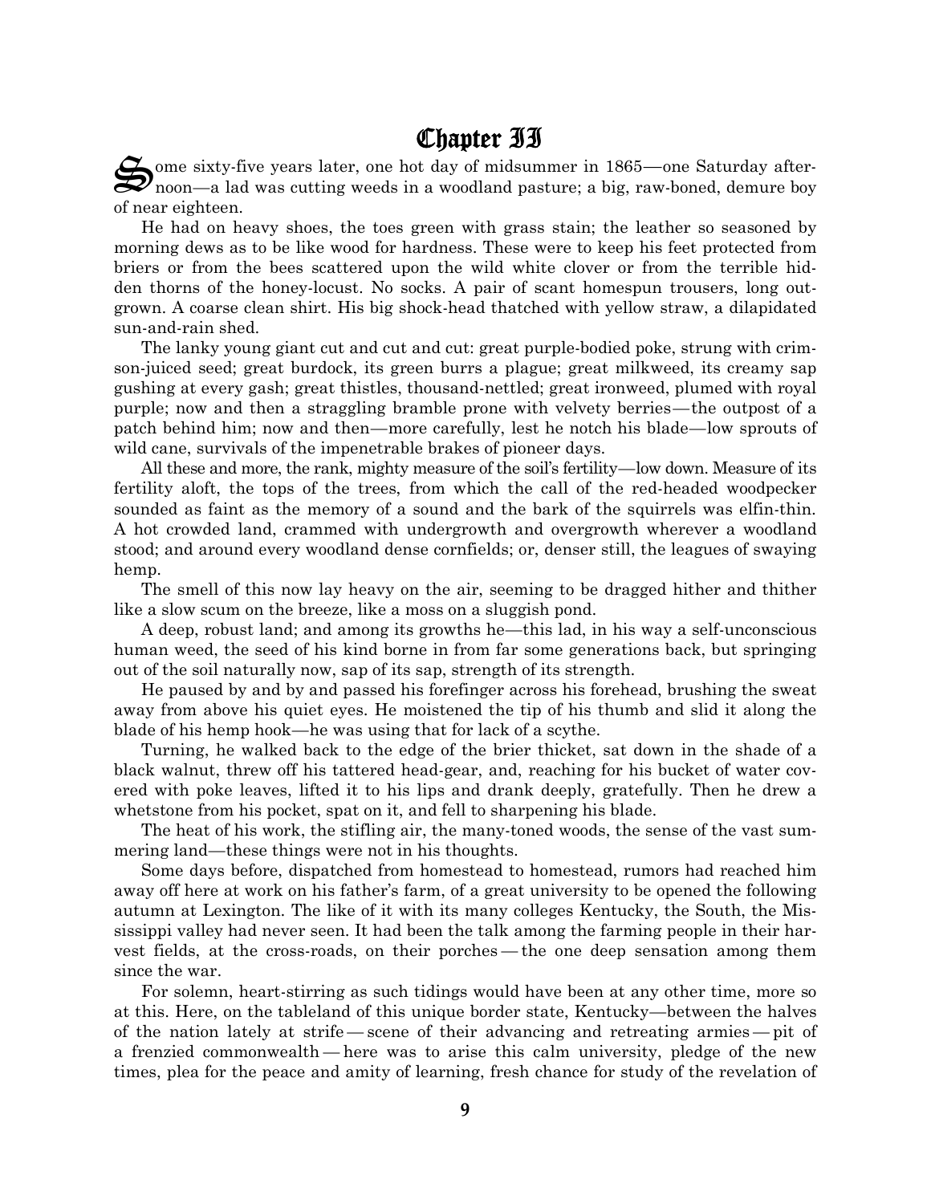## Chapter II

Some sixty-five years later, one hot day of midsummer in 1865—one Saturday afternoon—a lad was cutting weeds in a woodland pasture; a big, raw-boned, demure boy of near eighteen.

He had on heavy shoes, the toes green with grass stain; the leather so seasoned by morning dews as to be like wood for hardness. These were to keep his feet protected from briers or from the bees scattered upon the wild white clover or from the terrible hidden thorns of the honey-locust. No socks. A pair of scant homespun trousers, long outgrown. A coarse clean shirt. His big shock-head thatched with yellow straw, a dilapidated sun-and-rain shed.

The lanky young giant cut and cut and cut: great purple-bodied poke, strung with crimson-juiced seed; great burdock, its green burrs a plague; great milkweed, its creamy sap gushing at every gash; great thistles, thousand-nettled; great ironweed, plumed with royal purple; now and then a straggling bramble prone with velvety berries—the outpost of a patch behind him; now and then—more carefully, lest he notch his blade—low sprouts of wild cane, survivals of the impenetrable brakes of pioneer days.

All these and more, the rank, mighty measure of the soil's fertility—low down. Measure of its fertility aloft, the tops of the trees, from which the call of the red-headed woodpecker sounded as faint as the memory of a sound and the bark of the squirrels was elfin-thin. A hot crowded land, crammed with undergrowth and overgrowth wherever a woodland stood; and around every woodland dense cornfields; or, denser still, the leagues of swaying hemp.

The smell of this now lay heavy on the air, seeming to be dragged hither and thither like a slow scum on the breeze, like a moss on a sluggish pond.

A deep, robust land; and among its growths he—this lad, in his way a self-unconscious human weed, the seed of his kind borne in from far some generations back, but springing out of the soil naturally now, sap of its sap, strength of its strength.

He paused by and by and passed his forefinger across his forehead, brushing the sweat away from above his quiet eyes. He moistened the tip of his thumb and slid it along the blade of his hemp hook—he was using that for lack of a scythe.

Turning, he walked back to the edge of the brier thicket, sat down in the shade of a black walnut, threw off his tattered head-gear, and, reaching for his bucket of water covered with poke leaves, lifted it to his lips and drank deeply, gratefully. Then he drew a whetstone from his pocket, spat on it, and fell to sharpening his blade.

The heat of his work, the stifling air, the many-toned woods, the sense of the vast summering land—these things were not in his thoughts.

Some days before, dispatched from homestead to homestead, rumors had reached him away off here at work on his father's farm, of a great university to be opened the following autumn at Lexington. The like of it with its many colleges Kentucky, the South, the Mississippi valley had never seen. It had been the talk among the farming people in their harvest fields, at the cross-roads, on their porches — the one deep sensation among them since the war.

For solemn, heart-stirring as such tidings would have been at any other time, more so at this. Here, on the tableland of this unique border state, Kentucky—between the halves of the nation lately at strife — scene of their advancing and retreating armies — pit of a frenzied commonwealth — here was to arise this calm university, pledge of the new times, plea for the peace and amity of learning, fresh chance for study of the revelation of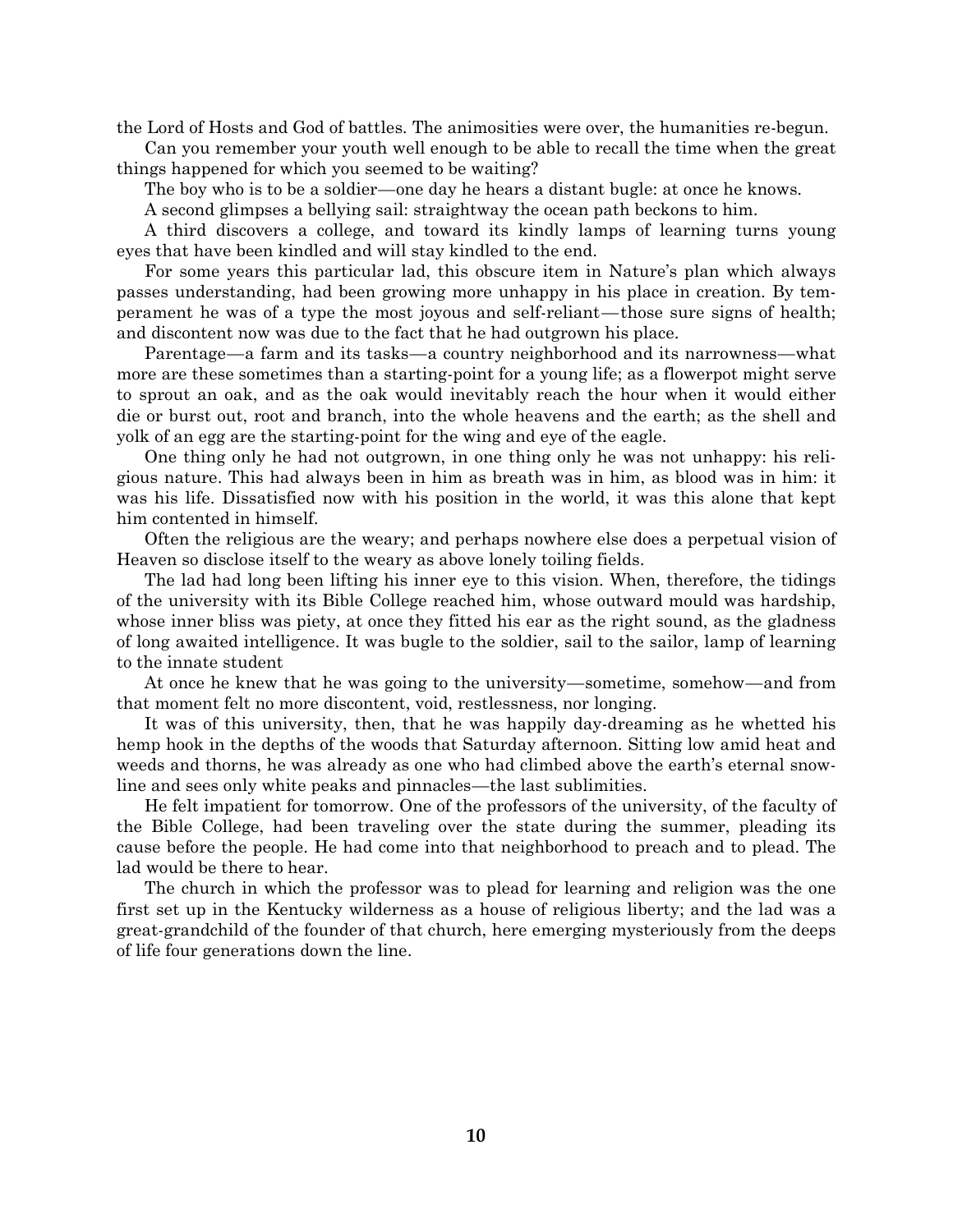the Lord of Hosts and God of battles. The animosities were over, the humanities re-begun.

Can you remember your youth well enough to be able to recall the time when the great things happened for which you seemed to be waiting?

The boy who is to be a soldier—one day he hears a distant bugle: at once he knows.

A second glimpses a bellying sail: straightway the ocean path beckons to him.

A third discovers a college, and toward its kindly lamps of learning turns young eyes that have been kindled and will stay kindled to the end.

For some years this particular lad, this obscure item in Nature's plan which always passes understanding, had been growing more unhappy in his place in creation. By temperament he was of a type the most joyous and self-reliant—those sure signs of health; and discontent now was due to the fact that he had outgrown his place.

Parentage—a farm and its tasks—a country neighborhood and its narrowness—what more are these sometimes than a starting-point for a young life; as a flowerpot might serve to sprout an oak, and as the oak would inevitably reach the hour when it would either die or burst out, root and branch, into the whole heavens and the earth; as the shell and yolk of an egg are the starting-point for the wing and eye of the eagle.

One thing only he had not outgrown, in one thing only he was not unhappy: his religious nature. This had always been in him as breath was in him, as blood was in him: it was his life. Dissatisfied now with his position in the world, it was this alone that kept him contented in himself.

Often the religious are the weary; and perhaps nowhere else does a perpetual vision of Heaven so disclose itself to the weary as above lonely toiling fields.

The lad had long been lifting his inner eye to this vision. When, therefore, the tidings of the university with its Bible College reached him, whose outward mould was hardship, whose inner bliss was piety, at once they fitted his ear as the right sound, as the gladness of long awaited intelligence. It was bugle to the soldier, sail to the sailor, lamp of learning to the innate student

At once he knew that he was going to the university—sometime, somehow—and from that moment felt no more discontent, void, restlessness, nor longing.

It was of this university, then, that he was happily day-dreaming as he whetted his hemp hook in the depths of the woods that Saturday afternoon. Sitting low amid heat and weeds and thorns, he was already as one who had climbed above the earth's eternal snow-line and sees only white peaks and pinnacles—the last sublimities.

He felt impatient for tomorrow. One of the professors of the university, of the faculty of the Bible College, had been traveling over the state during the summer, pleading its cause before the people. He had come into that neighborhood to preach and to plead. The lad would be there to hear.

The church in which the professor was to plead for learning and religion was the one first set up in the Kentucky wilderness as a house of religious liberty; and the lad was a great-grandchild of the founder of that church, here emerging mysteriously from the deeps of life four generations down the line.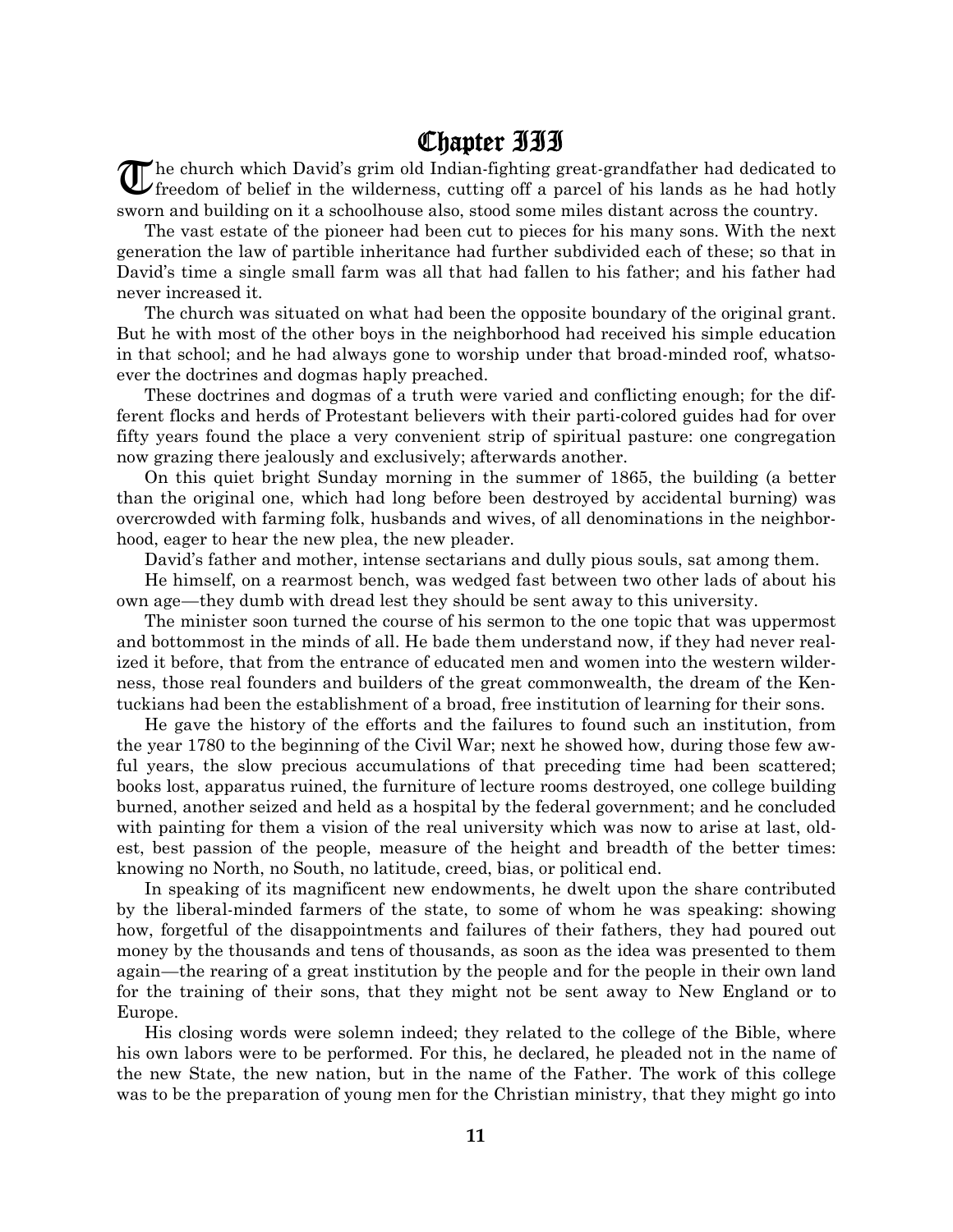# Chapter III

The church which David's grim old Indian-fighting great-grandfather had dedicated to freedom of belief in the wilderness, cutting off a parcel of his lands as he had hotly sworn and building on it a schoolhouse also, stood some miles distant across the country.

The vast estate of the pioneer had been cut to pieces for his many sons. With the next generation the law of partible inheritance had further subdivided each of these; so that in David's time a single small farm was all that had fallen to his father; and his father had never increased it.

The church was situated on what had been the opposite boundary of the original grant. But he with most of the other boys in the neighborhood had received his simple education in that school; and he had always gone to worship under that broad-minded roof, whatsoever the doctrines and dogmas haply preached.

These doctrines and dogmas of a truth were varied and conflicting enough; for the different flocks and herds of Protestant believers with their parti-colored guides had for over fifty years found the place a very convenient strip of spiritual pasture: one congregation now grazing there jealously and exclusively; afterwards another.

On this quiet bright Sunday morning in the summer of 1865, the building (a better than the original one, which had long before been destroyed by accidental burning) was overcrowded with farming folk, husbands and wives, of all denominations in the neighborhood, eager to hear the new plea, the new pleader.

David's father and mother, intense sectarians and dully pious souls, sat among them.

He himself, on a rearmost bench, was wedged fast between two other lads of about his own age—they dumb with dread lest they should be sent away to this university.

The minister soon turned the course of his sermon to the one topic that was uppermost and bottommost in the minds of all. He bade them understand now, if they had never realized it before, that from the entrance of educated men and women into the western wilderness, those real founders and builders of the great commonwealth, the dream of the Kentuckians had been the establishment of a broad, free institution of learning for their sons.

He gave the history of the efforts and the failures to found such an institution, from the year 1780 to the beginning of the Civil War; next he showed how, during those few awful years, the slow precious accumulations of that preceding time had been scattered; books lost, apparatus ruined, the furniture of lecture rooms destroyed, one college building burned, another seized and held as a hospital by the federal government; and he concluded with painting for them a vision of the real university which was now to arise at last, oldest, best passion of the people, measure of the height and breadth of the better times: knowing no North, no South, no latitude, creed, bias, or political end.

In speaking of its magnificent new endowments, he dwelt upon the share contributed by the liberal-minded farmers of the state, to some of whom he was speaking: showing how, forgetful of the disappointments and failures of their fathers, they had poured out money by the thousands and tens of thousands, as soon as the idea was presented to them again—the rearing of a great institution by the people and for the people in their own land for the training of their sons, that they might not be sent away to New England or to Europe.

His closing words were solemn indeed; they related to the college of the Bible, where his own labors were to be performed. For this, he declared, he pleaded not in the name of the new State, the new nation, but in the name of the Father. The work of this college was to be the preparation of young men for the Christian ministry, that they might go into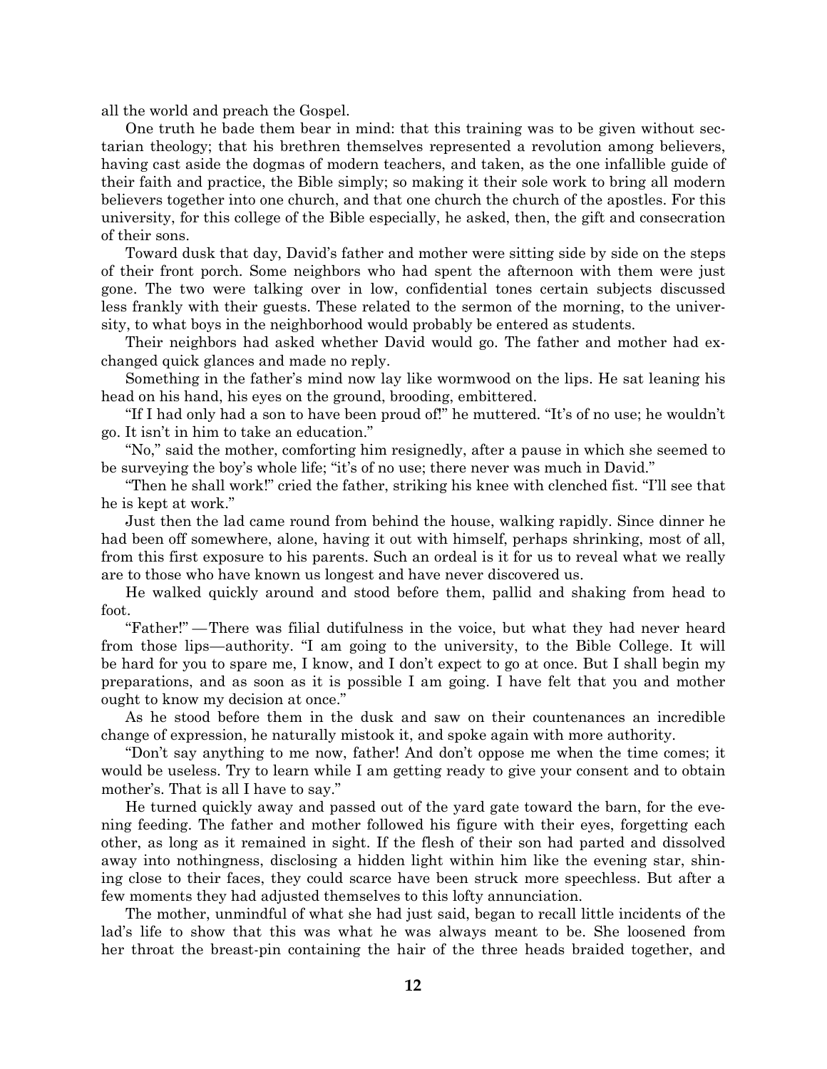all the world and preach the Gospel.

One truth he bade them bear in mind: that this training was to be given without sectarian theology; that his brethren themselves represented a revolution among believers, having cast aside the dogmas of modern teachers, and taken, as the one infallible guide of their faith and practice, the Bible simply; so making it their sole work to bring all modern believers together into one church, and that one church the church of the apostles. For this university, for this college of the Bible especially, he asked, then, the gift and consecration of their sons.

Toward dusk that day, David's father and mother were sitting side by side on the steps of their front porch. Some neighbors who had spent the afternoon with them were just gone. The two were talking over in low, confidential tones certain subjects discussed less frankly with their guests. These related to the sermon of the morning, to the university, to what boys in the neighborhood would probably be entered as students.

Their neighbors had asked whether David would go. The father and mother had exchanged quick glances and made no reply.

Something in the father's mind now lay like wormwood on the lips. He sat leaning his head on his hand, his eyes on the ground, brooding, embittered.

"If I had only had a son to have been proud of!" he muttered. "It's of no use; he wouldn't go. It isn't in him to take an education."

"No," said the mother, comforting him resignedly, after a pause in which she seemed to be surveying the boy's whole life; "it's of no use; there never was much in David."

"Then he shall work!" cried the father, striking his knee with clenched fist. "I'll see that he is kept at work."

Just then the lad came round from behind the house, walking rapidly. Since dinner he had been off somewhere, alone, having it out with himself, perhaps shrinking, most of all, from this first exposure to his parents. Such an ordeal is it for us to reveal what we really are to those who have known us longest and have never discovered us.

He walked quickly around and stood before them, pallid and shaking from head to foot.

"Father!" —There was filial dutifulness in the voice, but what they had never heard from those lips—authority. "I am going to the university, to the Bible College. It will be hard for you to spare me, I know, and I don't expect to go at once. But I shall begin my preparations, and as soon as it is possible I am going. I have felt that you and mother ought to know my decision at once."

As he stood before them in the dusk and saw on their countenances an incredible change of expression, he naturally mistook it, and spoke again with more authority.

"Don't say anything to me now, father! And don't oppose me when the time comes; it would be useless. Try to learn while I am getting ready to give your consent and to obtain mother's. That is all I have to say."

He turned quickly away and passed out of the yard gate toward the barn, for the evening feeding. The father and mother followed his figure with their eyes, forgetting each other, as long as it remained in sight. If the flesh of their son had parted and dissolved away into nothingness, disclosing a hidden light within him like the evening star, shining close to their faces, they could scarce have been struck more speechless. But after a few moments they had adjusted themselves to this lofty annunciation.

The mother, unmindful of what she had just said, began to recall little incidents of the lad's life to show that this was what he was always meant to be. She loosened from her throat the breast-pin containing the hair of the three heads braided together, and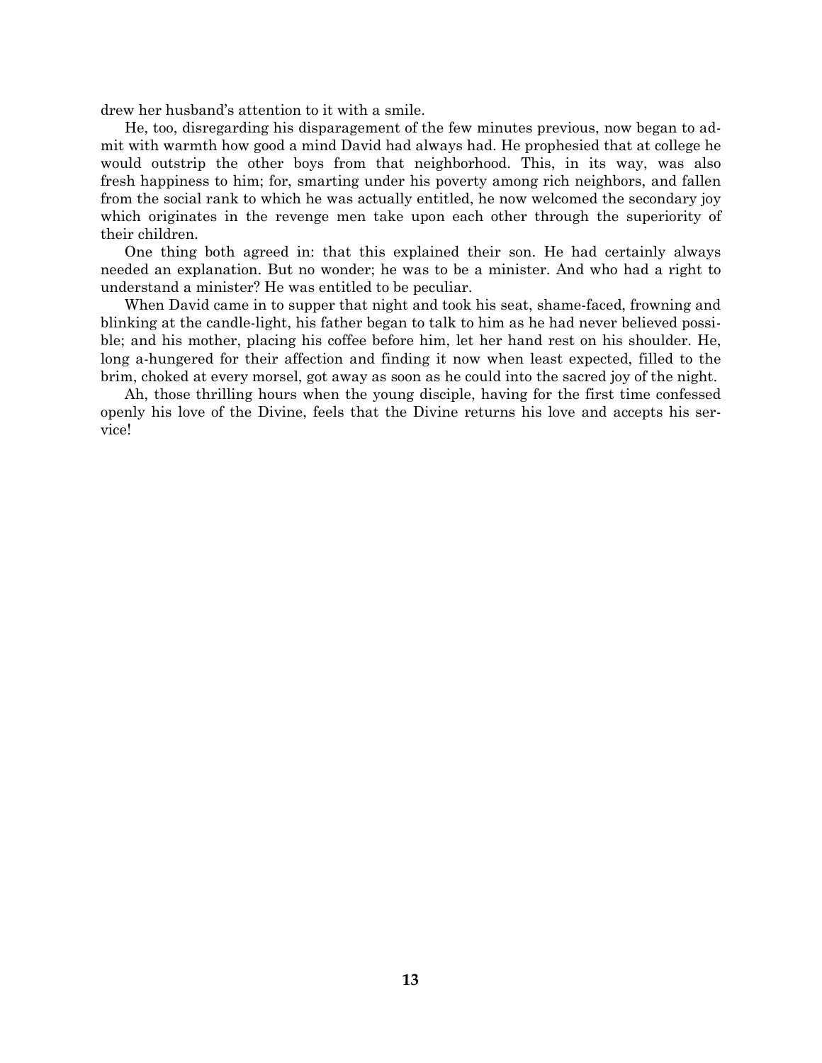drew her husband's attention to it with a smile.

He, too, disregarding his disparagement of the few minutes previous, now began to admit with warmth how good a mind David had always had. He prophesied that at college he would outstrip the other boys from that neighborhood. This, in its way, was also fresh happiness to him; for, smarting under his poverty among rich neighbors, and fallen from the social rank to which he was actually entitled, he now welcomed the secondary joy which originates in the revenge men take upon each other through the superiority of their children.

One thing both agreed in: that this explained their son. He had certainly always needed an explanation. But no wonder; he was to be a minister. And who had a right to understand a minister? He was entitled to be peculiar.

When David came in to supper that night and took his seat, shame-faced, frowning and blinking at the candle-light, his father began to talk to him as he had never believed possible; and his mother, placing his coffee before him, let her hand rest on his shoulder. He, long a-hungered for their affection and finding it now when least expected, filled to the brim, choked at every morsel, got away as soon as he could into the sacred joy of the night.

Ah, those thrilling hours when the young disciple, having for the first time confessed openly his love of the Divine, feels that the Divine returns his love and accepts his service!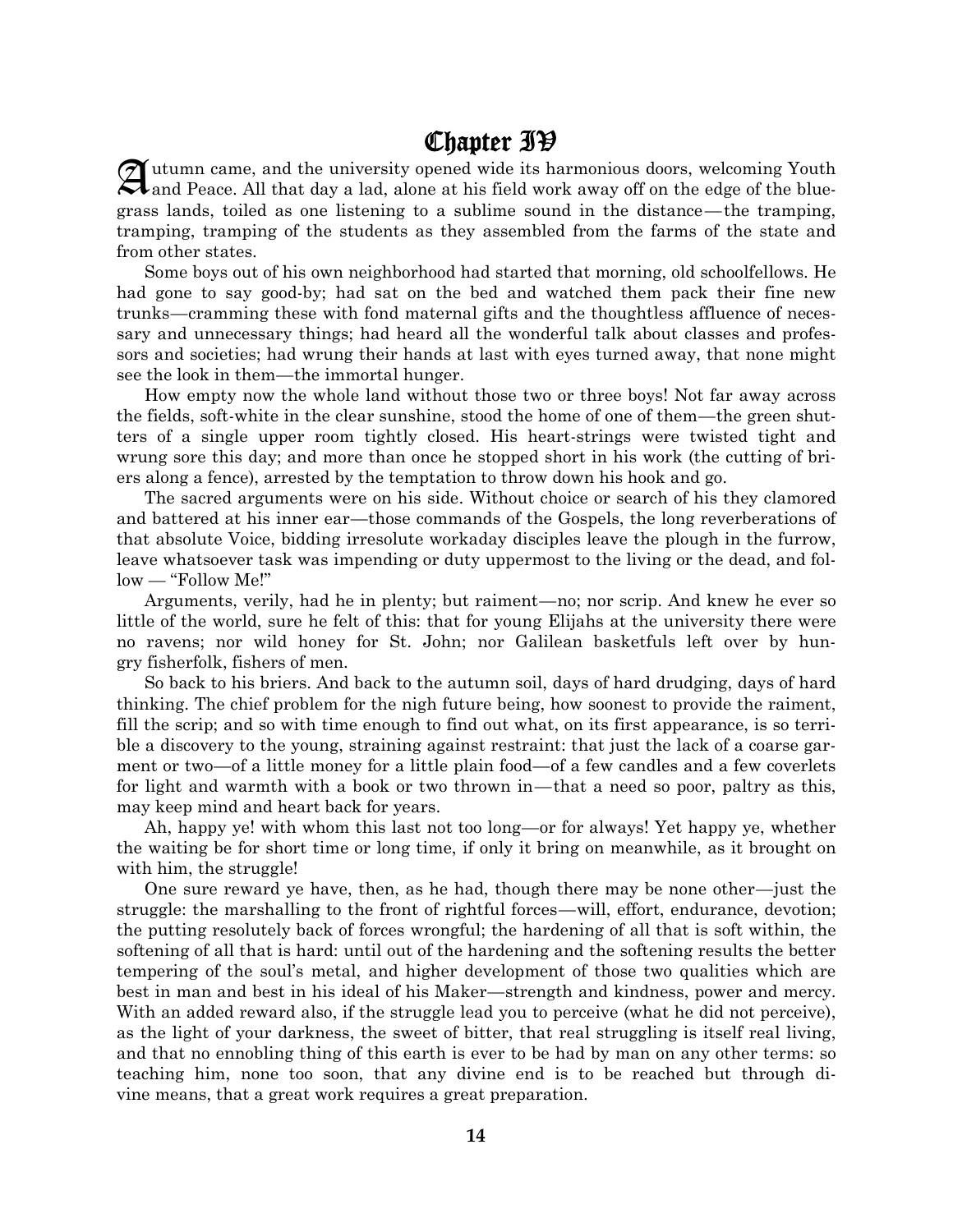# Chapter IV

Autumn came, and the university opened wide its harmonious doors, welcoming Youth and Peace. All that day a lad, alone at his field work away off on the edge of the bluegrass lands, toiled as one listening to a sublime sound in the distance—the tramping, tramping, tramping of the students as they assembled from the farms of the state and from other states.

Some boys out of his own neighborhood had started that morning, old schoolfellows. He had gone to say good-by; had sat on the bed and watched them pack their fine new trunks—cramming these with fond maternal gifts and the thoughtless affluence of necessary and unnecessary things; had heard all the wonderful talk about classes and professors and societies; had wrung their hands at last with eyes turned away, that none might see the look in them—the immortal hunger.

How empty now the whole land without those two or three boys! Not far away across the fields, soft-white in the clear sunshine, stood the home of one of them—the green shutters of a single upper room tightly closed. His heart-strings were twisted tight and wrung sore this day; and more than once he stopped short in his work (the cutting of briers along a fence), arrested by the temptation to throw down his hook and go.

The sacred arguments were on his side. Without choice or search of his they clamored and battered at his inner ear—those commands of the Gospels, the long reverberations of that absolute Voice, bidding irresolute workaday disciples leave the plough in the furrow, leave whatsoever task was impending or duty uppermost to the living or the dead, and follow — "Follow Me!"

Arguments, verily, had he in plenty; but raiment—no; nor scrip. And knew he ever so little of the world, sure he felt of this: that for young Elijahs at the university there were no ravens; nor wild honey for St. John; nor Galilean basketfuls left over by hungry fisherfolk, fishers of men.

So back to his briers. And back to the autumn soil, days of hard drudging, days of hard thinking. The chief problem for the nigh future being, how soonest to provide the raiment, fill the scrip; and so with time enough to find out what, on its first appearance, is so terrible a discovery to the young, straining against restraint: that just the lack of a coarse garment or two—of a little money for a little plain food—of a few candles and a few coverlets for light and warmth with a book or two thrown in—that a need so poor, paltry as this, may keep mind and heart back for years.

Ah, happy ye! with whom this last not too long—or for always! Yet happy ye, whether the waiting be for short time or long time, if only it bring on meanwhile, as it brought on with him, the struggle!

One sure reward ye have, then, as he had, though there may be none other—just the struggle: the marshalling to the front of rightful forces—will, effort, endurance, devotion; the putting resolutely back of forces wrongful; the hardening of all that is soft within, the softening of all that is hard: until out of the hardening and the softening results the better tempering of the soul's metal, and higher development of those two qualities which are best in man and best in his ideal of his Maker—strength and kindness, power and mercy. With an added reward also, if the struggle lead you to perceive (what he did not perceive), as the light of your darkness, the sweet of bitter, that real struggling is itself real living, and that no ennobling thing of this earth is ever to be had by man on any other terms: so teaching him, none too soon, that any divine end is to be reached but through divine means, that a great work requires a great preparation.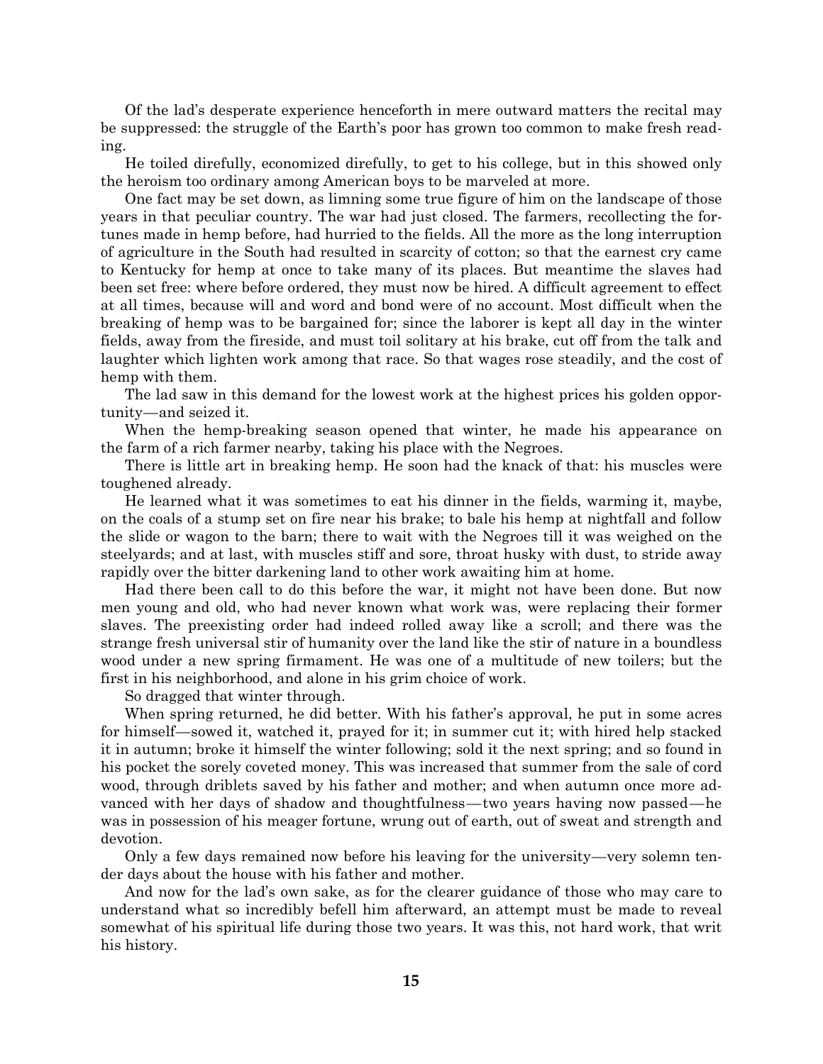Of the lad's desperate experience henceforth in mere outward matters the recital may be suppressed: the struggle of the Earth's poor has grown too common to make fresh reading.

He toiled direfully, economized direfully, to get to his college, but in this showed only the heroism too ordinary among American boys to be marveled at more.

One fact may be set down, as limning some true figure of him on the landscape of those years in that peculiar country. The war had just closed. The farmers, recollecting the fortunes made in hemp before, had hurried to the fields. All the more as the long interruption of agriculture in the South had resulted in scarcity of cotton; so that the earnest cry came to Kentucky for hemp at once to take many of its places. But meantime the slaves had been set free: where before ordered, they must now be hired. A difficult agreement to effect at all times, because will and word and bond were of no account. Most difficult when the breaking of hemp was to be bargained for; since the laborer is kept all day in the winter fields, away from the fireside, and must toil solitary at his brake, cut off from the talk and laughter which lighten work among that race. So that wages rose steadily, and the cost of hemp with them.

The lad saw in this demand for the lowest work at the highest prices his golden opportunity—and seized it.

When the hemp-breaking season opened that winter, he made his appearance on the farm of a rich farmer nearby, taking his place with the Negroes.

There is little art in breaking hemp. He soon had the knack of that: his muscles were toughened already.

He learned what it was sometimes to eat his dinner in the fields, warming it, maybe, on the coals of a stump set on fire near his brake; to bale his hemp at nightfall and follow the slide or wagon to the barn; there to wait with the Negroes till it was weighed on the steelyards; and at last, with muscles stiff and sore, throat husky with dust, to stride away rapidly over the bitter darkening land to other work awaiting him at home.

Had there been call to do this before the war, it might not have been done. But now men young and old, who had never known what work was, were replacing their former slaves. The preexisting order had indeed rolled away like a scroll; and there was the strange fresh universal stir of humanity over the land like the stir of nature in a boundless wood under a new spring firmament. He was one of a multitude of new toilers; but the first in his neighborhood, and alone in his grim choice of work.

So dragged that winter through.

When spring returned, he did better. With his father's approval, he put in some acres for himself—sowed it, watched it, prayed for it; in summer cut it; with hired help stacked it in autumn; broke it himself the winter following; sold it the next spring; and so found in his pocket the sorely coveted money. This was increased that summer from the sale of cord wood, through driblets saved by his father and mother; and when autumn once more advanced with her days of shadow and thoughtfulness—two years having now passed—he was in possession of his meager fortune, wrung out of earth, out of sweat and strength and devotion.

Only a few days remained now before his leaving for the university—very solemn tender days about the house with his father and mother.

And now for the lad's own sake, as for the clearer guidance of those who may care to understand what so incredibly befell him afterward, an attempt must be made to reveal somewhat of his spiritual life during those two years. It was this, not hard work, that writ his history.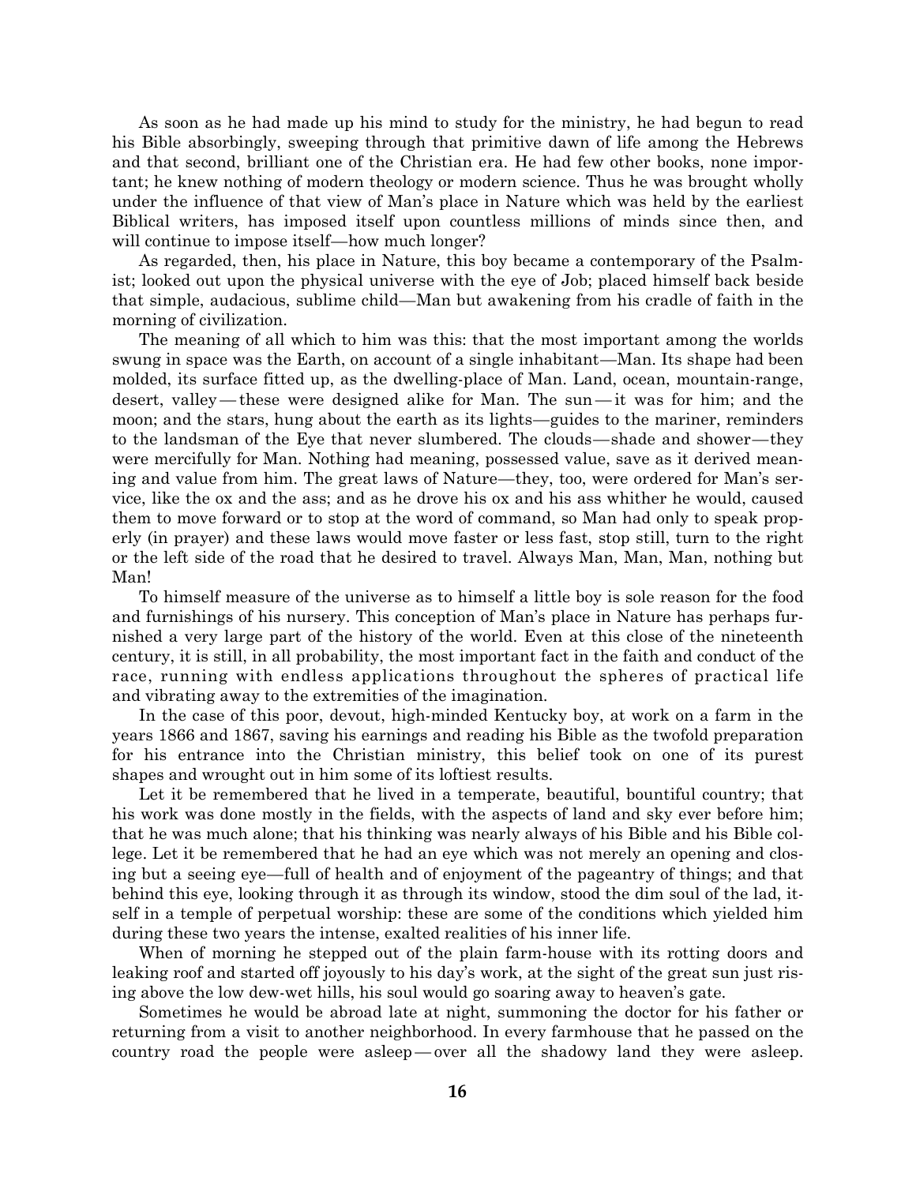As soon as he had made up his mind to study for the ministry, he had begun to read his Bible absorbingly, sweeping through that primitive dawn of life among the Hebrews and that second, brilliant one of the Christian era. He had few other books, none important; he knew nothing of modern theology or modern science. Thus he was brought wholly under the influence of that view of Man's place in Nature which was held by the earliest Biblical writers, has imposed itself upon countless millions of minds since then, and will continue to impose itself—how much longer?

As regarded, then, his place in Nature, this boy became a contemporary of the Psalmist; looked out upon the physical universe with the eye of Job; placed himself back beside that simple, audacious, sublime child—Man but awakening from his cradle of faith in the morning of civilization.

The meaning of all which to him was this: that the most important among the worlds swung in space was the Earth, on account of a single inhabitant—Man. Its shape had been molded, its surface fitted up, as the dwelling-place of Man. Land, ocean, mountain-range, desert, valley—these were designed alike for Man. The sun—it was for him; and the moon; and the stars, hung about the earth as its lights—guides to the mariner, reminders to the landsman of the Eye that never slumbered. The clouds—shade and shower—they were mercifully for Man. Nothing had meaning, possessed value, save as it derived meaning and value from him. The great laws of Nature—they, too, were ordered for Man's service, like the ox and the ass; and as he drove his ox and his ass whither he would, caused them to move forward or to stop at the word of command, so Man had only to speak properly (in prayer) and these laws would move faster or less fast, stop still, turn to the right or the left side of the road that he desired to travel. Always Man, Man, Man, nothing but Man!

To himself measure of the universe as to himself a little boy is sole reason for the food and furnishings of his nursery. This conception of Man's place in Nature has perhaps furnished a very large part of the history of the world. Even at this close of the nineteenth century, it is still, in all probability, the most important fact in the faith and conduct of the race, running with endless applications throughout the spheres of practical life and vibrating away to the extremities of the imagination.

In the case of this poor, devout, high-minded Kentucky boy, at work on a farm in the years 1866 and 1867, saving his earnings and reading his Bible as the twofold preparation for his entrance into the Christian ministry, this belief took on one of its purest shapes and wrought out in him some of its loftiest results.

Let it be remembered that he lived in a temperate, beautiful, bountiful country; that his work was done mostly in the fields, with the aspects of land and sky ever before him; that he was much alone; that his thinking was nearly always of his Bible and his Bible college. Let it be remembered that he had an eye which was not merely an opening and closing but a seeing eye—full of health and of enjoyment of the pageantry of things; and that behind this eye, looking through it as through its window, stood the dim soul of the lad, itself in a temple of perpetual worship: these are some of the conditions which yielded him during these two years the intense, exalted realities of his inner life.

When of morning he stepped out of the plain farm-house with its rotting doors and leaking roof and started off joyously to his day's work, at the sight of the great sun just rising above the low dew-wet hills, his soul would go soaring away to heaven's gate.

Sometimes he would be abroad late at night, summoning the doctor for his father or returning from a visit to another neighborhood. In every farmhouse that he passed on the country road the people were asleep—over all the shadowy land they were asleep.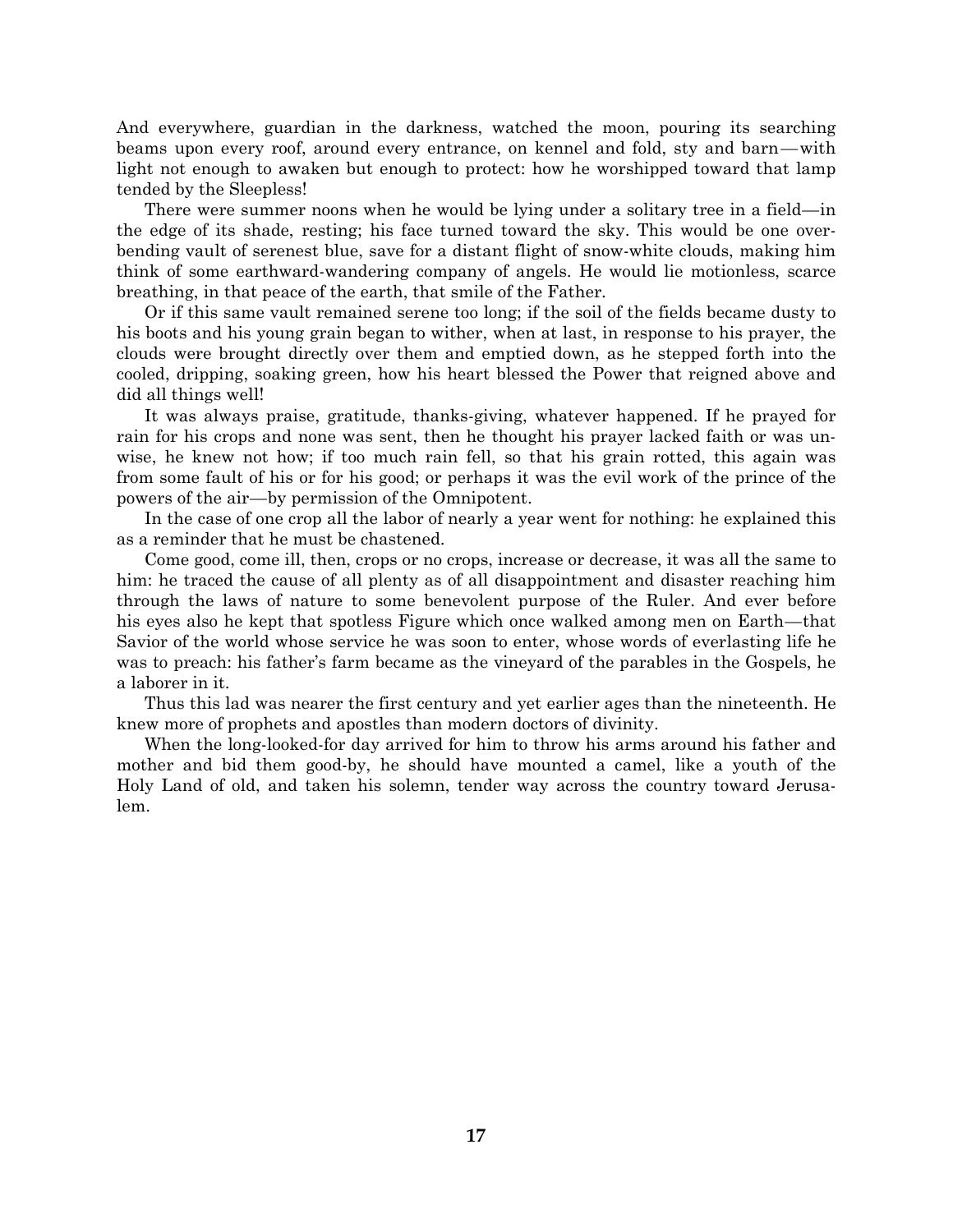And everywhere, guardian in the darkness, watched the moon, pouring its searching beams upon every roof, around every entrance, on kennel and fold, sty and barn—with light not enough to awaken but enough to protect: how he worshipped toward that lamp tended by the Sleepless!

There were summer noons when he would be lying under a solitary tree in a field—in the edge of its shade, resting; his face turned toward the sky. This would be one over-bending vault of serenest blue, save for a distant flight of snow-white clouds, making him think of some earthward-wandering company of angels. He would lie motionless, scarce breathing, in that peace of the earth, that smile of the Father.

Or if this same vault remained serene too long; if the soil of the fields became dusty to his boots and his young grain began to wither, when at last, in response to his prayer, the clouds were brought directly over them and emptied down, as he stepped forth into the cooled, dripping, soaking green, how his heart blessed the Power that reigned above and did all things well!

It was always praise, gratitude, thanks-giving, whatever happened. If he prayed for rain for his crops and none was sent, then he thought his prayer lacked faith or was unwise, he knew not how; if too much rain fell, so that his grain rotted, this again was from some fault of his or for his good; or perhaps it was the evil work of the prince of the powers of the air—by permission of the Omnipotent.

In the case of one crop all the labor of nearly a year went for nothing: he explained this as a reminder that he must be chastened.

Come good, come ill, then, crops or no crops, increase or decrease, it was all the same to him: he traced the cause of all plenty as of all disappointment and disaster reaching him through the laws of nature to some benevolent purpose of the Ruler. And ever before his eyes also he kept that spotless Figure which once walked among men on Earth—that Savior of the world whose service he was soon to enter, whose words of everlasting life he was to preach: his father's farm became as the vineyard of the parables in the Gospels, he a laborer in it.

Thus this lad was nearer the first century and yet earlier ages than the nineteenth. He knew more of prophets and apostles than modern doctors of divinity.

When the long-looked-for day arrived for him to throw his arms around his father and mother and bid them good-by, he should have mounted a camel, like a youth of the Holy Land of old, and taken his solemn, tender way across the country toward Jerusalem.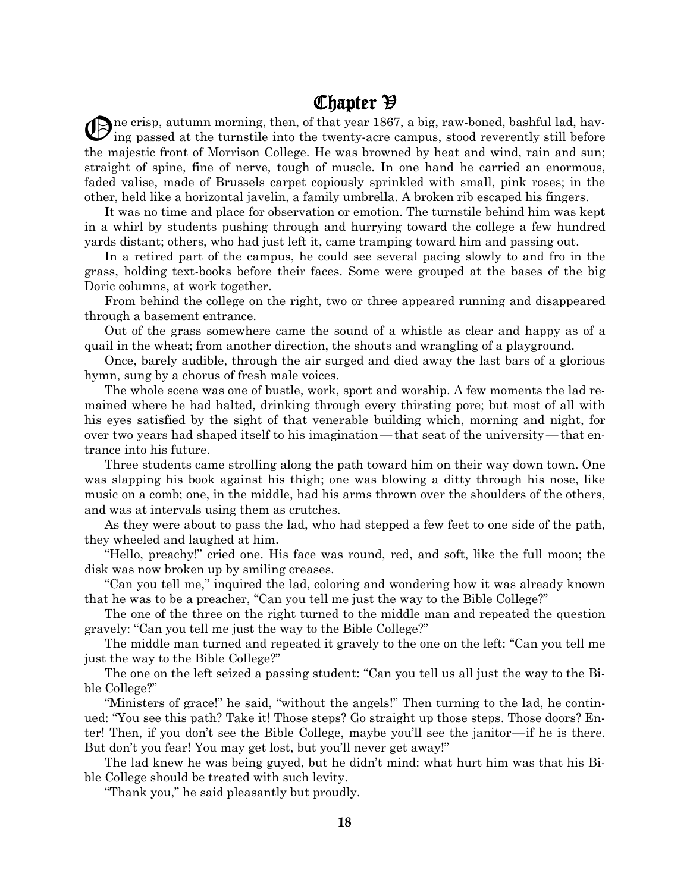# Chapter V

One crisp, autumn morning, then, of that year 1867, a big, raw-boned, bashful lad, having passed at the turnstile into the twenty-acre campus, stood reverently still before the majestic front of Morrison College. He was browned by heat and wind, rain and sun; straight of spine, fine of nerve, tough of muscle. In one hand he carried an enormous, faded valise, made of Brussels carpet copiously sprinkled with small, pink roses; in the other, held like a horizontal javelin, a family umbrella. A broken rib escaped his fingers.

It was no time and place for observation or emotion. The turnstile behind him was kept in a whirl by students pushing through and hurrying toward the college a few hundred yards distant; others, who had just left it, came tramping toward him and passing out.

In a retired part of the campus, he could see several pacing slowly to and fro in the grass, holding text-books before their faces. Some were grouped at the bases of the big Doric columns, at work together.

From behind the college on the right, two or three appeared running and disappeared through a basement entrance.

Out of the grass somewhere came the sound of a whistle as clear and happy as of a quail in the wheat; from another direction, the shouts and wrangling of a playground.

Once, barely audible, through the air surged and died away the last bars of a glorious hymn, sung by a chorus of fresh male voices.

The whole scene was one of bustle, work, sport and worship. A few moments the lad remained where he had halted, drinking through every thirsting pore; but most of all with his eyes satisfied by the sight of that venerable building which, morning and night, for over two years had shaped itself to his imagination — that seat of the university — that entrance into his future.

Three students came strolling along the path toward him on their way down town. One was slapping his book against his thigh; one was blowing a ditty through his nose, like music on a comb; one, in the middle, had his arms thrown over the shoulders of the others, and was at intervals using them as crutches.

As they were about to pass the lad, who had stepped a few feet to one side of the path, they wheeled and laughed at him.

"Hello, preachy!" cried one. His face was round, red, and soft, like the full moon; the disk was now broken up by smiling creases.

"Can you tell me," inquired the lad, coloring and wondering how it was already known that he was to be a preacher, "Can you tell me just the way to the Bible College?"

The one of the three on the right turned to the middle man and repeated the question gravely: "Can you tell me just the way to the Bible College?"

The middle man turned and repeated it gravely to the one on the left: "Can you tell me just the way to the Bible College?"

The one on the left seized a passing student: "Can you tell us all just the way to the Bible College?"

"Ministers of grace!" he said, "without the angels!" Then turning to the lad, he continued: "You see this path? Take it! Those steps? Go straight up those steps. Those doors? Enter! Then, if you don't see the Bible College, maybe you'll see the janitor—if he is there. But don't you fear! You may get lost, but you'll never get away!"

The lad knew he was being guyed, but he didn't mind: what hurt him was that his Bible College should be treated with such levity.

"Thank you," he said pleasantly but proudly.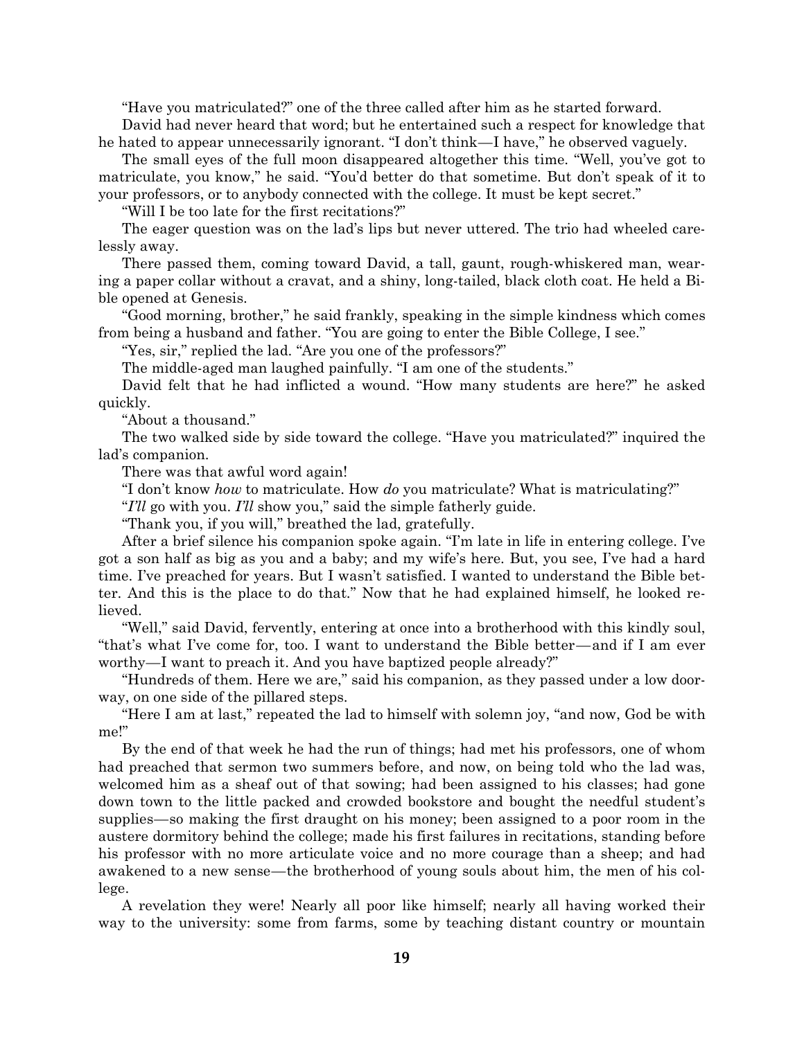"Have you matriculated?" one of the three called after him as he started forward.

David had never heard that word; but he entertained such a respect for knowledge that he hated to appear unnecessarily ignorant. "I don't think—I have," he observed vaguely.

The small eyes of the full moon disappeared altogether this time. "Well, you've got to matriculate, you know," he said. "You'd better do that sometime. But don't speak of it to your professors, or to anybody connected with the college. It must be kept secret."

"Will I be too late for the first recitations?"

The eager question was on the lad's lips but never uttered. The trio had wheeled carelessly away.

There passed them, coming toward David, a tall, gaunt, rough-whiskered man, wearing a paper collar without a cravat, and a shiny, long-tailed, black cloth coat. He held a Bible opened at Genesis.

"Good morning, brother," he said frankly, speaking in the simple kindness which comes from being a husband and father. "You are going to enter the Bible College, I see."

"Yes, sir," replied the lad. "Are you one of the professors?"

The middle-aged man laughed painfully. "I am one of the students."

David felt that he had inflicted a wound. "How many students are here?" he asked quickly.

"About a thousand."

The two walked side by side toward the college. "Have you matriculated?" inquired the lad's companion.

There was that awful word again!

"I don't know *how* to matriculate. How *do* you matriculate? What is matriculating?"

"*I'll* go with you. *I'll* show you," said the simple fatherly guide.

"Thank you, if you will," breathed the lad, gratefully.

After a brief silence his companion spoke again. "I'm late in life in entering college. I've got a son half as big as you and a baby; and my wife's here. But, you see, I've had a hard time. I've preached for years. But I wasn't satisfied. I wanted to understand the Bible better. And this is the place to do that." Now that he had explained himself, he looked relieved.

"Well," said David, fervently, entering at once into a brotherhood with this kindly soul, "that's what I've come for, too. I want to understand the Bible better—and if I am ever worthy—I want to preach it. And you have baptized people already?"

"Hundreds of them. Here we are," said his companion, as they passed under a low doorway, on one side of the pillared steps.

"Here I am at last," repeated the lad to himself with solemn joy, "and now, God be with me!"

By the end of that week he had the run of things; had met his professors, one of whom had preached that sermon two summers before, and now, on being told who the lad was, welcomed him as a sheaf out of that sowing; had been assigned to his classes; had gone down town to the little packed and crowded bookstore and bought the needful student's supplies—so making the first draught on his money; been assigned to a poor room in the austere dormitory behind the college; made his first failures in recitations, standing before his professor with no more articulate voice and no more courage than a sheep; and had awakened to a new sense—the brotherhood of young souls about him, the men of his college.

A revelation they were! Nearly all poor like himself; nearly all having worked their way to the university: some from farms, some by teaching distant country or mountain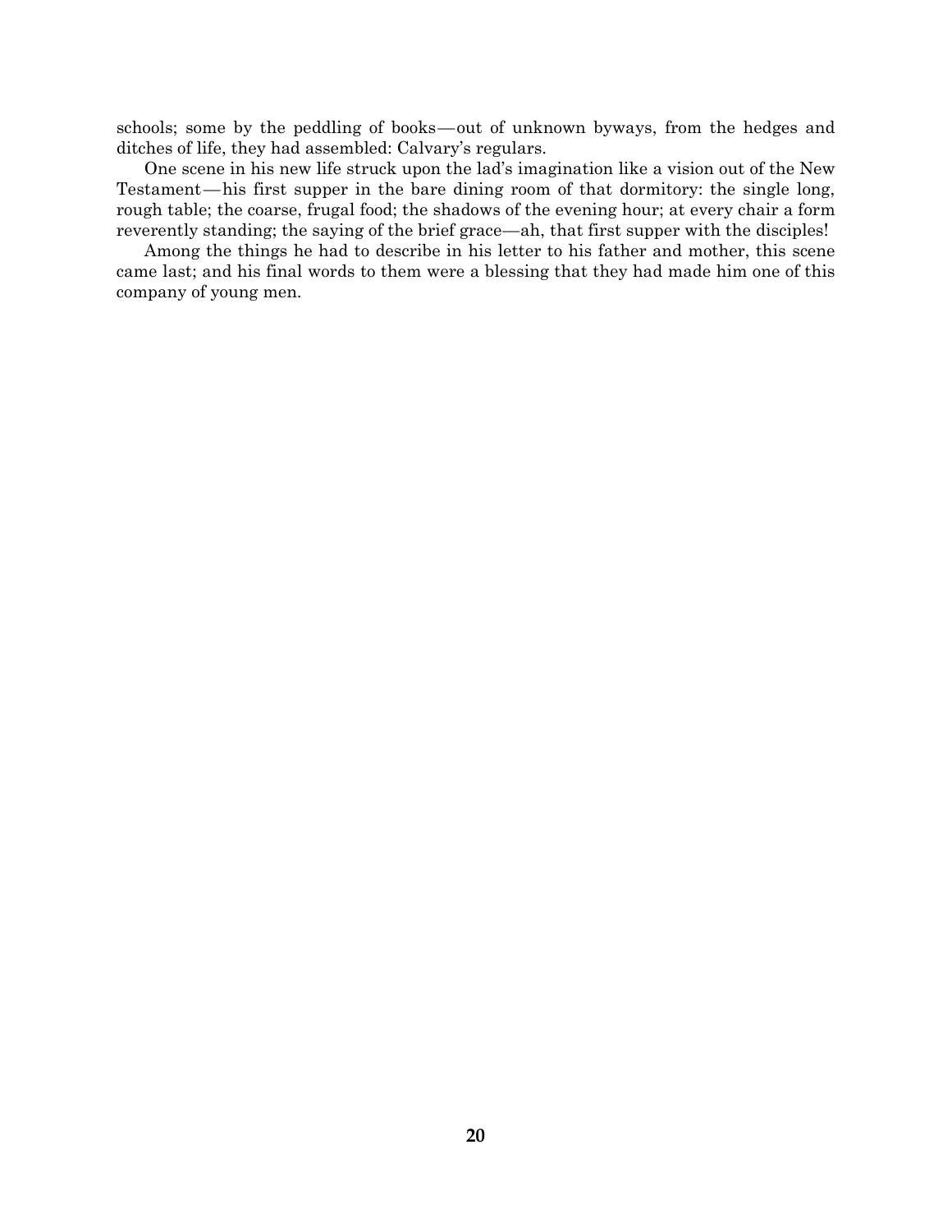schools; some by the peddling of books—out of unknown byways, from the hedges and ditches of life, they had assembled: Calvary's regulars.

One scene in his new life struck upon the lad's imagination like a vision out of the New Testament—his first supper in the bare dining room of that dormitory: the single long, rough table; the coarse, frugal food; the shadows of the evening hour; at every chair a form reverently standing; the saying of the brief grace—ah, that first supper with the disciples!

Among the things he had to describe in his letter to his father and mother, this scene came last; and his final words to them were a blessing that they had made him one of this company of young men.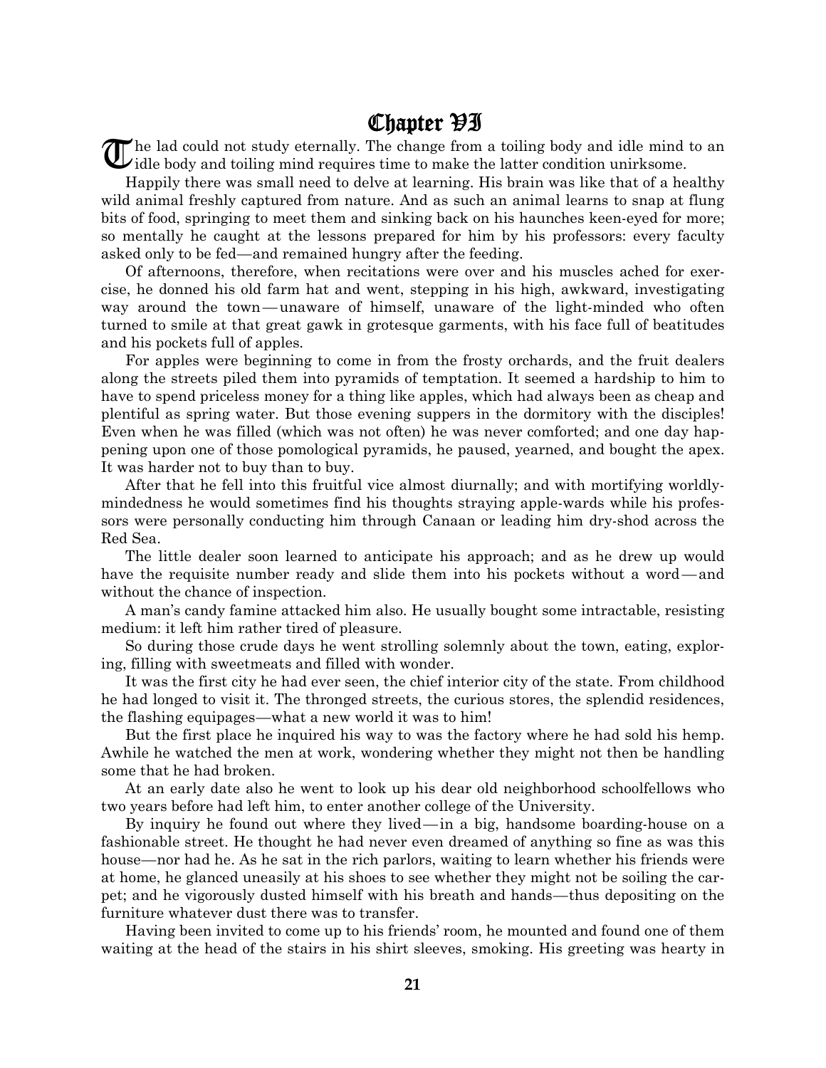# Chapter VI

The lad could not study eternally. The change from a toiling body and idle mind to an idle body and toiling mind requires time to make the latter condition unirksome.

Happily there was small need to delve at learning. His brain was like that of a healthy wild animal freshly captured from nature. And as such an animal learns to snap at flung bits of food, springing to meet them and sinking back on his haunches keen-eyed for more; so mentally he caught at the lessons prepared for him by his professors: every faculty asked only to be fed—and remained hungry after the feeding.

Of afternoons, therefore, when recitations were over and his muscles ached for exercise, he donned his old farm hat and went, stepping in his high, awkward, investigating way around the town—unaware of himself, unaware of the light-minded who often turned to smile at that great gawk in grotesque garments, with his face full of beatitudes and his pockets full of apples.

For apples were beginning to come in from the frosty orchards, and the fruit dealers along the streets piled them into pyramids of temptation. It seemed a hardship to him to have to spend priceless money for a thing like apples, which had always been as cheap and plentiful as spring water. But those evening suppers in the dormitory with the disciples! Even when he was filled (which was not often) he was never comforted; and one day happening upon one of those pomological pyramids, he paused, yearned, and bought the apex. It was harder not to buy than to buy.

After that he fell into this fruitful vice almost diurnally; and with mortifying worldly-mindedness he would sometimes find his thoughts straying apple-wards while his professors were personally conducting him through Canaan or leading him dry-shod across the Red Sea.

The little dealer soon learned to anticipate his approach; and as he drew up would have the requisite number ready and slide them into his pockets without a word—and without the chance of inspection.

A man's candy famine attacked him also. He usually bought some intractable, resisting medium: it left him rather tired of pleasure.

So during those crude days he went strolling solemnly about the town, eating, exploring, filling with sweetmeats and filled with wonder.

It was the first city he had ever seen, the chief interior city of the state. From childhood he had longed to visit it. The thronged streets, the curious stores, the splendid residences, the flashing equipages—what a new world it was to him!

But the first place he inquired his way to was the factory where he had sold his hemp. Awhile he watched the men at work, wondering whether they might not then be handling some that he had broken.

At an early date also he went to look up his dear old neighborhood schoolfellows who two years before had left him, to enter another college of the University.

By inquiry he found out where they lived—in a big, handsome boarding-house on a fashionable street. He thought he had never even dreamed of anything so fine as was this house—nor had he. As he sat in the rich parlors, waiting to learn whether his friends were at home, he glanced uneasily at his shoes to see whether they might not be soiling the carpet; and he vigorously dusted himself with his breath and hands—thus depositing on the furniture whatever dust there was to transfer.

Having been invited to come up to his friends' room, he mounted and found one of them waiting at the head of the stairs in his shirt sleeves, smoking. His greeting was hearty in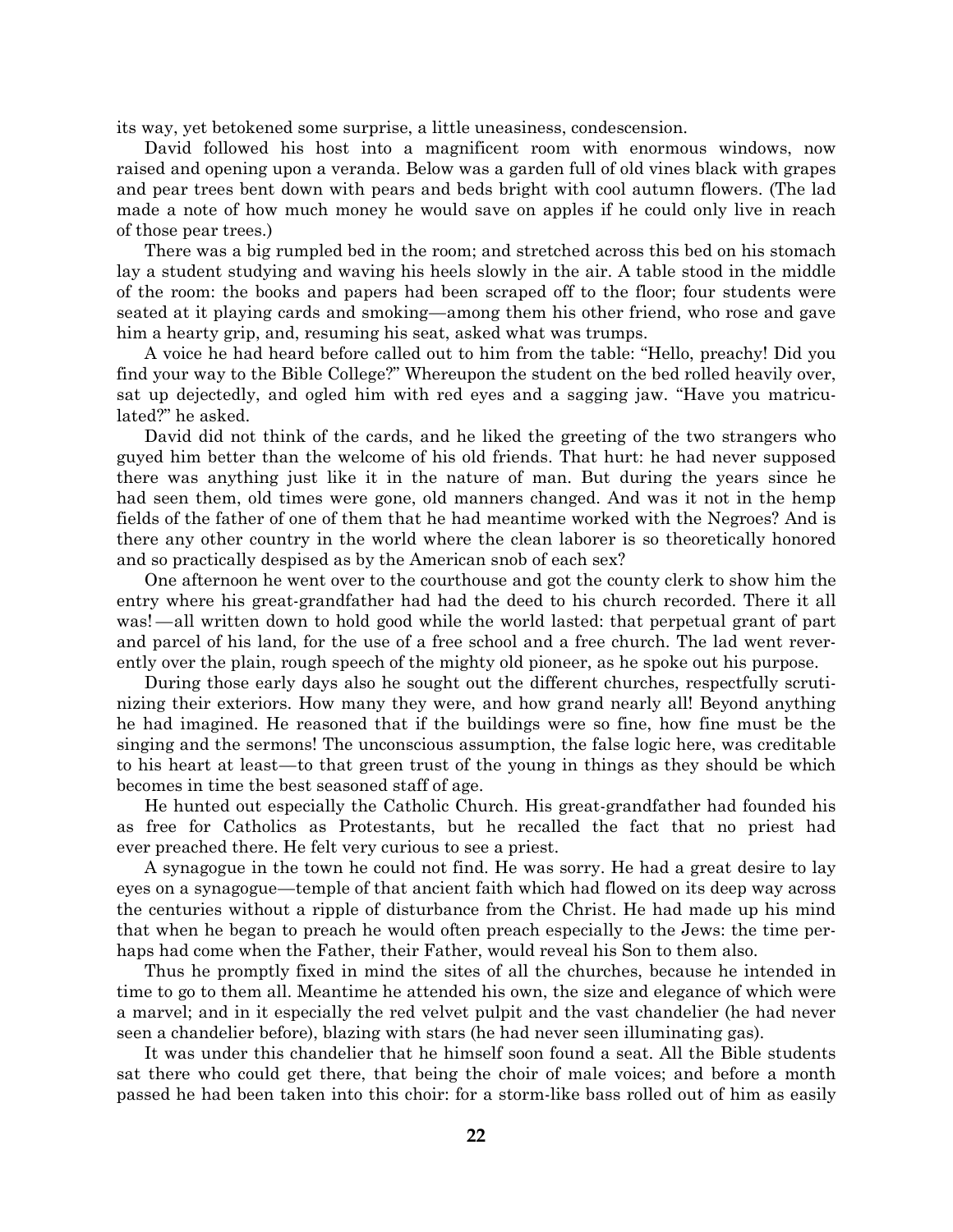its way, yet betokened some surprise, a little uneasiness, condescension.

David followed his host into a magnificent room with enormous windows, now raised and opening upon a veranda. Below was a garden full of old vines black with grapes and pear trees bent down with pears and beds bright with cool autumn flowers. (The lad made a note of how much money he would save on apples if he could only live in reach of those pear trees.)

There was a big rumpled bed in the room; and stretched across this bed on his stomach lay a student studying and waving his heels slowly in the air. A table stood in the middle of the room: the books and papers had been scraped off to the floor; four students were seated at it playing cards and smoking—among them his other friend, who rose and gave him a hearty grip, and, resuming his seat, asked what was trumps.

A voice he had heard before called out to him from the table: "Hello, preachy! Did you find your way to the Bible College?" Whereupon the student on the bed rolled heavily over, sat up dejectedly, and ogled him with red eyes and a sagging jaw. "Have you matriculated?" he asked.

David did not think of the cards, and he liked the greeting of the two strangers who guyed him better than the welcome of his old friends. That hurt: he had never supposed there was anything just like it in the nature of man. But during the years since he had seen them, old times were gone, old manners changed. And was it not in the hemp fields of the father of one of them that he had meantime worked with the Negroes? And is there any other country in the world where the clean laborer is so theoretically honored and so practically despised as by the American snob of each sex?

One afternoon he went over to the courthouse and got the county clerk to show him the entry where his great-grandfather had had the deed to his church recorded. There it all was!—all written down to hold good while the world lasted: that perpetual grant of part and parcel of his land, for the use of a free school and a free church. The lad went reverently over the plain, rough speech of the mighty old pioneer, as he spoke out his purpose.

During those early days also he sought out the different churches, respectfully scrutinizing their exteriors. How many they were, and how grand nearly all! Beyond anything he had imagined. He reasoned that if the buildings were so fine, how fine must be the singing and the sermons! The unconscious assumption, the false logic here, was creditable to his heart at least—to that green trust of the young in things as they should be which becomes in time the best seasoned staff of age.

He hunted out especially the Catholic Church. His great-grandfather had founded his as free for Catholics as Protestants, but he recalled the fact that no priest had ever preached there. He felt very curious to see a priest.

A synagogue in the town he could not find. He was sorry. He had a great desire to lay eyes on a synagogue—temple of that ancient faith which had flowed on its deep way across the centuries without a ripple of disturbance from the Christ. He had made up his mind that when he began to preach he would often preach especially to the Jews: the time perhaps had come when the Father, their Father, would reveal his Son to them also.

Thus he promptly fixed in mind the sites of all the churches, because he intended in time to go to them all. Meantime he attended his own, the size and elegance of which were a marvel; and in it especially the red velvet pulpit and the vast chandelier (he had never seen a chandelier before), blazing with stars (he had never seen illuminating gas).

It was under this chandelier that he himself soon found a seat. All the Bible students sat there who could get there, that being the choir of male voices; and before a month passed he had been taken into this choir: for a storm-like bass rolled out of him as easily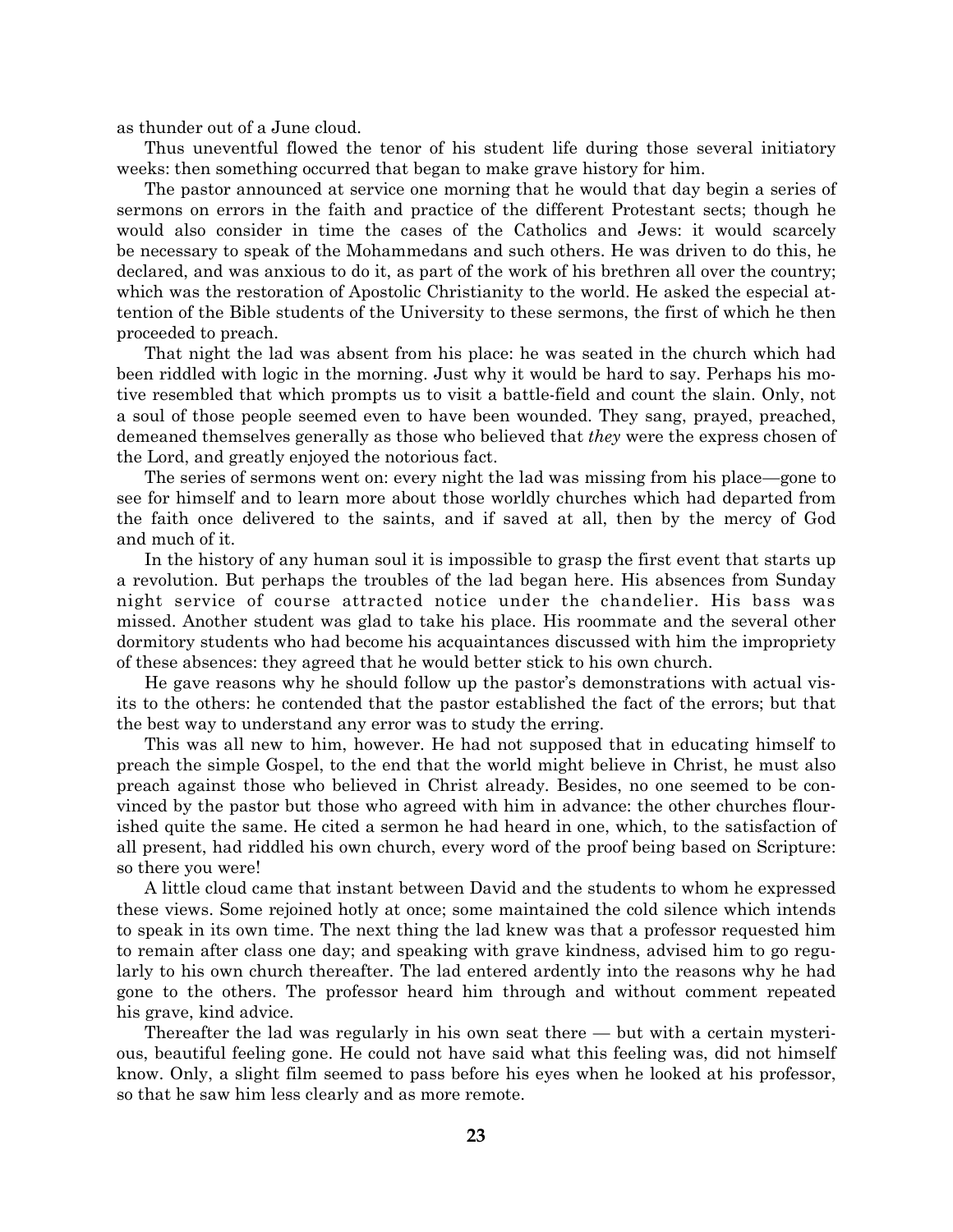as thunder out of a June cloud.

Thus uneventful flowed the tenor of his student life during those several initiatory weeks: then something occurred that began to make grave history for him.

The pastor announced at service one morning that he would that day begin a series of sermons on errors in the faith and practice of the different Protestant sects; though he would also consider in time the cases of the Catholics and Jews: it would scarcely be necessary to speak of the Mohammedans and such others. He was driven to do this, he declared, and was anxious to do it, as part of the work of his brethren all over the country; which was the restoration of Apostolic Christianity to the world. He asked the especial attention of the Bible students of the University to these sermons, the first of which he then proceeded to preach.

That night the lad was absent from his place: he was seated in the church which had been riddled with logic in the morning. Just why it would be hard to say. Perhaps his motive resembled that which prompts us to visit a battle-field and count the slain. Only, not a soul of those people seemed even to have been wounded. They sang, prayed, preached, demeaned themselves generally as those who believed that *they* were the express chosen of the Lord, and greatly enjoyed the notorious fact.

The series of sermons went on: every night the lad was missing from his place—gone to see for himself and to learn more about those worldly churches which had departed from the faith once delivered to the saints, and if saved at all, then by the mercy of God and much of it.

In the history of any human soul it is impossible to grasp the first event that starts up a revolution. But perhaps the troubles of the lad began here. His absences from Sunday night service of course attracted notice under the chandelier. His bass was missed. Another student was glad to take his place. His roommate and the several other dormitory students who had become his acquaintances discussed with him the impropriety of these absences: they agreed that he would better stick to his own church.

He gave reasons why he should follow up the pastor's demonstrations with actual visits to the others: he contended that the pastor established the fact of the errors; but that the best way to understand any error was to study the erring.

This was all new to him, however. He had not supposed that in educating himself to preach the simple Gospel, to the end that the world might believe in Christ, he must also preach against those who believed in Christ already. Besides, no one seemed to be convinced by the pastor but those who agreed with him in advance: the other churches flourished quite the same. He cited a sermon he had heard in one, which, to the satisfaction of all present, had riddled his own church, every word of the proof being based on Scripture: so there you were!

A little cloud came that instant between David and the students to whom he expressed these views. Some rejoined hotly at once; some maintained the cold silence which intends to speak in its own time. The next thing the lad knew was that a professor requested him to remain after class one day; and speaking with grave kindness, advised him to go regularly to his own church thereafter. The lad entered ardently into the reasons why he had gone to the others. The professor heard him through and without comment repeated his grave, kind advice.

Thereafter the lad was regularly in his own seat there — but with a certain mysterious, beautiful feeling gone. He could not have said what this feeling was, did not himself know. Only, a slight film seemed to pass before his eyes when he looked at his professor, so that he saw him less clearly and as more remote.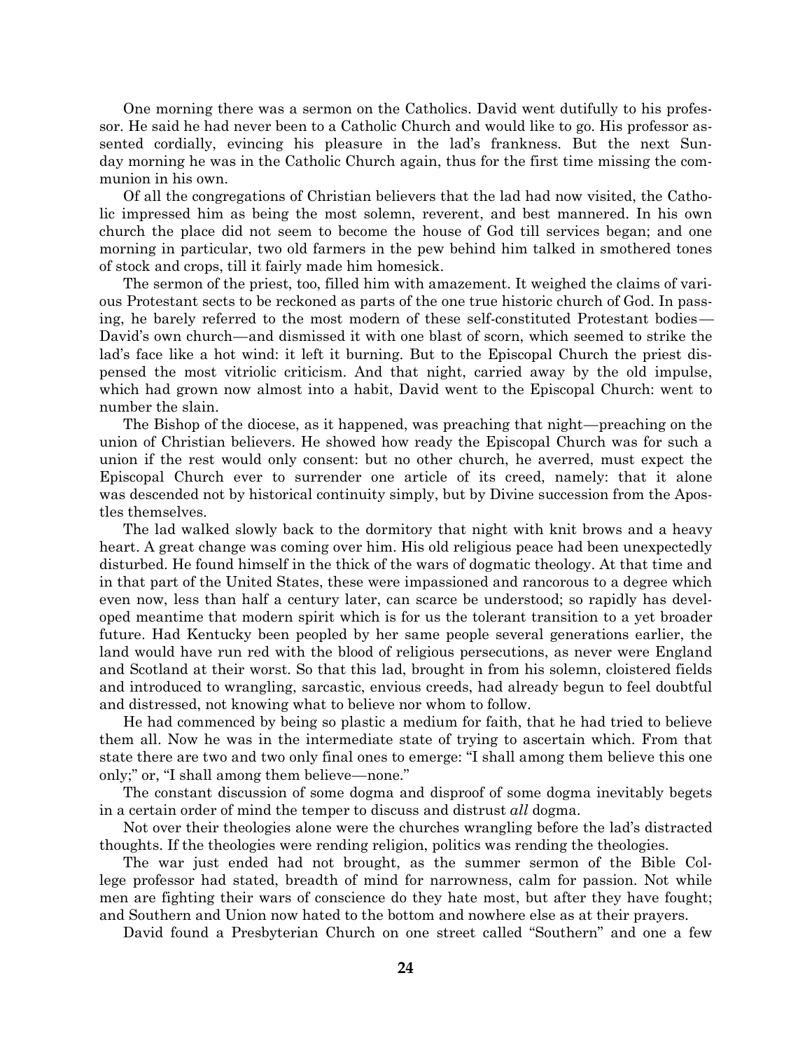One morning there was a sermon on the Catholics. David went dutifully to his professor. He said he had never been to a Catholic Church and would like to go. His professor assented cordially, evincing his pleasure in the lad's frankness. But the next Sunday morning he was in the Catholic Church again, thus for the first time missing the communion in his own.

Of all the congregations of Christian believers that the lad had now visited, the Catholic impressed him as being the most solemn, reverent, and best mannered. In his own church the place did not seem to become the house of God till services began; and one morning in particular, two old farmers in the pew behind him talked in smothered tones of stock and crops, till it fairly made him homesick.

The sermon of the priest, too, filled him with amazement. It weighed the claims of various Protestant sects to be reckoned as parts of the one true historic church of God. In passing, he barely referred to the most modern of these self-constituted Protestant bodies—David's own church—and dismissed it with one blast of scorn, which seemed to strike the lad's face like a hot wind: it left it burning. But to the Episcopal Church the priest dispensed the most vitriolic criticism. And that night, carried away by the old impulse, which had grown now almost into a habit, David went to the Episcopal Church: went to number the slain.

The Bishop of the diocese, as it happened, was preaching that night—preaching on the union of Christian believers. He showed how ready the Episcopal Church was for such a union if the rest would only consent: but no other church, he averred, must expect the Episcopal Church ever to surrender one article of its creed, namely: that it alone was descended not by historical continuity simply, but by Divine succession from the Apostles themselves.

The lad walked slowly back to the dormitory that night with knit brows and a heavy heart. A great change was coming over him. His old religious peace had been unexpectedly disturbed. He found himself in the thick of the wars of dogmatic theology. At that time and in that part of the United States, these were impassioned and rancorous to a degree which even now, less than half a century later, can scarce be understood; so rapidly has developed meantime that modern spirit which is for us the tolerant transition to a yet broader future. Had Kentucky been peopled by her same people several generations earlier, the land would have run red with the blood of religious persecutions, as never were England and Scotland at their worst. So that this lad, brought in from his solemn, cloistered fields and introduced to wrangling, sarcastic, envious creeds, had already begun to feel doubtful and distressed, not knowing what to believe nor whom to follow.

He had commenced by being so plastic a medium for faith, that he had tried to believe them all. Now he was in the intermediate state of trying to ascertain which. From that state there are two and two only final ones to emerge: "I shall among them believe this one only;" or, "I shall among them believe—none."

The constant discussion of some dogma and disproof of some dogma inevitably begets in a certain order of mind the temper to discuss and distrust *all* dogma.

Not over their theologies alone were the churches wrangling before the lad's distracted thoughts. If the theologies were rending religion, politics was rending the theologies.

The war just ended had not brought, as the summer sermon of the Bible College professor had stated, breadth of mind for narrowness, calm for passion. Not while men are fighting their wars of conscience do they hate most, but after they have fought; and Southern and Union now hated to the bottom and nowhere else as at their prayers.

David found a Presbyterian Church on one street called "Southern" and one a few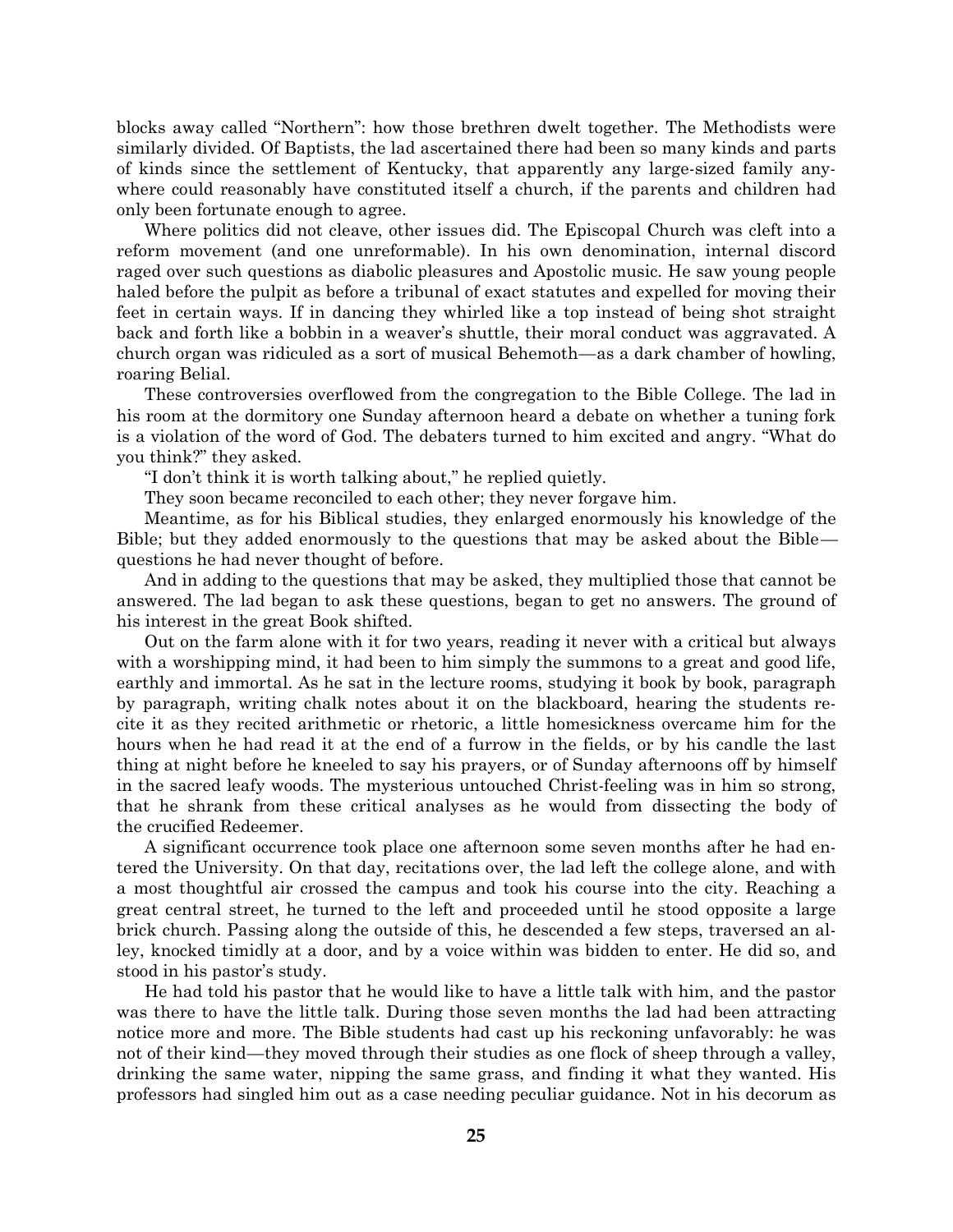blocks away called "Northern": how those brethren dwelt together. The Methodists were similarly divided. Of Baptists, the lad ascertained there had been so many kinds and parts of kinds since the settlement of Kentucky, that apparently any large-sized family anywhere could reasonably have constituted itself a church, if the parents and children had only been fortunate enough to agree.

Where politics did not cleave, other issues did. The Episcopal Church was cleft into a reform movement (and one unreformable). In his own denomination, internal discord raged over such questions as diabolic pleasures and Apostolic music. He saw young people haled before the pulpit as before a tribunal of exact statutes and expelled for moving their feet in certain ways. If in dancing they whirled like a top instead of being shot straight back and forth like a bobbin in a weaver's shuttle, their moral conduct was aggravated. A church organ was ridiculed as a sort of musical Behemoth—as a dark chamber of howling, roaring Belial.

These controversies overflowed from the congregation to the Bible College. The lad in his room at the dormitory one Sunday afternoon heard a debate on whether a tuning fork is a violation of the word of God. The debaters turned to him excited and angry. "What do you think?" they asked.

"I don't think it is worth talking about," he replied quietly.

They soon became reconciled to each other; they never forgave him.

Meantime, as for his Biblical studies, they enlarged enormously his knowledge of the Bible; but they added enormously to the questions that may be asked about the Bible—questions he had never thought of before.

And in adding to the questions that may be asked, they multiplied those that cannot be answered. The lad began to ask these questions, began to get no answers. The ground of his interest in the great Book shifted.

Out on the farm alone with it for two years, reading it never with a critical but always with a worshipping mind, it had been to him simply the summons to a great and good life, earthly and immortal. As he sat in the lecture rooms, studying it book by book, paragraph by paragraph, writing chalk notes about it on the blackboard, hearing the students recite it as they recited arithmetic or rhetoric, a little homesickness overcame him for the hours when he had read it at the end of a furrow in the fields, or by his candle the last thing at night before he kneeled to say his prayers, or of Sunday afternoons off by himself in the sacred leafy woods. The mysterious untouched Christ-feeling was in him so strong, that he shrank from these critical analyses as he would from dissecting the body of the crucified Redeemer.

A significant occurrence took place one afternoon some seven months after he had entered the University. On that day, recitations over, the lad left the college alone, and with a most thoughtful air crossed the campus and took his course into the city. Reaching a great central street, he turned to the left and proceeded until he stood opposite a large brick church. Passing along the outside of this, he descended a few steps, traversed an alley, knocked timidly at a door, and by a voice within was bidden to enter. He did so, and stood in his pastor's study.

He had told his pastor that he would like to have a little talk with him, and the pastor was there to have the little talk. During those seven months the lad had been attracting notice more and more. The Bible students had cast up his reckoning unfavorably: he was not of their kind—they moved through their studies as one flock of sheep through a valley, drinking the same water, nipping the same grass, and finding it what they wanted. His professors had singled him out as a case needing peculiar guidance. Not in his decorum as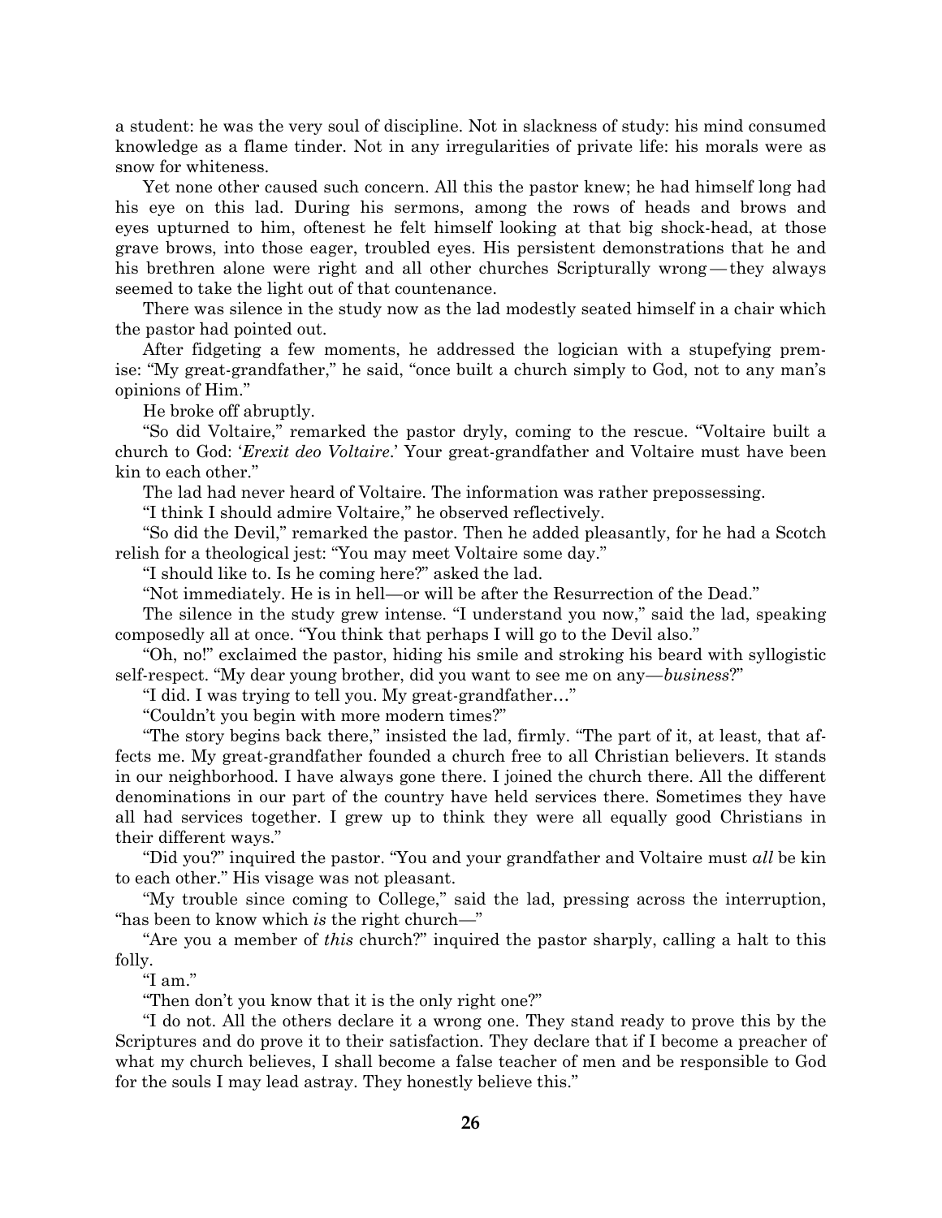a student: he was the very soul of discipline. Not in slackness of study: his mind consumed knowledge as a flame tinder. Not in any irregularities of private life: his morals were as snow for whiteness.

Yet none other caused such concern. All this the pastor knew; he had himself long had his eye on this lad. During his sermons, among the rows of heads and brows and eyes upturned to him, oftenest he felt himself looking at that big shock-head, at those grave brows, into those eager, troubled eyes. His persistent demonstrations that he and his brethren alone were right and all other churches Scripturally wrong — they always seemed to take the light out of that countenance.

There was silence in the study now as the lad modestly seated himself in a chair which the pastor had pointed out.

After fidgeting a few moments, he addressed the logician with a stupefying premise: "My great-grandfather," he said, "once built a church simply to God, not to any man's opinions of Him."

He broke off abruptly.

"So did Voltaire," remarked the pastor dryly, coming to the rescue. "Voltaire built a church to God: '*Erexit deo Voltaire*.' Your great-grandfather and Voltaire must have been kin to each other."

The lad had never heard of Voltaire. The information was rather prepossessing.

"I think I should admire Voltaire," he observed reflectively.

"So did the Devil," remarked the pastor. Then he added pleasantly, for he had a Scotch relish for a theological jest: "You may meet Voltaire some day."

"I should like to. Is he coming here?" asked the lad.

"Not immediately. He is in hell—or will be after the Resurrection of the Dead."

The silence in the study grew intense. "I understand you now," said the lad, speaking composedly all at once. "You think that perhaps I will go to the Devil also."

"Oh, no!" exclaimed the pastor, hiding his smile and stroking his beard with syllogistic self-respect. "My dear young brother, did you want to see me on any—*business*?"

"I did. I was trying to tell you. My great-grandfather…"

"Couldn't you begin with more modern times?"

"The story begins back there," insisted the lad, firmly. "The part of it, at least, that affects me. My great-grandfather founded a church free to all Christian believers. It stands in our neighborhood. I have always gone there. I joined the church there. All the different denominations in our part of the country have held services there. Sometimes they have all had services together. I grew up to think they were all equally good Christians in their different ways."

"Did you?" inquired the pastor. "You and your grandfather and Voltaire must *all* be kin to each other." His visage was not pleasant.

"My trouble since coming to College," said the lad, pressing across the interruption, "has been to know which *is* the right church—"

"Are you a member of *this* church?" inquired the pastor sharply, calling a halt to this folly.

"I am."

"Then don't you know that it is the only right one?"

"I do not. All the others declare it a wrong one. They stand ready to prove this by the Scriptures and do prove it to their satisfaction. They declare that if I become a preacher of what my church believes, I shall become a false teacher of men and be responsible to God for the souls I may lead astray. They honestly believe this."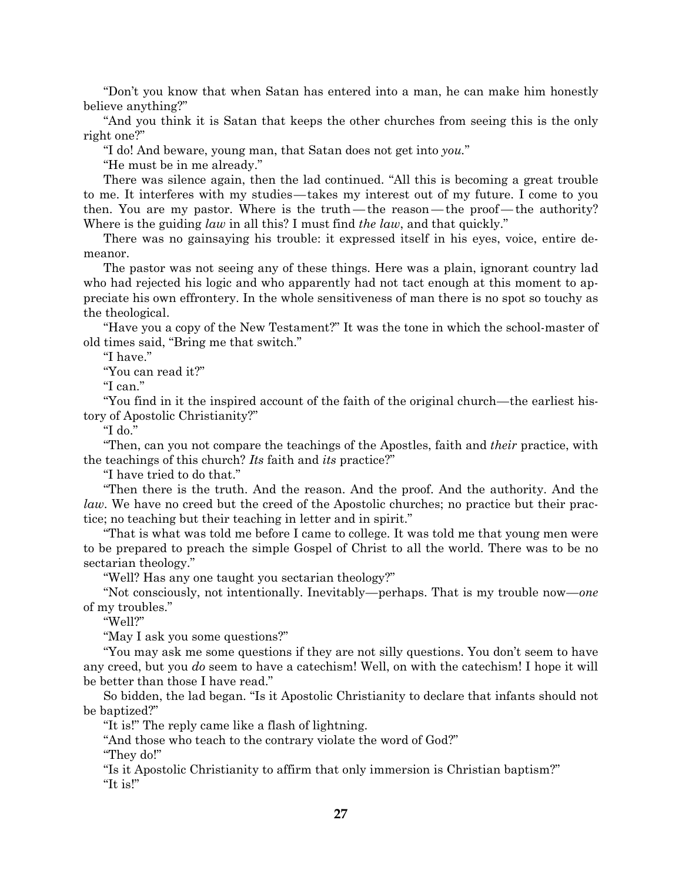"Don't you know that when Satan has entered into a man, he can make him honestly believe anything?"

"And you think it is Satan that keeps the other churches from seeing this is the only right one?"

"I do! And beware, young man, that Satan does not get into *you.*"

"He must be in me already."

There was silence again, then the lad continued. "All this is becoming a great trouble to me. It interferes with my studies—takes my interest out of my future. I come to you then. You are my pastor. Where is the truth—the reason—the proof—the authority? Where is the guiding *law* in all this? I must find *the law*, and that quickly."

There was no gainsaying his trouble: it expressed itself in his eyes, voice, entire demeanor.

The pastor was not seeing any of these things. Here was a plain, ignorant country lad who had rejected his logic and who apparently had not tact enough at this moment to appreciate his own effrontery. In the whole sensitiveness of man there is no spot so touchy as the theological.

"Have you a copy of the New Testament?" It was the tone in which the school-master of old times said, "Bring me that switch."

"I have."

"You can read it?"

"I can."

"You find in it the inspired account of the faith of the original church—the earliest history of Apostolic Christianity?"

"I do."

"Then, can you not compare the teachings of the Apostles, faith and *their* practice, with the teachings of this church? *Its* faith and *its* practice?"

"I have tried to do that."

"Then there is the truth. And the reason. And the proof. And the authority. And the *law*. We have no creed but the creed of the Apostolic churches; no practice but their practice; no teaching but their teaching in letter and in spirit."

"That is what was told me before I came to college. It was told me that young men were to be prepared to preach the simple Gospel of Christ to all the world. There was to be no sectarian theology."

"Well? Has any one taught you sectarian theology?"

"Not consciously, not intentionally. Inevitably—perhaps. That is my trouble now—*one* of my troubles."

"Well?"

"May I ask you some questions?"

"You may ask me some questions if they are not silly questions. You don't seem to have any creed, but you *do* seem to have a catechism! Well, on with the catechism! I hope it will be better than those I have read."

So bidden, the lad began. "Is it Apostolic Christianity to declare that infants should not be baptized?"

"It is!" The reply came like a flash of lightning.

"And those who teach to the contrary violate the word of God?"

"They do!"

"Is it Apostolic Christianity to affirm that only immersion is Christian baptism?"

"It is!"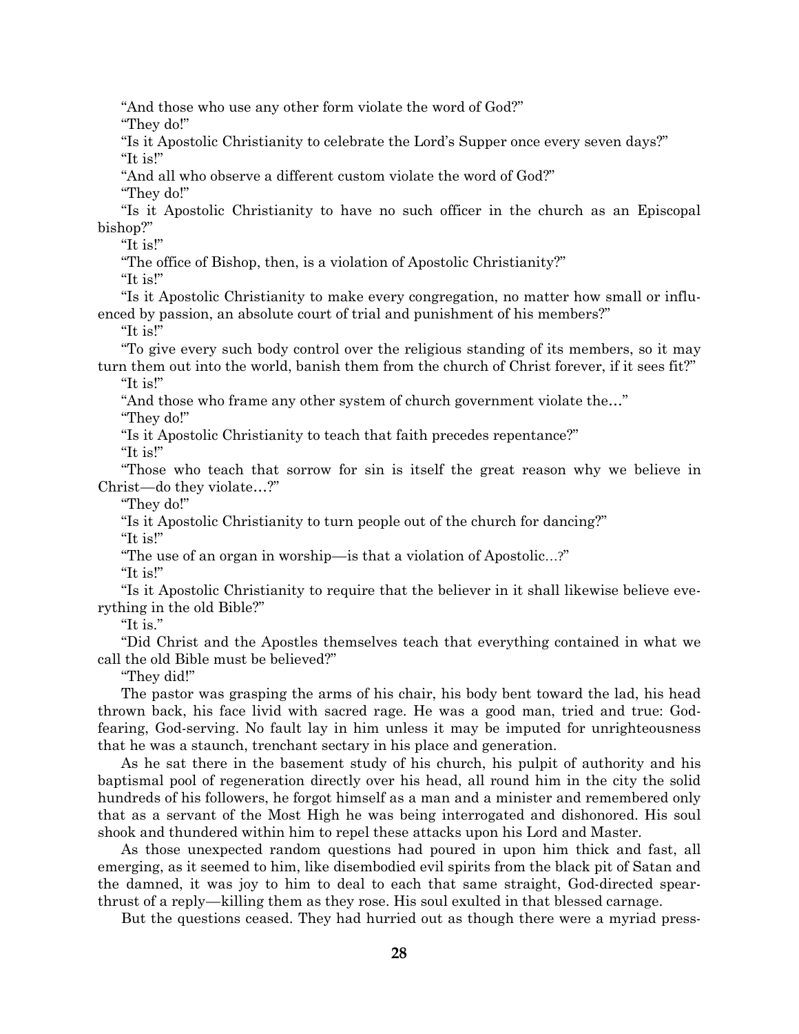"And those who use any other form violate the word of God?"

"They do!"

"Is it Apostolic Christianity to celebrate the Lord's Supper once every seven days?"

"It is!"

"And all who observe a different custom violate the word of God?"

"They do!"

"Is it Apostolic Christianity to have no such officer in the church as an Episcopal bishop?"

"It is!"

"The office of Bishop, then, is a violation of Apostolic Christianity?"

"It is!"

"Is it Apostolic Christianity to make every congregation, no matter how small or influenced by passion, an absolute court of trial and punishment of his members?"

"It is!"

"To give every such body control over the religious standing of its members, so it may turn them out into the world, banish them from the church of Christ forever, if it sees fit?"

"It is!"

"And those who frame any other system of church government violate the…"

"They do!"

"Is it Apostolic Christianity to teach that faith precedes repentance?"

"It is!"

"Those who teach that sorrow for sin is itself the great reason why we believe in Christ—do they violate…?"

"They do!"

"Is it Apostolic Christianity to turn people out of the church for dancing?"

"It is!"

"The use of an organ in worship—is that a violation of Apostolic…?"

"It is!"

"Is it Apostolic Christianity to require that the believer in it shall likewise believe everything in the old Bible?"

"It is."

"Did Christ and the Apostles themselves teach that everything contained in what we call the old Bible must be believed?"

"They did!"

The pastor was grasping the arms of his chair, his body bent toward the lad, his head thrown back, his face livid with sacred rage. He was a good man, tried and true: God-fearing, God-serving. No fault lay in him unless it may be imputed for unrighteousness that he was a staunch, trenchant sectary in his place and generation.

As he sat there in the basement study of his church, his pulpit of authority and his baptismal pool of regeneration directly over his head, all round him in the city the solid hundreds of his followers, he forgot himself as a man and a minister and remembered only that as a servant of the Most High he was being interrogated and dishonored. His soul shook and thundered within him to repel these attacks upon his Lord and Master.

As those unexpected random questions had poured in upon him thick and fast, all emerging, as it seemed to him, like disembodied evil spirits from the black pit of Satan and the damned, it was joy to him to deal to each that same straight, God-directed spear-thrust of a reply—killing them as they rose. His soul exulted in that blessed carnage.

But the questions ceased. They had hurried out as though there were a myriad press-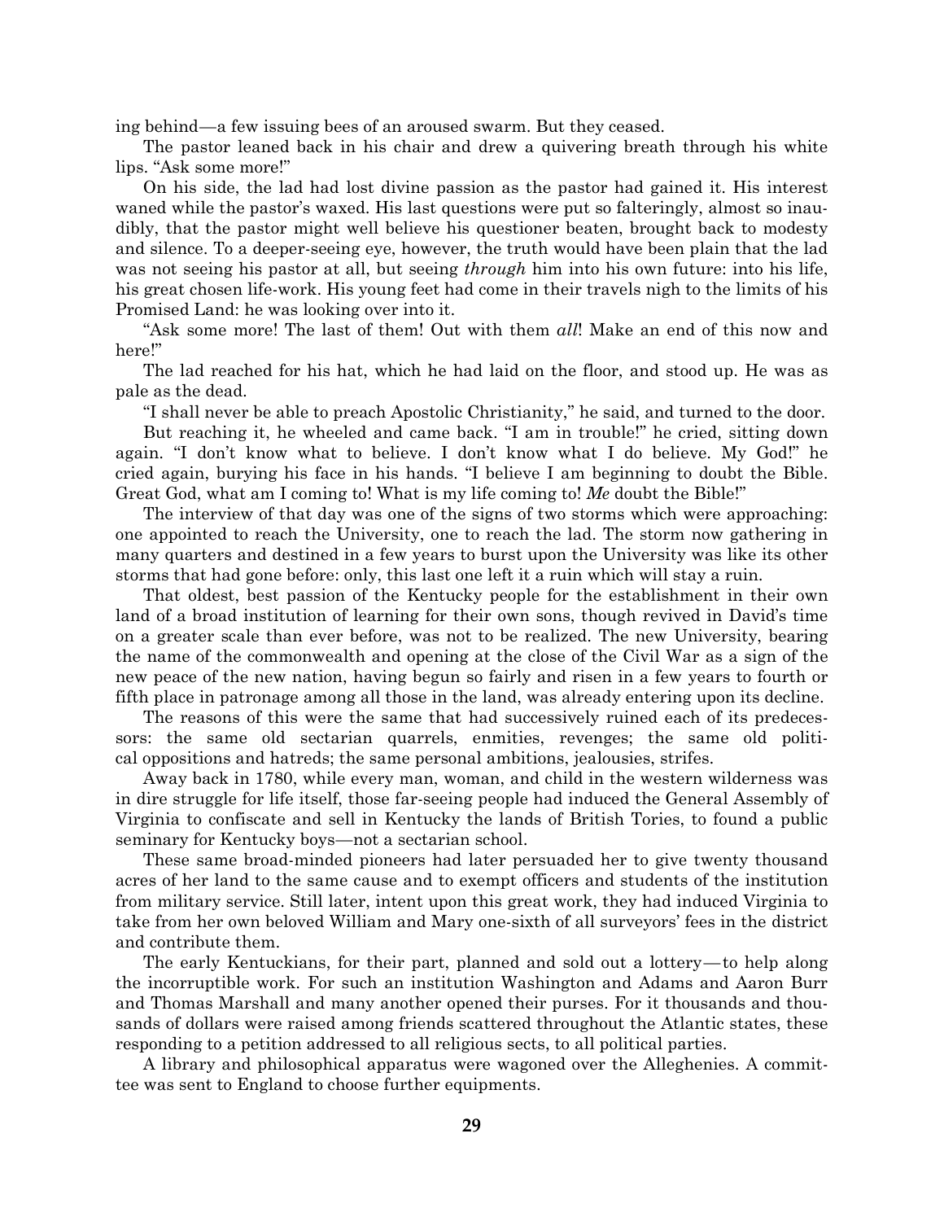ing behind—a few issuing bees of an aroused swarm. But they ceased.

The pastor leaned back in his chair and drew a quivering breath through his white lips. "Ask some more!"

On his side, the lad had lost divine passion as the pastor had gained it. His interest waned while the pastor's waxed. His last questions were put so falteringly, almost so inaudibly, that the pastor might well believe his questioner beaten, brought back to modesty and silence. To a deeper-seeing eye, however, the truth would have been plain that the lad was not seeing his pastor at all, but seeing *through* him into his own future: into his life, his great chosen life-work. His young feet had come in their travels nigh to the limits of his Promised Land: he was looking over into it.

"Ask some more! The last of them! Out with them *all*! Make an end of this now and here!"

The lad reached for his hat, which he had laid on the floor, and stood up. He was as pale as the dead.

"I shall never be able to preach Apostolic Christianity," he said, and turned to the door.

But reaching it, he wheeled and came back. "I am in trouble!" he cried, sitting down again. "I don't know what to believe. I don't know what I do believe. My God!" he cried again, burying his face in his hands. "I believe I am beginning to doubt the Bible. Great God, what am I coming to! What is my life coming to! *Me* doubt the Bible!"

The interview of that day was one of the signs of two storms which were approaching: one appointed to reach the University, one to reach the lad. The storm now gathering in many quarters and destined in a few years to burst upon the University was like its other storms that had gone before: only, this last one left it a ruin which will stay a ruin.

That oldest, best passion of the Kentucky people for the establishment in their own land of a broad institution of learning for their own sons, though revived in David's time on a greater scale than ever before, was not to be realized. The new University, bearing the name of the commonwealth and opening at the close of the Civil War as a sign of the new peace of the new nation, having begun so fairly and risen in a few years to fourth or fifth place in patronage among all those in the land, was already entering upon its decline.

The reasons of this were the same that had successively ruined each of its predecessors: the same old sectarian quarrels, enmities, revenges; the same old political oppositions and hatreds; the same personal ambitions, jealousies, strifes.

Away back in 1780, while every man, woman, and child in the western wilderness was in dire struggle for life itself, those far-seeing people had induced the General Assembly of Virginia to confiscate and sell in Kentucky the lands of British Tories, to found a public seminary for Kentucky boys—not a sectarian school.

These same broad-minded pioneers had later persuaded her to give twenty thousand acres of her land to the same cause and to exempt officers and students of the institution from military service. Still later, intent upon this great work, they had induced Virginia to take from her own beloved William and Mary one-sixth of all surveyors' fees in the district and contribute them.

The early Kentuckians, for their part, planned and sold out a lottery—to help along the incorruptible work. For such an institution Washington and Adams and Aaron Burr and Thomas Marshall and many another opened their purses. For it thousands and thousands of dollars were raised among friends scattered throughout the Atlantic states, these responding to a petition addressed to all religious sects, to all political parties.

A library and philosophical apparatus were wagoned over the Alleghenies. A committee was sent to England to choose further equipments.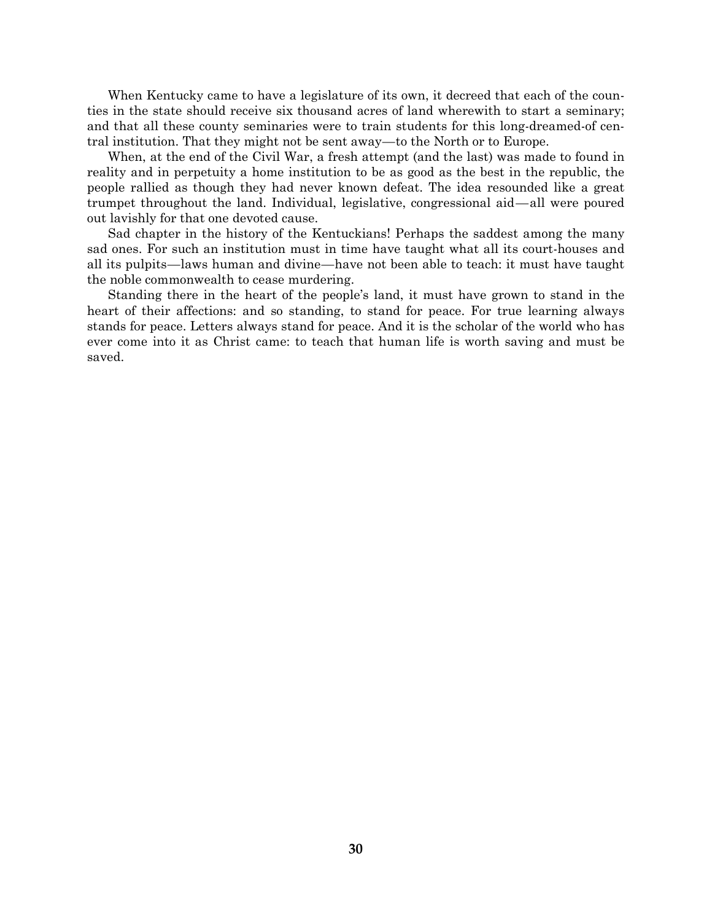When Kentucky came to have a legislature of its own, it decreed that each of the counties in the state should receive six thousand acres of land wherewith to start a seminary; and that all these county seminaries were to train students for this long-dreamed-of central institution. That they might not be sent away—to the North or to Europe.

When, at the end of the Civil War, a fresh attempt (and the last) was made to found in reality and in perpetuity a home institution to be as good as the best in the republic, the people rallied as though they had never known defeat. The idea resounded like a great trumpet throughout the land. Individual, legislative, congressional aid—all were poured out lavishly for that one devoted cause.

Sad chapter in the history of the Kentuckians! Perhaps the saddest among the many sad ones. For such an institution must in time have taught what all its court-houses and all its pulpits—laws human and divine—have not been able to teach: it must have taught the noble commonwealth to cease murdering.

Standing there in the heart of the people's land, it must have grown to stand in the heart of their affections: and so standing, to stand for peace. For true learning always stands for peace. Letters always stand for peace. And it is the scholar of the world who has ever come into it as Christ came: to teach that human life is worth saving and must be saved.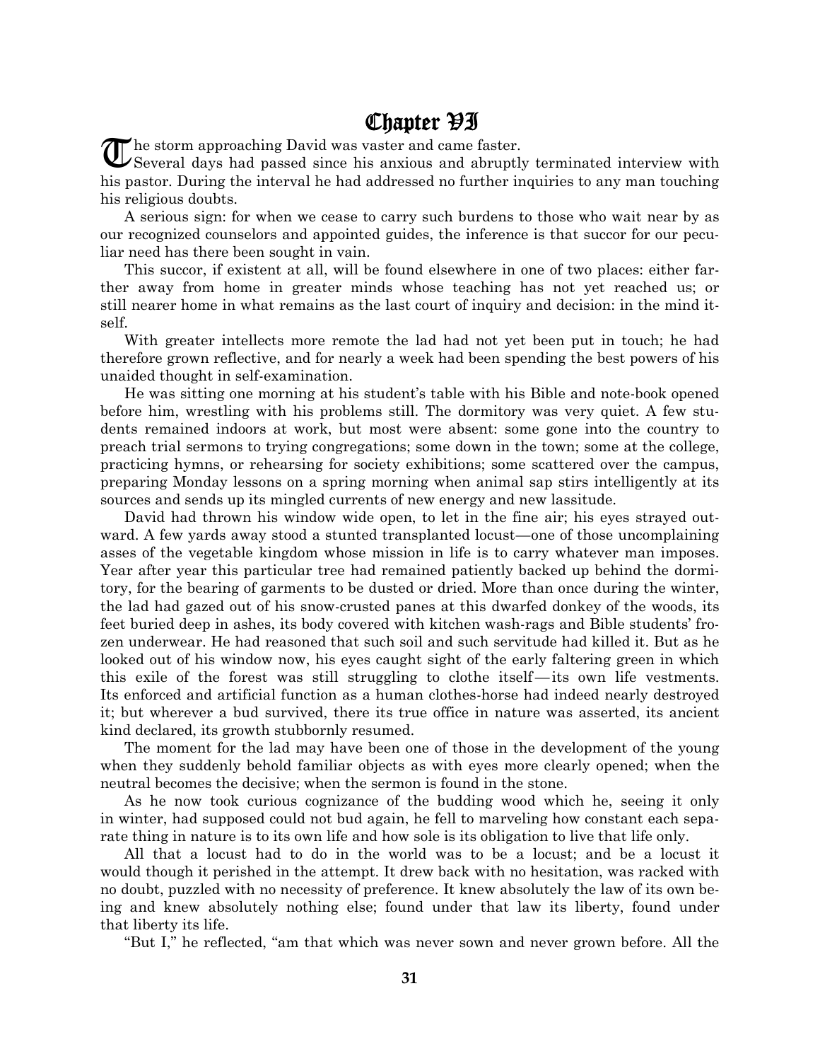# Chapter VI

The storm approaching David was vaster and came faster.

Several days had passed since his anxious and abruptly terminated interview with his pastor. During the interval he had addressed no further inquiries to any man touching his religious doubts.

A serious sign: for when we cease to carry such burdens to those who wait near by as our recognized counselors and appointed guides, the inference is that succor for our peculiar need has there been sought in vain.

This succor, if existent at all, will be found elsewhere in one of two places: either farther away from home in greater minds whose teaching has not yet reached us; or still nearer home in what remains as the last court of inquiry and decision: in the mind itself.

With greater intellects more remote the lad had not yet been put in touch; he had therefore grown reflective, and for nearly a week had been spending the best powers of his unaided thought in self-examination.

He was sitting one morning at his student's table with his Bible and note-book opened before him, wrestling with his problems still. The dormitory was very quiet. A few students remained indoors at work, but most were absent: some gone into the country to preach trial sermons to trying congregations; some down in the town; some at the college, practicing hymns, or rehearsing for society exhibitions; some scattered over the campus, preparing Monday lessons on a spring morning when animal sap stirs intelligently at its sources and sends up its mingled currents of new energy and new lassitude.

David had thrown his window wide open, to let in the fine air; his eyes strayed outward. A few yards away stood a stunted transplanted locust—one of those uncomplaining asses of the vegetable kingdom whose mission in life is to carry whatever man imposes. Year after year this particular tree had remained patiently backed up behind the dormitory, for the bearing of garments to be dusted or dried. More than once during the winter, the lad had gazed out of his snow-crusted panes at this dwarfed donkey of the woods, its feet buried deep in ashes, its body covered with kitchen wash-rags and Bible students' frozen underwear. He had reasoned that such soil and such servitude had killed it. But as he looked out of his window now, his eyes caught sight of the early faltering green in which this exile of the forest was still struggling to clothe itself—its own life vestments. Its enforced and artificial function as a human clothes-horse had indeed nearly destroyed it; but wherever a bud survived, there its true office in nature was asserted, its ancient kind declared, its growth stubbornly resumed.

The moment for the lad may have been one of those in the development of the young when they suddenly behold familiar objects as with eyes more clearly opened; when the neutral becomes the decisive; when the sermon is found in the stone.

As he now took curious cognizance of the budding wood which he, seeing it only in winter, had supposed could not bud again, he fell to marveling how constant each separate thing in nature is to its own life and how sole is its obligation to live that life only.

All that a locust had to do in the world was to be a locust; and be a locust it would though it perished in the attempt. It drew back with no hesitation, was racked with no doubt, puzzled with no necessity of preference. It knew absolutely the law of its own being and knew absolutely nothing else; found under that law its liberty, found under that liberty its life.

"But I," he reflected, "am that which was never sown and never grown before. All the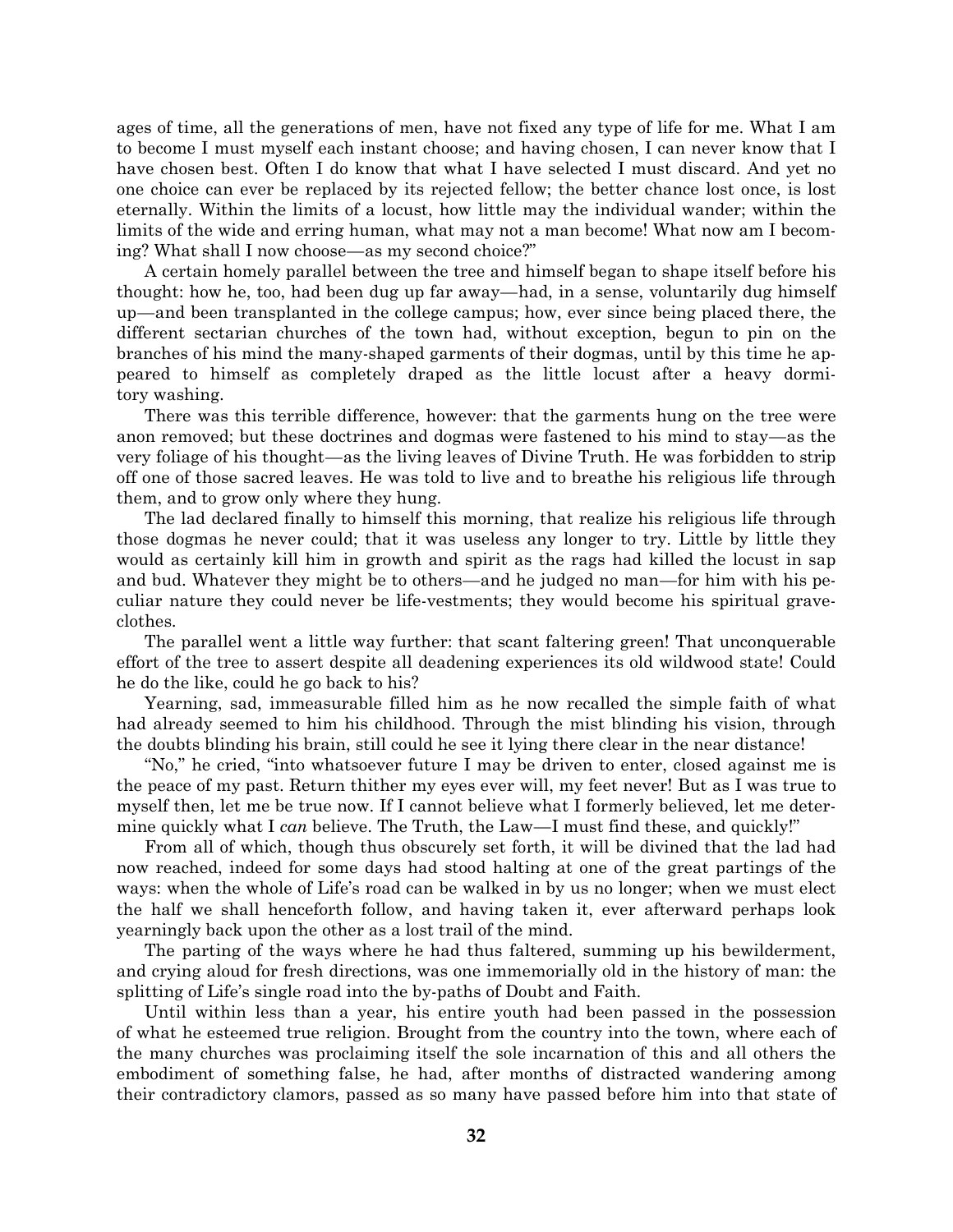ages of time, all the generations of men, have not fixed any type of life for me. What I am to become I must myself each instant choose; and having chosen, I can never know that I have chosen best. Often I do know that what I have selected I must discard. And yet no one choice can ever be replaced by its rejected fellow; the better chance lost once, is lost eternally. Within the limits of a locust, how little may the individual wander; within the limits of the wide and erring human, what may not a man become! What now am I becoming? What shall I now choose—as my second choice?"

A certain homely parallel between the tree and himself began to shape itself before his thought: how he, too, had been dug up far away—had, in a sense, voluntarily dug himself up—and been transplanted in the college campus; how, ever since being placed there, the different sectarian churches of the town had, without exception, begun to pin on the branches of his mind the many-shaped garments of their dogmas, until by this time he appeared to himself as completely draped as the little locust after a heavy dormitory washing.

There was this terrible difference, however: that the garments hung on the tree were anon removed; but these doctrines and dogmas were fastened to his mind to stay—as the very foliage of his thought—as the living leaves of Divine Truth. He was forbidden to strip off one of those sacred leaves. He was told to live and to breathe his religious life through them, and to grow only where they hung.

The lad declared finally to himself this morning, that realize his religious life through those dogmas he never could; that it was useless any longer to try. Little by little they would as certainly kill him in growth and spirit as the rags had killed the locust in sap and bud. Whatever they might be to others—and he judged no man—for him with his peculiar nature they could never be life-vestments; they would become his spiritual grave-clothes.

The parallel went a little way further: that scant faltering green! That unconquerable effort of the tree to assert despite all deadening experiences its old wildwood state! Could he do the like, could he go back to his?

Yearning, sad, immeasurable filled him as he now recalled the simple faith of what had already seemed to him his childhood. Through the mist blinding his vision, through the doubts blinding his brain, still could he see it lying there clear in the near distance!

"No," he cried, "into whatsoever future I may be driven to enter, closed against me is the peace of my past. Return thither my eyes ever will, my feet never! But as I was true to myself then, let me be true now. If I cannot believe what I formerly believed, let me determine quickly what I *can* believe. The Truth, the Law—I must find these, and quickly!"

From all of which, though thus obscurely set forth, it will be divined that the lad had now reached, indeed for some days had stood halting at one of the great partings of the ways: when the whole of Life's road can be walked in by us no longer; when we must elect the half we shall henceforth follow, and having taken it, ever afterward perhaps look yearningly back upon the other as a lost trail of the mind.

The parting of the ways where he had thus faltered, summing up his bewilderment, and crying aloud for fresh directions, was one immemorially old in the history of man: the splitting of Life's single road into the by-paths of Doubt and Faith.

Until within less than a year, his entire youth had been passed in the possession of what he esteemed true religion. Brought from the country into the town, where each of the many churches was proclaiming itself the sole incarnation of this and all others the embodiment of something false, he had, after months of distracted wandering among their contradictory clamors, passed as so many have passed before him into that state of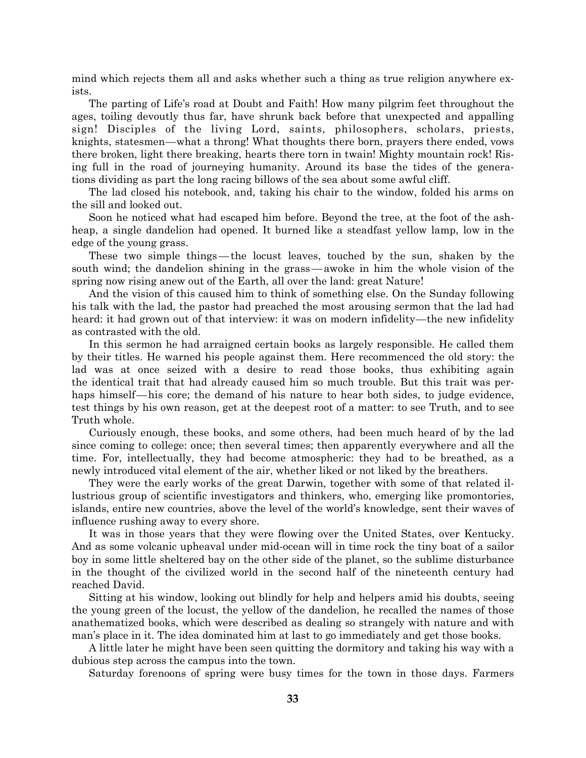mind which rejects them all and asks whether such a thing as true religion anywhere exists.

The parting of Life's road at Doubt and Faith! How many pilgrim feet throughout the ages, toiling devoutly thus far, have shrunk back before that unexpected and appalling sign! Disciples of the living Lord, saints, philosophers, scholars, priests, knights, statesmen—what a throng! What thoughts there born, prayers there ended, vows there broken, light there breaking, hearts there torn in twain! Mighty mountain rock! Rising full in the road of journeying humanity. Around its base the tides of the generations dividing as part the long racing billows of the sea about some awful cliff.

The lad closed his notebook, and, taking his chair to the window, folded his arms on the sill and looked out.

Soon he noticed what had escaped him before. Beyond the tree, at the foot of the ash-heap, a single dandelion had opened. It burned like a steadfast yellow lamp, low in the edge of the young grass.

These two simple things — the locust leaves, touched by the sun, shaken by the south wind; the dandelion shining in the grass — awoke in him the whole vision of the spring now rising anew out of the Earth, all over the land: great Nature!

And the vision of this caused him to think of something else. On the Sunday following his talk with the lad, the pastor had preached the most arousing sermon that the lad had heard: it had grown out of that interview: it was on modern infidelity—the new infidelity as contrasted with the old.

In this sermon he had arraigned certain books as largely responsible. He called them by their titles. He warned his people against them. Here recommenced the old story: the lad was at once seized with a desire to read those books, thus exhibiting again the identical trait that had already caused him so much trouble. But this trait was perhaps himself — his core; the demand of his nature to hear both sides, to judge evidence, test things by his own reason, get at the deepest root of a matter: to see Truth, and to see Truth whole.

Curiously enough, these books, and some others, had been much heard of by the lad since coming to college: once; then several times; then apparently everywhere and all the time. For, intellectually, they had become atmospheric: they had to be breathed, as a newly introduced vital element of the air, whether liked or not liked by the breathers.

They were the early works of the great Darwin, together with some of that related illustrious group of scientific investigators and thinkers, who, emerging like promontories, islands, entire new countries, above the level of the world's knowledge, sent their waves of influence rushing away to every shore.

It was in those years that they were flowing over the United States, over Kentucky. And as some volcanic upheaval under mid-ocean will in time rock the tiny boat of a sailor boy in some little sheltered bay on the other side of the planet, so the sublime disturbance in the thought of the civilized world in the second half of the nineteenth century had reached David.

Sitting at his window, looking out blindly for help and helpers amid his doubts, seeing the young green of the locust, the yellow of the dandelion, he recalled the names of those anathematized books, which were described as dealing so strangely with nature and with man's place in it. The idea dominated him at last to go immediately and get those books.

A little later he might have been seen quitting the dormitory and taking his way with a dubious step across the campus into the town.

Saturday forenoons of spring were busy times for the town in those days. Farmers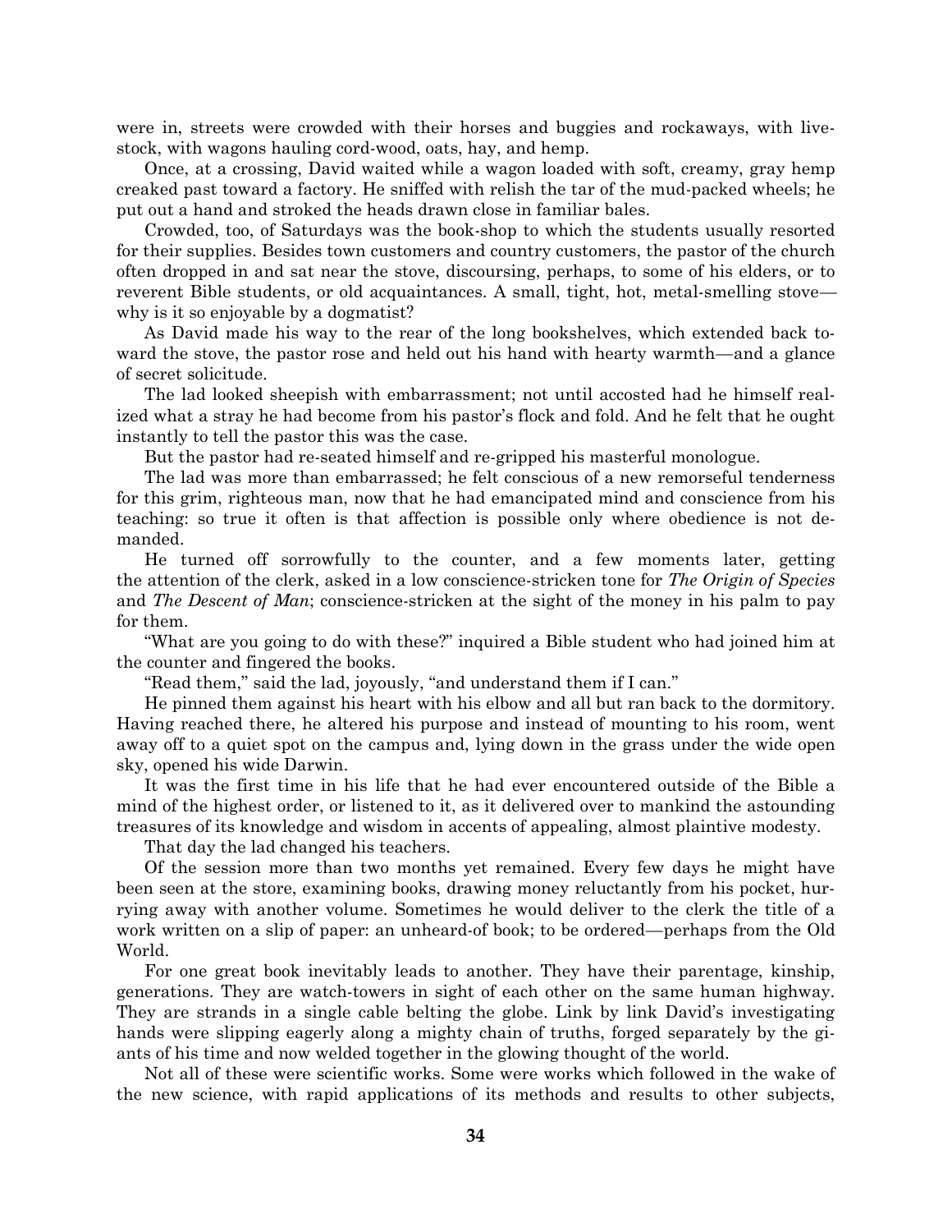were in, streets were crowded with their horses and buggies and rockaways, with live-stock, with wagons hauling cord-wood, oats, hay, and hemp.

Once, at a crossing, David waited while a wagon loaded with soft, creamy, gray hemp creaked past toward a factory. He sniffed with relish the tar of the mud-packed wheels; he put out a hand and stroked the heads drawn close in familiar bales.

Crowded, too, of Saturdays was the book-shop to which the students usually resorted for their supplies. Besides town customers and country customers, the pastor of the church often dropped in and sat near the stove, discoursing, perhaps, to some of his elders, or to reverent Bible students, or old acquaintances. A small, tight, hot, metal-smelling stove—why is it so enjoyable by a dogmatist?

As David made his way to the rear of the long bookshelves, which extended back toward the stove, the pastor rose and held out his hand with hearty warmth—and a glance of secret solicitude.

The lad looked sheepish with embarrassment; not until accosted had he himself realized what a stray he had become from his pastor's flock and fold. And he felt that he ought instantly to tell the pastor this was the case.

But the pastor had re-seated himself and re-gripped his masterful monologue.

The lad was more than embarrassed; he felt conscious of a new remorseful tenderness for this grim, righteous man, now that he had emancipated mind and conscience from his teaching: so true it often is that affection is possible only where obedience is not demanded.

He turned off sorrowfully to the counter, and a few moments later, getting the attention of the clerk, asked in a low conscience-stricken tone for *The Origin of Species* and *The Descent of Man*; conscience-stricken at the sight of the money in his palm to pay for them.

"What are you going to do with these?" inquired a Bible student who had joined him at the counter and fingered the books.

"Read them," said the lad, joyously, "and understand them if I can."

He pinned them against his heart with his elbow and all but ran back to the dormitory. Having reached there, he altered his purpose and instead of mounting to his room, went away off to a quiet spot on the campus and, lying down in the grass under the wide open sky, opened his wide Darwin.

It was the first time in his life that he had ever encountered outside of the Bible a mind of the highest order, or listened to it, as it delivered over to mankind the astounding treasures of its knowledge and wisdom in accents of appealing, almost plaintive modesty.

That day the lad changed his teachers.

Of the session more than two months yet remained. Every few days he might have been seen at the store, examining books, drawing money reluctantly from his pocket, hurrying away with another volume. Sometimes he would deliver to the clerk the title of a work written on a slip of paper: an unheard-of book; to be ordered—perhaps from the Old World.

For one great book inevitably leads to another. They have their parentage, kinship, generations. They are watch-towers in sight of each other on the same human highway. They are strands in a single cable belting the globe. Link by link David's investigating hands were slipping eagerly along a mighty chain of truths, forged separately by the giants of his time and now welded together in the glowing thought of the world.

Not all of these were scientific works. Some were works which followed in the wake of the new science, with rapid applications of its methods and results to other subjects,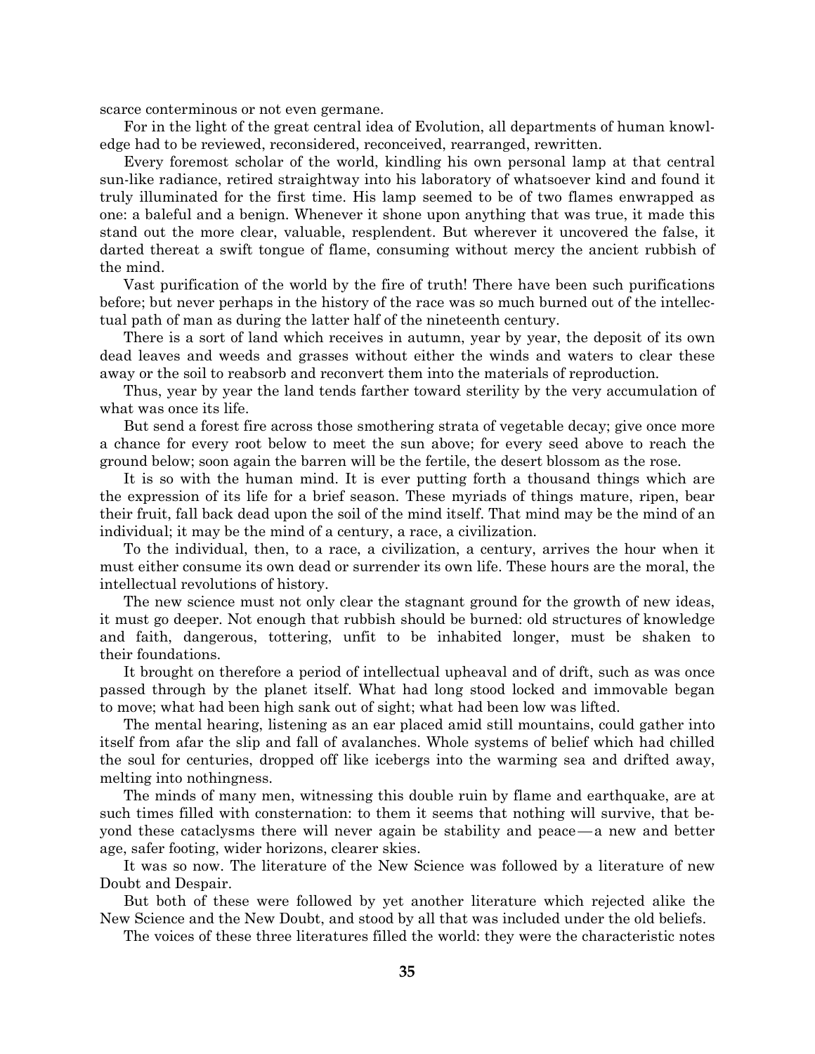scarce conterminous or not even germane.

For in the light of the great central idea of Evolution, all departments of human knowledge had to be reviewed, reconsidered, reconceived, rearranged, rewritten.

Every foremost scholar of the world, kindling his own personal lamp at that central sun-like radiance, retired straightway into his laboratory of whatsoever kind and found it truly illuminated for the first time. His lamp seemed to be of two flames enwrapped as one: a baleful and a benign. Whenever it shone upon anything that was true, it made this stand out the more clear, valuable, resplendent. But wherever it uncovered the false, it darted thereat a swift tongue of flame, consuming without mercy the ancient rubbish of the mind.

Vast purification of the world by the fire of truth! There have been such purifications before; but never perhaps in the history of the race was so much burned out of the intellectual path of man as during the latter half of the nineteenth century.

There is a sort of land which receives in autumn, year by year, the deposit of its own dead leaves and weeds and grasses without either the winds and waters to clear these away or the soil to reabsorb and reconvert them into the materials of reproduction.

Thus, year by year the land tends farther toward sterility by the very accumulation of what was once its life.

But send a forest fire across those smothering strata of vegetable decay; give once more a chance for every root below to meet the sun above; for every seed above to reach the ground below; soon again the barren will be the fertile, the desert blossom as the rose.

It is so with the human mind. It is ever putting forth a thousand things which are the expression of its life for a brief season. These myriads of things mature, ripen, bear their fruit, fall back dead upon the soil of the mind itself. That mind may be the mind of an individual; it may be the mind of a century, a race, a civilization.

To the individual, then, to a race, a civilization, a century, arrives the hour when it must either consume its own dead or surrender its own life. These hours are the moral, the intellectual revolutions of history.

The new science must not only clear the stagnant ground for the growth of new ideas, it must go deeper. Not enough that rubbish should be burned: old structures of knowledge and faith, dangerous, tottering, unfit to be inhabited longer, must be shaken to their foundations.

It brought on therefore a period of intellectual upheaval and of drift, such as was once passed through by the planet itself. What had long stood locked and immovable began to move; what had been high sank out of sight; what had been low was lifted.

The mental hearing, listening as an ear placed amid still mountains, could gather into itself from afar the slip and fall of avalanches. Whole systems of belief which had chilled the soul for centuries, dropped off like icebergs into the warming sea and drifted away, melting into nothingness.

The minds of many men, witnessing this double ruin by flame and earthquake, are at such times filled with consternation: to them it seems that nothing will survive, that beyond these cataclysms there will never again be stability and peace — a new and better age, safer footing, wider horizons, clearer skies.

It was so now. The literature of the New Science was followed by a literature of new Doubt and Despair.

But both of these were followed by yet another literature which rejected alike the New Science and the New Doubt, and stood by all that was included under the old beliefs.

The voices of these three literatures filled the world: they were the characteristic notes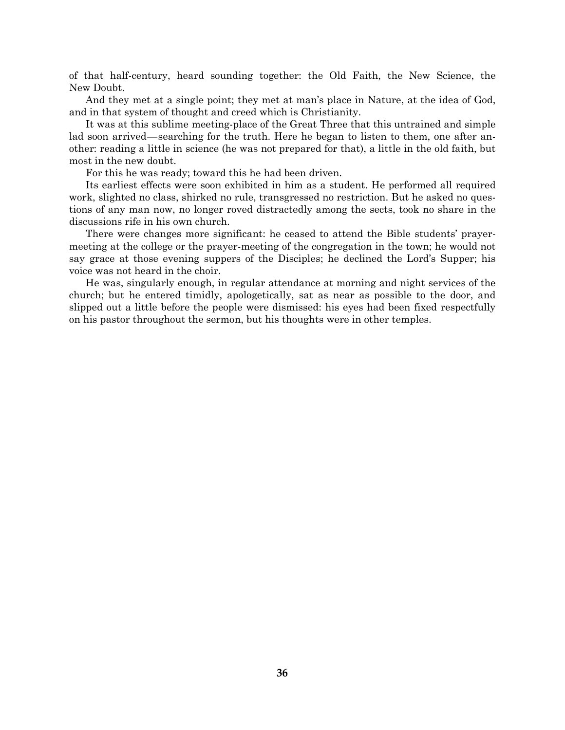of that half-century, heard sounding together: the Old Faith, the New Science, the New Doubt.

And they met at a single point; they met at man's place in Nature, at the idea of God, and in that system of thought and creed which is Christianity.

It was at this sublime meeting-place of the Great Three that this untrained and simple lad soon arrived—searching for the truth. Here he began to listen to them, one after another: reading a little in science (he was not prepared for that), a little in the old faith, but most in the new doubt.

For this he was ready; toward this he had been driven.

Its earliest effects were soon exhibited in him as a student. He performed all required work, slighted no class, shirked no rule, transgressed no restriction. But he asked no questions of any man now, no longer roved distractedly among the sects, took no share in the discussions rife in his own church.

There were changes more significant: he ceased to attend the Bible students' prayer-meeting at the college or the prayer-meeting of the congregation in the town; he would not say grace at those evening suppers of the Disciples; he declined the Lord's Supper; his voice was not heard in the choir.

He was, singularly enough, in regular attendance at morning and night services of the church; but he entered timidly, apologetically, sat as near as possible to the door, and slipped out a little before the people were dismissed: his eyes had been fixed respectfully on his pastor throughout the sermon, but his thoughts were in other temples.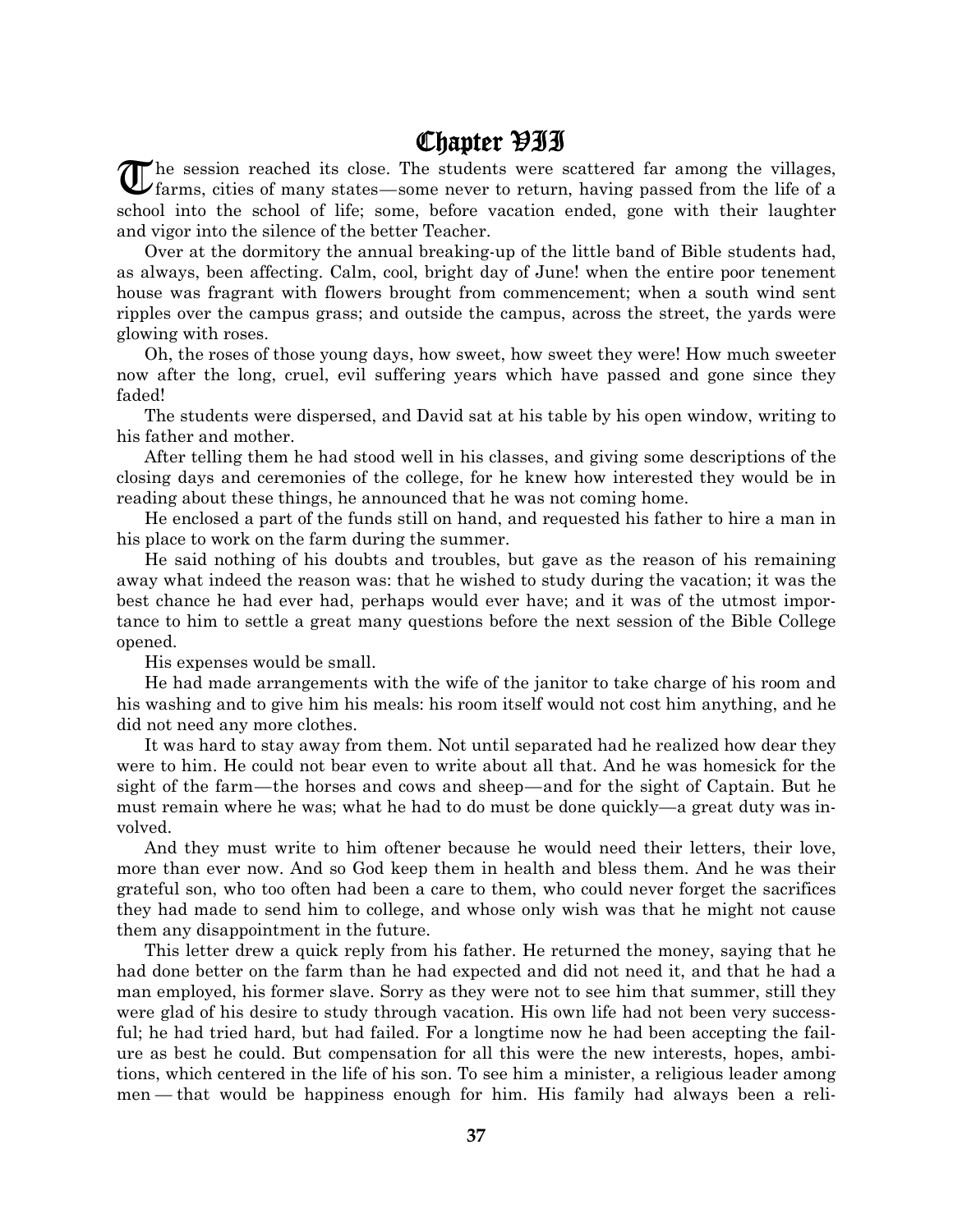# Chapter VII

The session reached its close. The students were scattered far among the villages, farms, cities of many states—some never to return, having passed from the life of a school into the school of life; some, before vacation ended, gone with their laughter and vigor into the silence of the better Teacher.

Over at the dormitory the annual breaking-up of the little band of Bible students had, as always, been affecting. Calm, cool, bright day of June! when the entire poor tenement house was fragrant with flowers brought from commencement; when a south wind sent ripples over the campus grass; and outside the campus, across the street, the yards were glowing with roses.

Oh, the roses of those young days, how sweet, how sweet they were! How much sweeter now after the long, cruel, evil suffering years which have passed and gone since they faded!

The students were dispersed, and David sat at his table by his open window, writing to his father and mother.

After telling them he had stood well in his classes, and giving some descriptions of the closing days and ceremonies of the college, for he knew how interested they would be in reading about these things, he announced that he was not coming home.

He enclosed a part of the funds still on hand, and requested his father to hire a man in his place to work on the farm during the summer.

He said nothing of his doubts and troubles, but gave as the reason of his remaining away what indeed the reason was: that he wished to study during the vacation; it was the best chance he had ever had, perhaps would ever have; and it was of the utmost importance to him to settle a great many questions before the next session of the Bible College opened.

His expenses would be small.

He had made arrangements with the wife of the janitor to take charge of his room and his washing and to give him his meals: his room itself would not cost him anything, and he did not need any more clothes.

It was hard to stay away from them. Not until separated had he realized how dear they were to him. He could not bear even to write about all that. And he was homesick for the sight of the farm—the horses and cows and sheep—and for the sight of Captain. But he must remain where he was; what he had to do must be done quickly—a great duty was involved.

And they must write to him oftener because he would need their letters, their love, more than ever now. And so God keep them in health and bless them. And he was their grateful son, who too often had been a care to them, who could never forget the sacrifices they had made to send him to college, and whose only wish was that he might not cause them any disappointment in the future.

This letter drew a quick reply from his father. He returned the money, saying that he had done better on the farm than he had expected and did not need it, and that he had a man employed, his former slave. Sorry as they were not to see him that summer, still they were glad of his desire to study through vacation. His own life had not been very successful; he had tried hard, but had failed. For a longtime now he had been accepting the failure as best he could. But compensation for all this were the new interests, hopes, ambitions, which centered in the life of his son. To see him a minister, a religious leader among men — that would be happiness enough for him. His family had always been a reli-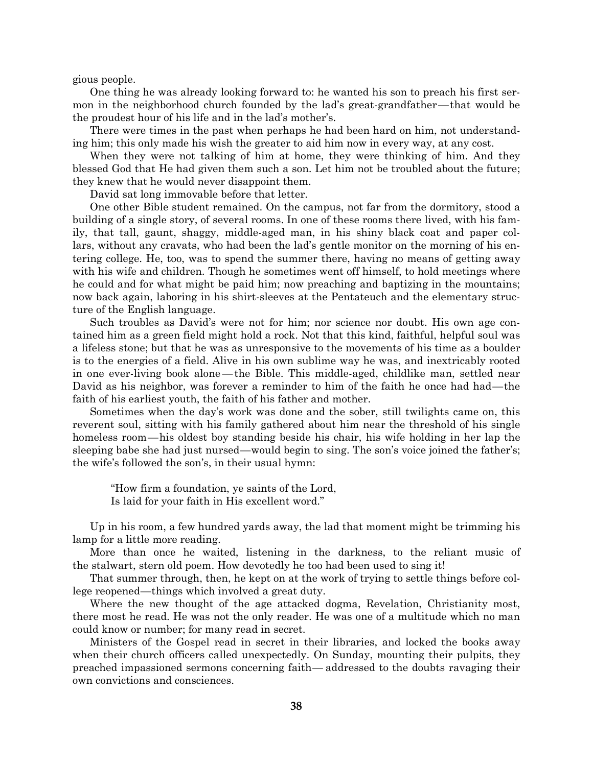gious people.

One thing he was already looking forward to: he wanted his son to preach his first sermon in the neighborhood church founded by the lad's great-grandfather—that would be the proudest hour of his life and in the lad's mother's.

There were times in the past when perhaps he had been hard on him, not understanding him; this only made his wish the greater to aid him now in every way, at any cost.

When they were not talking of him at home, they were thinking of him. And they blessed God that He had given them such a son. Let him not be troubled about the future; they knew that he would never disappoint them.

David sat long immovable before that letter.

One other Bible student remained. On the campus, not far from the dormitory, stood a building of a single story, of several rooms. In one of these rooms there lived, with his family, that tall, gaunt, shaggy, middle-aged man, in his shiny black coat and paper collars, without any cravats, who had been the lad's gentle monitor on the morning of his entering college. He, too, was to spend the summer there, having no means of getting away with his wife and children. Though he sometimes went off himself, to hold meetings where he could and for what might be paid him; now preaching and baptizing in the mountains; now back again, laboring in his shirt-sleeves at the Pentateuch and the elementary structure of the English language.

Such troubles as David's were not for him; nor science nor doubt. His own age contained him as a green field might hold a rock. Not that this kind, faithful, helpful soul was a lifeless stone; but that he was as unresponsive to the movements of his time as a boulder is to the energies of a field. Alive in his own sublime way he was, and inextricably rooted in one ever-living book alone—the Bible. This middle-aged, childlike man, settled near David as his neighbor, was forever a reminder to him of the faith he once had had—the faith of his earliest youth, the faith of his father and mother.

Sometimes when the day's work was done and the sober, still twilights came on, this reverent soul, sitting with his family gathered about him near the threshold of his single homeless room—his oldest boy standing beside his chair, his wife holding in her lap the sleeping babe she had just nursed—would begin to sing. The son's voice joined the father's; the wife's followed the son's, in their usual hymn:

> "How firm a foundation, ye saints of the Lord,
> Is laid for your faith in His excellent word."

Up in his room, a few hundred yards away, the lad that moment might be trimming his lamp for a little more reading.

More than once he waited, listening in the darkness, to the reliant music of the stalwart, stern old poem. How devotedly he too had been used to sing it!

That summer through, then, he kept on at the work of trying to settle things before college reopened—things which involved a great duty.

Where the new thought of the age attacked dogma, Revelation, Christianity most, there most he read. He was not the only reader. He was one of a multitude which no man could know or number; for many read in secret.

Ministers of the Gospel read in secret in their libraries, and locked the books away when their church officers called unexpectedly. On Sunday, mounting their pulpits, they preached impassioned sermons concerning faith—addressed to the doubts ravaging their own convictions and consciences.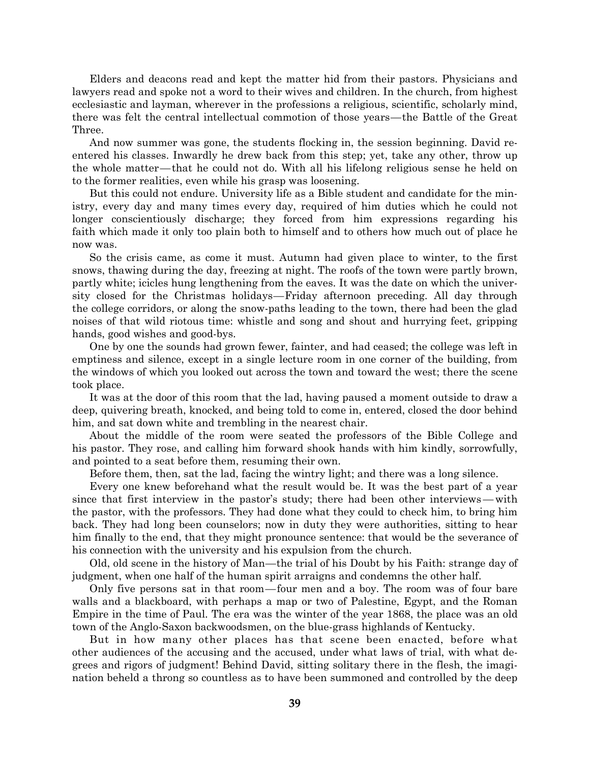Elders and deacons read and kept the matter hid from their pastors. Physicians and lawyers read and spoke not a word to their wives and children. In the church, from highest ecclesiastic and layman, wherever in the professions a religious, scientific, scholarly mind, there was felt the central intellectual commotion of those years—the Battle of the Great Three.

And now summer was gone, the students flocking in, the session beginning. David re-entered his classes. Inwardly he drew back from this step; yet, take any other, throw up the whole matter—that he could not do. With all his lifelong religious sense he held on to the former realities, even while his grasp was loosening.

But this could not endure. University life as a Bible student and candidate for the ministry, every day and many times every day, required of him duties which he could not longer conscientiously discharge; they forced from him expressions regarding his faith which made it only too plain both to himself and to others how much out of place he now was.

So the crisis came, as come it must. Autumn had given place to winter, to the first snows, thawing during the day, freezing at night. The roofs of the town were partly brown, partly white; icicles hung lengthening from the eaves. It was the date on which the university closed for the Christmas holidays—Friday afternoon preceding. All day through the college corridors, or along the snow-paths leading to the town, there had been the glad noises of that wild riotous time: whistle and song and shout and hurrying feet, gripping hands, good wishes and good-bys.

One by one the sounds had grown fewer, fainter, and had ceased; the college was left in emptiness and silence, except in a single lecture room in one corner of the building, from the windows of which you looked out across the town and toward the west; there the scene took place.

It was at the door of this room that the lad, having paused a moment outside to draw a deep, quivering breath, knocked, and being told to come in, entered, closed the door behind him, and sat down white and trembling in the nearest chair.

About the middle of the room were seated the professors of the Bible College and his pastor. They rose, and calling him forward shook hands with him kindly, sorrowfully, and pointed to a seat before them, resuming their own.

Before them, then, sat the lad, facing the wintry light; and there was a long silence.

Every one knew beforehand what the result would be. It was the best part of a year since that first interview in the pastor's study; there had been other interviews—with the pastor, with the professors. They had done what they could to check him, to bring him back. They had long been counselors; now in duty they were authorities, sitting to hear him finally to the end, that they might pronounce sentence: that would be the severance of his connection with the university and his expulsion from the church.

Old, old scene in the history of Man—the trial of his Doubt by his Faith: strange day of judgment, when one half of the human spirit arraigns and condemns the other half.

Only five persons sat in that room—four men and a boy. The room was of four bare walls and a blackboard, with perhaps a map or two of Palestine, Egypt, and the Roman Empire in the time of Paul. The era was the winter of the year 1868, the place was an old town of the Anglo-Saxon backwoodsmen, on the blue-grass highlands of Kentucky.

But in how many other places has that scene been enacted, before what other audiences of the accusing and the accused, under what laws of trial, with what degrees and rigors of judgment! Behind David, sitting solitary there in the flesh, the imagination beheld a throng so countless as to have been summoned and controlled by the deep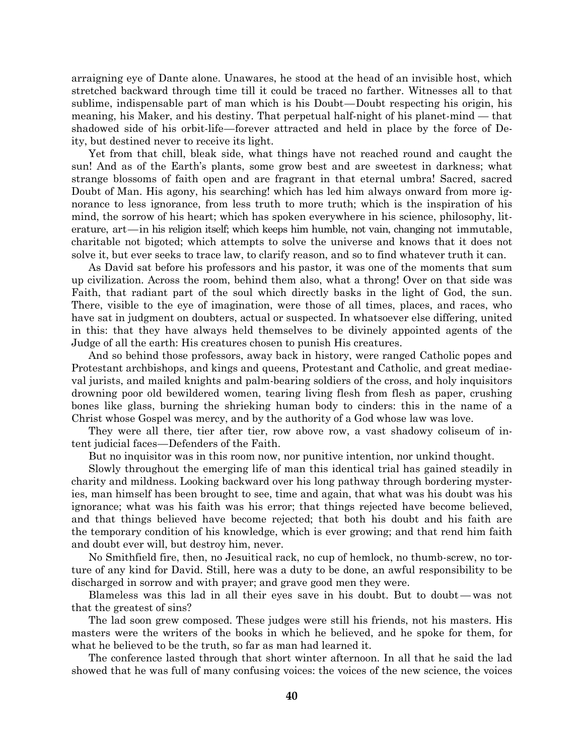arraigning eye of Dante alone. Unawares, he stood at the head of an invisible host, which stretched backward through time till it could be traced no farther. Witnesses all to that sublime, indispensable part of man which is his Doubt—Doubt respecting his origin, his meaning, his Maker, and his destiny. That perpetual half-night of his planet-mind — that shadowed side of his orbit-life—forever attracted and held in place by the force of Deity, but destined never to receive its light.

Yet from that chill, bleak side, what things have not reached round and caught the sun! And as of the Earth's plants, some grow best and are sweetest in darkness; what strange blossoms of faith open and are fragrant in that eternal umbra! Sacred, sacred Doubt of Man. His agony, his searching! which has led him always onward from more ignorance to less ignorance, from less truth to more truth; which is the inspiration of his mind, the sorrow of his heart; which has spoken everywhere in his science, philosophy, literature, art—in his religion itself; which keeps him humble, not vain, changing not immutable, charitable not bigoted; which attempts to solve the universe and knows that it does not solve it, but ever seeks to trace law, to clarify reason, and so to find whatever truth it can.

As David sat before his professors and his pastor, it was one of the moments that sum up civilization. Across the room, behind them also, what a throng! Over on that side was Faith, that radiant part of the soul which directly basks in the light of God, the sun. There, visible to the eye of imagination, were those of all times, places, and races, who have sat in judgment on doubters, actual or suspected. In whatsoever else differing, united in this: that they have always held themselves to be divinely appointed agents of the Judge of all the earth: His creatures chosen to punish His creatures.

And so behind those professors, away back in history, were ranged Catholic popes and Protestant archbishops, and kings and queens, Protestant and Catholic, and great mediaeval jurists, and mailed knights and palm-bearing soldiers of the cross, and holy inquisitors drowning poor old bewildered women, tearing living flesh from flesh as paper, crushing bones like glass, burning the shrieking human body to cinders: this in the name of a Christ whose Gospel was mercy, and by the authority of a God whose law was love.

They were all there, tier after tier, row above row, a vast shadowy coliseum of intent judicial faces—Defenders of the Faith.

But no inquisitor was in this room now, nor punitive intention, nor unkind thought.

Slowly throughout the emerging life of man this identical trial has gained steadily in charity and mildness. Looking backward over his long pathway through bordering mysteries, man himself has been brought to see, time and again, that what was his doubt was his ignorance; what was his faith was his error; that things rejected have become believed, and that things believed have become rejected; that both his doubt and his faith are the temporary condition of his knowledge, which is ever growing; and that rend him faith and doubt ever will, but destroy him, never.

No Smithfield fire, then, no Jesuitical rack, no cup of hemlock, no thumb-screw, no torture of any kind for David. Still, here was a duty to be done, an awful responsibility to be discharged in sorrow and with prayer; and grave good men they were.

Blameless was this lad in all their eyes save in his doubt. But to doubt—was not that the greatest of sins?

The lad soon grew composed. These judges were still his friends, not his masters. His masters were the writers of the books in which he believed, and he spoke for them, for what he believed to be the truth, so far as man had learned it.

The conference lasted through that short winter afternoon. In all that he said the lad showed that he was full of many confusing voices: the voices of the new science, the voices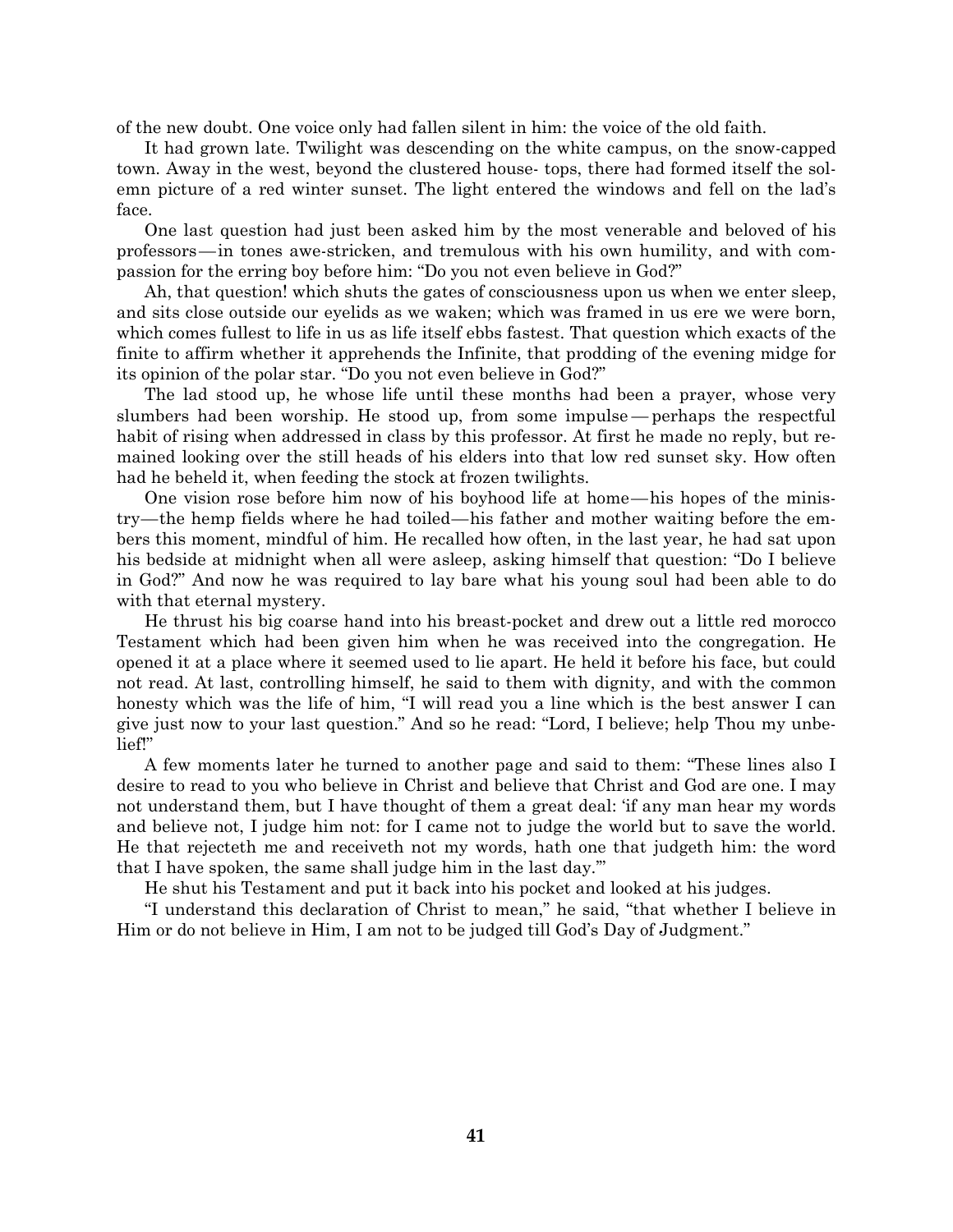of the new doubt. One voice only had fallen silent in him: the voice of the old faith.

It had grown late. Twilight was descending on the white campus, on the snow-capped town. Away in the west, beyond the clustered house-tops, there had formed itself the solemn picture of a red winter sunset. The light entered the windows and fell on the lad's face.

One last question had just been asked him by the most venerable and beloved of his professors—in tones awe-stricken, and tremulous with his own humility, and with compassion for the erring boy before him: "Do you not even believe in God?"

Ah, that question! which shuts the gates of consciousness upon us when we enter sleep, and sits close outside our eyelids as we waken; which was framed in us ere we were born, which comes fullest to life in us as life itself ebbs fastest. That question which exacts of the finite to affirm whether it apprehends the Infinite, that prodding of the evening midge for its opinion of the polar star. "Do you not even believe in God?"

The lad stood up, he whose life until these months had been a prayer, whose very slumbers had been worship. He stood up, from some impulse—perhaps the respectful habit of rising when addressed in class by this professor. At first he made no reply, but remained looking over the still heads of his elders into that low red sunset sky. How often had he beheld it, when feeding the stock at frozen twilights.

One vision rose before him now of his boyhood life at home—his hopes of the ministry—the hemp fields where he had toiled—his father and mother waiting before the embers this moment, mindful of him. He recalled how often, in the last year, he had sat upon his bedside at midnight when all were asleep, asking himself that question: "Do I believe in God?" And now he was required to lay bare what his young soul had been able to do with that eternal mystery.

He thrust his big coarse hand into his breast-pocket and drew out a little red morocco Testament which had been given him when he was received into the congregation. He opened it at a place where it seemed used to lie apart. He held it before his face, but could not read. At last, controlling himself, he said to them with dignity, and with the common honesty which was the life of him, "I will read you a line which is the best answer I can give just now to your last question." And so he read: "Lord, I believe; help Thou my unbelief!"

A few moments later he turned to another page and said to them: "These lines also I desire to read to you who believe in Christ and believe that Christ and God are one. I may not understand them, but I have thought of them a great deal: 'if any man hear my words and believe not, I judge him not: for I came not to judge the world but to save the world. He that rejecteth me and receiveth not my words, hath one that judgeth him: the word that I have spoken, the same shall judge him in the last day.'"

He shut his Testament and put it back into his pocket and looked at his judges.

"I understand this declaration of Christ to mean," he said, "that whether I believe in Him or do not believe in Him, I am not to be judged till God's Day of Judgment."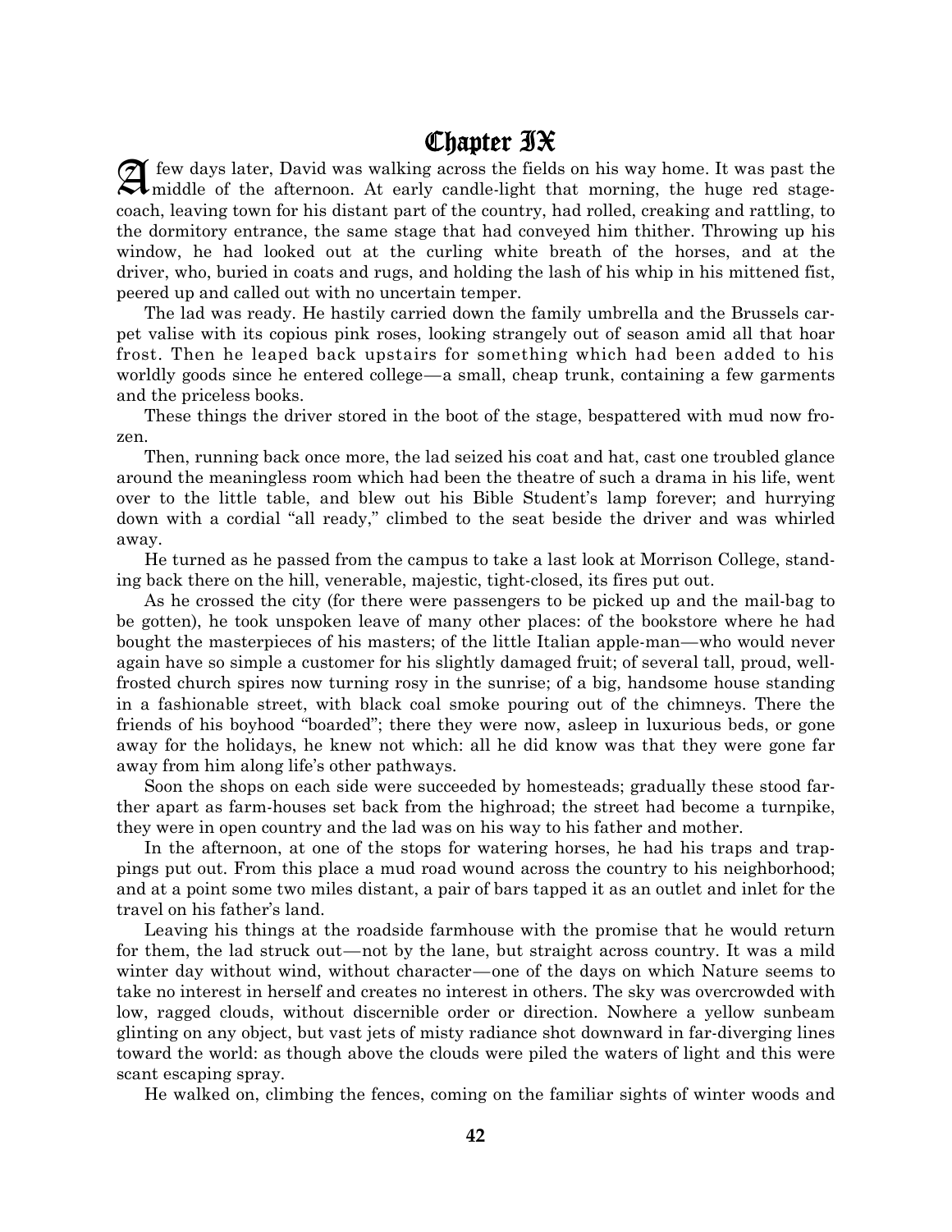# Chapter IX

A few days later, David was walking across the fields on his way home. It was past the middle of the afternoon. At early candle-light that morning, the huge red stage-coach, leaving town for his distant part of the country, had rolled, creaking and rattling, to the dormitory entrance, the same stage that had conveyed him thither. Throwing up his window, he had looked out at the curling white breath of the horses, and at the driver, who, buried in coats and rugs, and holding the lash of his whip in his mittened fist, peered up and called out with no uncertain temper.

The lad was ready. He hastily carried down the family umbrella and the Brussels carpet valise with its copious pink roses, looking strangely out of season amid all that hoar frost. Then he leaped back upstairs for something which had been added to his worldly goods since he entered college—a small, cheap trunk, containing a few garments and the priceless books.

These things the driver stored in the boot of the stage, bespattered with mud now frozen.

Then, running back once more, the lad seized his coat and hat, cast one troubled glance around the meaningless room which had been the theatre of such a drama in his life, went over to the little table, and blew out his Bible Student's lamp forever; and hurrying down with a cordial "all ready," climbed to the seat beside the driver and was whirled away.

He turned as he passed from the campus to take a last look at Morrison College, standing back there on the hill, venerable, majestic, tight-closed, its fires put out.

As he crossed the city (for there were passengers to be picked up and the mail-bag to be gotten), he took unspoken leave of many other places: of the bookstore where he had bought the masterpieces of his masters; of the little Italian apple-man—who would never again have so simple a customer for his slightly damaged fruit; of several tall, proud, well-frosted church spires now turning rosy in the sunrise; of a big, handsome house standing in a fashionable street, with black coal smoke pouring out of the chimneys. There the friends of his boyhood "boarded"; there they were now, asleep in luxurious beds, or gone away for the holidays, he knew not which: all he did know was that they were gone far away from him along life's other pathways.

Soon the shops on each side were succeeded by homesteads; gradually these stood farther apart as farm-houses set back from the highroad; the street had become a turnpike, they were in open country and the lad was on his way to his father and mother.

In the afternoon, at one of the stops for watering horses, he had his traps and trappings put out. From this place a mud road wound across the country to his neighborhood; and at a point some two miles distant, a pair of bars tapped it as an outlet and inlet for the travel on his father's land.

Leaving his things at the roadside farmhouse with the promise that he would return for them, the lad struck out—not by the lane, but straight across country. It was a mild winter day without wind, without character—one of the days on which Nature seems to take no interest in herself and creates no interest in others. The sky was overcrowded with low, ragged clouds, without discernible order or direction. Nowhere a yellow sunbeam glinting on any object, but vast jets of misty radiance shot downward in far-diverging lines toward the world: as though above the clouds were piled the waters of light and this were scant escaping spray.

He walked on, climbing the fences, coming on the familiar sights of winter woods and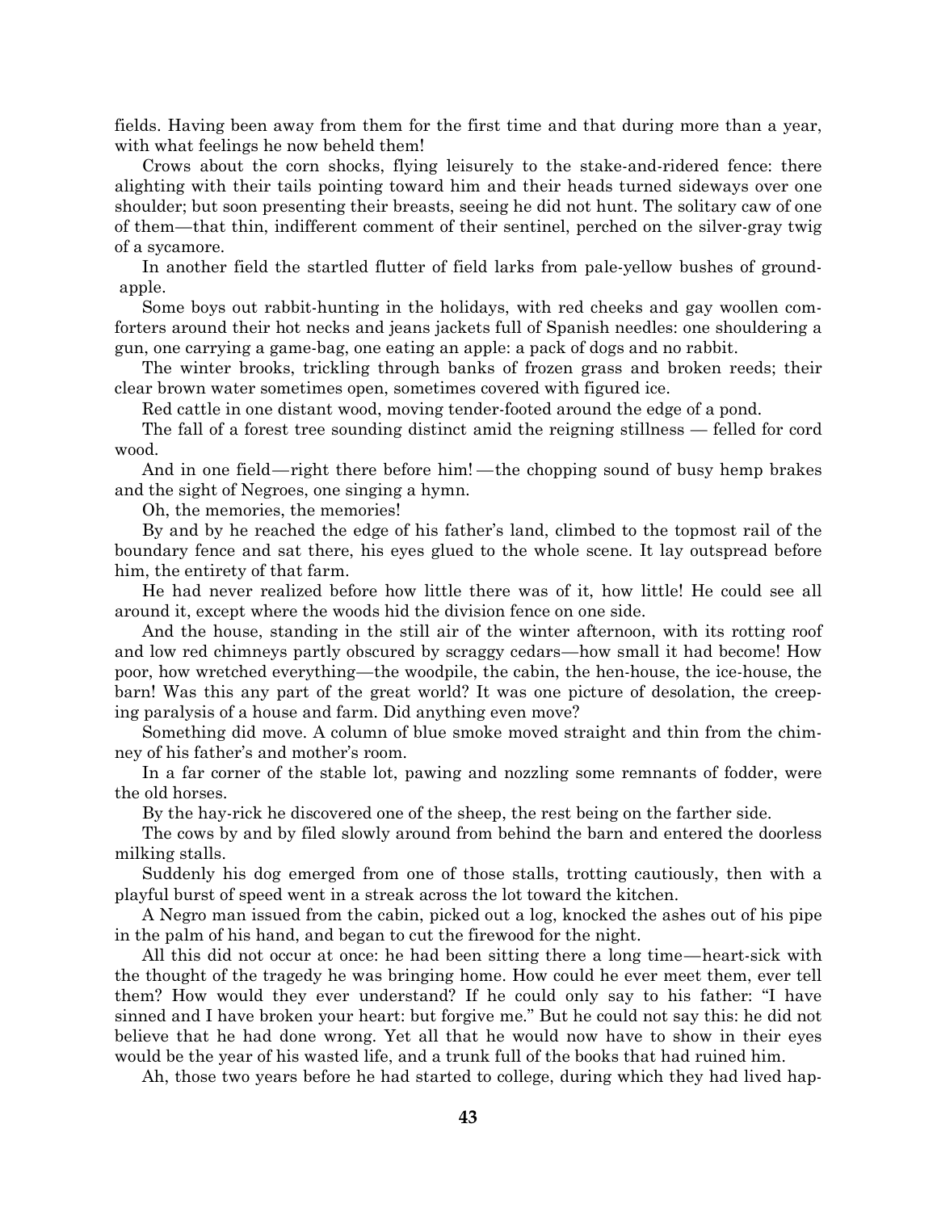fields. Having been away from them for the first time and that during more than a year, with what feelings he now beheld them!

Crows about the corn shocks, flying leisurely to the stake-and-ridered fence: there alighting with their tails pointing toward him and their heads turned sideways over one shoulder; but soon presenting their breasts, seeing he did not hunt. The solitary caw of one of them—that thin, indifferent comment of their sentinel, perched on the silver-gray twig of a sycamore.

In another field the startled flutter of field larks from pale-yellow bushes of ground-apple.

Some boys out rabbit-hunting in the holidays, with red cheeks and gay woollen comforters around their hot necks and jeans jackets full of Spanish needles: one shouldering a gun, one carrying a game-bag, one eating an apple: a pack of dogs and no rabbit.

The winter brooks, trickling through banks of frozen grass and broken reeds; their clear brown water sometimes open, sometimes covered with figured ice.

Red cattle in one distant wood, moving tender-footed around the edge of a pond.

The fall of a forest tree sounding distinct amid the reigning stillness — felled for cord wood.

And in one field—right there before him!—the chopping sound of busy hemp brakes and the sight of Negroes, one singing a hymn.

Oh, the memories, the memories!

By and by he reached the edge of his father's land, climbed to the topmost rail of the boundary fence and sat there, his eyes glued to the whole scene. It lay outspread before him, the entirety of that farm.

He had never realized before how little there was of it, how little! He could see all around it, except where the woods hid the division fence on one side.

And the house, standing in the still air of the winter afternoon, with its rotting roof and low red chimneys partly obscured by scraggy cedars—how small it had become! How poor, how wretched everything—the woodpile, the cabin, the hen-house, the ice-house, the barn! Was this any part of the great world? It was one picture of desolation, the creeping paralysis of a house and farm. Did anything even move?

Something did move. A column of blue smoke moved straight and thin from the chimney of his father's and mother's room.

In a far corner of the stable lot, pawing and nozzling some remnants of fodder, were the old horses.

By the hay-rick he discovered one of the sheep, the rest being on the farther side.

The cows by and by filed slowly around from behind the barn and entered the doorless milking stalls.

Suddenly his dog emerged from one of those stalls, trotting cautiously, then with a playful burst of speed went in a streak across the lot toward the kitchen.

A Negro man issued from the cabin, picked out a log, knocked the ashes out of his pipe in the palm of his hand, and began to cut the firewood for the night.

All this did not occur at once: he had been sitting there a long time—heart-sick with the thought of the tragedy he was bringing home. How could he ever meet them, ever tell them? How would they ever understand? If he could only say to his father: "I have sinned and I have broken your heart: but forgive me." But he could not say this: he did not believe that he had done wrong. Yet all that he would now have to show in their eyes would be the year of his wasted life, and a trunk full of the books that had ruined him.

Ah, those two years before he had started to college, during which they had lived hap-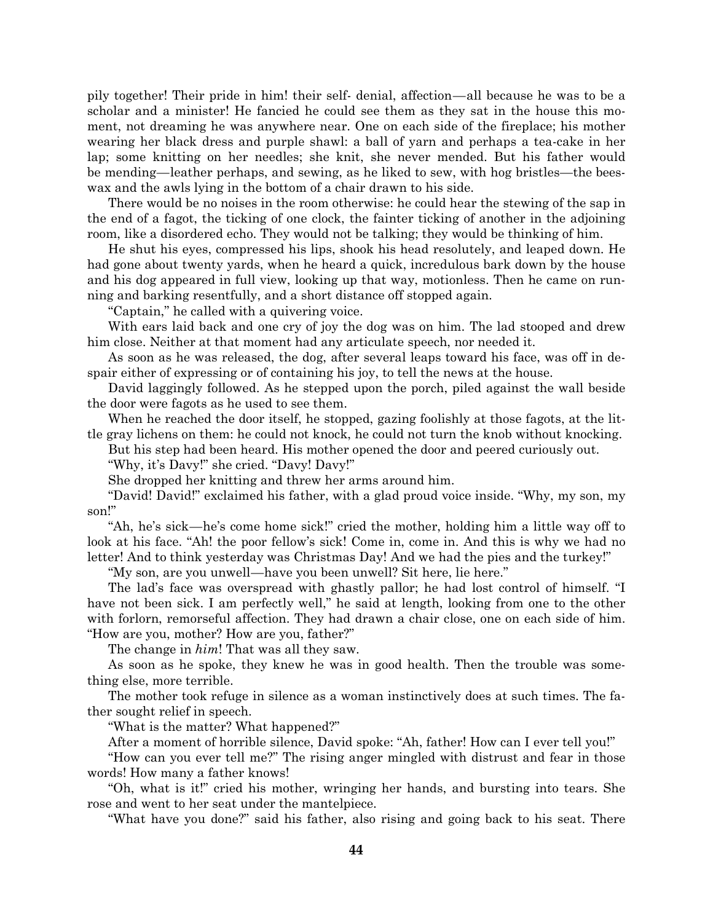pily together! Their pride in him! their self- denial, affection—all because he was to be a scholar and a minister! He fancied he could see them as they sat in the house this moment, not dreaming he was anywhere near. One on each side of the fireplace; his mother wearing her black dress and purple shawl: a ball of yarn and perhaps a tea-cake in her lap; some knitting on her needles; she knit, she never mended. But his father would be mending—leather perhaps, and sewing, as he liked to sew, with hog bristles—the beeswax and the awls lying in the bottom of a chair drawn to his side.

There would be no noises in the room otherwise: he could hear the stewing of the sap in the end of a fagot, the ticking of one clock, the fainter ticking of another in the adjoining room, like a disordered echo. They would not be talking; they would be thinking of him.

He shut his eyes, compressed his lips, shook his head resolutely, and leaped down. He had gone about twenty yards, when he heard a quick, incredulous bark down by the house and his dog appeared in full view, looking up that way, motionless. Then he came on running and barking resentfully, and a short distance off stopped again.

"Captain," he called with a quivering voice.

With ears laid back and one cry of joy the dog was on him. The lad stooped and drew him close. Neither at that moment had any articulate speech, nor needed it.

As soon as he was released, the dog, after several leaps toward his face, was off in despair either of expressing or of containing his joy, to tell the news at the house.

David laggingly followed. As he stepped upon the porch, piled against the wall beside the door were fagots as he used to see them.

When he reached the door itself, he stopped, gazing foolishly at those fagots, at the little gray lichens on them: he could not knock, he could not turn the knob without knocking.

But his step had been heard. His mother opened the door and peered curiously out.

"Why, it's Davy!" she cried. "Davy! Davy!"

She dropped her knitting and threw her arms around him.

"David! David!" exclaimed his father, with a glad proud voice inside. "Why, my son, my son!"

"Ah, he's sick—he's come home sick!" cried the mother, holding him a little way off to look at his face. "Ah! the poor fellow's sick! Come in, come in. And this is why we had no letter! And to think yesterday was Christmas Day! And we had the pies and the turkey!"

"My son, are you unwell—have you been unwell? Sit here, lie here."

The lad's face was overspread with ghastly pallor; he had lost control of himself. "I have not been sick. I am perfectly well," he said at length, looking from one to the other with forlorn, remorseful affection. They had drawn a chair close, one on each side of him. "How are you, mother? How are you, father?"

The change in *him*! That was all they saw.

As soon as he spoke, they knew he was in good health. Then the trouble was something else, more terrible.

The mother took refuge in silence as a woman instinctively does at such times. The father sought relief in speech.

"What is the matter? What happened?"

After a moment of horrible silence, David spoke: "Ah, father! How can I ever tell you!"

"How can you ever tell me?" The rising anger mingled with distrust and fear in those words! How many a father knows!

"Oh, what is it!" cried his mother, wringing her hands, and bursting into tears. She rose and went to her seat under the mantelpiece.

"What have you done?" said his father, also rising and going back to his seat. There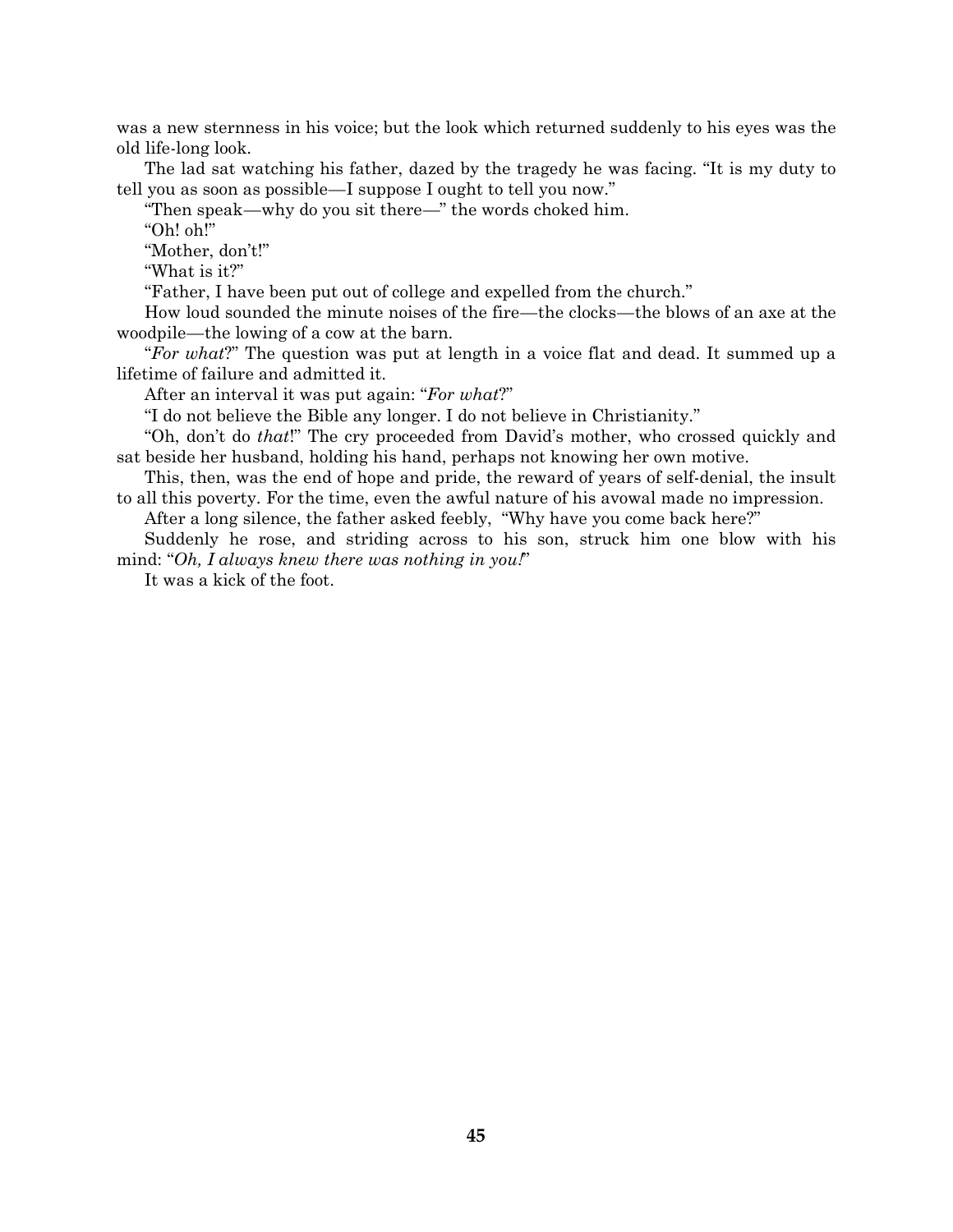was a new sternness in his voice; but the look which returned suddenly to his eyes was the old life-long look.

The lad sat watching his father, dazed by the tragedy he was facing. "It is my duty to tell you as soon as possible—I suppose I ought to tell you now."

"Then speak—why do you sit there—" the words choked him.

"Oh! oh!"

"Mother, don't!"

"What is it?"

"Father, I have been put out of college and expelled from the church."

How loud sounded the minute noises of the fire—the clocks—the blows of an axe at the woodpile—the lowing of a cow at the barn.

"*For what*?" The question was put at length in a voice flat and dead. It summed up a lifetime of failure and admitted it.

After an interval it was put again: "*For what*?"

"I do not believe the Bible any longer. I do not believe in Christianity."

"Oh, don't do *that*!" The cry proceeded from David's mother, who crossed quickly and sat beside her husband, holding his hand, perhaps not knowing her own motive.

This, then, was the end of hope and pride, the reward of years of self-denial, the insult to all this poverty. For the time, even the awful nature of his avowal made no impression.

After a long silence, the father asked feebly, "Why have you come back here?"

Suddenly he rose, and striding across to his son, struck him one blow with his mind: "*Oh, I always knew there was nothing in you!*"

It was a kick of the foot.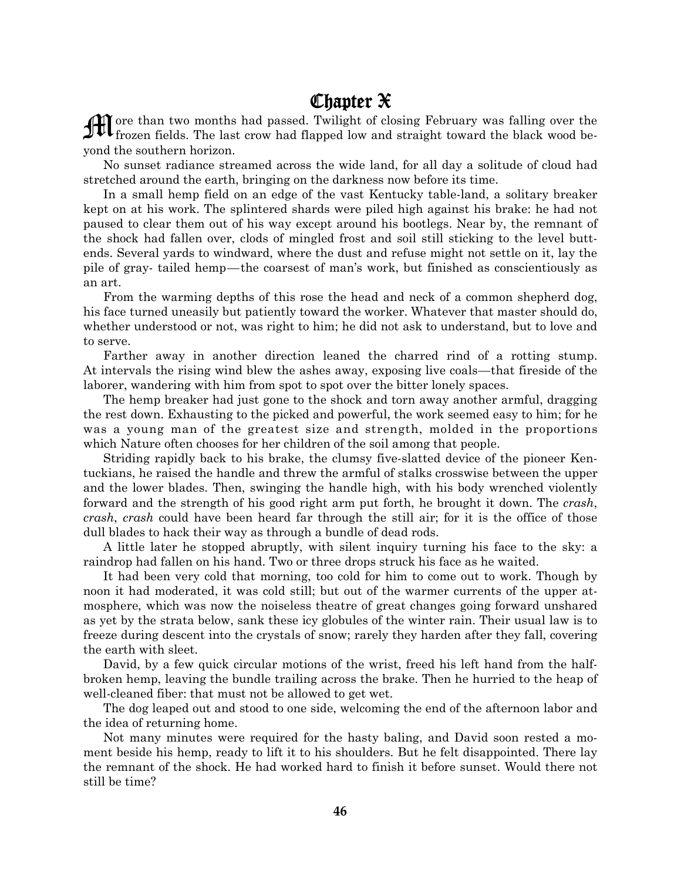# Chapter X

More than two months had passed. Twilight of closing February was falling over the frozen fields. The last crow had flapped low and straight toward the black wood beyond the southern horizon.

No sunset radiance streamed across the wide land, for all day a solitude of cloud had stretched around the earth, bringing on the darkness now before its time.

In a small hemp field on an edge of the vast Kentucky table-land, a solitary breaker kept on at his work. The splintered shards were piled high against his brake: he had not paused to clear them out of his way except around his bootlegs. Near by, the remnant of the shock had fallen over, clods of mingled frost and soil still sticking to the level butt-ends. Several yards to windward, where the dust and refuse might not settle on it, lay the pile of gray- tailed hemp—the coarsest of man's work, but finished as conscientiously as an art.

From the warming depths of this rose the head and neck of a common shepherd dog, his face turned uneasily but patiently toward the worker. Whatever that master should do, whether understood or not, was right to him; he did not ask to understand, but to love and to serve.

Farther away in another direction leaned the charred rind of a rotting stump. At intervals the rising wind blew the ashes away, exposing live coals—that fireside of the laborer, wandering with him from spot to spot over the bitter lonely spaces.

The hemp breaker had just gone to the shock and torn away another armful, dragging the rest down. Exhausting to the picked and powerful, the work seemed easy to him; for he was a young man of the greatest size and strength, molded in the proportions which Nature often chooses for her children of the soil among that people.

Striding rapidly back to his brake, the clumsy five-slatted device of the pioneer Kentuckians, he raised the handle and threw the armful of stalks crosswise between the upper and the lower blades. Then, swinging the handle high, with his body wrenched violently forward and the strength of his good right arm put forth, he brought it down. The *crash*, *crash*, *crash* could have been heard far through the still air; for it is the office of those dull blades to hack their way as through a bundle of dead rods.

A little later he stopped abruptly, with silent inquiry turning his face to the sky: a raindrop had fallen on his hand. Two or three drops struck his face as he waited.

It had been very cold that morning, too cold for him to come out to work. Though by noon it had moderated, it was cold still; but out of the warmer currents of the upper atmosphere, which was now the noiseless theatre of great changes going forward unshared as yet by the strata below, sank these icy globules of the winter rain. Their usual law is to freeze during descent into the crystals of snow; rarely they harden after they fall, covering the earth with sleet.

David, by a few quick circular motions of the wrist, freed his left hand from the half-broken hemp, leaving the bundle trailing across the brake. Then he hurried to the heap of well-cleaned fiber: that must not be allowed to get wet.

The dog leaped out and stood to one side, welcoming the end of the afternoon labor and the idea of returning home.

Not many minutes were required for the hasty baling, and David soon rested a moment beside his hemp, ready to lift it to his shoulders. But he felt disappointed. There lay the remnant of the shock. He had worked hard to finish it before sunset. Would there not still be time?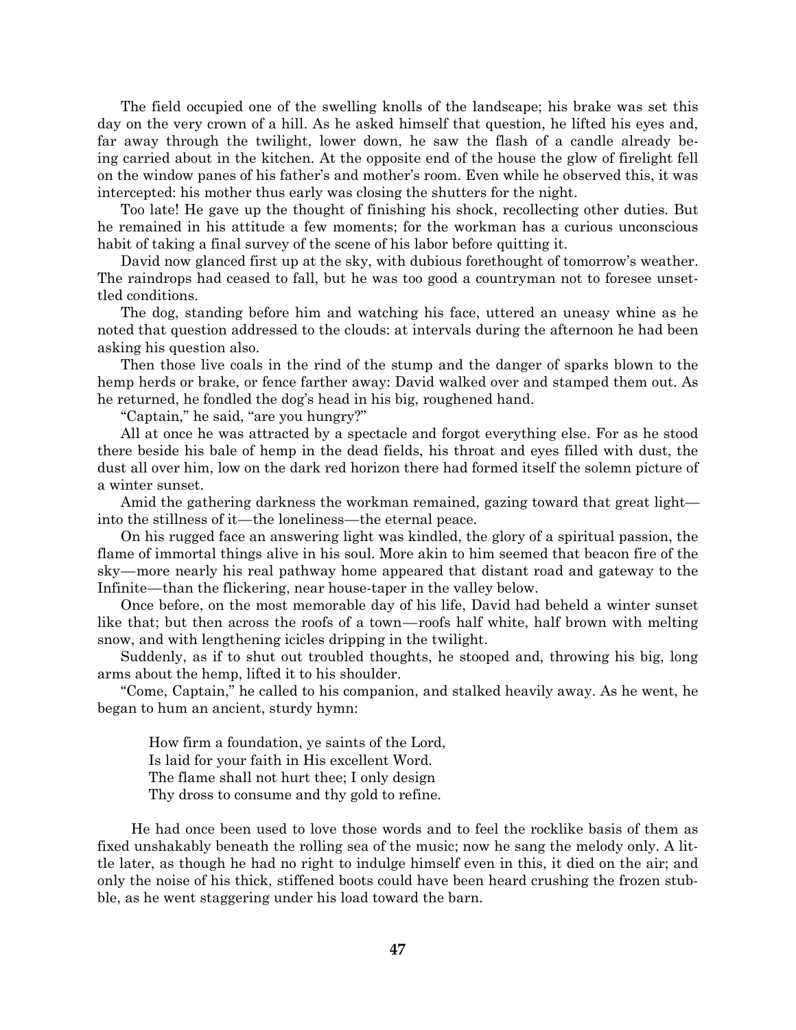The field occupied one of the swelling knolls of the landscape; his brake was set this day on the very crown of a hill. As he asked himself that question, he lifted his eyes and, far away through the twilight, lower down, he saw the flash of a candle already being carried about in the kitchen. At the opposite end of the house the glow of firelight fell on the window panes of his father's and mother's room. Even while he observed this, it was intercepted: his mother thus early was closing the shutters for the night.

Too late! He gave up the thought of finishing his shock, recollecting other duties. But he remained in his attitude a few moments; for the workman has a curious unconscious habit of taking a final survey of the scene of his labor before quitting it.

David now glanced first up at the sky, with dubious forethought of tomorrow's weather. The raindrops had ceased to fall, but he was too good a countryman not to foresee unsettled conditions.

The dog, standing before him and watching his face, uttered an uneasy whine as he noted that question addressed to the clouds: at intervals during the afternoon he had been asking his question also.

Then those live coals in the rind of the stump and the danger of sparks blown to the hemp herds or brake, or fence farther away: David walked over and stamped them out. As he returned, he fondled the dog's head in his big, roughened hand.

"Captain," he said, "are you hungry?"

All at once he was attracted by a spectacle and forgot everything else. For as he stood there beside his bale of hemp in the dead fields, his throat and eyes filled with dust, the dust all over him, low on the dark red horizon there had formed itself the solemn picture of a winter sunset.

Amid the gathering darkness the workman remained, gazing toward that great light—into the stillness of it—the loneliness—the eternal peace.

On his rugged face an answering light was kindled, the glory of a spiritual passion, the flame of immortal things alive in his soul. More akin to him seemed that beacon fire of the sky—more nearly his real pathway home appeared that distant road and gateway to the Infinite—than the flickering, near house-taper in the valley below.

Once before, on the most memorable day of his life, David had beheld a winter sunset like that; but then across the roofs of a town—roofs half white, half brown with melting snow, and with lengthening icicles dripping in the twilight.

Suddenly, as if to shut out troubled thoughts, he stooped and, throwing his big, long arms about the hemp, lifted it to his shoulder.

"Come, Captain," he called to his companion, and stalked heavily away. As he went, he began to hum an ancient, sturdy hymn:

> How firm a foundation, ye saints of the Lord,
> Is laid for your faith in His excellent Word.
> The flame shall not hurt thee; I only design
> Thy dross to consume and thy gold to refine.

He had once been used to love those words and to feel the rocklike basis of them as fixed unshakably beneath the rolling sea of the music; now he sang the melody only. A little later, as though he had no right to indulge himself even in this, it died on the air; and only the noise of his thick, stiffened boots could have been heard crushing the frozen stubble, as he went staggering under his load toward the barn.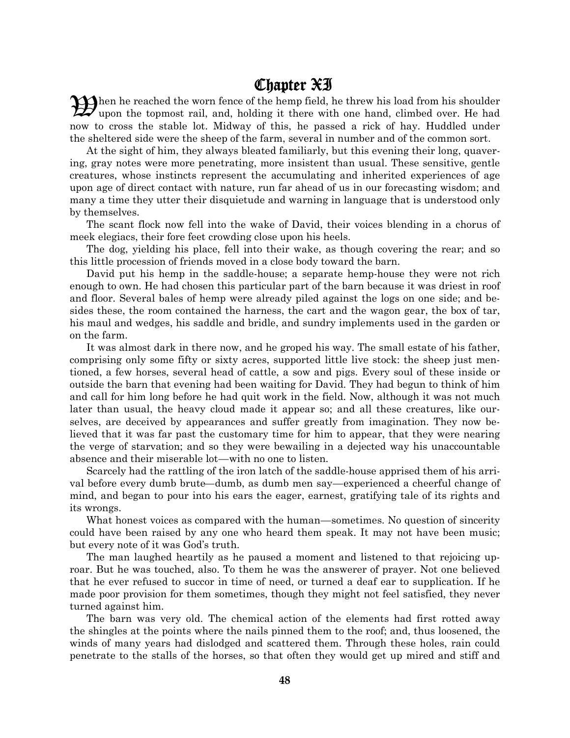# Chapter XI

When he reached the worn fence of the hemp field, he threw his load from his shoulder upon the topmost rail, and, holding it there with one hand, climbed over. He had now to cross the stable lot. Midway of this, he passed a rick of hay. Huddled under the sheltered side were the sheep of the farm, several in number and of the common sort.

At the sight of him, they always bleated familiarly, but this evening their long, quavering, gray notes were more penetrating, more insistent than usual. These sensitive, gentle creatures, whose instincts represent the accumulating and inherited experiences of age upon age of direct contact with nature, run far ahead of us in our forecasting wisdom; and many a time they utter their disquietude and warning in language that is understood only by themselves.

The scant flock now fell into the wake of David, their voices blending in a chorus of meek elegiacs, their fore feet crowding close upon his heels.

The dog, yielding his place, fell into their wake, as though covering the rear; and so this little procession of friends moved in a close body toward the barn.

David put his hemp in the saddle-house; a separate hemp-house they were not rich enough to own. He had chosen this particular part of the barn because it was driest in roof and floor. Several bales of hemp were already piled against the logs on one side; and besides these, the room contained the harness, the cart and the wagon gear, the box of tar, his maul and wedges, his saddle and bridle, and sundry implements used in the garden or on the farm.

It was almost dark in there now, and he groped his way. The small estate of his father, comprising only some fifty or sixty acres, supported little live stock: the sheep just mentioned, a few horses, several head of cattle, a sow and pigs. Every soul of these inside or outside the barn that evening had been waiting for David. They had begun to think of him and call for him long before he had quit work in the field. Now, although it was not much later than usual, the heavy cloud made it appear so; and all these creatures, like ourselves, are deceived by appearances and suffer greatly from imagination. They now believed that it was far past the customary time for him to appear, that they were nearing the verge of starvation; and so they were bewailing in a dejected way his unaccountable absence and their miserable lot—with no one to listen.

Scarcely had the rattling of the iron latch of the saddle-house apprised them of his arrival before every dumb brute—dumb, as dumb men say—experienced a cheerful change of mind, and began to pour into his ears the eager, earnest, gratifying tale of its rights and its wrongs.

What honest voices as compared with the human—sometimes. No question of sincerity could have been raised by any one who heard them speak. It may not have been music; but every note of it was God's truth.

The man laughed heartily as he paused a moment and listened to that rejoicing uproar. But he was touched, also. To them he was the answerer of prayer. Not one believed that he ever refused to succor in time of need, or turned a deaf ear to supplication. If he made poor provision for them sometimes, though they might not feel satisfied, they never turned against him.

The barn was very old. The chemical action of the elements had first rotted away the shingles at the points where the nails pinned them to the roof; and, thus loosened, the winds of many years had dislodged and scattered them. Through these holes, rain could penetrate to the stalls of the horses, so that often they would get up mired and stiff and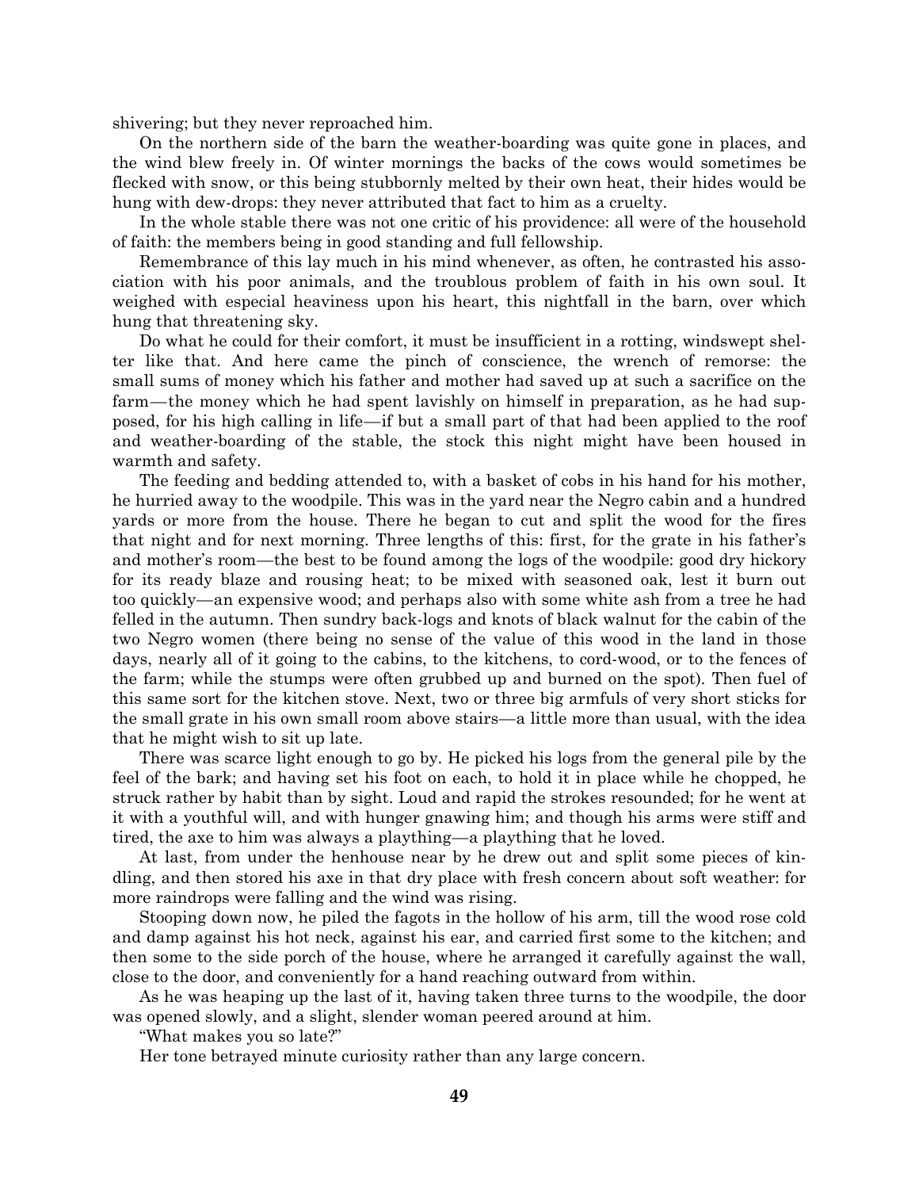shivering; but they never reproached him.

On the northern side of the barn the weather-boarding was quite gone in places, and the wind blew freely in. Of winter mornings the backs of the cows would sometimes be flecked with snow, or this being stubbornly melted by their own heat, their hides would be hung with dew-drops: they never attributed that fact to him as a cruelty.

In the whole stable there was not one critic of his providence: all were of the household of faith: the members being in good standing and full fellowship.

Remembrance of this lay much in his mind whenever, as often, he contrasted his association with his poor animals, and the troublous problem of faith in his own soul. It weighed with especial heaviness upon his heart, this nightfall in the barn, over which hung that threatening sky.

Do what he could for their comfort, it must be insufficient in a rotting, windswept shelter like that. And here came the pinch of conscience, the wrench of remorse: the small sums of money which his father and mother had saved up at such a sacrifice on the farm—the money which he had spent lavishly on himself in preparation, as he had supposed, for his high calling in life—if but a small part of that had been applied to the roof and weather-boarding of the stable, the stock this night might have been housed in warmth and safety.

The feeding and bedding attended to, with a basket of cobs in his hand for his mother, he hurried away to the woodpile. This was in the yard near the Negro cabin and a hundred yards or more from the house. There he began to cut and split the wood for the fires that night and for next morning. Three lengths of this: first, for the grate in his father's and mother's room—the best to be found among the logs of the woodpile: good dry hickory for its ready blaze and rousing heat; to be mixed with seasoned oak, lest it burn out too quickly—an expensive wood; and perhaps also with some white ash from a tree he had felled in the autumn. Then sundry back-logs and knots of black walnut for the cabin of the two Negro women (there being no sense of the value of this wood in the land in those days, nearly all of it going to the cabins, to the kitchens, to cord-wood, or to the fences of the farm; while the stumps were often grubbed up and burned on the spot). Then fuel of this same sort for the kitchen stove. Next, two or three big armfuls of very short sticks for the small grate in his own small room above stairs—a little more than usual, with the idea that he might wish to sit up late.

There was scarce light enough to go by. He picked his logs from the general pile by the feel of the bark; and having set his foot on each, to hold it in place while he chopped, he struck rather by habit than by sight. Loud and rapid the strokes resounded; for he went at it with a youthful will, and with hunger gnawing him; and though his arms were stiff and tired, the axe to him was always a plaything—a plaything that he loved.

At last, from under the henhouse near by he drew out and split some pieces of kindling, and then stored his axe in that dry place with fresh concern about soft weather: for more raindrops were falling and the wind was rising.

Stooping down now, he piled the fagots in the hollow of his arm, till the wood rose cold and damp against his hot neck, against his ear, and carried first some to the kitchen; and then some to the side porch of the house, where he arranged it carefully against the wall, close to the door, and conveniently for a hand reaching outward from within.

As he was heaping up the last of it, having taken three turns to the woodpile, the door was opened slowly, and a slight, slender woman peered around at him.

"What makes you so late?"

Her tone betrayed minute curiosity rather than any large concern.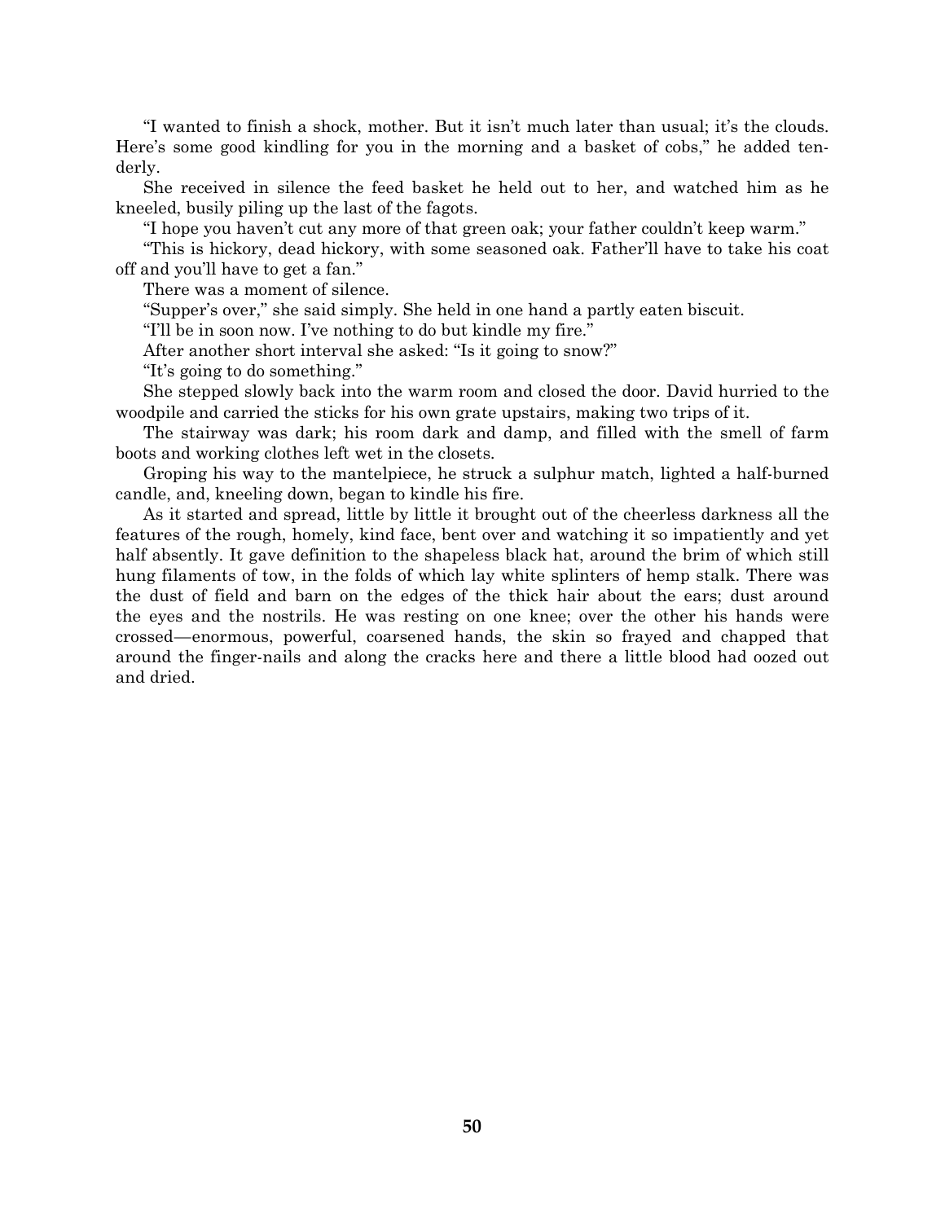"I wanted to finish a shock, mother. But it isn't much later than usual; it's the clouds. Here's some good kindling for you in the morning and a basket of cobs," he added tenderly.

She received in silence the feed basket he held out to her, and watched him as he kneeled, busily piling up the last of the fagots.

"I hope you haven't cut any more of that green oak; your father couldn't keep warm."

"This is hickory, dead hickory, with some seasoned oak. Father'll have to take his coat off and you'll have to get a fan."

There was a moment of silence.

"Supper's over," she said simply. She held in one hand a partly eaten biscuit.

"I'll be in soon now. I've nothing to do but kindle my fire."

After another short interval she asked: "Is it going to snow?"

"It's going to do something."

She stepped slowly back into the warm room and closed the door. David hurried to the woodpile and carried the sticks for his own grate upstairs, making two trips of it.

The stairway was dark; his room dark and damp, and filled with the smell of farm boots and working clothes left wet in the closets.

Groping his way to the mantelpiece, he struck a sulphur match, lighted a half-burned candle, and, kneeling down, began to kindle his fire.

As it started and spread, little by little it brought out of the cheerless darkness all the features of the rough, homely, kind face, bent over and watching it so impatiently and yet half absently. It gave definition to the shapeless black hat, around the brim of which still hung filaments of tow, in the folds of which lay white splinters of hemp stalk. There was the dust of field and barn on the edges of the thick hair about the ears; dust around the eyes and the nostrils. He was resting on one knee; over the other his hands were crossed—enormous, powerful, coarsened hands, the skin so frayed and chapped that around the finger-nails and along the cracks here and there a little blood had oozed out and dried.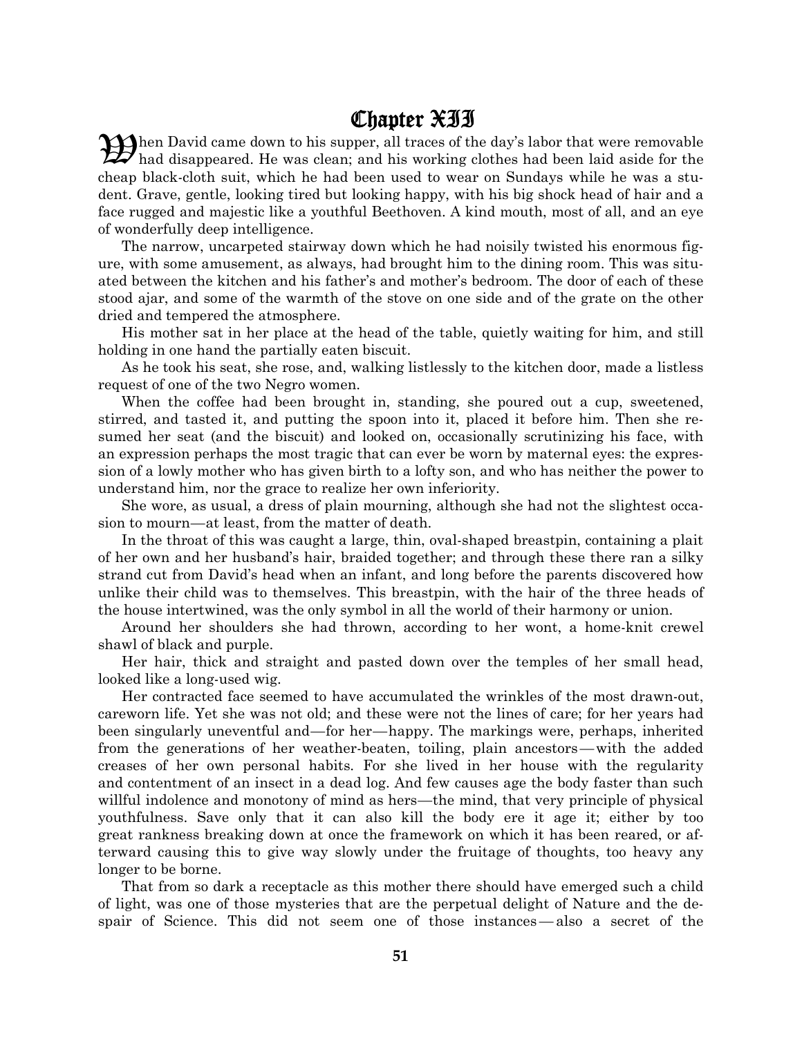# Chapter XII

When David came down to his supper, all traces of the day's labor that were removable had disappeared. He was clean; and his working clothes had been laid aside for the cheap black-cloth suit, which he had been used to wear on Sundays while he was a student. Grave, gentle, looking tired but looking happy, with his big shock head of hair and a face rugged and majestic like a youthful Beethoven. A kind mouth, most of all, and an eye of wonderfully deep intelligence.

The narrow, uncarpeted stairway down which he had noisily twisted his enormous figure, with some amusement, as always, had brought him to the dining room. This was situated between the kitchen and his father's and mother's bedroom. The door of each of these stood ajar, and some of the warmth of the stove on one side and of the grate on the other dried and tempered the atmosphere.

His mother sat in her place at the head of the table, quietly waiting for him, and still holding in one hand the partially eaten biscuit.

As he took his seat, she rose, and, walking listlessly to the kitchen door, made a listless request of one of the two Negro women.

When the coffee had been brought in, standing, she poured out a cup, sweetened, stirred, and tasted it, and putting the spoon into it, placed it before him. Then she resumed her seat (and the biscuit) and looked on, occasionally scrutinizing his face, with an expression perhaps the most tragic that can ever be worn by maternal eyes: the expression of a lowly mother who has given birth to a lofty son, and who has neither the power to understand him, nor the grace to realize her own inferiority.

She wore, as usual, a dress of plain mourning, although she had not the slightest occasion to mourn—at least, from the matter of death.

In the throat of this was caught a large, thin, oval-shaped breastpin, containing a plait of her own and her husband's hair, braided together; and through these there ran a silky strand cut from David's head when an infant, and long before the parents discovered how unlike their child was to themselves. This breastpin, with the hair of the three heads of the house intertwined, was the only symbol in all the world of their harmony or union.

Around her shoulders she had thrown, according to her wont, a home-knit crewel shawl of black and purple.

Her hair, thick and straight and pasted down over the temples of her small head, looked like a long-used wig.

Her contracted face seemed to have accumulated the wrinkles of the most drawn-out, careworn life. Yet she was not old; and these were not the lines of care; for her years had been singularly uneventful and—for her—happy. The markings were, perhaps, inherited from the generations of her weather-beaten, toiling, plain ancestors—with the added creases of her own personal habits. For she lived in her house with the regularity and contentment of an insect in a dead log. And few causes age the body faster than such willful indolence and monotony of mind as hers—the mind, that very principle of physical youthfulness. Save only that it can also kill the body ere it age it; either by too great rankness breaking down at once the framework on which it has been reared, or afterward causing this to give way slowly under the fruitage of thoughts, too heavy any longer to be borne.

That from so dark a receptacle as this mother there should have emerged such a child of light, was one of those mysteries that are the perpetual delight of Nature and the despair of Science. This did not seem one of those instances—also a secret of the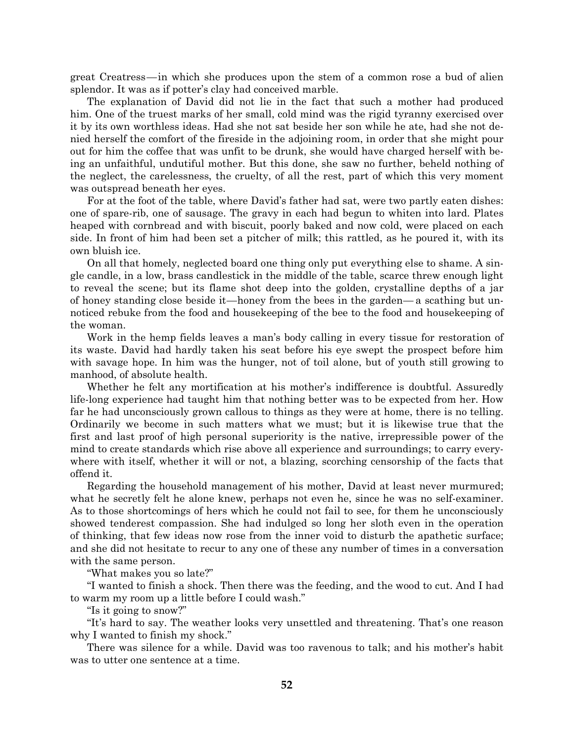great Creatress—in which she produces upon the stem of a common rose a bud of alien splendor. It was as if potter's clay had conceived marble.

The explanation of David did not lie in the fact that such a mother had produced him. One of the truest marks of her small, cold mind was the rigid tyranny exercised over it by its own worthless ideas. Had she not sat beside her son while he ate, had she not denied herself the comfort of the fireside in the adjoining room, in order that she might pour out for him the coffee that was unfit to be drunk, she would have charged herself with being an unfaithful, undutiful mother. But this done, she saw no further, beheld nothing of the neglect, the carelessness, the cruelty, of all the rest, part of which this very moment was outspread beneath her eyes.

For at the foot of the table, where David's father had sat, were two partly eaten dishes: one of spare-rib, one of sausage. The gravy in each had begun to whiten into lard. Plates heaped with cornbread and with biscuit, poorly baked and now cold, were placed on each side. In front of him had been set a pitcher of milk; this rattled, as he poured it, with its own bluish ice.

On all that homely, neglected board one thing only put everything else to shame. A single candle, in a low, brass candlestick in the middle of the table, scarce threw enough light to reveal the scene; but its flame shot deep into the golden, crystalline depths of a jar of honey standing close beside it—honey from the bees in the garden—a scathing but unnoticed rebuke from the food and housekeeping of the bee to the food and housekeeping of the woman.

Work in the hemp fields leaves a man's body calling in every tissue for restoration of its waste. David had hardly taken his seat before his eye swept the prospect before him with savage hope. In him was the hunger, not of toil alone, but of youth still growing to manhood, of absolute health.

Whether he felt any mortification at his mother's indifference is doubtful. Assuredly life-long experience had taught him that nothing better was to be expected from her. How far he had unconsciously grown callous to things as they were at home, there is no telling. Ordinarily we become in such matters what we must; but it is likewise true that the first and last proof of high personal superiority is the native, irrepressible power of the mind to create standards which rise above all experience and surroundings; to carry everywhere with itself, whether it will or not, a blazing, scorching censorship of the facts that offend it.

Regarding the household management of his mother, David at least never murmured; what he secretly felt he alone knew, perhaps not even he, since he was no self-examiner. As to those shortcomings of hers which he could not fail to see, for them he unconsciously showed tenderest compassion. She had indulged so long her sloth even in the operation of thinking, that few ideas now rose from the inner void to disturb the apathetic surface; and she did not hesitate to recur to any one of these any number of times in a conversation with the same person.

"What makes you so late?"

"I wanted to finish a shock. Then there was the feeding, and the wood to cut. And I had to warm my room up a little before I could wash."

"Is it going to snow?"

"It's hard to say. The weather looks very unsettled and threatening. That's one reason why I wanted to finish my shock."

There was silence for a while. David was too ravenous to talk; and his mother's habit was to utter one sentence at a time.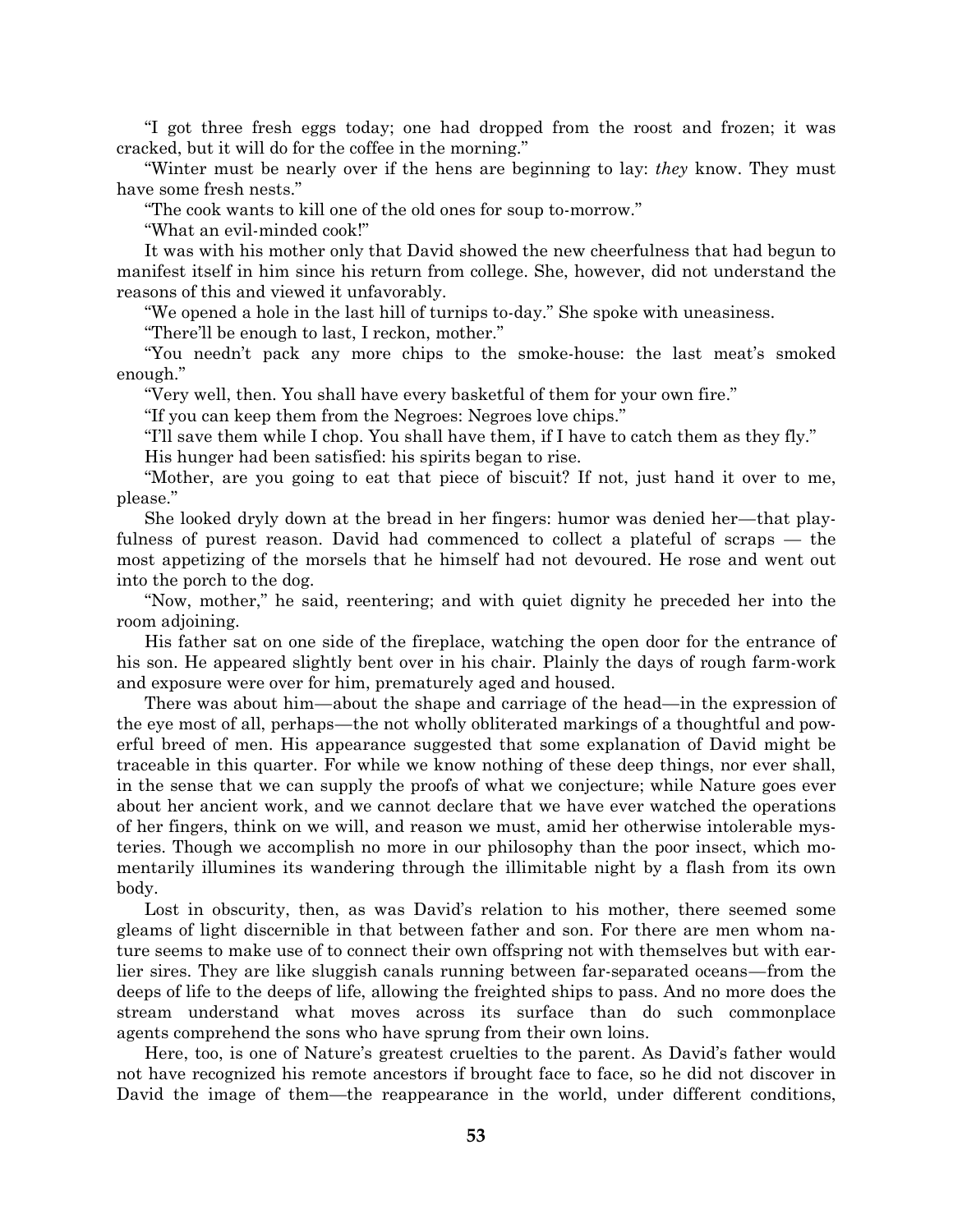"I got three fresh eggs today; one had dropped from the roost and frozen; it was cracked, but it will do for the coffee in the morning."

"Winter must be nearly over if the hens are beginning to lay: *they* know. They must have some fresh nests."

"The cook wants to kill one of the old ones for soup to-morrow."

"What an evil-minded cook!"

It was with his mother only that David showed the new cheerfulness that had begun to manifest itself in him since his return from college. She, however, did not understand the reasons of this and viewed it unfavorably.

"We opened a hole in the last hill of turnips to-day." She spoke with uneasiness.

"There'll be enough to last, I reckon, mother."

"You needn't pack any more chips to the smoke-house: the last meat's smoked enough."

"Very well, then. You shall have every basketful of them for your own fire."

"If you can keep them from the Negroes: Negroes love chips."

"I'll save them while I chop. You shall have them, if I have to catch them as they fly."

His hunger had been satisfied: his spirits began to rise.

"Mother, are you going to eat that piece of biscuit? If not, just hand it over to me, please."

She looked dryly down at the bread in her fingers: humor was denied her—that playfulness of purest reason. David had commenced to collect a plateful of scraps — the most appetizing of the morsels that he himself had not devoured. He rose and went out into the porch to the dog.

"Now, mother," he said, reentering; and with quiet dignity he preceded her into the room adjoining.

His father sat on one side of the fireplace, watching the open door for the entrance of his son. He appeared slightly bent over in his chair. Plainly the days of rough farm-work and exposure were over for him, prematurely aged and housed.

There was about him—about the shape and carriage of the head—in the expression of the eye most of all, perhaps—the not wholly obliterated markings of a thoughtful and powerful breed of men. His appearance suggested that some explanation of David might be traceable in this quarter. For while we know nothing of these deep things, nor ever shall, in the sense that we can supply the proofs of what we conjecture; while Nature goes ever about her ancient work, and we cannot declare that we have ever watched the operations of her fingers, think on we will, and reason we must, amid her otherwise intolerable mysteries. Though we accomplish no more in our philosophy than the poor insect, which momentarily illumines its wandering through the illimitable night by a flash from its own body.

Lost in obscurity, then, as was David's relation to his mother, there seemed some gleams of light discernible in that between father and son. For there are men whom nature seems to make use of to connect their own offspring not with themselves but with earlier sires. They are like sluggish canals running between far-separated oceans—from the deeps of life to the deeps of life, allowing the freighted ships to pass. And no more does the stream understand what moves across its surface than do such commonplace agents comprehend the sons who have sprung from their own loins.

Here, too, is one of Nature's greatest cruelties to the parent. As David's father would not have recognized his remote ancestors if brought face to face, so he did not discover in David the image of them—the reappearance in the world, under different conditions,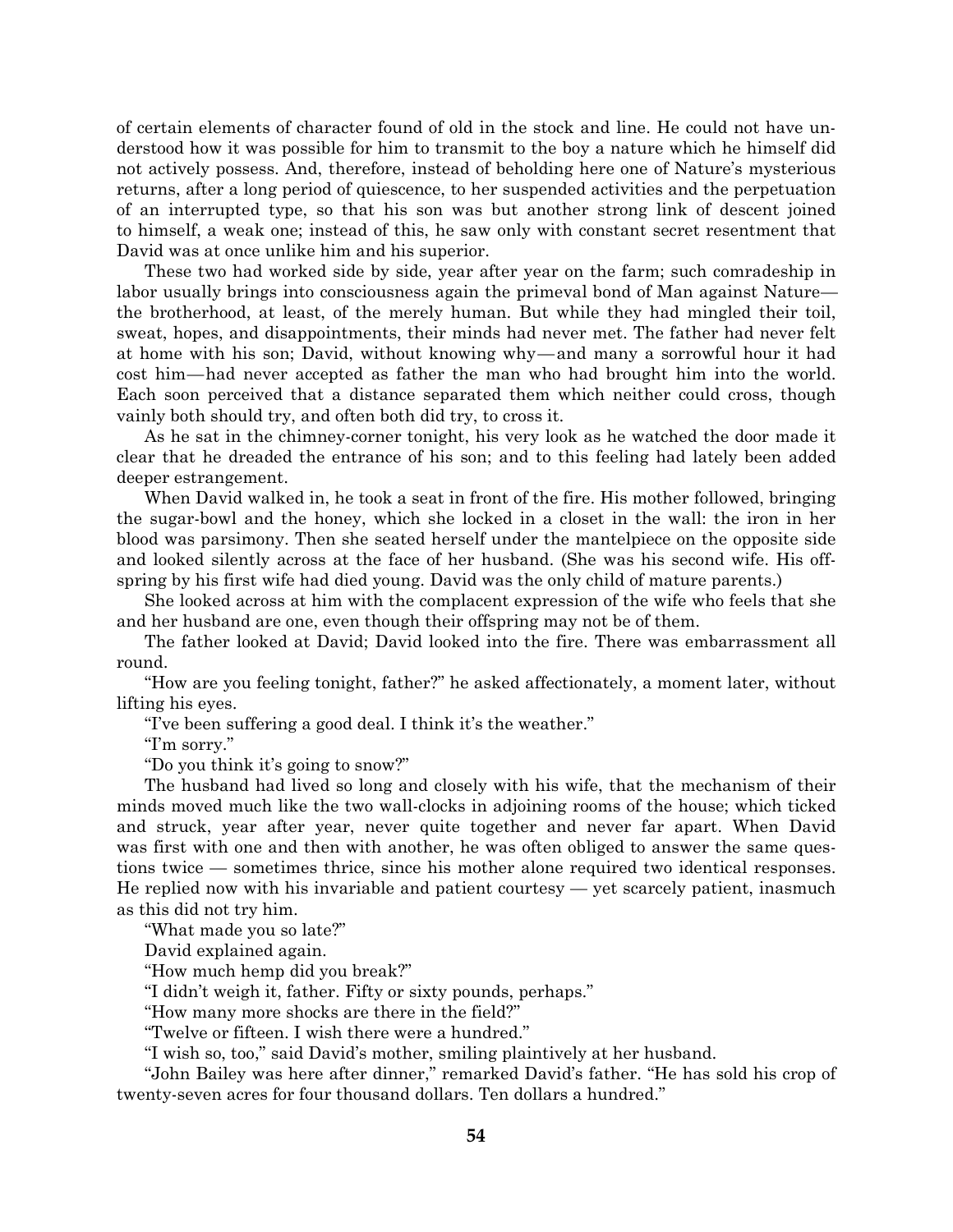of certain elements of character found of old in the stock and line. He could not have understood how it was possible for him to transmit to the boy a nature which he himself did not actively possess. And, therefore, instead of beholding here one of Nature's mysterious returns, after a long period of quiescence, to her suspended activities and the perpetuation of an interrupted type, so that his son was but another strong link of descent joined to himself, a weak one; instead of this, he saw only with constant secret resentment that David was at once unlike him and his superior.

These two had worked side by side, year after year on the farm; such comradeship in labor usually brings into consciousness again the primeval bond of Man against Nature—the brotherhood, at least, of the merely human. But while they had mingled their toil, sweat, hopes, and disappointments, their minds had never met. The father had never felt at home with his son; David, without knowing why—and many a sorrowful hour it had cost him—had never accepted as father the man who had brought him into the world. Each soon perceived that a distance separated them which neither could cross, though vainly both should try, and often both did try, to cross it.

As he sat in the chimney-corner tonight, his very look as he watched the door made it clear that he dreaded the entrance of his son; and to this feeling had lately been added deeper estrangement.

When David walked in, he took a seat in front of the fire. His mother followed, bringing the sugar-bowl and the honey, which she locked in a closet in the wall: the iron in her blood was parsimony. Then she seated herself under the mantelpiece on the opposite side and looked silently across at the face of her husband. (She was his second wife. His offspring by his first wife had died young. David was the only child of mature parents.)

She looked across at him with the complacent expression of the wife who feels that she and her husband are one, even though their offspring may not be of them.

The father looked at David; David looked into the fire. There was embarrassment all round.

"How are you feeling tonight, father?" he asked affectionately, a moment later, without lifting his eyes.

"I've been suffering a good deal. I think it's the weather."

"I'm sorry."

"Do you think it's going to snow?"

The husband had lived so long and closely with his wife, that the mechanism of their minds moved much like the two wall-clocks in adjoining rooms of the house; which ticked and struck, year after year, never quite together and never far apart. When David was first with one and then with another, he was often obliged to answer the same questions twice — sometimes thrice, since his mother alone required two identical responses. He replied now with his invariable and patient courtesy — yet scarcely patient, inasmuch as this did not try him.

"What made you so late?"

David explained again.

"How much hemp did you break?"

"I didn't weigh it, father. Fifty or sixty pounds, perhaps."

"How many more shocks are there in the field?"

"Twelve or fifteen. I wish there were a hundred."

"I wish so, too," said David's mother, smiling plaintively at her husband.

"John Bailey was here after dinner," remarked David's father. "He has sold his crop of twenty-seven acres for four thousand dollars. Ten dollars a hundred."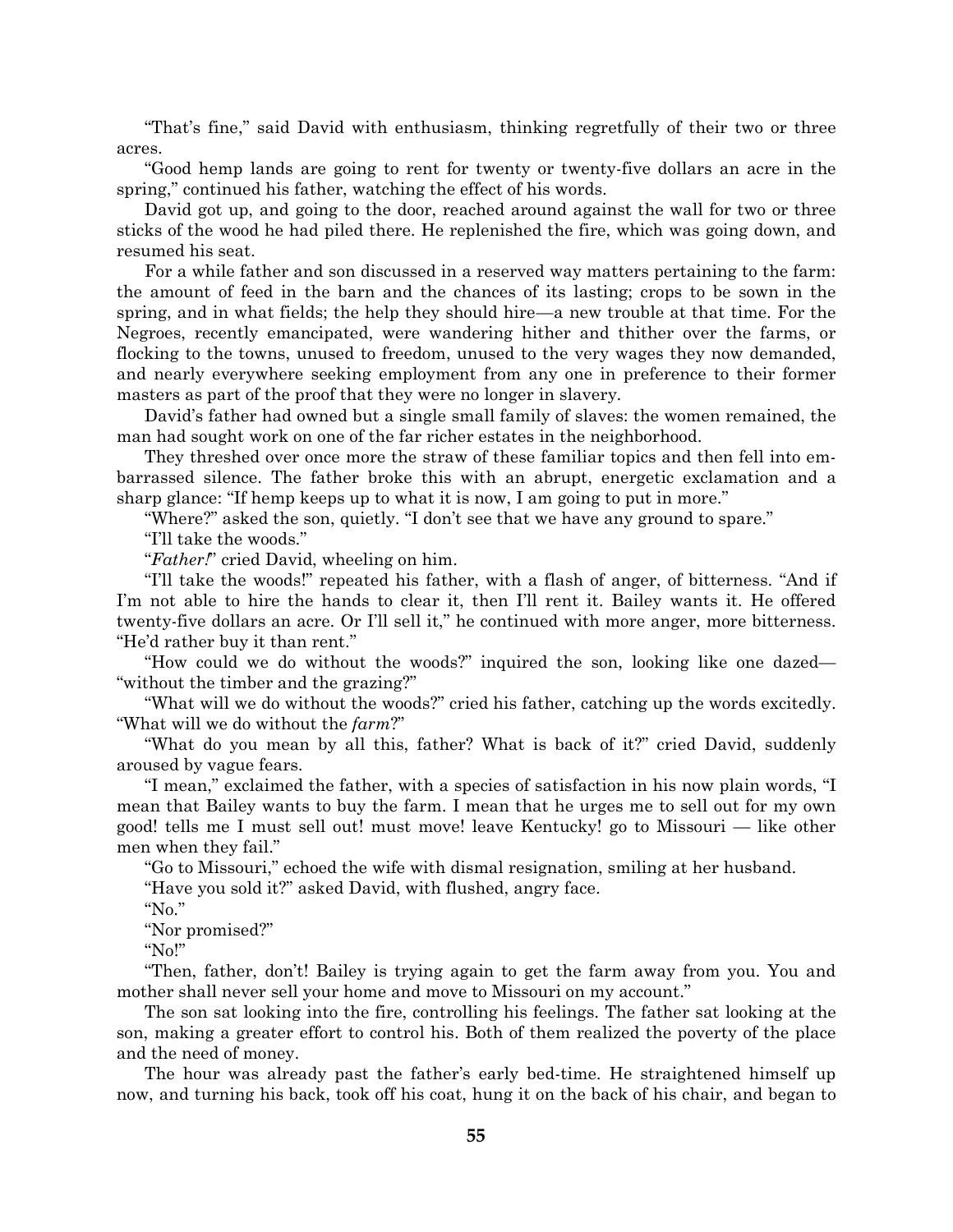"That's fine," said David with enthusiasm, thinking regretfully of their two or three acres.

"Good hemp lands are going to rent for twenty or twenty-five dollars an acre in the spring," continued his father, watching the effect of his words.

David got up, and going to the door, reached around against the wall for two or three sticks of the wood he had piled there. He replenished the fire, which was going down, and resumed his seat.

For a while father and son discussed in a reserved way matters pertaining to the farm: the amount of feed in the barn and the chances of its lasting; crops to be sown in the spring, and in what fields; the help they should hire—a new trouble at that time. For the Negroes, recently emancipated, were wandering hither and thither over the farms, or flocking to the towns, unused to freedom, unused to the very wages they now demanded, and nearly everywhere seeking employment from any one in preference to their former masters as part of the proof that they were no longer in slavery.

David's father had owned but a single small family of slaves: the women remained, the man had sought work on one of the far richer estates in the neighborhood.

They threshed over once more the straw of these familiar topics and then fell into embarrassed silence. The father broke this with an abrupt, energetic exclamation and a sharp glance: "If hemp keeps up to what it is now, I am going to put in more."

"Where?" asked the son, quietly. "I don't see that we have any ground to spare."

"I'll take the woods."

"*Father!*" cried David, wheeling on him.

"I'll take the woods!" repeated his father, with a flash of anger, of bitterness. "And if I'm not able to hire the hands to clear it, then I'll rent it. Bailey wants it. He offered twenty-five dollars an acre. Or I'll sell it," he continued with more anger, more bitterness. "He'd rather buy it than rent."

"How could we do without the woods?" inquired the son, looking like one dazed—"without the timber and the grazing?"

"What will we do without the woods?" cried his father, catching up the words excitedly. "What will we do without the *farm*?"

"What do you mean by all this, father? What is back of it?" cried David, suddenly aroused by vague fears.

"I mean," exclaimed the father, with a species of satisfaction in his now plain words, "I mean that Bailey wants to buy the farm. I mean that he urges me to sell out for my own good! tells me I must sell out! must move! leave Kentucky! go to Missouri — like other men when they fail."

"Go to Missouri," echoed the wife with dismal resignation, smiling at her husband.

"Have you sold it?" asked David, with flushed, angry face.

"No."

"Nor promised?"

"No!"

"Then, father, don't! Bailey is trying again to get the farm away from you. You and mother shall never sell your home and move to Missouri on my account."

The son sat looking into the fire, controlling his feelings. The father sat looking at the son, making a greater effort to control his. Both of them realized the poverty of the place and the need of money.

The hour was already past the father's early bed-time. He straightened himself up now, and turning his back, took off his coat, hung it on the back of his chair, and began to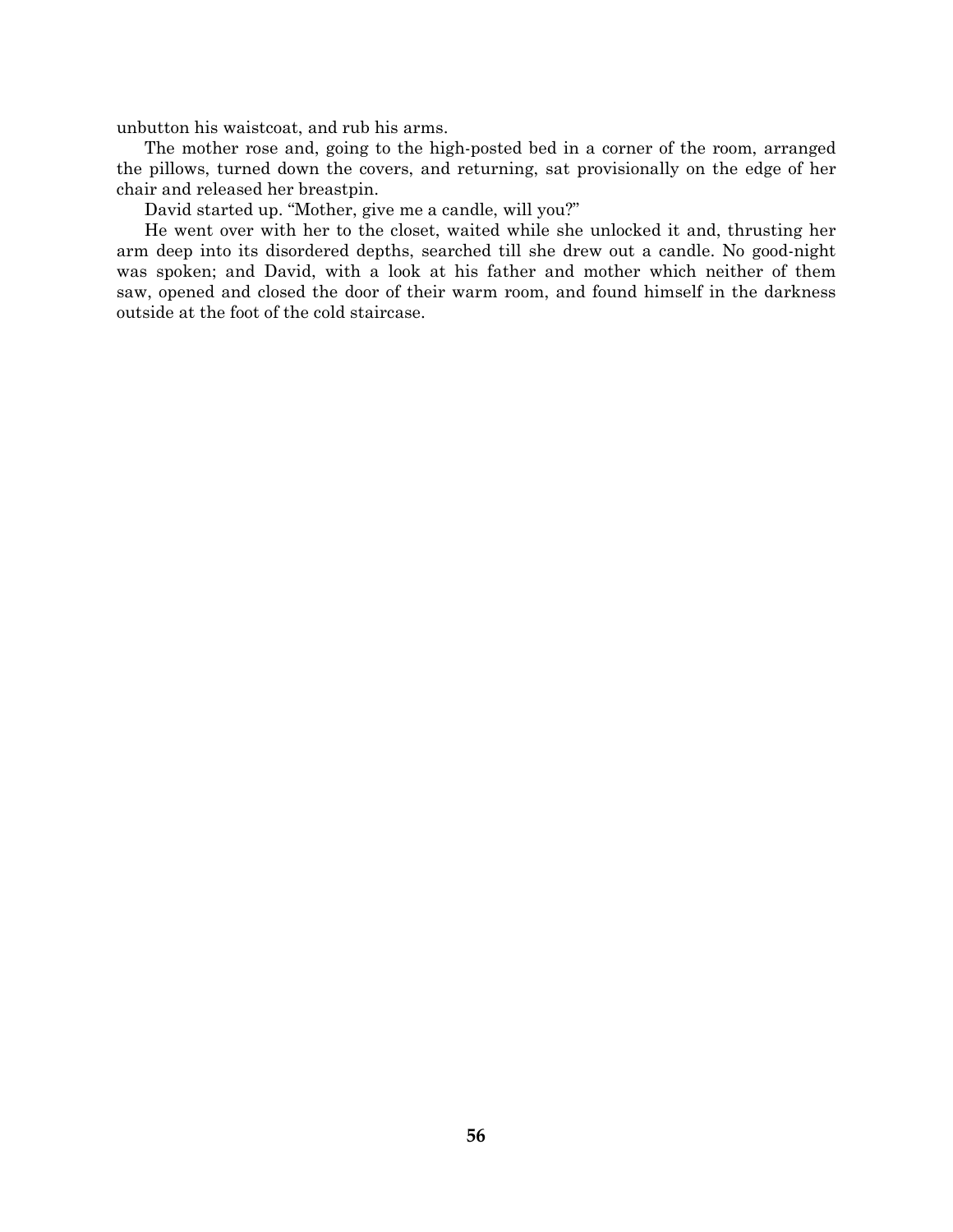unbutton his waistcoat, and rub his arms.

The mother rose and, going to the high-posted bed in a corner of the room, arranged the pillows, turned down the covers, and returning, sat provisionally on the edge of her chair and released her breastpin.

David started up. "Mother, give me a candle, will you?"

He went over with her to the closet, waited while she unlocked it and, thrusting her arm deep into its disordered depths, searched till she drew out a candle. No good-night was spoken; and David, with a look at his father and mother which neither of them saw, opened and closed the door of their warm room, and found himself in the darkness outside at the foot of the cold staircase.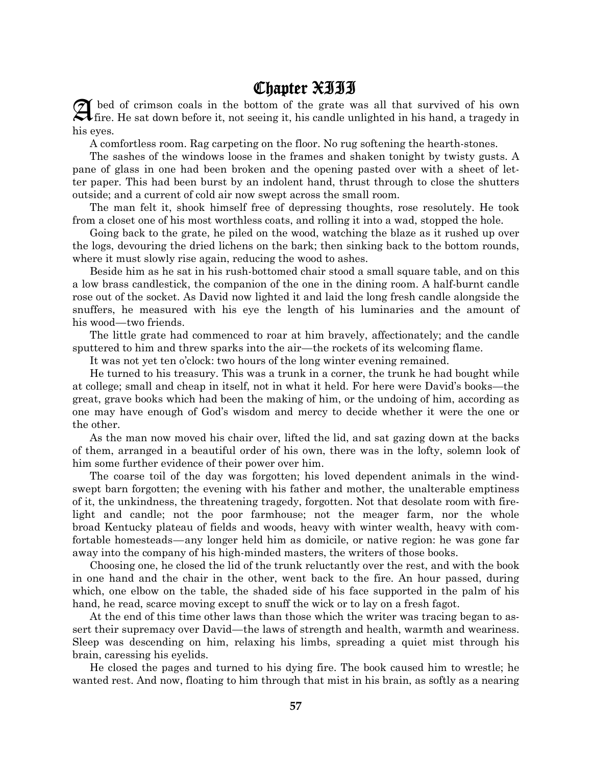## Chapter XIII

A bed of crimson coals in the bottom of the grate was all that survived of his own fire. He sat down before it, not seeing it, his candle unlighted in his hand, a tragedy in his eyes.

A comfortless room. Rag carpeting on the floor. No rug softening the hearth-stones.

The sashes of the windows loose in the frames and shaken tonight by twisty gusts. A pane of glass in one had been broken and the opening pasted over with a sheet of letter paper. This had been burst by an indolent hand, thrust through to close the shutters outside; and a current of cold air now swept across the small room.

The man felt it, shook himself free of depressing thoughts, rose resolutely. He took from a closet one of his most worthless coats, and rolling it into a wad, stopped the hole.

Going back to the grate, he piled on the wood, watching the blaze as it rushed up over the logs, devouring the dried lichens on the bark; then sinking back to the bottom rounds, where it must slowly rise again, reducing the wood to ashes.

Beside him as he sat in his rush-bottomed chair stood a small square table, and on this a low brass candlestick, the companion of the one in the dining room. A half-burnt candle rose out of the socket. As David now lighted it and laid the long fresh candle alongside the snuffers, he measured with his eye the length of his luminaries and the amount of his wood—two friends.

The little grate had commenced to roar at him bravely, affectionately; and the candle sputtered to him and threw sparks into the air—the rockets of its welcoming flame.

It was not yet ten o'clock: two hours of the long winter evening remained.

He turned to his treasury. This was a trunk in a corner, the trunk he had bought while at college; small and cheap in itself, not in what it held. For here were David's books—the great, grave books which had been the making of him, or the undoing of him, according as one may have enough of God's wisdom and mercy to decide whether it were the one or the other.

As the man now moved his chair over, lifted the lid, and sat gazing down at the backs of them, arranged in a beautiful order of his own, there was in the lofty, solemn look of him some further evidence of their power over him.

The coarse toil of the day was forgotten; his loved dependent animals in the wind-swept barn forgotten; the evening with his father and mother, the unalterable emptiness of it, the unkindness, the threatening tragedy, forgotten. Not that desolate room with fire-light and candle; not the poor farmhouse; not the meager farm, nor the whole broad Kentucky plateau of fields and woods, heavy with winter wealth, heavy with comfortable homesteads—any longer held him as domicile, or native region: he was gone far away into the company of his high-minded masters, the writers of those books.

Choosing one, he closed the lid of the trunk reluctantly over the rest, and with the book in one hand and the chair in the other, went back to the fire. An hour passed, during which, one elbow on the table, the shaded side of his face supported in the palm of his hand, he read, scarce moving except to snuff the wick or to lay on a fresh fagot.

At the end of this time other laws than those which the writer was tracing began to assert their supremacy over David—the laws of strength and health, warmth and weariness. Sleep was descending on him, relaxing his limbs, spreading a quiet mist through his brain, caressing his eyelids.

He closed the pages and turned to his dying fire. The book caused him to wrestle; he wanted rest. And now, floating to him through that mist in his brain, as softly as a nearing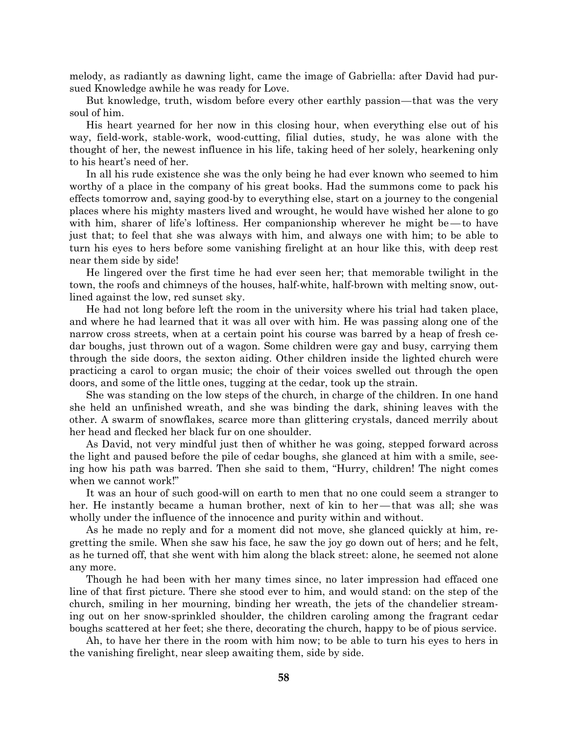melody, as radiantly as dawning light, came the image of Gabriella: after David had pursued Knowledge awhile he was ready for Love.

But knowledge, truth, wisdom before every other earthly passion—that was the very soul of him.

His heart yearned for her now in this closing hour, when everything else out of his way, field-work, stable-work, wood-cutting, filial duties, study, he was alone with the thought of her, the newest influence in his life, taking heed of her solely, hearkening only to his heart's need of her.

In all his rude existence she was the only being he had ever known who seemed to him worthy of a place in the company of his great books. Had the summons come to pack his effects tomorrow and, saying good-by to everything else, start on a journey to the congenial places where his mighty masters lived and wrought, he would have wished her alone to go with him, sharer of life's loftiness. Her companionship wherever he might be—to have just that; to feel that she was always with him, and always one with him; to be able to turn his eyes to hers before some vanishing firelight at an hour like this, with deep rest near them side by side!

He lingered over the first time he had ever seen her; that memorable twilight in the town, the roofs and chimneys of the houses, half-white, half-brown with melting snow, outlined against the low, red sunset sky.

He had not long before left the room in the university where his trial had taken place, and where he had learned that it was all over with him. He was passing along one of the narrow cross streets, when at a certain point his course was barred by a heap of fresh cedar boughs, just thrown out of a wagon. Some children were gay and busy, carrying them through the side doors, the sexton aiding. Other children inside the lighted church were practicing a carol to organ music; the choir of their voices swelled out through the open doors, and some of the little ones, tugging at the cedar, took up the strain.

She was standing on the low steps of the church, in charge of the children. In one hand she held an unfinished wreath, and she was binding the dark, shining leaves with the other. A swarm of snowflakes, scarce more than glittering crystals, danced merrily about her head and flecked her black fur on one shoulder.

As David, not very mindful just then of whither he was going, stepped forward across the light and paused before the pile of cedar boughs, she glanced at him with a smile, seeing how his path was barred. Then she said to them, "Hurry, children! The night comes when we cannot work!"

It was an hour of such good-will on earth to men that no one could seem a stranger to her. He instantly became a human brother, next of kin to her—that was all; she was wholly under the influence of the innocence and purity within and without.

As he made no reply and for a moment did not move, she glanced quickly at him, regretting the smile. When she saw his face, he saw the joy go down out of hers; and he felt, as he turned off, that she went with him along the black street: alone, he seemed not alone any more.

Though he had been with her many times since, no later impression had effaced one line of that first picture. There she stood ever to him, and would stand: on the step of the church, smiling in her mourning, binding her wreath, the jets of the chandelier streaming out on her snow-sprinkled shoulder, the children caroling among the fragrant cedar boughs scattered at her feet; she there, decorating the church, happy to be of pious service.

Ah, to have her there in the room with him now; to be able to turn his eyes to hers in the vanishing firelight, near sleep awaiting them, side by side.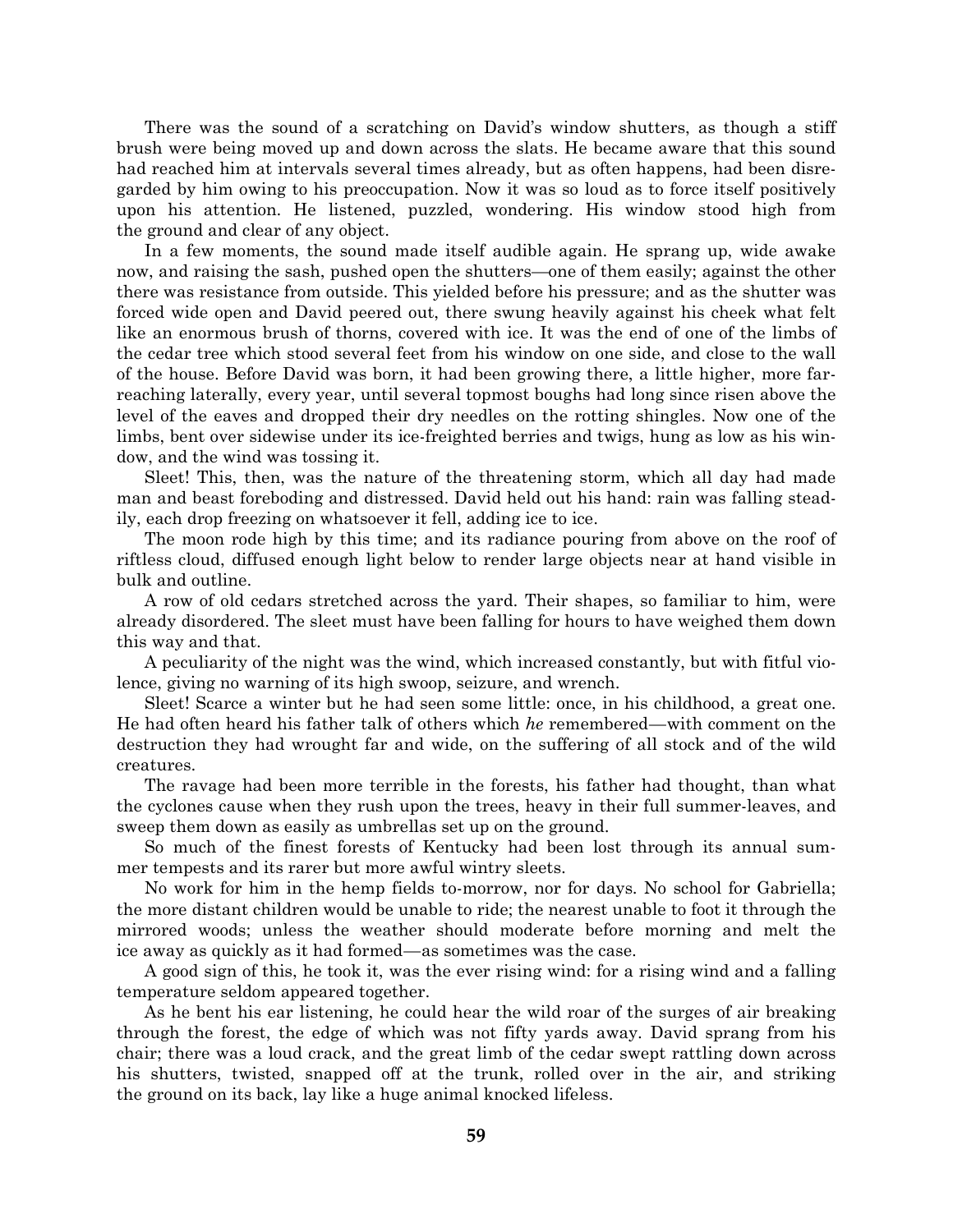There was the sound of a scratching on David's window shutters, as though a stiff brush were being moved up and down across the slats. He became aware that this sound had reached him at intervals several times already, but as often happens, had been disregarded by him owing to his preoccupation. Now it was so loud as to force itself positively upon his attention. He listened, puzzled, wondering. His window stood high from the ground and clear of any object.

In a few moments, the sound made itself audible again. He sprang up, wide awake now, and raising the sash, pushed open the shutters—one of them easily; against the other there was resistance from outside. This yielded before his pressure; and as the shutter was forced wide open and David peered out, there swung heavily against his cheek what felt like an enormous brush of thorns, covered with ice. It was the end of one of the limbs of the cedar tree which stood several feet from his window on one side, and close to the wall of the house. Before David was born, it had been growing there, a little higher, more far-reaching laterally, every year, until several topmost boughs had long since risen above the level of the eaves and dropped their dry needles on the rotting shingles. Now one of the limbs, bent over sidewise under its ice-freighted berries and twigs, hung as low as his window, and the wind was tossing it.

Sleet! This, then, was the nature of the threatening storm, which all day had made man and beast foreboding and distressed. David held out his hand: rain was falling steadily, each drop freezing on whatsoever it fell, adding ice to ice.

The moon rode high by this time; and its radiance pouring from above on the roof of riftless cloud, diffused enough light below to render large objects near at hand visible in bulk and outline.

A row of old cedars stretched across the yard. Their shapes, so familiar to him, were already disordered. The sleet must have been falling for hours to have weighed them down this way and that.

A peculiarity of the night was the wind, which increased constantly, but with fitful violence, giving no warning of its high swoop, seizure, and wrench.

Sleet! Scarce a winter but he had seen some little: once, in his childhood, a great one. He had often heard his father talk of others which *he* remembered—with comment on the destruction they had wrought far and wide, on the suffering of all stock and of the wild creatures.

The ravage had been more terrible in the forests, his father had thought, than what the cyclones cause when they rush upon the trees, heavy in their full summer-leaves, and sweep them down as easily as umbrellas set up on the ground.

So much of the finest forests of Kentucky had been lost through its annual summer tempests and its rarer but more awful wintry sleets.

No work for him in the hemp fields to-morrow, nor for days. No school for Gabriella; the more distant children would be unable to ride; the nearest unable to foot it through the mirrored woods; unless the weather should moderate before morning and melt the ice away as quickly as it had formed—as sometimes was the case.

A good sign of this, he took it, was the ever rising wind: for a rising wind and a falling temperature seldom appeared together.

As he bent his ear listening, he could hear the wild roar of the surges of air breaking through the forest, the edge of which was not fifty yards away. David sprang from his chair; there was a loud crack, and the great limb of the cedar swept rattling down across his shutters, twisted, snapped off at the trunk, rolled over in the air, and striking the ground on its back, lay like a huge animal knocked lifeless.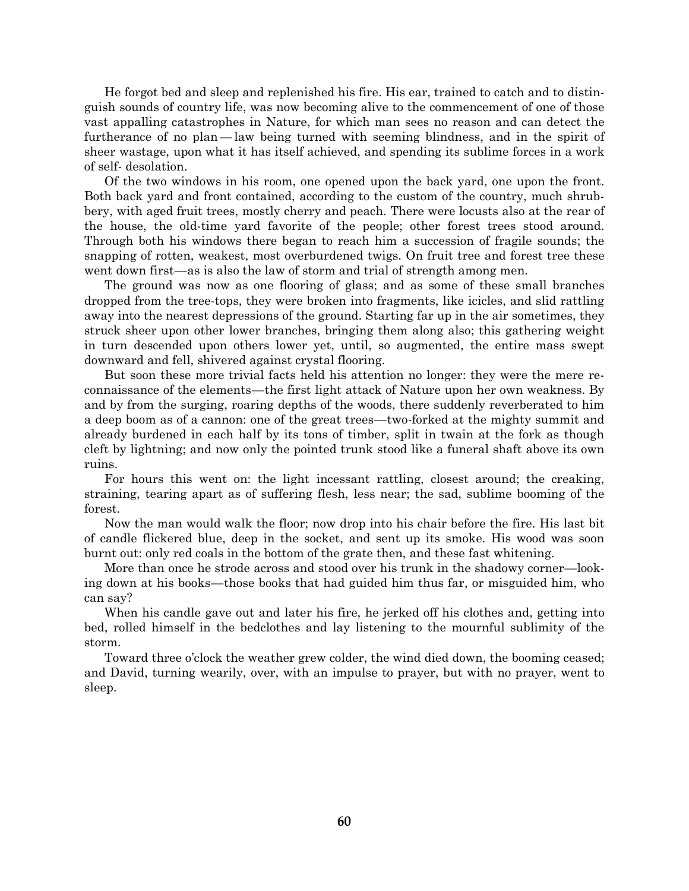He forgot bed and sleep and replenished his fire. His ear, trained to catch and to distinguish sounds of country life, was now becoming alive to the commencement of one of those vast appalling catastrophes in Nature, for which man sees no reason and can detect the furtherance of no plan — law being turned with seeming blindness, and in the spirit of sheer wastage, upon what it has itself achieved, and spending its sublime forces in a work of self- desolation.

Of the two windows in his room, one opened upon the back yard, one upon the front. Both back yard and front contained, according to the custom of the country, much shrubbery, with aged fruit trees, mostly cherry and peach. There were locusts also at the rear of the house, the old-time yard favorite of the people; other forest trees stood around. Through both his windows there began to reach him a succession of fragile sounds; the snapping of rotten, weakest, most overburdened twigs. On fruit tree and forest tree these went down first—as is also the law of storm and trial of strength among men.

The ground was now as one flooring of glass; and as some of these small branches dropped from the tree-tops, they were broken into fragments, like icicles, and slid rattling away into the nearest depressions of the ground. Starting far up in the air sometimes, they struck sheer upon other lower branches, bringing them along also; this gathering weight in turn descended upon others lower yet, until, so augmented, the entire mass swept downward and fell, shivered against crystal flooring.

But soon these more trivial facts held his attention no longer: they were the mere reconnaissance of the elements—the first light attack of Nature upon her own weakness. By and by from the surging, roaring depths of the woods, there suddenly reverberated to him a deep boom as of a cannon: one of the great trees—two-forked at the mighty summit and already burdened in each half by its tons of timber, split in twain at the fork as though cleft by lightning; and now only the pointed trunk stood like a funeral shaft above its own ruins.

For hours this went on: the light incessant rattling, closest around; the creaking, straining, tearing apart as of suffering flesh, less near; the sad, sublime booming of the forest.

Now the man would walk the floor; now drop into his chair before the fire. His last bit of candle flickered blue, deep in the socket, and sent up its smoke. His wood was soon burnt out: only red coals in the bottom of the grate then, and these fast whitening.

More than once he strode across and stood over his trunk in the shadowy corner—looking down at his books—those books that had guided him thus far, or misguided him, who can say?

When his candle gave out and later his fire, he jerked off his clothes and, getting into bed, rolled himself in the bedclothes and lay listening to the mournful sublimity of the storm.

Toward three o'clock the weather grew colder, the wind died down, the booming ceased; and David, turning wearily, over, with an impulse to prayer, but with no prayer, went to sleep.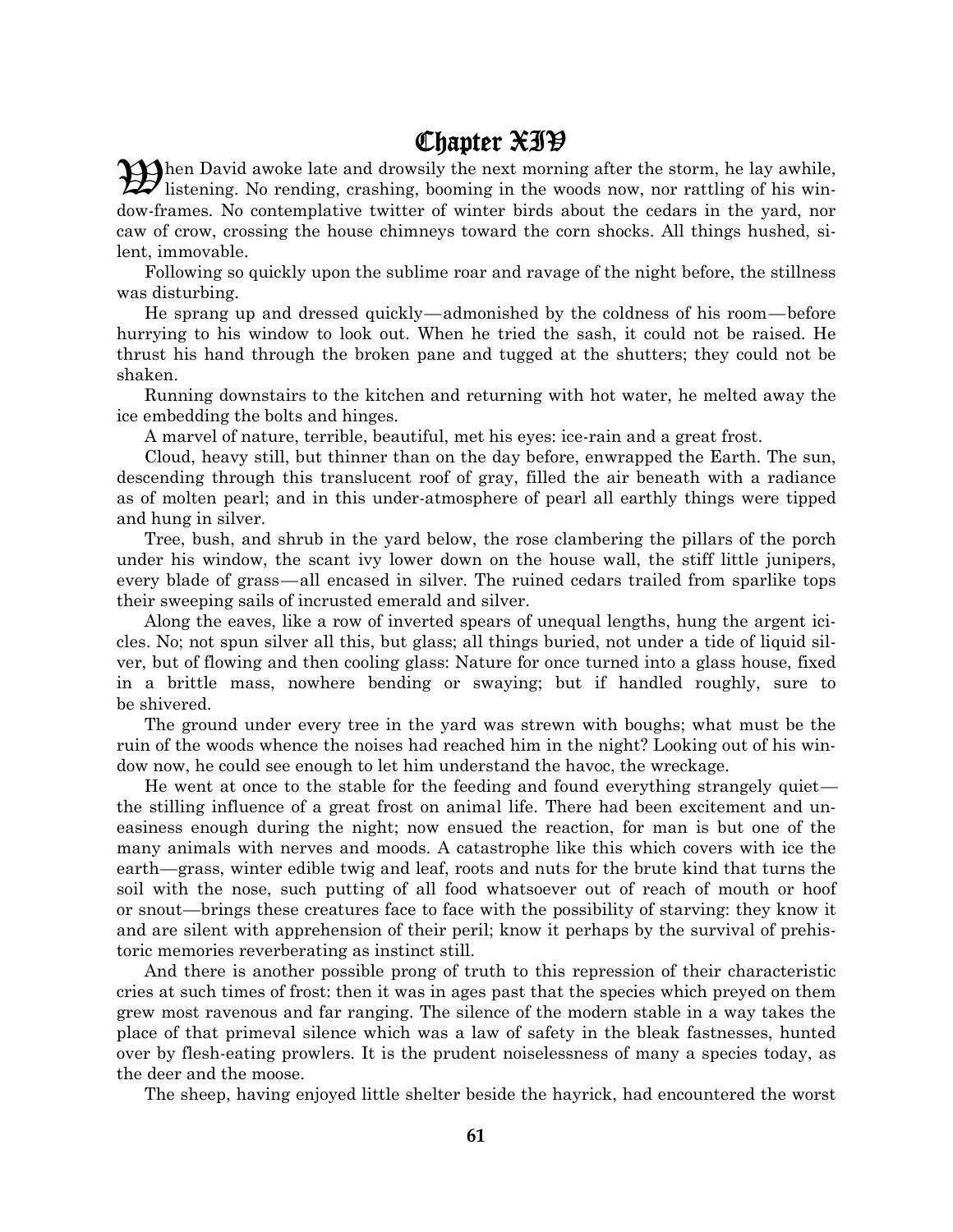# Chapter XIV

When David awoke late and drowsily the next morning after the storm, he lay awhile, listening. No rending, crashing, booming in the woods now, nor rattling of his window-frames. No contemplative twitter of winter birds about the cedars in the yard, nor caw of crow, crossing the house chimneys toward the corn shocks. All things hushed, silent, immovable.

Following so quickly upon the sublime roar and ravage of the night before, the stillness was disturbing.

He sprang up and dressed quickly—admonished by the coldness of his room—before hurrying to his window to look out. When he tried the sash, it could not be raised. He thrust his hand through the broken pane and tugged at the shutters; they could not be shaken.

Running downstairs to the kitchen and returning with hot water, he melted away the ice embedding the bolts and hinges.

A marvel of nature, terrible, beautiful, met his eyes: ice-rain and a great frost.

Cloud, heavy still, but thinner than on the day before, enwrapped the Earth. The sun, descending through this translucent roof of gray, filled the air beneath with a radiance as of molten pearl; and in this under-atmosphere of pearl all earthly things were tipped and hung in silver.

Tree, bush, and shrub in the yard below, the rose clambering the pillars of the porch under his window, the scant ivy lower down on the house wall, the stiff little junipers, every blade of grass—all encased in silver. The ruined cedars trailed from sparlike tops their sweeping sails of incrusted emerald and silver.

Along the eaves, like a row of inverted spears of unequal lengths, hung the argent icicles. No; not spun silver all this, but glass; all things buried, not under a tide of liquid silver, but of flowing and then cooling glass: Nature for once turned into a glass house, fixed in a brittle mass, nowhere bending or swaying; but if handled roughly, sure to be shivered.

The ground under every tree in the yard was strewn with boughs; what must be the ruin of the woods whence the noises had reached him in the night? Looking out of his window now, he could see enough to let him understand the havoc, the wreckage.

He went at once to the stable for the feeding and found everything strangely quiet—the stilling influence of a great frost on animal life. There had been excitement and uneasiness enough during the night; now ensued the reaction, for man is but one of the many animals with nerves and moods. A catastrophe like this which covers with ice the earth—grass, winter edible twig and leaf, roots and nuts for the brute kind that turns the soil with the nose, such putting of all food whatsoever out of reach of mouth or hoof or snout—brings these creatures face to face with the possibility of starving: they know it and are silent with apprehension of their peril; know it perhaps by the survival of prehistoric memories reverberating as instinct still.

And there is another possible prong of truth to this repression of their characteristic cries at such times of frost: then it was in ages past that the species which preyed on them grew most ravenous and far ranging. The silence of the modern stable in a way takes the place of that primeval silence which was a law of safety in the bleak fastnesses, hunted over by flesh-eating prowlers. It is the prudent noiselessness of many a species today, as the deer and the moose.

The sheep, having enjoyed little shelter beside the hayrick, had encountered the worst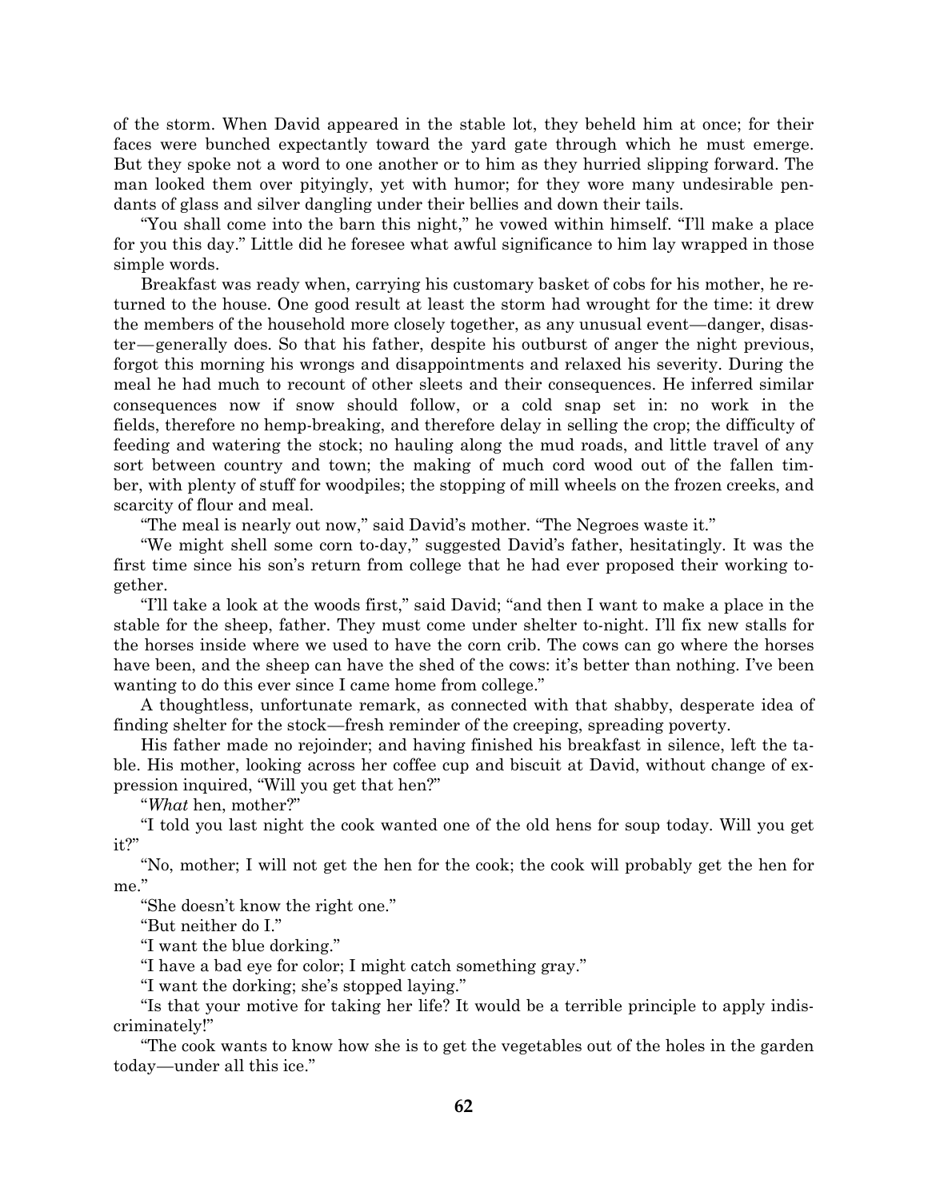of the storm. When David appeared in the stable lot, they beheld him at once; for their faces were bunched expectantly toward the yard gate through which he must emerge. But they spoke not a word to one another or to him as they hurried slipping forward. The man looked them over pityingly, yet with humor; for they wore many undesirable pendants of glass and silver dangling under their bellies and down their tails.

"You shall come into the barn this night," he vowed within himself. "I'll make a place for you this day." Little did he foresee what awful significance to him lay wrapped in those simple words.

Breakfast was ready when, carrying his customary basket of cobs for his mother, he returned to the house. One good result at least the storm had wrought for the time: it drew the members of the household more closely together, as any unusual event—danger, disaster—generally does. So that his father, despite his outburst of anger the night previous, forgot this morning his wrongs and disappointments and relaxed his severity. During the meal he had much to recount of other sleets and their consequences. He inferred similar consequences now if snow should follow, or a cold snap set in: no work in the fields, therefore no hemp-breaking, and therefore delay in selling the crop; the difficulty of feeding and watering the stock; no hauling along the mud roads, and little travel of any sort between country and town; the making of much cord wood out of the fallen timber, with plenty of stuff for woodpiles; the stopping of mill wheels on the frozen creeks, and scarcity of flour and meal.

"The meal is nearly out now," said David's mother. "The Negroes waste it."

"We might shell some corn to-day," suggested David's father, hesitatingly. It was the first time since his son's return from college that he had ever proposed their working together.

"I'll take a look at the woods first," said David; "and then I want to make a place in the stable for the sheep, father. They must come under shelter to-night. I'll fix new stalls for the horses inside where we used to have the corn crib. The cows can go where the horses have been, and the sheep can have the shed of the cows: it's better than nothing. I've been wanting to do this ever since I came home from college."

A thoughtless, unfortunate remark, as connected with that shabby, desperate idea of finding shelter for the stock—fresh reminder of the creeping, spreading poverty.

His father made no rejoinder; and having finished his breakfast in silence, left the table. His mother, looking across her coffee cup and biscuit at David, without change of expression inquired, "Will you get that hen?"

"*What* hen, mother?"

"I told you last night the cook wanted one of the old hens for soup today. Will you get it?"

"No, mother; I will not get the hen for the cook; the cook will probably get the hen for me."

"She doesn't know the right one."

"But neither do I."

"I want the blue dorking."

"I have a bad eye for color; I might catch something gray."

"I want the dorking; she's stopped laying."

"Is that your motive for taking her life? It would be a terrible principle to apply indiscriminately!"

"The cook wants to know how she is to get the vegetables out of the holes in the garden today—under all this ice."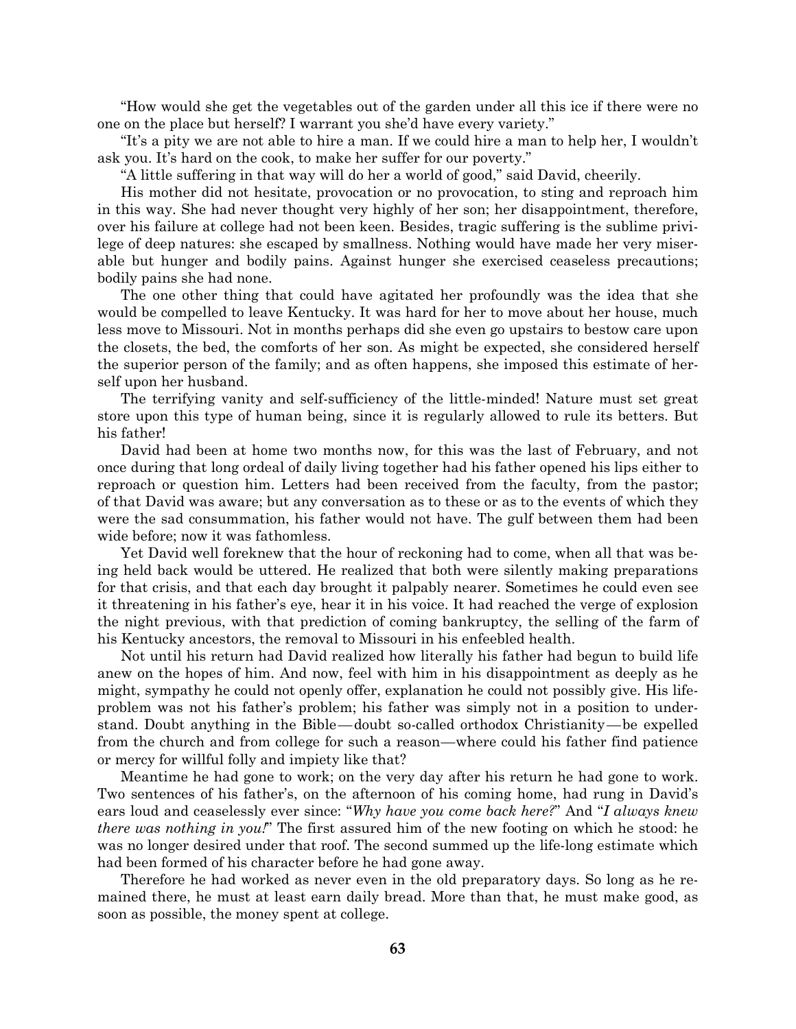"How would she get the vegetables out of the garden under all this ice if there were no one on the place but herself? I warrant you she'd have every variety."

"It's a pity we are not able to hire a man. If we could hire a man to help her, I wouldn't ask you. It's hard on the cook, to make her suffer for our poverty."

"A little suffering in that way will do her a world of good," said David, cheerily.

His mother did not hesitate, provocation or no provocation, to sting and reproach him in this way. She had never thought very highly of her son; her disappointment, therefore, over his failure at college had not been keen. Besides, tragic suffering is the sublime privilege of deep natures: she escaped by smallness. Nothing would have made her very miserable but hunger and bodily pains. Against hunger she exercised ceaseless precautions; bodily pains she had none.

The one other thing that could have agitated her profoundly was the idea that she would be compelled to leave Kentucky. It was hard for her to move about her house, much less move to Missouri. Not in months perhaps did she even go upstairs to bestow care upon the closets, the bed, the comforts of her son. As might be expected, she considered herself the superior person of the family; and as often happens, she imposed this estimate of herself upon her husband.

The terrifying vanity and self-sufficiency of the little-minded! Nature must set great store upon this type of human being, since it is regularly allowed to rule its betters. But his father!

David had been at home two months now, for this was the last of February, and not once during that long ordeal of daily living together had his father opened his lips either to reproach or question him. Letters had been received from the faculty, from the pastor; of that David was aware; but any conversation as to these or as to the events of which they were the sad consummation, his father would not have. The gulf between them had been wide before; now it was fathomless.

Yet David well foreknew that the hour of reckoning had to come, when all that was being held back would be uttered. He realized that both were silently making preparations for that crisis, and that each day brought it palpably nearer. Sometimes he could even see it threatening in his father's eye, hear it in his voice. It had reached the verge of explosion the night previous, with that prediction of coming bankruptcy, the selling of the farm of his Kentucky ancestors, the removal to Missouri in his enfeebled health.

Not until his return had David realized how literally his father had begun to build life anew on the hopes of him. And now, feel with him in his disappointment as deeply as he might, sympathy he could not openly offer, explanation he could not possibly give. His life-problem was not his father's problem; his father was simply not in a position to understand. Doubt anything in the Bible—doubt so-called orthodox Christianity—be expelled from the church and from college for such a reason—where could his father find patience or mercy for willful folly and impiety like that?

Meantime he had gone to work; on the very day after his return he had gone to work. Two sentences of his father's, on the afternoon of his coming home, had rung in David's ears loud and ceaselessly ever since: "*Why have you come back here?*" And "*I always knew there was nothing in you!*" The first assured him of the new footing on which he stood: he was no longer desired under that roof. The second summed up the life-long estimate which had been formed of his character before he had gone away.

Therefore he had worked as never even in the old preparatory days. So long as he remained there, he must at least earn daily bread. More than that, he must make good, as soon as possible, the money spent at college.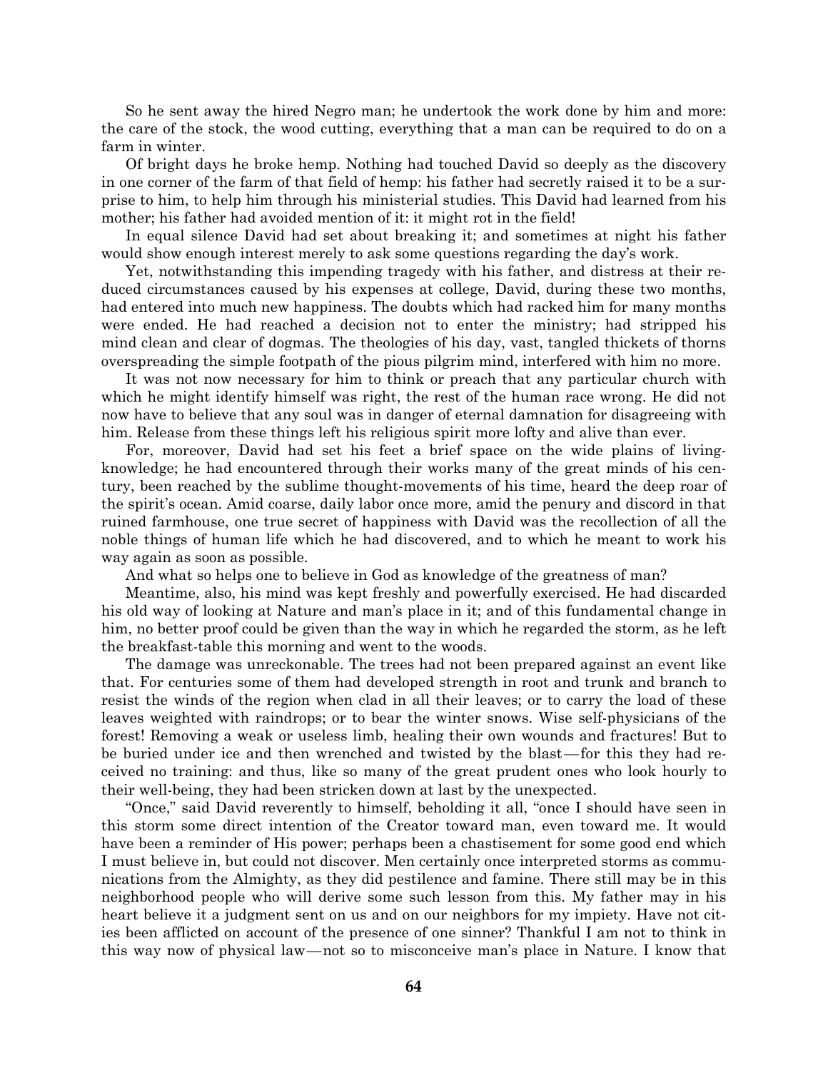So he sent away the hired Negro man; he undertook the work done by him and more: the care of the stock, the wood cutting, everything that a man can be required to do on a farm in winter.

Of bright days he broke hemp. Nothing had touched David so deeply as the discovery in one corner of the farm of that field of hemp: his father had secretly raised it to be a surprise to him, to help him through his ministerial studies. This David had learned from his mother; his father had avoided mention of it: it might rot in the field!

In equal silence David had set about breaking it; and sometimes at night his father would show enough interest merely to ask some questions regarding the day's work.

Yet, notwithstanding this impending tragedy with his father, and distress at their reduced circumstances caused by his expenses at college, David, during these two months, had entered into much new happiness. The doubts which had racked him for many months were ended. He had reached a decision not to enter the ministry; had stripped his mind clean and clear of dogmas. The theologies of his day, vast, tangled thickets of thorns overspreading the simple footpath of the pious pilgrim mind, interfered with him no more.

It was not now necessary for him to think or preach that any particular church with which he might identify himself was right, the rest of the human race wrong. He did not now have to believe that any soul was in danger of eternal damnation for disagreeing with him. Release from these things left his religious spirit more lofty and alive than ever.

For, moreover, David had set his feet a brief space on the wide plains of living-knowledge; he had encountered through their works many of the great minds of his century, been reached by the sublime thought-movements of his time, heard the deep roar of the spirit's ocean. Amid coarse, daily labor once more, amid the penury and discord in that ruined farmhouse, one true secret of happiness with David was the recollection of all the noble things of human life which he had discovered, and to which he meant to work his way again as soon as possible.

And what so helps one to believe in God as knowledge of the greatness of man?

Meantime, also, his mind was kept freshly and powerfully exercised. He had discarded his old way of looking at Nature and man's place in it; and of this fundamental change in him, no better proof could be given than the way in which he regarded the storm, as he left the breakfast-table this morning and went to the woods.

The damage was unreckonable. The trees had not been prepared against an event like that. For centuries some of them had developed strength in root and trunk and branch to resist the winds of the region when clad in all their leaves; or to carry the load of these leaves weighted with raindrops; or to bear the winter snows. Wise self-physicians of the forest! Removing a weak or useless limb, healing their own wounds and fractures! But to be buried under ice and then wrenched and twisted by the blast—for this they had received no training: and thus, like so many of the great prudent ones who look hourly to their well-being, they had been stricken down at last by the unexpected.

"Once," said David reverently to himself, beholding it all, "once I should have seen in this storm some direct intention of the Creator toward man, even toward me. It would have been a reminder of His power; perhaps been a chastisement for some good end which I must believe in, but could not discover. Men certainly once interpreted storms as communications from the Almighty, as they did pestilence and famine. There still may be in this neighborhood people who will derive some such lesson from this. My father may in his heart believe it a judgment sent on us and on our neighbors for my impiety. Have not cities been afflicted on account of the presence of one sinner? Thankful I am not to think in this way now of physical law—not so to misconceive man's place in Nature. I know that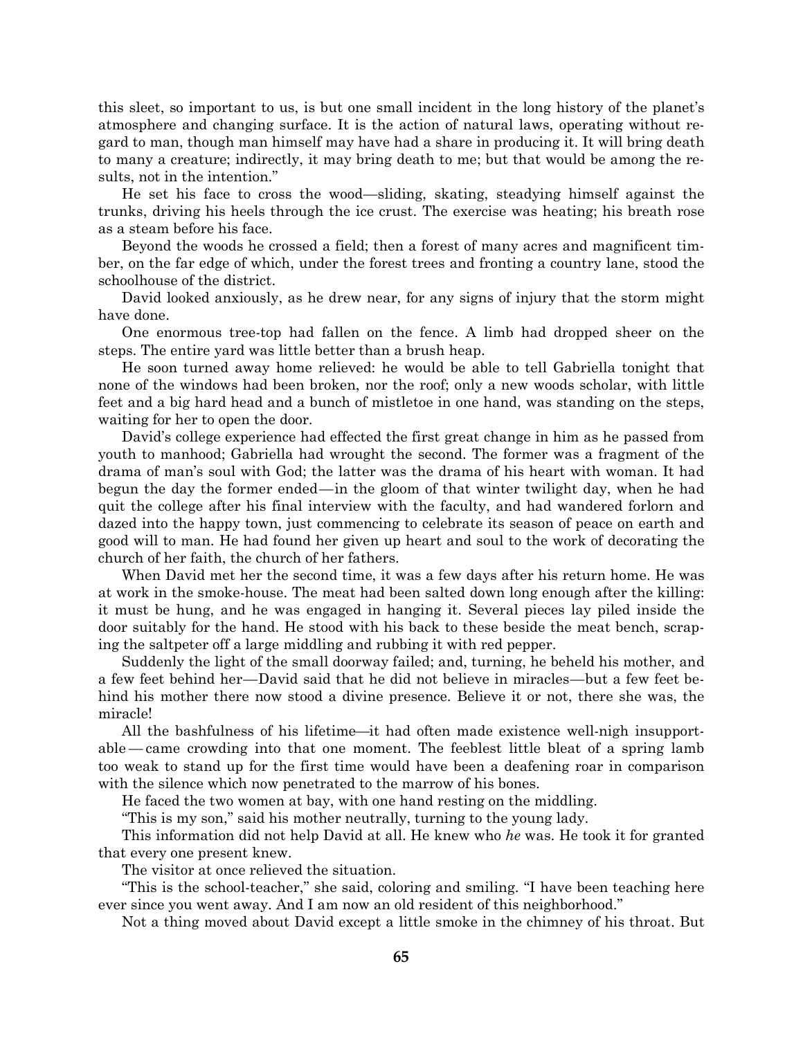this sleet, so important to us, is but one small incident in the long history of the planet's atmosphere and changing surface. It is the action of natural laws, operating without regard to man, though man himself may have had a share in producing it. It will bring death to many a creature; indirectly, it may bring death to me; but that would be among the results, not in the intention."

He set his face to cross the wood—sliding, skating, steadying himself against the trunks, driving his heels through the ice crust. The exercise was heating; his breath rose as a steam before his face.

Beyond the woods he crossed a field; then a forest of many acres and magnificent timber, on the far edge of which, under the forest trees and fronting a country lane, stood the schoolhouse of the district.

David looked anxiously, as he drew near, for any signs of injury that the storm might have done.

One enormous tree-top had fallen on the fence. A limb had dropped sheer on the steps. The entire yard was little better than a brush heap.

He soon turned away home relieved: he would be able to tell Gabriella tonight that none of the windows had been broken, nor the roof; only a new woods scholar, with little feet and a big hard head and a bunch of mistletoe in one hand, was standing on the steps, waiting for her to open the door.

David's college experience had effected the first great change in him as he passed from youth to manhood; Gabriella had wrought the second. The former was a fragment of the drama of man's soul with God; the latter was the drama of his heart with woman. It had begun the day the former ended—in the gloom of that winter twilight day, when he had quit the college after his final interview with the faculty, and had wandered forlorn and dazed into the happy town, just commencing to celebrate its season of peace on earth and good will to man. He had found her given up heart and soul to the work of decorating the church of her faith, the church of her fathers.

When David met her the second time, it was a few days after his return home. He was at work in the smoke-house. The meat had been salted down long enough after the killing: it must be hung, and he was engaged in hanging it. Several pieces lay piled inside the door suitably for the hand. He stood with his back to these beside the meat bench, scraping the saltpeter off a large middling and rubbing it with red pepper.

Suddenly the light of the small doorway failed; and, turning, he beheld his mother, and a few feet behind her—David said that he did not believe in miracles—but a few feet behind his mother there now stood a divine presence. Believe it or not, there she was, the miracle!

All the bashfulness of his lifetime—it had often made existence well-nigh insupportable — came crowding into that one moment. The feeblest little bleat of a spring lamb too weak to stand up for the first time would have been a deafening roar in comparison with the silence which now penetrated to the marrow of his bones.

He faced the two women at bay, with one hand resting on the middling.

"This is my son," said his mother neutrally, turning to the young lady.

This information did not help David at all. He knew who *he* was. He took it for granted that every one present knew.

The visitor at once relieved the situation.

"This is the school-teacher," she said, coloring and smiling. "I have been teaching here ever since you went away. And I am now an old resident of this neighborhood."

Not a thing moved about David except a little smoke in the chimney of his throat. But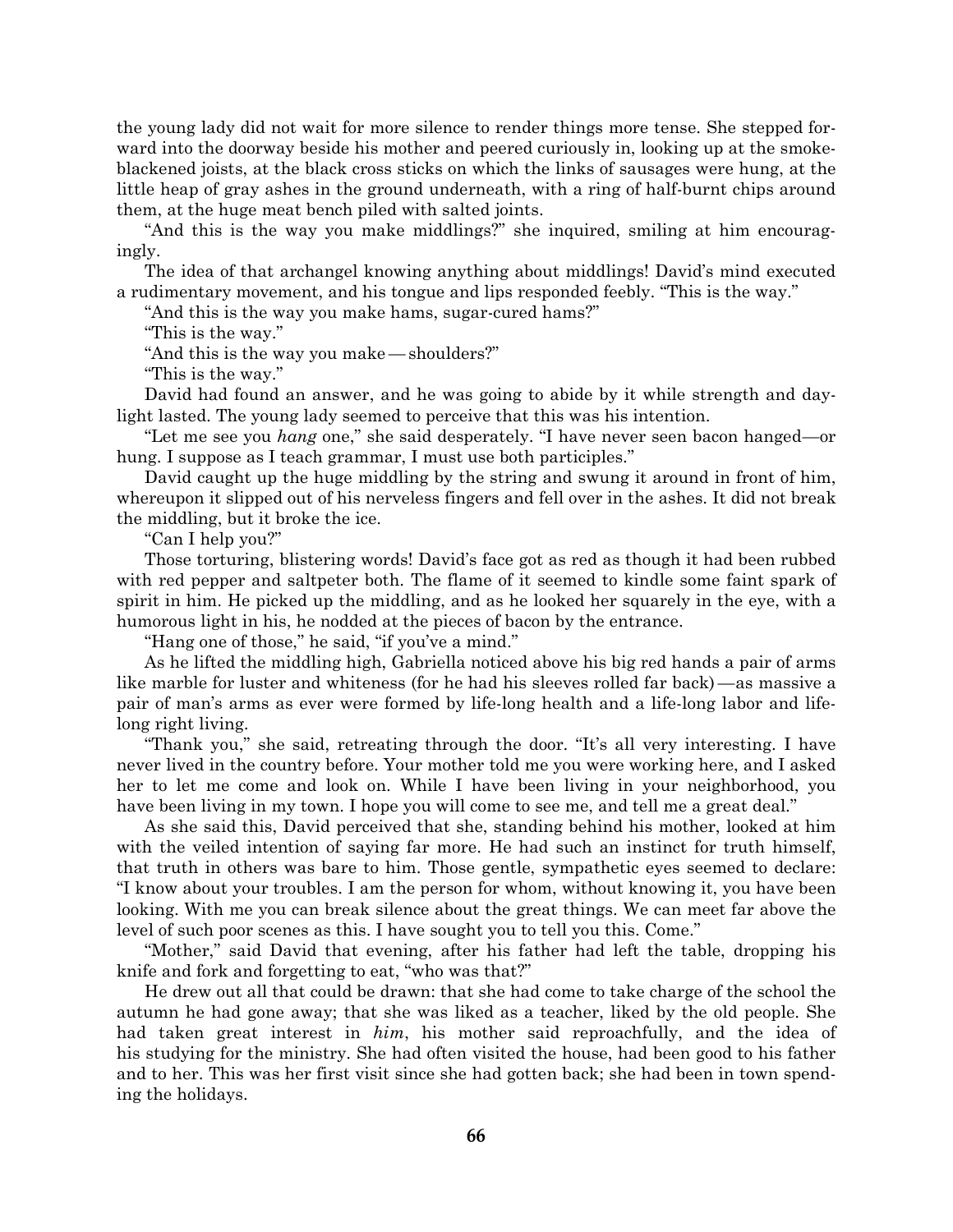the young lady did not wait for more silence to render things more tense. She stepped forward into the doorway beside his mother and peered curiously in, looking up at the smoke-blackened joists, at the black cross sticks on which the links of sausages were hung, at the little heap of gray ashes in the ground underneath, with a ring of half-burnt chips around them, at the huge meat bench piled with salted joints.

"And this is the way you make middlings?" she inquired, smiling at him encouragingly.

The idea of that archangel knowing anything about middlings! David's mind executed a rudimentary movement, and his tongue and lips responded feebly. "This is the way."

"And this is the way you make hams, sugar-cured hams?"

"This is the way."

"And this is the way you make — shoulders?"

"This is the way."

David had found an answer, and he was going to abide by it while strength and daylight lasted. The young lady seemed to perceive that this was his intention.

"Let me see you *hang* one," she said desperately. "I have never seen bacon hanged—or hung. I suppose as I teach grammar, I must use both participles."

David caught up the huge middling by the string and swung it around in front of him, whereupon it slipped out of his nerveless fingers and fell over in the ashes. It did not break the middling, but it broke the ice.

"Can I help you?"

Those torturing, blistering words! David's face got as red as though it had been rubbed with red pepper and saltpeter both. The flame of it seemed to kindle some faint spark of spirit in him. He picked up the middling, and as he looked her squarely in the eye, with a humorous light in his, he nodded at the pieces of bacon by the entrance.

"Hang one of those," he said, "if you've a mind."

As he lifted the middling high, Gabriella noticed above his big red hands a pair of arms like marble for luster and whiteness (for he had his sleeves rolled far back) — as massive a pair of man's arms as ever were formed by life-long health and a life-long labor and life-long right living.

"Thank you," she said, retreating through the door. "It's all very interesting. I have never lived in the country before. Your mother told me you were working here, and I asked her to let me come and look on. While I have been living in your neighborhood, you have been living in my town. I hope you will come to see me, and tell me a great deal."

As she said this, David perceived that she, standing behind his mother, looked at him with the veiled intention of saying far more. He had such an instinct for truth himself, that truth in others was bare to him. Those gentle, sympathetic eyes seemed to declare: "I know about your troubles. I am the person for whom, without knowing it, you have been looking. With me you can break silence about the great things. We can meet far above the level of such poor scenes as this. I have sought you to tell you this. Come."

"Mother," said David that evening, after his father had left the table, dropping his knife and fork and forgetting to eat, "who was that?"

He drew out all that could be drawn: that she had come to take charge of the school the autumn he had gone away; that she was liked as a teacher, liked by the old people. She had taken great interest in *him*, his mother said reproachfully, and the idea of his studying for the ministry. She had often visited the house, had been good to his father and to her. This was her first visit since she had gotten back; she had been in town spending the holidays.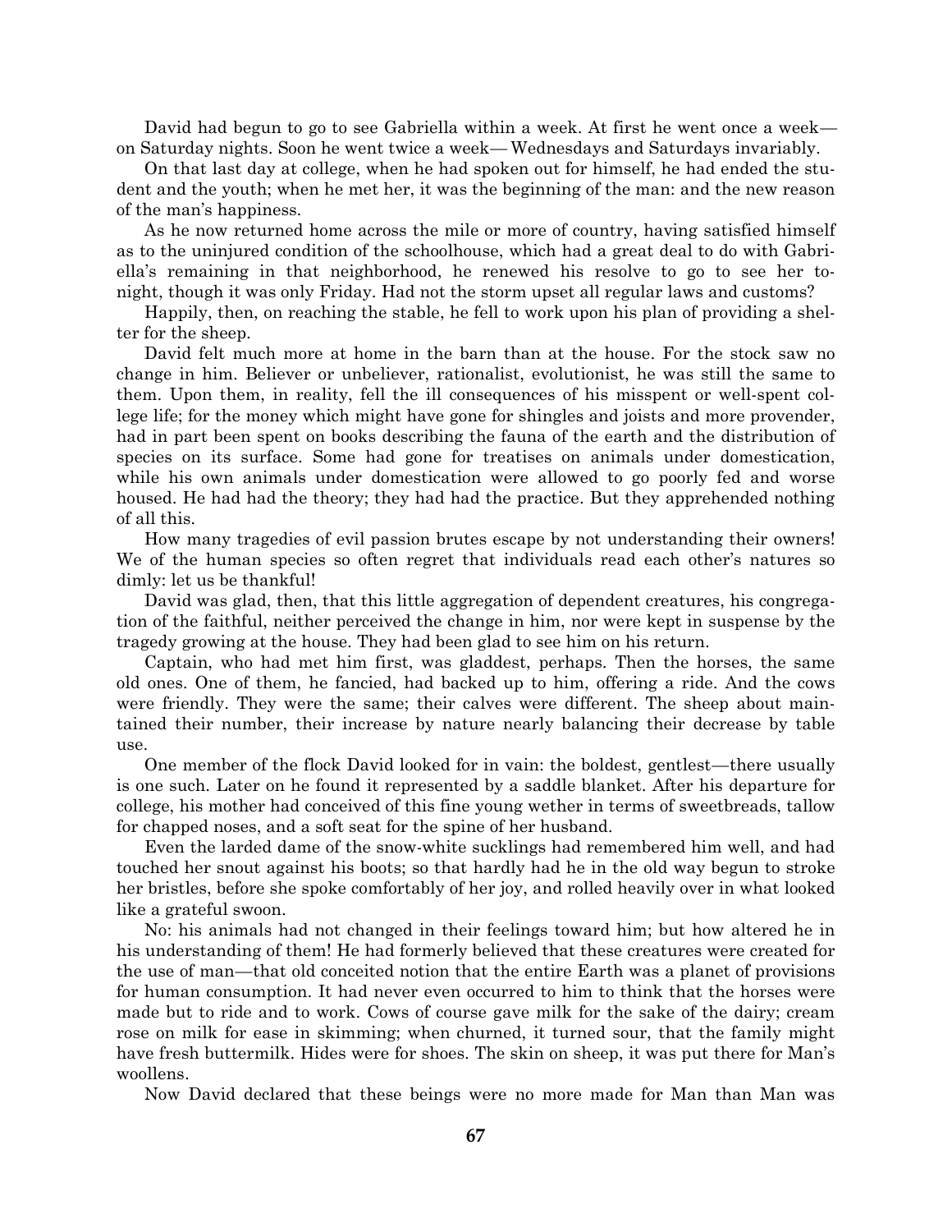David had begun to go to see Gabriella within a week. At first he went once a week—on Saturday nights. Soon he went twice a week— Wednesdays and Saturdays invariably.

On that last day at college, when he had spoken out for himself, he had ended the student and the youth; when he met her, it was the beginning of the man: and the new reason of the man's happiness.

As he now returned home across the mile or more of country, having satisfied himself as to the uninjured condition of the schoolhouse, which had a great deal to do with Gabriella's remaining in that neighborhood, he renewed his resolve to go to see her tonight, though it was only Friday. Had not the storm upset all regular laws and customs?

Happily, then, on reaching the stable, he fell to work upon his plan of providing a shelter for the sheep.

David felt much more at home in the barn than at the house. For the stock saw no change in him. Believer or unbeliever, rationalist, evolutionist, he was still the same to them. Upon them, in reality, fell the ill consequences of his misspent or well-spent college life; for the money which might have gone for shingles and joists and more provender, had in part been spent on books describing the fauna of the earth and the distribution of species on its surface. Some had gone for treatises on animals under domestication, while his own animals under domestication were allowed to go poorly fed and worse housed. He had had the theory; they had had the practice. But they apprehended nothing of all this.

How many tragedies of evil passion brutes escape by not understanding their owners! We of the human species so often regret that individuals read each other's natures so dimly: let us be thankful!

David was glad, then, that this little aggregation of dependent creatures, his congregation of the faithful, neither perceived the change in him, nor were kept in suspense by the tragedy growing at the house. They had been glad to see him on his return.

Captain, who had met him first, was gladdest, perhaps. Then the horses, the same old ones. One of them, he fancied, had backed up to him, offering a ride. And the cows were friendly. They were the same; their calves were different. The sheep about maintained their number, their increase by nature nearly balancing their decrease by table use.

One member of the flock David looked for in vain: the boldest, gentlest—there usually is one such. Later on he found it represented by a saddle blanket. After his departure for college, his mother had conceived of this fine young wether in terms of sweetbreads, tallow for chapped noses, and a soft seat for the spine of her husband.

Even the larded dame of the snow-white sucklings had remembered him well, and had touched her snout against his boots; so that hardly had he in the old way begun to stroke her bristles, before she spoke comfortably of her joy, and rolled heavily over in what looked like a grateful swoon.

No: his animals had not changed in their feelings toward him; but how altered he in his understanding of them! He had formerly believed that these creatures were created for the use of man—that old conceited notion that the entire Earth was a planet of provisions for human consumption. It had never even occurred to him to think that the horses were made but to ride and to work. Cows of course gave milk for the sake of the dairy; cream rose on milk for ease in skimming; when churned, it turned sour, that the family might have fresh buttermilk. Hides were for shoes. The skin on sheep, it was put there for Man's woollens.

Now David declared that these beings were no more made for Man than Man was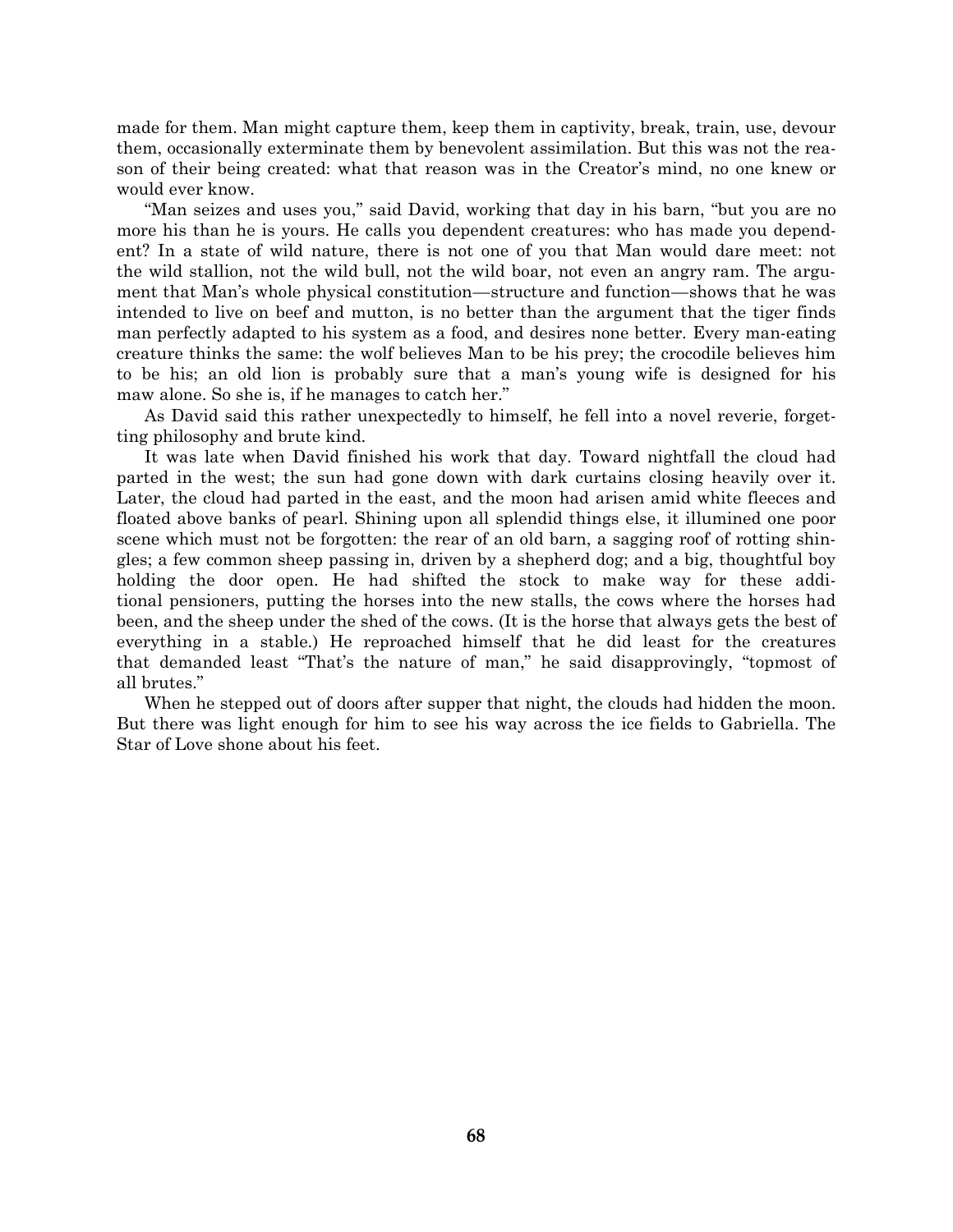made for them. Man might capture them, keep them in captivity, break, train, use, devour them, occasionally exterminate them by benevolent assimilation. But this was not the reason of their being created: what that reason was in the Creator's mind, no one knew or would ever know.

"Man seizes and uses you," said David, working that day in his barn, "but you are no more his than he is yours. He calls you dependent creatures: who has made you dependent? In a state of wild nature, there is not one of you that Man would dare meet: not the wild stallion, not the wild bull, not the wild boar, not even an angry ram. The argument that Man's whole physical constitution—structure and function—shows that he was intended to live on beef and mutton, is no better than the argument that the tiger finds man perfectly adapted to his system as a food, and desires none better. Every man-eating creature thinks the same: the wolf believes Man to be his prey; the crocodile believes him to be his; an old lion is probably sure that a man's young wife is designed for his maw alone. So she is, if he manages to catch her."

As David said this rather unexpectedly to himself, he fell into a novel reverie, forgetting philosophy and brute kind.

It was late when David finished his work that day. Toward nightfall the cloud had parted in the west; the sun had gone down with dark curtains closing heavily over it. Later, the cloud had parted in the east, and the moon had arisen amid white fleeces and floated above banks of pearl. Shining upon all splendid things else, it illumined one poor scene which must not be forgotten: the rear of an old barn, a sagging roof of rotting shingles; a few common sheep passing in, driven by a shepherd dog; and a big, thoughtful boy holding the door open. He had shifted the stock to make way for these additional pensioners, putting the horses into the new stalls, the cows where the horses had been, and the sheep under the shed of the cows. (It is the horse that always gets the best of everything in a stable.) He reproached himself that he did least for the creatures that demanded least "That's the nature of man," he said disapprovingly, "topmost of all brutes."

When he stepped out of doors after supper that night, the clouds had hidden the moon. But there was light enough for him to see his way across the ice fields to Gabriella. The Star of Love shone about his feet.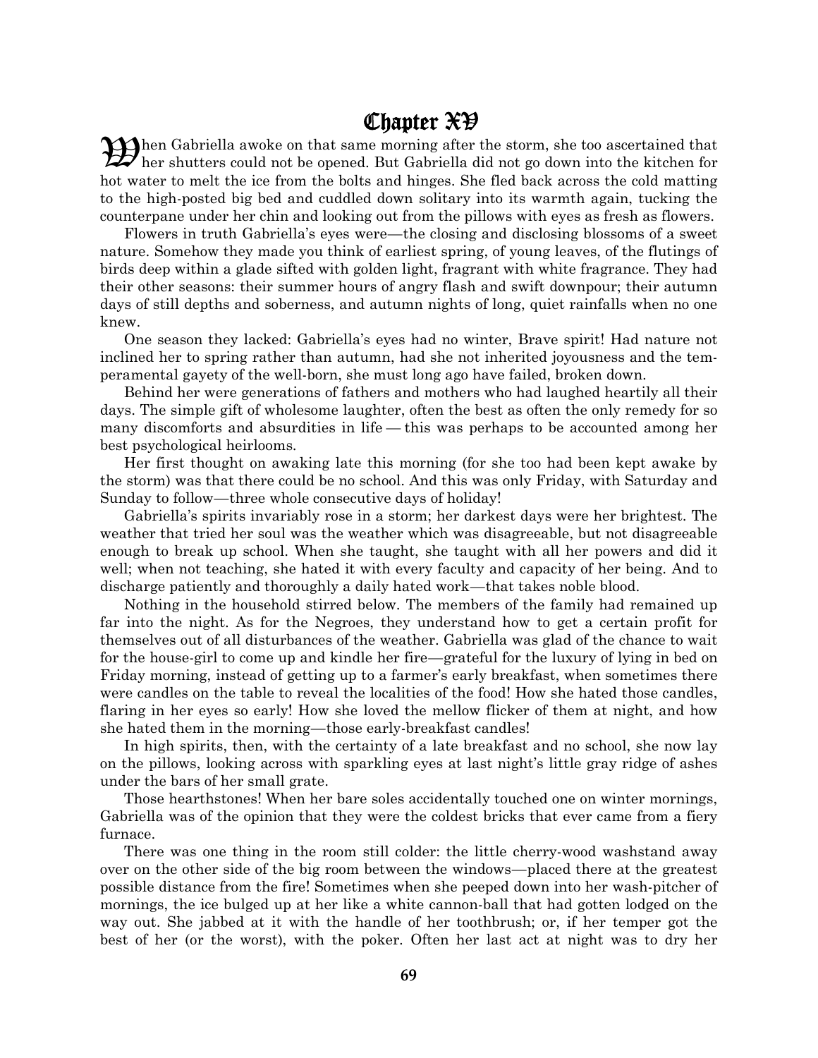# Chapter XV

When Gabriella awoke on that same morning after the storm, she too ascertained that her shutters could not be opened. But Gabriella did not go down into the kitchen for hot water to melt the ice from the bolts and hinges. She fled back across the cold matting to the high-posted big bed and cuddled down solitary into its warmth again, tucking the counterpane under her chin and looking out from the pillows with eyes as fresh as flowers.

Flowers in truth Gabriella's eyes were—the closing and disclosing blossoms of a sweet nature. Somehow they made you think of earliest spring, of young leaves, of the flutings of birds deep within a glade sifted with golden light, fragrant with white fragrance. They had their other seasons: their summer hours of angry flash and swift downpour; their autumn days of still depths and soberness, and autumn nights of long, quiet rainfalls when no one knew.

One season they lacked: Gabriella's eyes had no winter, Brave spirit! Had nature not inclined her to spring rather than autumn, had she not inherited joyousness and the temperamental gayety of the well-born, she must long ago have failed, broken down.

Behind her were generations of fathers and mothers who had laughed heartily all their days. The simple gift of wholesome laughter, often the best as often the only remedy for so many discomforts and absurdities in life — this was perhaps to be accounted among her best psychological heirlooms.

Her first thought on awaking late this morning (for she too had been kept awake by the storm) was that there could be no school. And this was only Friday, with Saturday and Sunday to follow—three whole consecutive days of holiday!

Gabriella's spirits invariably rose in a storm; her darkest days were her brightest. The weather that tried her soul was the weather which was disagreeable, but not disagreeable enough to break up school. When she taught, she taught with all her powers and did it well; when not teaching, she hated it with every faculty and capacity of her being. And to discharge patiently and thoroughly a daily hated work—that takes noble blood.

Nothing in the household stirred below. The members of the family had remained up far into the night. As for the Negroes, they understand how to get a certain profit for themselves out of all disturbances of the weather. Gabriella was glad of the chance to wait for the house-girl to come up and kindle her fire—grateful for the luxury of lying in bed on Friday morning, instead of getting up to a farmer's early breakfast, when sometimes there were candles on the table to reveal the localities of the food! How she hated those candles, flaring in her eyes so early! How she loved the mellow flicker of them at night, and how she hated them in the morning—those early-breakfast candles!

In high spirits, then, with the certainty of a late breakfast and no school, she now lay on the pillows, looking across with sparkling eyes at last night's little gray ridge of ashes under the bars of her small grate.

Those hearthstones! When her bare soles accidentally touched one on winter mornings, Gabriella was of the opinion that they were the coldest bricks that ever came from a fiery furnace.

There was one thing in the room still colder: the little cherry-wood washstand away over on the other side of the big room between the windows—placed there at the greatest possible distance from the fire! Sometimes when she peeped down into her wash-pitcher of mornings, the ice bulged up at her like a white cannon-ball that had gotten lodged on the way out. She jabbed at it with the handle of her toothbrush; or, if her temper got the best of her (or the worst), with the poker. Often her last act at night was to dry her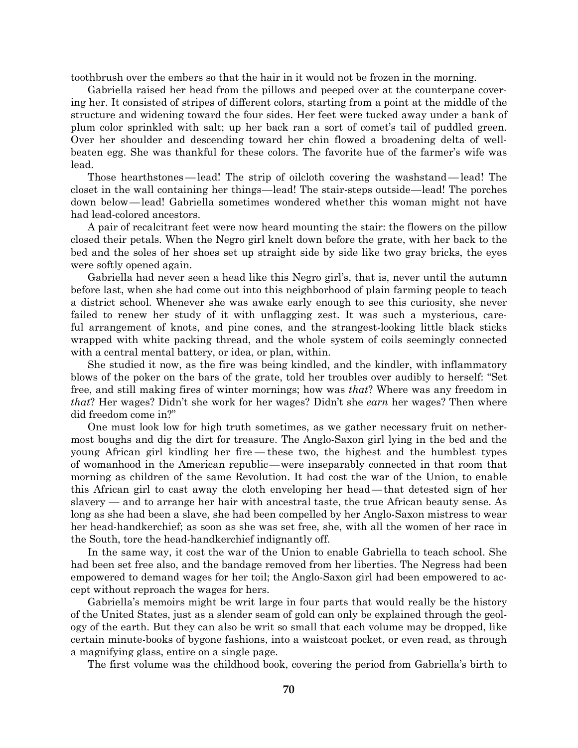toothbrush over the embers so that the hair in it would not be frozen in the morning.

Gabriella raised her head from the pillows and peeped over at the counterpane covering her. It consisted of stripes of different colors, starting from a point at the middle of the structure and widening toward the four sides. Her feet were tucked away under a bank of plum color sprinkled with salt; up her back ran a sort of comet's tail of puddled green. Over her shoulder and descending toward her chin flowed a broadening delta of well-beaten egg. She was thankful for these colors. The favorite hue of the farmer's wife was lead.

Those hearthstones — lead! The strip of oilcloth covering the washstand — lead! The closet in the wall containing her things—lead! The stair-steps outside—lead! The porches down below — lead! Gabriella sometimes wondered whether this woman might not have had lead-colored ancestors.

A pair of recalcitrant feet were now heard mounting the stair: the flowers on the pillow closed their petals. When the Negro girl knelt down before the grate, with her back to the bed and the soles of her shoes set up straight side by side like two gray bricks, the eyes were softly opened again.

Gabriella had never seen a head like this Negro girl's, that is, never until the autumn before last, when she had come out into this neighborhood of plain farming people to teach a district school. Whenever she was awake early enough to see this curiosity, she never failed to renew her study of it with unflagging zest. It was such a mysterious, careful arrangement of knots, and pine cones, and the strangest-looking little black sticks wrapped with white packing thread, and the whole system of coils seemingly connected with a central mental battery, or idea, or plan, within.

She studied it now, as the fire was being kindled, and the kindler, with inflammatory blows of the poker on the bars of the grate, told her troubles over audibly to herself: "Set free, and still making fires of winter mornings; how was *that*? Where was any freedom in *that*? Her wages? Didn't she work for her wages? Didn't she *earn* her wages? Then where did freedom come in?"

One must look low for high truth sometimes, as we gather necessary fruit on nethermost boughs and dig the dirt for treasure. The Anglo-Saxon girl lying in the bed and the young African girl kindling her fire — these two, the highest and the humblest types of womanhood in the American republic — were inseparably connected in that room that morning as children of the same Revolution. It had cost the war of the Union, to enable this African girl to cast away the cloth enveloping her head — that detested sign of her slavery — and to arrange her hair with ancestral taste, the true African beauty sense. As long as she had been a slave, she had been compelled by her Anglo-Saxon mistress to wear her head-handkerchief; as soon as she was set free, she, with all the women of her race in the South, tore the head-handkerchief indignantly off.

In the same way, it cost the war of the Union to enable Gabriella to teach school. She had been set free also, and the bandage removed from her liberties. The Negress had been empowered to demand wages for her toil; the Anglo-Saxon girl had been empowered to accept without reproach the wages for hers.

Gabriella's memoirs might be writ large in four parts that would really be the history of the United States, just as a slender seam of gold can only be explained through the geology of the earth. But they can also be writ so small that each volume may be dropped, like certain minute-books of bygone fashions, into a waistcoat pocket, or even read, as through a magnifying glass, entire on a single page.

The first volume was the childhood book, covering the period from Gabriella's birth to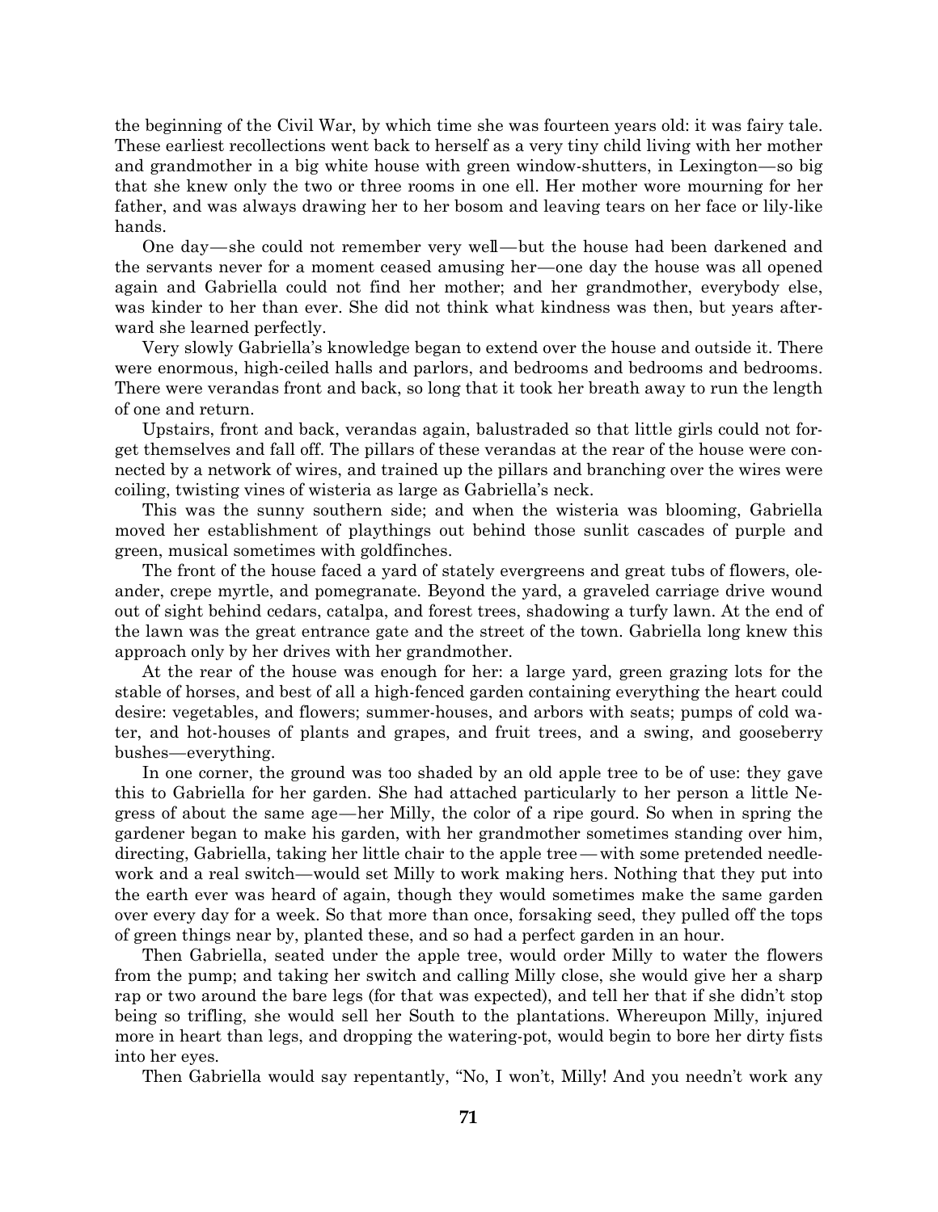the beginning of the Civil War, by which time she was fourteen years old: it was fairy tale. These earliest recollections went back to herself as a very tiny child living with her mother and grandmother in a big white house with green window-shutters, in Lexington—so big that she knew only the two or three rooms in one ell. Her mother wore mourning for her father, and was always drawing her to her bosom and leaving tears on her face or lily-like hands.

One day—she could not remember very well—but the house had been darkened and the servants never for a moment ceased amusing her—one day the house was all opened again and Gabriella could not find her mother; and her grandmother, everybody else, was kinder to her than ever. She did not think what kindness was then, but years afterward she learned perfectly.

Very slowly Gabriella's knowledge began to extend over the house and outside it. There were enormous, high-ceiled halls and parlors, and bedrooms and bedrooms and bedrooms. There were verandas front and back, so long that it took her breath away to run the length of one and return.

Upstairs, front and back, verandas again, balustraded so that little girls could not forget themselves and fall off. The pillars of these verandas at the rear of the house were connected by a network of wires, and trained up the pillars and branching over the wires were coiling, twisting vines of wisteria as large as Gabriella's neck.

This was the sunny southern side; and when the wisteria was blooming, Gabriella moved her establishment of playthings out behind those sunlit cascades of purple and green, musical sometimes with goldfinches.

The front of the house faced a yard of stately evergreens and great tubs of flowers, oleander, crepe myrtle, and pomegranate. Beyond the yard, a graveled carriage drive wound out of sight behind cedars, catalpa, and forest trees, shadowing a turfy lawn. At the end of the lawn was the great entrance gate and the street of the town. Gabriella long knew this approach only by her drives with her grandmother.

At the rear of the house was enough for her: a large yard, green grazing lots for the stable of horses, and best of all a high-fenced garden containing everything the heart could desire: vegetables, and flowers; summer-houses, and arbors with seats; pumps of cold water, and hot-houses of plants and grapes, and fruit trees, and a swing, and gooseberry bushes—everything.

In one corner, the ground was too shaded by an old apple tree to be of use: they gave this to Gabriella for her garden. She had attached particularly to her person a little Negress of about the same age—her Milly, the color of a ripe gourd. So when in spring the gardener began to make his garden, with her grandmother sometimes standing over him, directing, Gabriella, taking her little chair to the apple tree—with some pretended needlework and a real switch—would set Milly to work making hers. Nothing that they put into the earth ever was heard of again, though they would sometimes make the same garden over every day for a week. So that more than once, forsaking seed, they pulled off the tops of green things near by, planted these, and so had a perfect garden in an hour.

Then Gabriella, seated under the apple tree, would order Milly to water the flowers from the pump; and taking her switch and calling Milly close, she would give her a sharp rap or two around the bare legs (for that was expected), and tell her that if she didn't stop being so trifling, she would sell her South to the plantations. Whereupon Milly, injured more in heart than legs, and dropping the watering-pot, would begin to bore her dirty fists into her eyes.

Then Gabriella would say repentantly, "No, I won't, Milly! And you needn't work any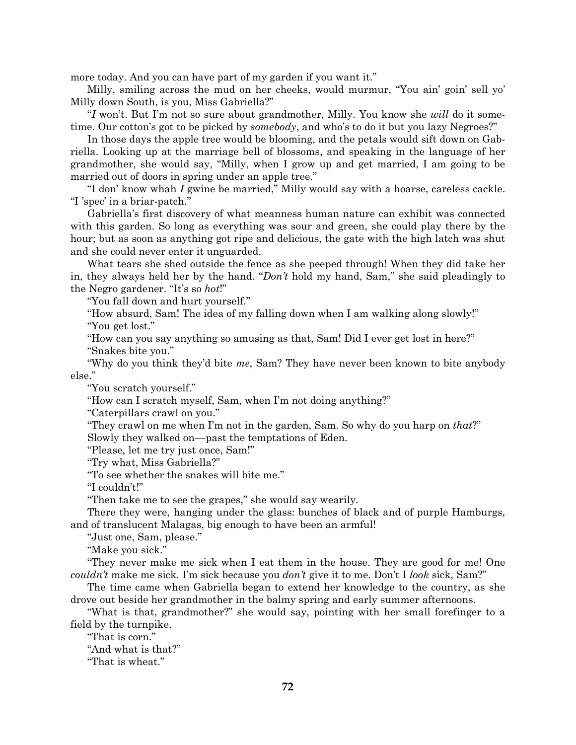more today. And you can have part of my garden if you want it."

Milly, smiling across the mud on her cheeks, would murmur, "You ain' goin' sell yo' Milly down South, is you, Miss Gabriella?"

"*I* won't. But I'm not so sure about grandmother, Milly. You know she *will* do it sometime. Our cotton's got to be picked by *somebody*, and who's to do it but you lazy Negroes?"

In those days the apple tree would be blooming, and the petals would sift down on Gabriella. Looking up at the marriage bell of blossoms, and speaking in the language of her grandmother, she would say, "Milly, when I grow up and get married, I am going to be married out of doors in spring under an apple tree."

"I don' know whah *I* gwine be married," Milly would say with a hoarse, careless cackle. "I 'spec' in a briar-patch."

Gabriella's first discovery of what meanness human nature can exhibit was connected with this garden. So long as everything was sour and green, she could play there by the hour; but as soon as anything got ripe and delicious, the gate with the high latch was shut and she could never enter it unguarded.

What tears she shed outside the fence as she peeped through! When they did take her in, they always held her by the hand. "*Don't* hold my hand, Sam," she said pleadingly to the Negro gardener. "It's so *hot*!"

"You fall down and hurt yourself."

"How absurd, Sam! The idea of my falling down when I am walking along slowly!"

"You get lost."

"How can you say anything so amusing as that, Sam! Did I ever get lost in here?"

"Snakes bite you."

"Why do you think they'd bite *me*, Sam? They have never been known to bite anybody else."

"You scratch yourself."

"How can I scratch myself, Sam, when I'm not doing anything?"

"Caterpillars crawl on you."

"They crawl on me when I'm not in the garden, Sam. So why do you harp on *that*?"

Slowly they walked on—past the temptations of Eden.

"Please, let me try just once, Sam!"

"Try what, Miss Gabriella?"

"To see whether the snakes will bite me."

"I couldn't!"

"Then take me to see the grapes," she would say wearily.

There they were, hanging under the glass: bunches of black and of purple Hamburgs, and of translucent Malagas, big enough to have been an armful!

"Just one, Sam, please."

"Make you sick."

"They never make me sick when I eat them in the house. They are good for me! One *couldn't* make me sick. I'm sick because you *don't* give it to me. Don't I *look* sick, Sam?"

The time came when Gabriella began to extend her knowledge to the country, as she drove out beside her grandmother in the balmy spring and early summer afternoons.

"What is that, grandmother?" she would say, pointing with her small forefinger to a field by the turnpike.

"That is corn."

"And what is that?"

"That is wheat."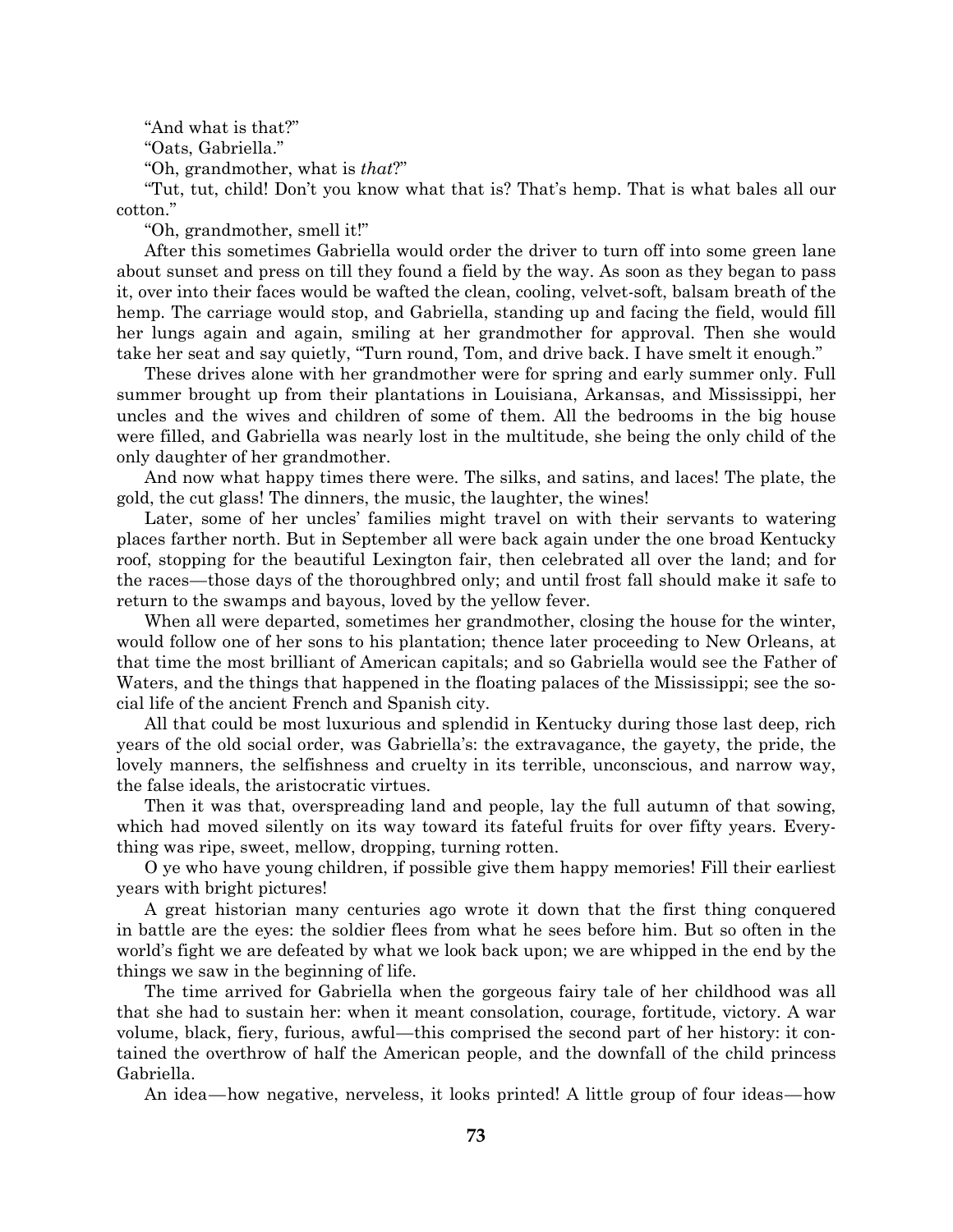"And what is that?"

"Oats, Gabriella."

"Oh, grandmother, what is *that*?"

"Tut, tut, child! Don't you know what that is? That's hemp. That is what bales all our cotton."

"Oh, grandmother, smell it!"

After this sometimes Gabriella would order the driver to turn off into some green lane about sunset and press on till they found a field by the way. As soon as they began to pass it, over into their faces would be wafted the clean, cooling, velvet-soft, balsam breath of the hemp. The carriage would stop, and Gabriella, standing up and facing the field, would fill her lungs again and again, smiling at her grandmother for approval. Then she would take her seat and say quietly, "Turn round, Tom, and drive back. I have smelt it enough."

These drives alone with her grandmother were for spring and early summer only. Full summer brought up from their plantations in Louisiana, Arkansas, and Mississippi, her uncles and the wives and children of some of them. All the bedrooms in the big house were filled, and Gabriella was nearly lost in the multitude, she being the only child of the only daughter of her grandmother.

And now what happy times there were. The silks, and satins, and laces! The plate, the gold, the cut glass! The dinners, the music, the laughter, the wines!

Later, some of her uncles' families might travel on with their servants to watering places farther north. But in September all were back again under the one broad Kentucky roof, stopping for the beautiful Lexington fair, then celebrated all over the land; and for the races—those days of the thoroughbred only; and until frost fall should make it safe to return to the swamps and bayous, loved by the yellow fever.

When all were departed, sometimes her grandmother, closing the house for the winter, would follow one of her sons to his plantation; thence later proceeding to New Orleans, at that time the most brilliant of American capitals; and so Gabriella would see the Father of Waters, and the things that happened in the floating palaces of the Mississippi; see the social life of the ancient French and Spanish city.

All that could be most luxurious and splendid in Kentucky during those last deep, rich years of the old social order, was Gabriella's: the extravagance, the gayety, the pride, the lovely manners, the selfishness and cruelty in its terrible, unconscious, and narrow way, the false ideals, the aristocratic virtues.

Then it was that, overspreading land and people, lay the full autumn of that sowing, which had moved silently on its way toward its fateful fruits for over fifty years. Everything was ripe, sweet, mellow, dropping, turning rotten.

O ye who have young children, if possible give them happy memories! Fill their earliest years with bright pictures!

A great historian many centuries ago wrote it down that the first thing conquered in battle are the eyes: the soldier flees from what he sees before him. But so often in the world's fight we are defeated by what we look back upon; we are whipped in the end by the things we saw in the beginning of life.

The time arrived for Gabriella when the gorgeous fairy tale of her childhood was all that she had to sustain her: when it meant consolation, courage, fortitude, victory. A war volume, black, fiery, furious, awful—this comprised the second part of her history: it contained the overthrow of half the American people, and the downfall of the child princess Gabriella.

An idea—how negative, nerveless, it looks printed! A little group of four ideas—how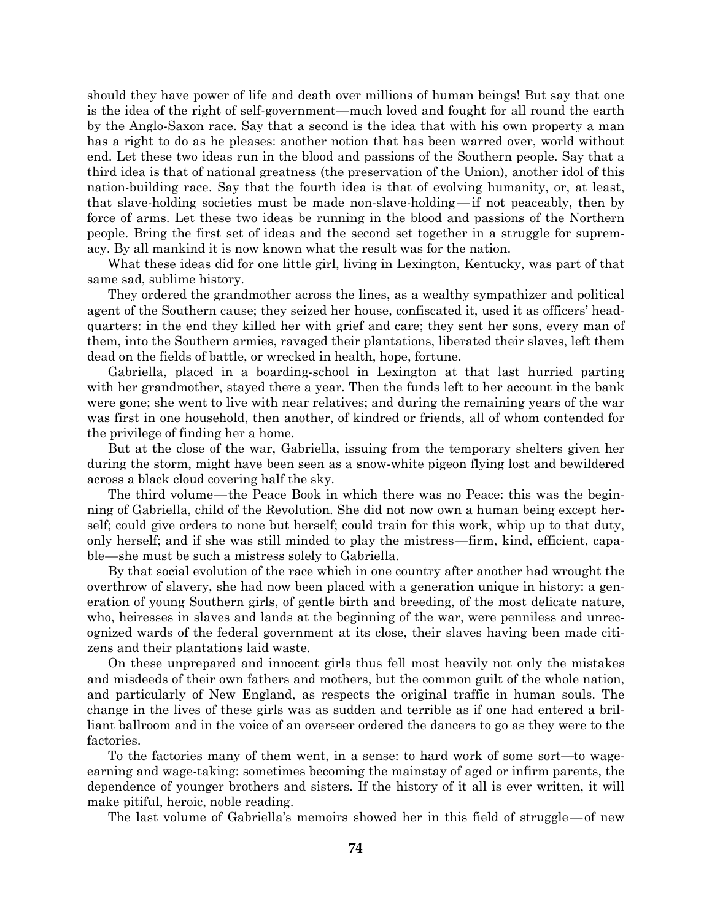should they have power of life and death over millions of human beings! But say that one is the idea of the right of self-government—much loved and fought for all round the earth by the Anglo-Saxon race. Say that a second is the idea that with his own property a man has a right to do as he pleases: another notion that has been warred over, world without end. Let these two ideas run in the blood and passions of the Southern people. Say that a third idea is that of national greatness (the preservation of the Union), another idol of this nation-building race. Say that the fourth idea is that of evolving humanity, or, at least, that slave-holding societies must be made non-slave-holding—if not peaceably, then by force of arms. Let these two ideas be running in the blood and passions of the Northern people. Bring the first set of ideas and the second set together in a struggle for supremacy. By all mankind it is now known what the result was for the nation.

What these ideas did for one little girl, living in Lexington, Kentucky, was part of that same sad, sublime history.

They ordered the grandmother across the lines, as a wealthy sympathizer and political agent of the Southern cause; they seized her house, confiscated it, used it as officers' headquarters: in the end they killed her with grief and care; they sent her sons, every man of them, into the Southern armies, ravaged their plantations, liberated their slaves, left them dead on the fields of battle, or wrecked in health, hope, fortune.

Gabriella, placed in a boarding-school in Lexington at that last hurried parting with her grandmother, stayed there a year. Then the funds left to her account in the bank were gone; she went to live with near relatives; and during the remaining years of the war was first in one household, then another, of kindred or friends, all of whom contended for the privilege of finding her a home.

But at the close of the war, Gabriella, issuing from the temporary shelters given her during the storm, might have been seen as a snow-white pigeon flying lost and bewildered across a black cloud covering half the sky.

The third volume—the Peace Book in which there was no Peace: this was the beginning of Gabriella, child of the Revolution. She did not now own a human being except herself; could give orders to none but herself; could train for this work, whip up to that duty, only herself; and if she was still minded to play the mistress—firm, kind, efficient, capable—she must be such a mistress solely to Gabriella.

By that social evolution of the race which in one country after another had wrought the overthrow of slavery, she had now been placed with a generation unique in history: a generation of young Southern girls, of gentle birth and breeding, of the most delicate nature, who, heiresses in slaves and lands at the beginning of the war, were penniless and unrecognized wards of the federal government at its close, their slaves having been made citizens and their plantations laid waste.

On these unprepared and innocent girls thus fell most heavily not only the mistakes and misdeeds of their own fathers and mothers, but the common guilt of the whole nation, and particularly of New England, as respects the original traffic in human souls. The change in the lives of these girls was as sudden and terrible as if one had entered a brilliant ballroom and in the voice of an overseer ordered the dancers to go as they were to the factories.

To the factories many of them went, in a sense: to hard work of some sort—to wage-earning and wage-taking: sometimes becoming the mainstay of aged or infirm parents, the dependence of younger brothers and sisters. If the history of it all is ever written, it will make pitiful, heroic, noble reading.

The last volume of Gabriella's memoirs showed her in this field of struggle—of new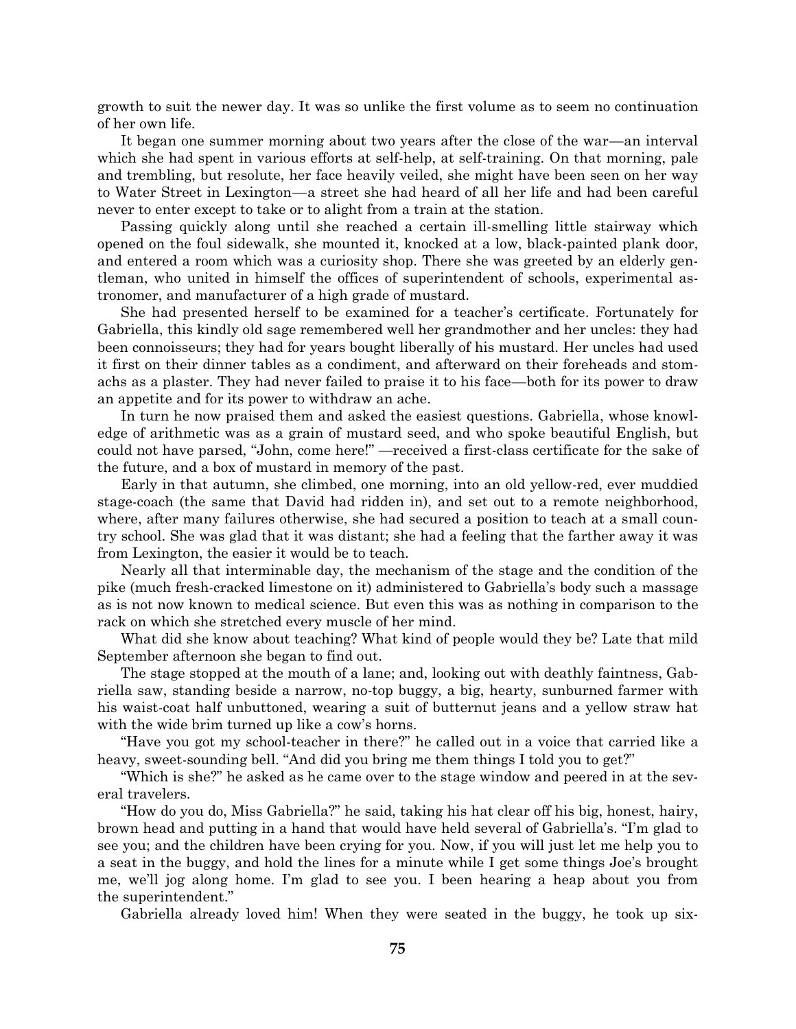growth to suit the newer day. It was so unlike the first volume as to seem no continuation of her own life.

It began one summer morning about two years after the close of the war—an interval which she had spent in various efforts at self-help, at self-training. On that morning, pale and trembling, but resolute, her face heavily veiled, she might have been seen on her way to Water Street in Lexington—a street she had heard of all her life and had been careful never to enter except to take or to alight from a train at the station.

Passing quickly along until she reached a certain ill-smelling little stairway which opened on the foul sidewalk, she mounted it, knocked at a low, black-painted plank door, and entered a room which was a curiosity shop. There she was greeted by an elderly gentleman, who united in himself the offices of superintendent of schools, experimental astronomer, and manufacturer of a high grade of mustard.

She had presented herself to be examined for a teacher's certificate. Fortunately for Gabriella, this kindly old sage remembered well her grandmother and her uncles: they had been connoisseurs; they had for years bought liberally of his mustard. Her uncles had used it first on their dinner tables as a condiment, and afterward on their foreheads and stomachs as a plaster. They had never failed to praise it to his face—both for its power to draw an appetite and for its power to withdraw an ache.

In turn he now praised them and asked the easiest questions. Gabriella, whose knowledge of arithmetic was as a grain of mustard seed, and who spoke beautiful English, but could not have parsed, "John, come here!" —received a first-class certificate for the sake of the future, and a box of mustard in memory of the past.

Early in that autumn, she climbed, one morning, into an old yellow-red, ever muddied stage-coach (the same that David had ridden in), and set out to a remote neighborhood, where, after many failures otherwise, she had secured a position to teach at a small country school. She was glad that it was distant; she had a feeling that the farther away it was from Lexington, the easier it would be to teach.

Nearly all that interminable day, the mechanism of the stage and the condition of the pike (much fresh-cracked limestone on it) administered to Gabriella's body such a massage as is not now known to medical science. But even this was as nothing in comparison to the rack on which she stretched every muscle of her mind.

What did she know about teaching? What kind of people would they be? Late that mild September afternoon she began to find out.

The stage stopped at the mouth of a lane; and, looking out with deathly faintness, Gabriella saw, standing beside a narrow, no-top buggy, a big, hearty, sunburned farmer with his waist-coat half unbuttoned, wearing a suit of butternut jeans and a yellow straw hat with the wide brim turned up like a cow's horns.

"Have you got my school-teacher in there?" he called out in a voice that carried like a heavy, sweet-sounding bell. "And did you bring me them things I told you to get?"

"Which is she?" he asked as he came over to the stage window and peered in at the several travelers.

"How do you do, Miss Gabriella?" he said, taking his hat clear off his big, honest, hairy, brown head and putting in a hand that would have held several of Gabriella's. "I'm glad to see you; and the children have been crying for you. Now, if you will just let me help you to a seat in the buggy, and hold the lines for a minute while I get some things Joe's brought me, we'll jog along home. I'm glad to see you. I been hearing a heap about you from the superintendent."

Gabriella already loved him! When they were seated in the buggy, he took up six-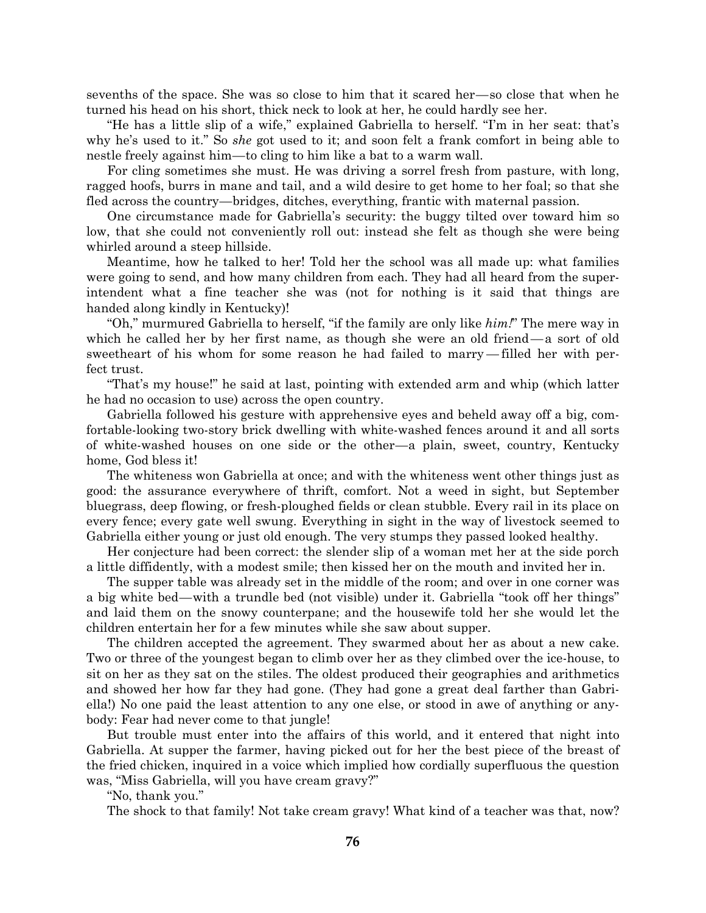sevenths of the space. She was so close to him that it scared her—so close that when he turned his head on his short, thick neck to look at her, he could hardly see her.

"He has a little slip of a wife," explained Gabriella to herself. "I'm in her seat: that's why he's used to it." So *she* got used to it; and soon felt a frank comfort in being able to nestle freely against him—to cling to him like a bat to a warm wall.

For cling sometimes she must. He was driving a sorrel fresh from pasture, with long, ragged hoofs, burrs in mane and tail, and a wild desire to get home to her foal; so that she fled across the country—bridges, ditches, everything, frantic with maternal passion.

One circumstance made for Gabriella's security: the buggy tilted over toward him so low, that she could not conveniently roll out: instead she felt as though she were being whirled around a steep hillside.

Meantime, how he talked to her! Told her the school was all made up: what families were going to send, and how many children from each. They had all heard from the superintendent what a fine teacher she was (not for nothing is it said that things are handed along kindly in Kentucky)!

"Oh," murmured Gabriella to herself, "if the family are only like *him!*" The mere way in which he called her by her first name, as though she were an old friend—a sort of old sweetheart of his whom for some reason he had failed to marry—filled her with perfect trust.

"That's my house!" he said at last, pointing with extended arm and whip (which latter he had no occasion to use) across the open country.

Gabriella followed his gesture with apprehensive eyes and beheld away off a big, comfortable-looking two-story brick dwelling with white-washed fences around it and all sorts of white-washed houses on one side or the other—a plain, sweet, country, Kentucky home, God bless it!

The whiteness won Gabriella at once; and with the whiteness went other things just as good: the assurance everywhere of thrift, comfort. Not a weed in sight, but September bluegrass, deep flowing, or fresh-ploughed fields or clean stubble. Every rail in its place on every fence; every gate well swung. Everything in sight in the way of livestock seemed to Gabriella either young or just old enough. The very stumps they passed looked healthy.

Her conjecture had been correct: the slender slip of a woman met her at the side porch a little diffidently, with a modest smile; then kissed her on the mouth and invited her in.

The supper table was already set in the middle of the room; and over in one corner was a big white bed—with a trundle bed (not visible) under it. Gabriella "took off her things" and laid them on the snowy counterpane; and the housewife told her she would let the children entertain her for a few minutes while she saw about supper.

The children accepted the agreement. They swarmed about her as about a new cake. Two or three of the youngest began to climb over her as they climbed over the ice-house, to sit on her as they sat on the stiles. The oldest produced their geographies and arithmetics and showed her how far they had gone. (They had gone a great deal farther than Gabriella!) No one paid the least attention to any one else, or stood in awe of anything or anybody: Fear had never come to that jungle!

But trouble must enter into the affairs of this world, and it entered that night into Gabriella. At supper the farmer, having picked out for her the best piece of the breast of the fried chicken, inquired in a voice which implied how cordially superfluous the question was, "Miss Gabriella, will you have cream gravy?"

"No, thank you."

The shock to that family! Not take cream gravy! What kind of a teacher was that, now?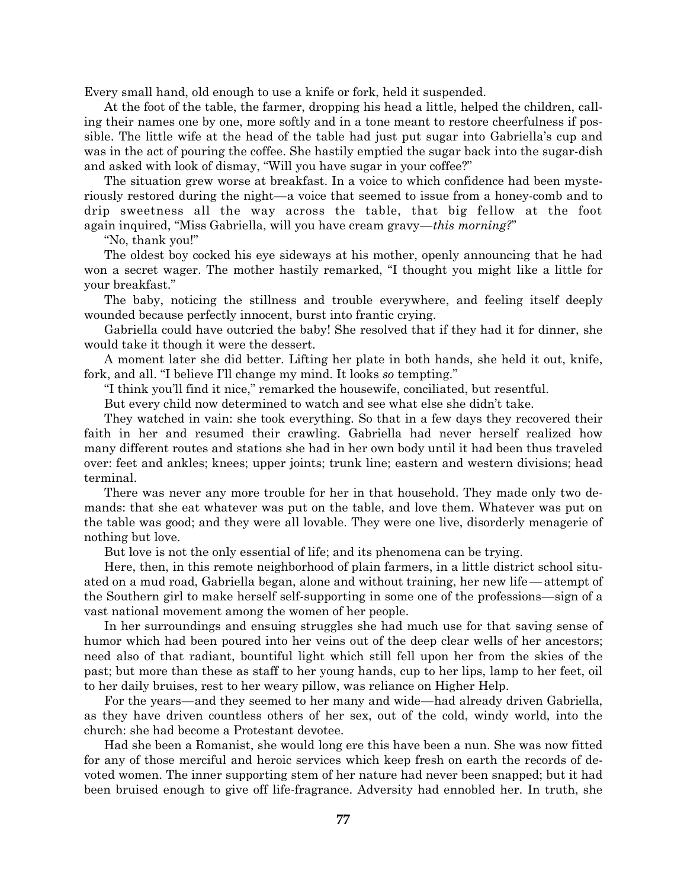Every small hand, old enough to use a knife or fork, held it suspended.

At the foot of the table, the farmer, dropping his head a little, helped the children, calling their names one by one, more softly and in a tone meant to restore cheerfulness if possible. The little wife at the head of the table had just put sugar into Gabriella's cup and was in the act of pouring the coffee. She hastily emptied the sugar back into the sugar-dish and asked with look of dismay, "Will you have sugar in your coffee?"

The situation grew worse at breakfast. In a voice to which confidence had been mysteriously restored during the night—a voice that seemed to issue from a honey-comb and to drip sweetness all the way across the table, that big fellow at the foot again inquired, "Miss Gabriella, will you have cream gravy—*this morning?*"

"No, thank you!"

The oldest boy cocked his eye sideways at his mother, openly announcing that he had won a secret wager. The mother hastily remarked, "I thought you might like a little for your breakfast."

The baby, noticing the stillness and trouble everywhere, and feeling itself deeply wounded because perfectly innocent, burst into frantic crying.

Gabriella could have outcried the baby! She resolved that if they had it for dinner, she would take it though it were the dessert.

A moment later she did better. Lifting her plate in both hands, she held it out, knife, fork, and all. "I believe I'll change my mind. It looks *so* tempting."

"I think you'll find it nice," remarked the housewife, conciliated, but resentful.

But every child now determined to watch and see what else she didn't take.

They watched in vain: she took everything. So that in a few days they recovered their faith in her and resumed their crawling. Gabriella had never herself realized how many different routes and stations she had in her own body until it had been thus traveled over: feet and ankles; knees; upper joints; trunk line; eastern and western divisions; head terminal.

There was never any more trouble for her in that household. They made only two demands: that she eat whatever was put on the table, and love them. Whatever was put on the table was good; and they were all lovable. They were one live, disorderly menagerie of nothing but love.

But love is not the only essential of life; and its phenomena can be trying.

Here, then, in this remote neighborhood of plain farmers, in a little district school situated on a mud road, Gabriella began, alone and without training, her new life—attempt of the Southern girl to make herself self-supporting in some one of the professions—sign of a vast national movement among the women of her people.

In her surroundings and ensuing struggles she had much use for that saving sense of humor which had been poured into her veins out of the deep clear wells of her ancestors; need also of that radiant, bountiful light which still fell upon her from the skies of the past; but more than these as staff to her young hands, cup to her lips, lamp to her feet, oil to her daily bruises, rest to her weary pillow, was reliance on Higher Help.

For the years—and they seemed to her many and wide—had already driven Gabriella, as they have driven countless others of her sex, out of the cold, windy world, into the church: she had become a Protestant devotee.

Had she been a Romanist, she would long ere this have been a nun. She was now fitted for any of those merciful and heroic services which keep fresh on earth the records of devoted women. The inner supporting stem of her nature had never been snapped; but it had been bruised enough to give off life-fragrance. Adversity had ennobled her. In truth, she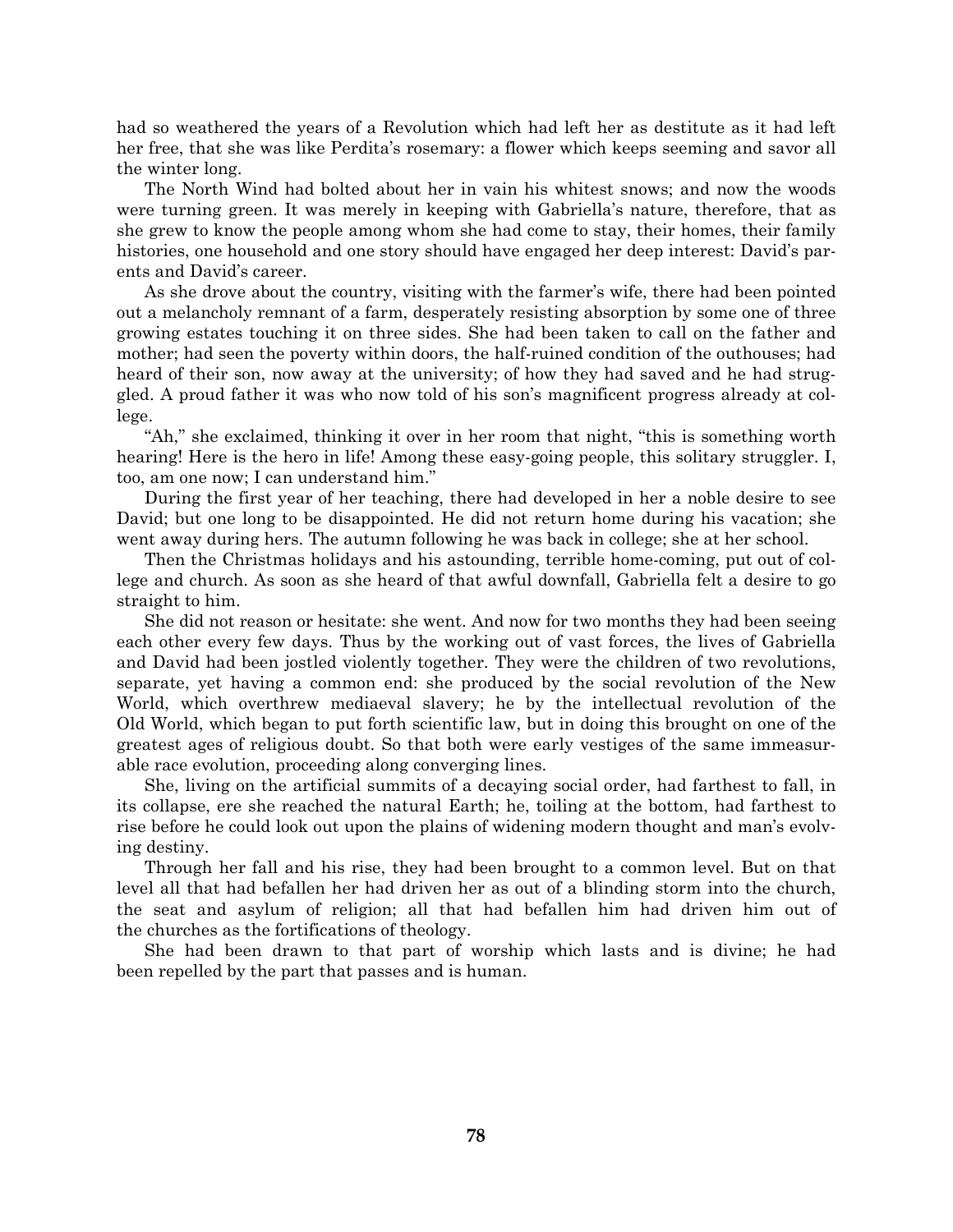had so weathered the years of a Revolution which had left her as destitute as it had left her free, that she was like Perdita's rosemary: a flower which keeps seeming and savor all the winter long.

The North Wind had bolted about her in vain his whitest snows; and now the woods were turning green. It was merely in keeping with Gabriella's nature, therefore, that as she grew to know the people among whom she had come to stay, their homes, their family histories, one household and one story should have engaged her deep interest: David's parents and David's career.

As she drove about the country, visiting with the farmer's wife, there had been pointed out a melancholy remnant of a farm, desperately resisting absorption by some one of three growing estates touching it on three sides. She had been taken to call on the father and mother; had seen the poverty within doors, the half-ruined condition of the outhouses; had heard of their son, now away at the university; of how they had saved and he had struggled. A proud father it was who now told of his son's magnificent progress already at college.

"Ah," she exclaimed, thinking it over in her room that night, "this is something worth hearing! Here is the hero in life! Among these easy-going people, this solitary struggler. I, too, am one now; I can understand him."

During the first year of her teaching, there had developed in her a noble desire to see David; but one long to be disappointed. He did not return home during his vacation; she went away during hers. The autumn following he was back in college; she at her school.

Then the Christmas holidays and his astounding, terrible home-coming, put out of college and church. As soon as she heard of that awful downfall, Gabriella felt a desire to go straight to him.

She did not reason or hesitate: she went. And now for two months they had been seeing each other every few days. Thus by the working out of vast forces, the lives of Gabriella and David had been jostled violently together. They were the children of two revolutions, separate, yet having a common end: she produced by the social revolution of the New World, which overthrew mediaeval slavery; he by the intellectual revolution of the Old World, which began to put forth scientific law, but in doing this brought on one of the greatest ages of religious doubt. So that both were early vestiges of the same immeasurable race evolution, proceeding along converging lines.

She, living on the artificial summits of a decaying social order, had farthest to fall, in its collapse, ere she reached the natural Earth; he, toiling at the bottom, had farthest to rise before he could look out upon the plains of widening modern thought and man's evolving destiny.

Through her fall and his rise, they had been brought to a common level. But on that level all that had befallen her had driven her as out of a blinding storm into the church, the seat and asylum of religion; all that had befallen him had driven him out of the churches as the fortifications of theology.

She had been drawn to that part of worship which lasts and is divine; he had been repelled by the part that passes and is human.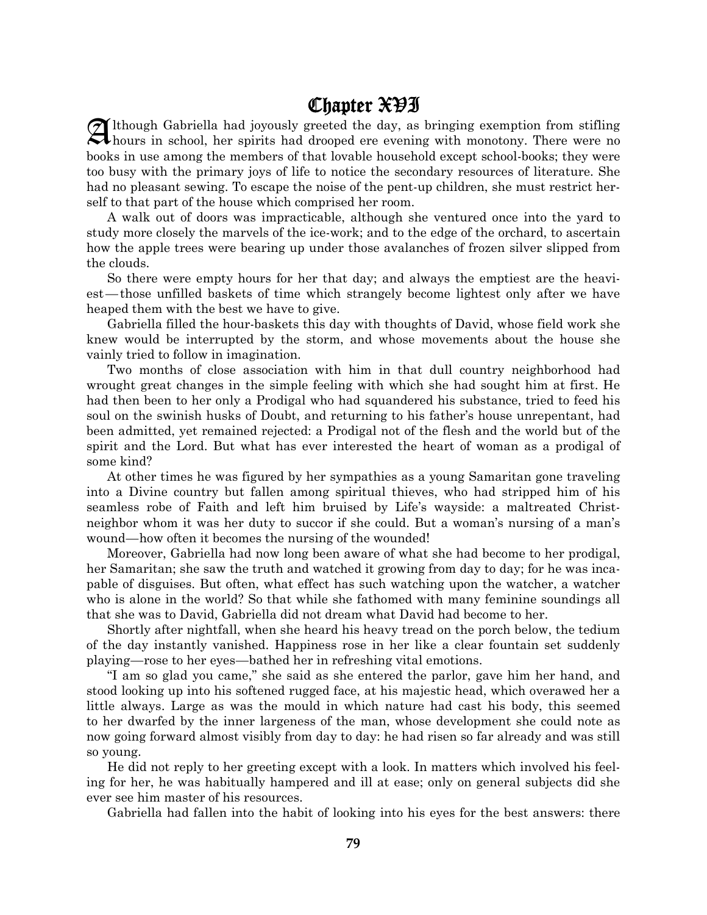# Chapter XVI

Although Gabriella had joyously greeted the day, as bringing exemption from stifling hours in school, her spirits had drooped ere evening with monotony. There were no books in use among the members of that lovable household except school-books; they were too busy with the primary joys of life to notice the secondary resources of literature. She had no pleasant sewing. To escape the noise of the pent-up children, she must restrict herself to that part of the house which comprised her room.

A walk out of doors was impracticable, although she ventured once into the yard to study more closely the marvels of the ice-work; and to the edge of the orchard, to ascertain how the apple trees were bearing up under those avalanches of frozen silver slipped from the clouds.

So there were empty hours for her that day; and always the emptiest are the heaviest—those unfilled baskets of time which strangely become lightest only after we have heaped them with the best we have to give.

Gabriella filled the hour-baskets this day with thoughts of David, whose field work she knew would be interrupted by the storm, and whose movements about the house she vainly tried to follow in imagination.

Two months of close association with him in that dull country neighborhood had wrought great changes in the simple feeling with which she had sought him at first. He had then been to her only a Prodigal who had squandered his substance, tried to feed his soul on the swinish husks of Doubt, and returning to his father's house unrepentant, had been admitted, yet remained rejected: a Prodigal not of the flesh and the world but of the spirit and the Lord. But what has ever interested the heart of woman as a prodigal of some kind?

At other times he was figured by her sympathies as a young Samaritan gone traveling into a Divine country but fallen among spiritual thieves, who had stripped him of his seamless robe of Faith and left him bruised by Life's wayside: a maltreated Christ-neighbor whom it was her duty to succor if she could. But a woman's nursing of a man's wound—how often it becomes the nursing of the wounded!

Moreover, Gabriella had now long been aware of what she had become to her prodigal, her Samaritan; she saw the truth and watched it growing from day to day; for he was incapable of disguises. But often, what effect has such watching upon the watcher, a watcher who is alone in the world? So that while she fathomed with many feminine soundings all that she was to David, Gabriella did not dream what David had become to her.

Shortly after nightfall, when she heard his heavy tread on the porch below, the tedium of the day instantly vanished. Happiness rose in her like a clear fountain set suddenly playing—rose to her eyes—bathed her in refreshing vital emotions.

"I am so glad you came," she said as she entered the parlor, gave him her hand, and stood looking up into his softened rugged face, at his majestic head, which overawed her a little always. Large as was the mould in which nature had cast his body, this seemed to her dwarfed by the inner largeness of the man, whose development she could note as now going forward almost visibly from day to day: he had risen so far already and was still so young.

He did not reply to her greeting except with a look. In matters which involved his feeling for her, he was habitually hampered and ill at ease; only on general subjects did she ever see him master of his resources.

Gabriella had fallen into the habit of looking into his eyes for the best answers: there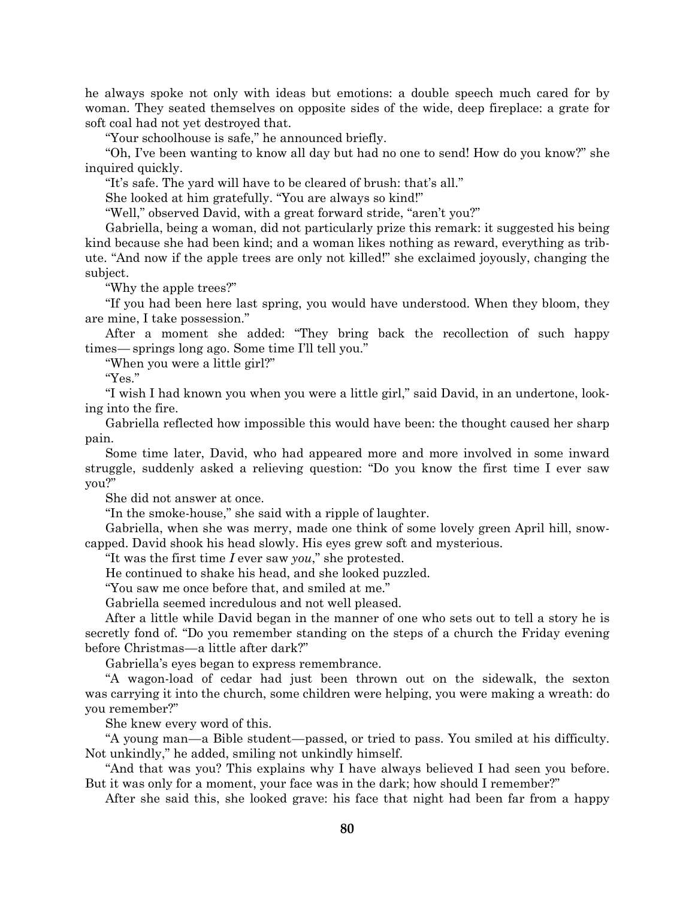he always spoke not only with ideas but emotions: a double speech much cared for by woman. They seated themselves on opposite sides of the wide, deep fireplace: a grate for soft coal had not yet destroyed that.

"Your schoolhouse is safe," he announced briefly.

"Oh, I've been wanting to know all day but had no one to send! How do you know?" she inquired quickly.

"It's safe. The yard will have to be cleared of brush: that's all."

She looked at him gratefully. "You are always so kind!"

"Well," observed David, with a great forward stride, "aren't you?"

Gabriella, being a woman, did not particularly prize this remark: it suggested his being kind because she had been kind; and a woman likes nothing as reward, everything as tribute. "And now if the apple trees are only not killed!" she exclaimed joyously, changing the subject.

"Why the apple trees?"

"If you had been here last spring, you would have understood. When they bloom, they are mine, I take possession."

After a moment she added: "They bring back the recollection of such happy times— springs long ago. Some time I'll tell you."

"When you were a little girl?"

"Yes."

"I wish I had known you when you were a little girl," said David, in an undertone, looking into the fire.

Gabriella reflected how impossible this would have been: the thought caused her sharp pain.

Some time later, David, who had appeared more and more involved in some inward struggle, suddenly asked a relieving question: "Do you know the first time I ever saw you?"

She did not answer at once.

"In the smoke-house," she said with a ripple of laughter.

Gabriella, when she was merry, made one think of some lovely green April hill, snow-capped. David shook his head slowly. His eyes grew soft and mysterious.

"It was the first time *I* ever saw *you*," she protested.

He continued to shake his head, and she looked puzzled.

"You saw me once before that, and smiled at me."

Gabriella seemed incredulous and not well pleased.

After a little while David began in the manner of one who sets out to tell a story he is secretly fond of. "Do you remember standing on the steps of a church the Friday evening before Christmas—a little after dark?"

Gabriella's eyes began to express remembrance.

"A wagon-load of cedar had just been thrown out on the sidewalk, the sexton was carrying it into the church, some children were helping, you were making a wreath: do you remember?"

She knew every word of this.

"A young man—a Bible student—passed, or tried to pass. You smiled at his difficulty. Not unkindly," he added, smiling not unkindly himself.

"And that was you? This explains why I have always believed I had seen you before. But it was only for a moment, your face was in the dark; how should I remember?"

After she said this, she looked grave: his face that night had been far from a happy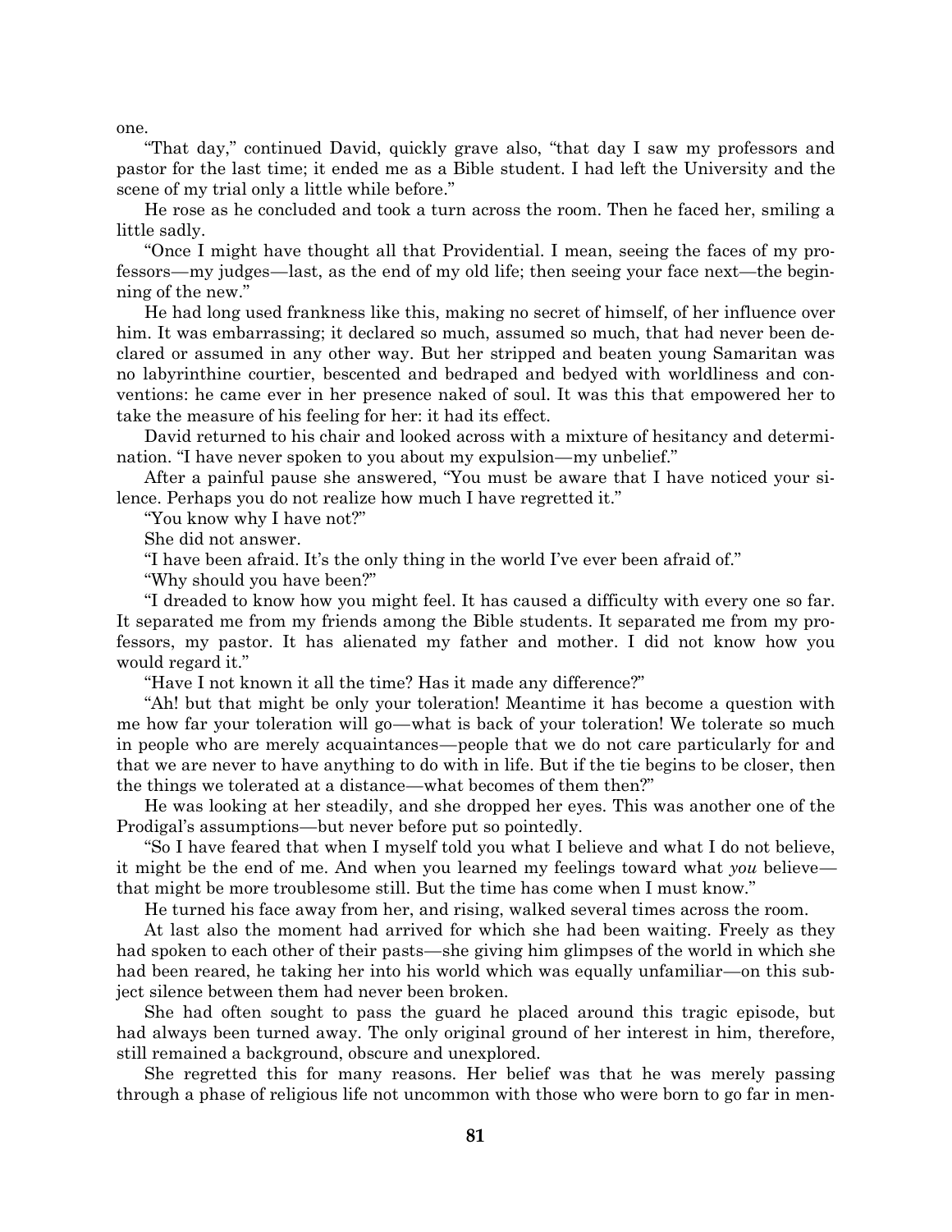one.

"That day," continued David, quickly grave also, "that day I saw my professors and pastor for the last time; it ended me as a Bible student. I had left the University and the scene of my trial only a little while before."

He rose as he concluded and took a turn across the room. Then he faced her, smiling a little sadly.

"Once I might have thought all that Providential. I mean, seeing the faces of my professors—my judges—last, as the end of my old life; then seeing your face next—the beginning of the new."

He had long used frankness like this, making no secret of himself, of her influence over him. It was embarrassing; it declared so much, assumed so much, that had never been declared or assumed in any other way. But her stripped and beaten young Samaritan was no labyrinthine courtier, bescented and bedraped and bedyed with worldliness and conventions: he came ever in her presence naked of soul. It was this that empowered her to take the measure of his feeling for her: it had its effect.

David returned to his chair and looked across with a mixture of hesitancy and determination. "I have never spoken to you about my expulsion—my unbelief."

After a painful pause she answered, "You must be aware that I have noticed your silence. Perhaps you do not realize how much I have regretted it."

"You know why I have not?"

She did not answer.

"I have been afraid. It's the only thing in the world I've ever been afraid of."

"Why should you have been?"

"I dreaded to know how you might feel. It has caused a difficulty with every one so far. It separated me from my friends among the Bible students. It separated me from my professors, my pastor. It has alienated my father and mother. I did not know how you would regard it."

"Have I not known it all the time? Has it made any difference?"

"Ah! but that might be only your toleration! Meantime it has become a question with me how far your toleration will go—what is back of your toleration! We tolerate so much in people who are merely acquaintances—people that we do not care particularly for and that we are never to have anything to do with in life. But if the tie begins to be closer, then the things we tolerated at a distance—what becomes of them then?"

He was looking at her steadily, and she dropped her eyes. This was another one of the Prodigal's assumptions—but never before put so pointedly.

"So I have feared that when I myself told you what I believe and what I do not believe, it might be the end of me. And when you learned my feelings toward what *you* believe—that might be more troublesome still. But the time has come when I must know."

He turned his face away from her, and rising, walked several times across the room.

At last also the moment had arrived for which she had been waiting. Freely as they had spoken to each other of their pasts—she giving him glimpses of the world in which she had been reared, he taking her into his world which was equally unfamiliar—on this subject silence between them had never been broken.

She had often sought to pass the guard he placed around this tragic episode, but had always been turned away. The only original ground of her interest in him, therefore, still remained a background, obscure and unexplored.

She regretted this for many reasons. Her belief was that he was merely passing through a phase of religious life not uncommon with those who were born to go far in men-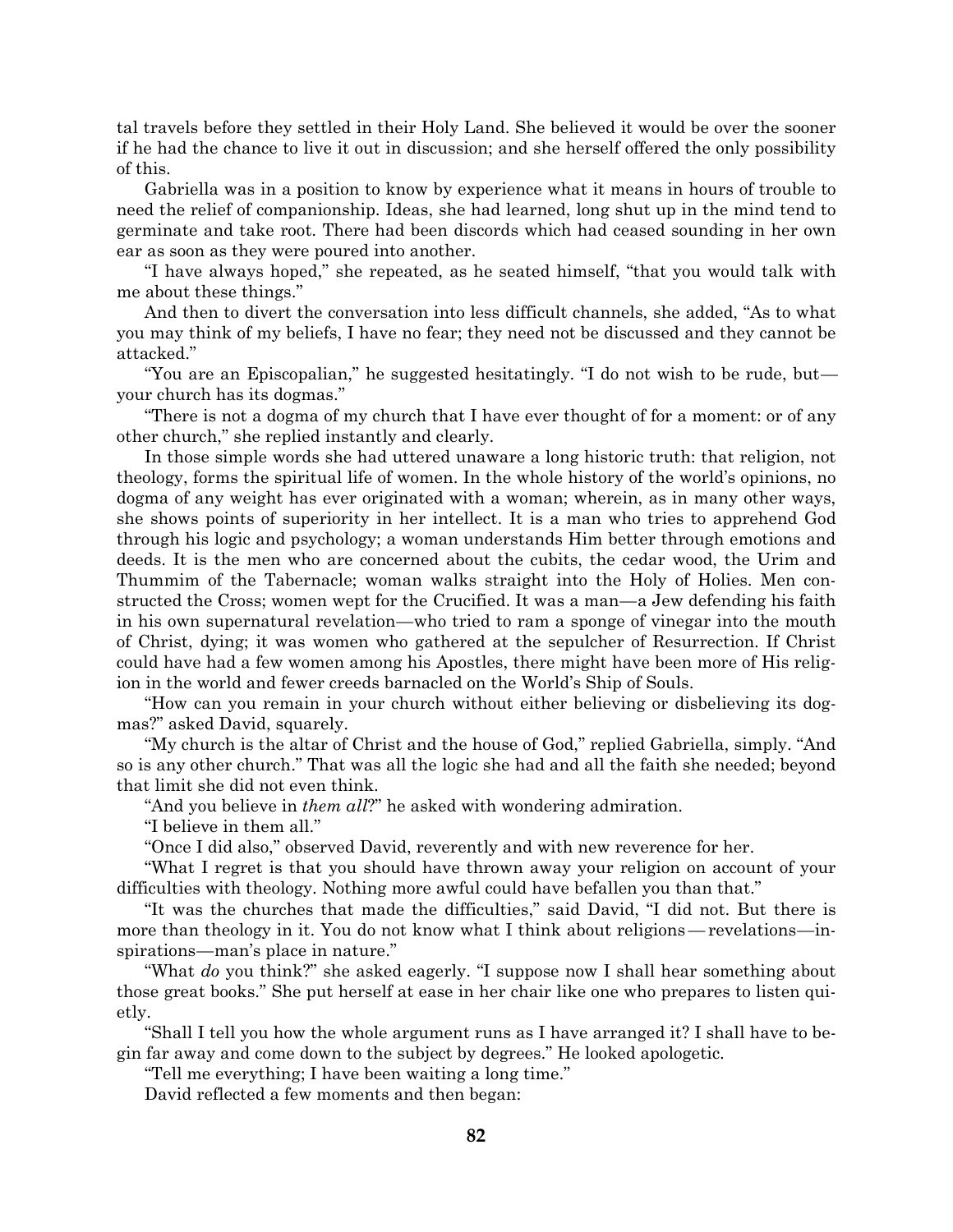tal travels before they settled in their Holy Land. She believed it would be over the sooner if he had the chance to live it out in discussion; and she herself offered the only possibility of this.

Gabriella was in a position to know by experience what it means in hours of trouble to need the relief of companionship. Ideas, she had learned, long shut up in the mind tend to germinate and take root. There had been discords which had ceased sounding in her own ear as soon as they were poured into another.

"I have always hoped," she repeated, as he seated himself, "that you would talk with me about these things."

And then to divert the conversation into less difficult channels, she added, "As to what you may think of my beliefs, I have no fear; they need not be discussed and they cannot be attacked."

"You are an Episcopalian," he suggested hesitatingly. "I do not wish to be rude, but— your church has its dogmas."

"There is not a dogma of my church that I have ever thought of for a moment: or of any other church," she replied instantly and clearly.

In those simple words she had uttered unaware a long historic truth: that religion, not theology, forms the spiritual life of women. In the whole history of the world's opinions, no dogma of any weight has ever originated with a woman; wherein, as in many other ways, she shows points of superiority in her intellect. It is a man who tries to apprehend God through his logic and psychology; a woman understands Him better through emotions and deeds. It is the men who are concerned about the cubits, the cedar wood, the Urim and Thummim of the Tabernacle; woman walks straight into the Holy of Holies. Men constructed the Cross; women wept for the Crucified. It was a man—a Jew defending his faith in his own supernatural revelation—who tried to ram a sponge of vinegar into the mouth of Christ, dying; it was women who gathered at the sepulcher of Resurrection. If Christ could have had a few women among his Apostles, there might have been more of His religion in the world and fewer creeds barnacled on the World's Ship of Souls.

"How can you remain in your church without either believing or disbelieving its dogmas?" asked David, squarely.

"My church is the altar of Christ and the house of God," replied Gabriella, simply. "And so is any other church." That was all the logic she had and all the faith she needed; beyond that limit she did not even think.

"And you believe in *them all*?" he asked with wondering admiration.

"I believe in them all."

"Once I did also," observed David, reverently and with new reverence for her.

"What I regret is that you should have thrown away your religion on account of your difficulties with theology. Nothing more awful could have befallen you than that."

"It was the churches that made the difficulties," said David, "I did not. But there is more than theology in it. You do not know what I think about religions — revelations—inspirations—man's place in nature."

"What *do* you think?" she asked eagerly. "I suppose now I shall hear something about those great books." She put herself at ease in her chair like one who prepares to listen quietly.

"Shall I tell you how the whole argument runs as I have arranged it? I shall have to begin far away and come down to the subject by degrees." He looked apologetic.

"Tell me everything; I have been waiting a long time."

David reflected a few moments and then began: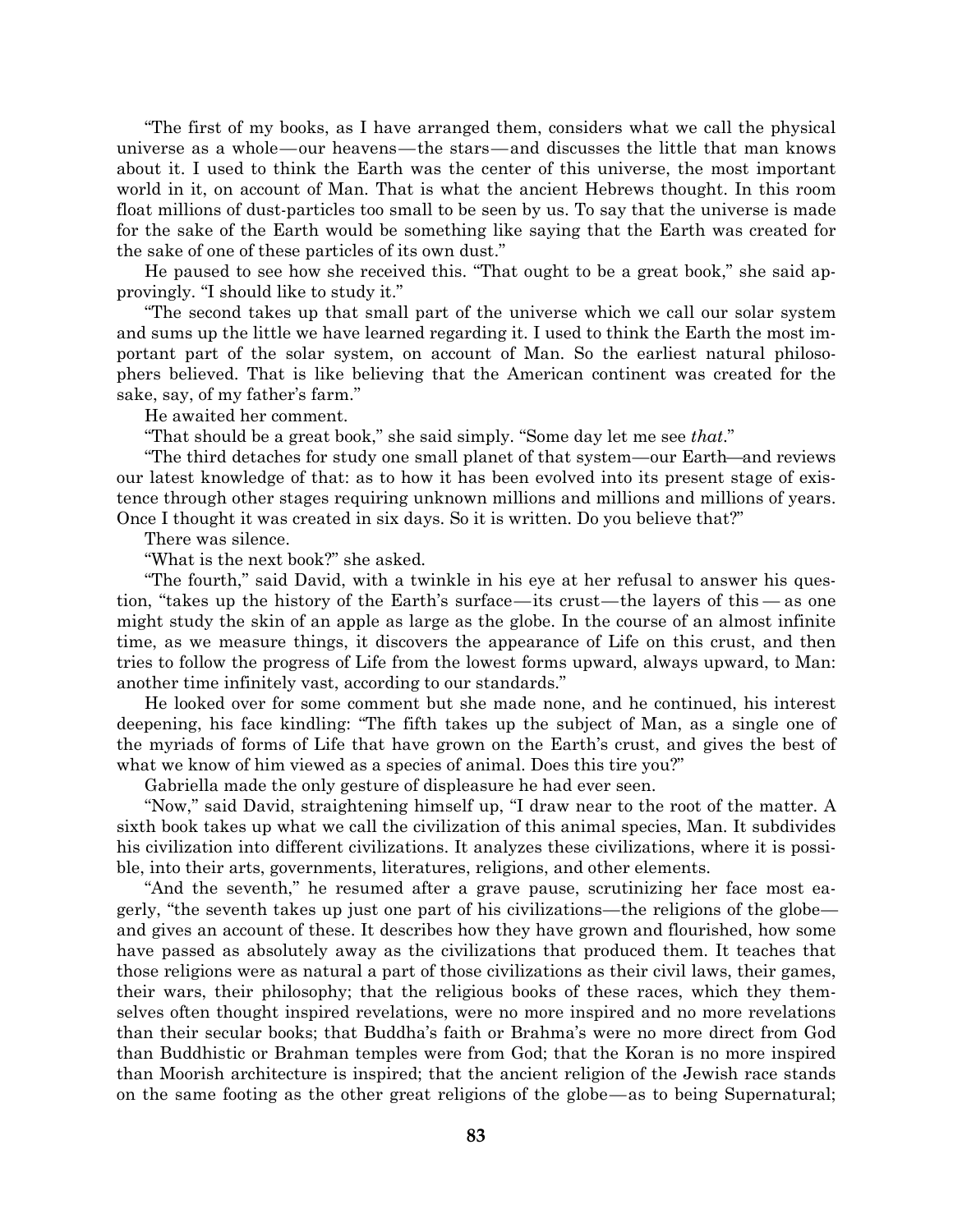"The first of my books, as I have arranged them, considers what we call the physical universe as a whole—our heavens—the stars—and discusses the little that man knows about it. I used to think the Earth was the center of this universe, the most important world in it, on account of Man. That is what the ancient Hebrews thought. In this room float millions of dust-particles too small to be seen by us. To say that the universe is made for the sake of the Earth would be something like saying that the Earth was created for the sake of one of these particles of its own dust."

He paused to see how she received this. "That ought to be a great book," she said approvingly. "I should like to study it."

"The second takes up that small part of the universe which we call our solar system and sums up the little we have learned regarding it. I used to think the Earth the most important part of the solar system, on account of Man. So the earliest natural philosophers believed. That is like believing that the American continent was created for the sake, say, of my father's farm."

He awaited her comment.

"That should be a great book," she said simply. "Some day let me see *that*."

"The third detaches for study one small planet of that system—our Earth—and reviews our latest knowledge of that: as to how it has been evolved into its present stage of existence through other stages requiring unknown millions and millions and millions of years. Once I thought it was created in six days. So it is written. Do you believe that?"

There was silence.

"What is the next book?" she asked.

"The fourth," said David, with a twinkle in his eye at her refusal to answer his question, "takes up the history of the Earth's surface—its crust—the layers of this — as one might study the skin of an apple as large as the globe. In the course of an almost infinite time, as we measure things, it discovers the appearance of Life on this crust, and then tries to follow the progress of Life from the lowest forms upward, always upward, to Man: another time infinitely vast, according to our standards."

He looked over for some comment but she made none, and he continued, his interest deepening, his face kindling: "The fifth takes up the subject of Man, as a single one of the myriads of forms of Life that have grown on the Earth's crust, and gives the best of what we know of him viewed as a species of animal. Does this tire you?"

Gabriella made the only gesture of displeasure he had ever seen.

"Now," said David, straightening himself up, "I draw near to the root of the matter. A sixth book takes up what we call the civilization of this animal species, Man. It subdivides his civilization into different civilizations. It analyzes these civilizations, where it is possible, into their arts, governments, literatures, religions, and other elements.

"And the seventh," he resumed after a grave pause, scrutinizing her face most eagerly, "the seventh takes up just one part of his civilizations—the religions of the globe—and gives an account of these. It describes how they have grown and flourished, how some have passed as absolutely away as the civilizations that produced them. It teaches that those religions were as natural a part of those civilizations as their civil laws, their games, their wars, their philosophy; that the religious books of these races, which they themselves often thought inspired revelations, were no more inspired and no more revelations than their secular books; that Buddha's faith or Brahma's were no more direct from God than Buddhistic or Brahman temples were from God; that the Koran is no more inspired than Moorish architecture is inspired; that the ancient religion of the Jewish race stands on the same footing as the other great religions of the globe—as to being Supernatural;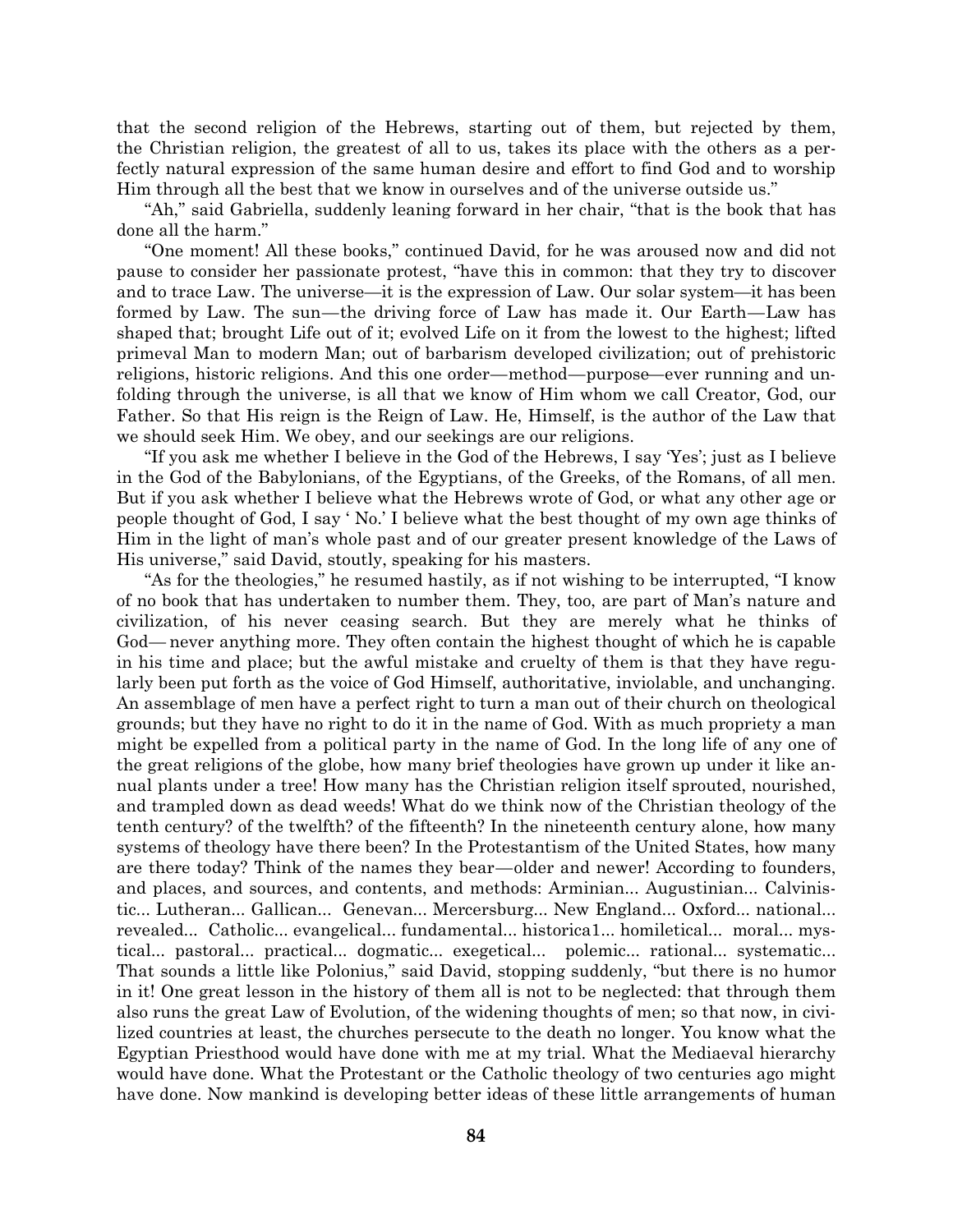that the second religion of the Hebrews, starting out of them, but rejected by them, the Christian religion, the greatest of all to us, takes its place with the others as a perfectly natural expression of the same human desire and effort to find God and to worship Him through all the best that we know in ourselves and of the universe outside us."

"Ah," said Gabriella, suddenly leaning forward in her chair, "that is the book that has done all the harm."

"One moment! All these books," continued David, for he was aroused now and did not pause to consider her passionate protest, "have this in common: that they try to discover and to trace Law. The universe—it is the expression of Law. Our solar system—it has been formed by Law. The sun—the driving force of Law has made it. Our Earth—Law has shaped that; brought Life out of it; evolved Life on it from the lowest to the highest; lifted primeval Man to modern Man; out of barbarism developed civilization; out of prehistoric religions, historic religions. And this one order—method—purpose—ever running and unfolding through the universe, is all that we know of Him whom we call Creator, God, our Father. So that His reign is the Reign of Law. He, Himself, is the author of the Law that we should seek Him. We obey, and our seekings are our religions.

"If you ask me whether I believe in the God of the Hebrews, I say 'Yes'; just as I believe in the God of the Babylonians, of the Egyptians, of the Greeks, of the Romans, of all men. But if you ask whether I believe what the Hebrews wrote of God, or what any other age or people thought of God, I say ' No.' I believe what the best thought of my own age thinks of Him in the light of man's whole past and of our greater present knowledge of the Laws of His universe," said David, stoutly, speaking for his masters.

"As for the theologies," he resumed hastily, as if not wishing to be interrupted, "I know of no book that has undertaken to number them. They, too, are part of Man's nature and civilization, of his never ceasing search. But they are merely what he thinks of God— never anything more. They often contain the highest thought of which he is capable in his time and place; but the awful mistake and cruelty of them is that they have regularly been put forth as the voice of God Himself, authoritative, inviolable, and unchanging. An assemblage of men have a perfect right to turn a man out of their church on theological grounds; but they have no right to do it in the name of God. With as much propriety a man might be expelled from a political party in the name of God. In the long life of any one of the great religions of the globe, how many brief theologies have grown up under it like annual plants under a tree! How many has the Christian religion itself sprouted, nourished, and trampled down as dead weeds! What do we think now of the Christian theology of the tenth century? of the twelfth? of the fifteenth? In the nineteenth century alone, how many systems of theology have there been? In the Protestantism of the United States, how many are there today? Think of the names they bear—older and newer! According to founders, and places, and sources, and contents, and methods: Arminian... Augustinian... Calvinistic... Lutheran... Gallican... Genevan... Mercersburg... New England... Oxford... national... revealed... Catholic... evangelical... fundamental... historica1... homiletical... moral... mystical... pastoral... practical... dogmatic... exegetical... polemic... rational... systematic... That sounds a little like Polonius," said David, stopping suddenly, "but there is no humor in it! One great lesson in the history of them all is not to be neglected: that through them also runs the great Law of Evolution, of the widening thoughts of men; so that now, in civilized countries at least, the churches persecute to the death no longer. You know what the Egyptian Priesthood would have done with me at my trial. What the Mediaeval hierarchy would have done. What the Protestant or the Catholic theology of two centuries ago might have done. Now mankind is developing better ideas of these little arrangements of human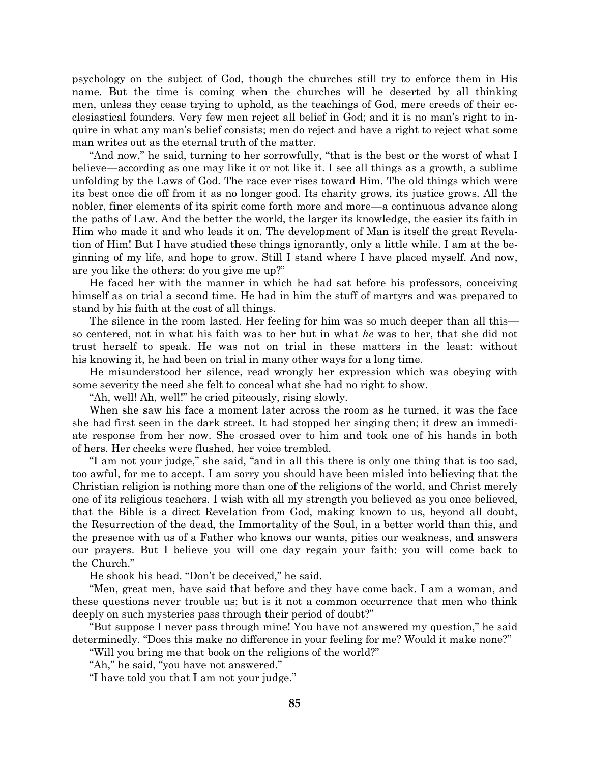psychology on the subject of God, though the churches still try to enforce them in His name. But the time is coming when the churches will be deserted by all thinking men, unless they cease trying to uphold, as the teachings of God, mere creeds of their ecclesiastical founders. Very few men reject all belief in God; and it is no man's right to inquire in what any man's belief consists; men do reject and have a right to reject what some man writes out as the eternal truth of the matter.

"And now," he said, turning to her sorrowfully, "that is the best or the worst of what I believe—according as one may like it or not like it. I see all things as a growth, a sublime unfolding by the Laws of God. The race ever rises toward Him. The old things which were its best once die off from it as no longer good. Its charity grows, its justice grows. All the nobler, finer elements of its spirit come forth more and more—a continuous advance along the paths of Law. And the better the world, the larger its knowledge, the easier its faith in Him who made it and who leads it on. The development of Man is itself the great Revelation of Him! But I have studied these things ignorantly, only a little while. I am at the beginning of my life, and hope to grow. Still I stand where I have placed myself. And now, are you like the others: do you give me up?"

He faced her with the manner in which he had sat before his professors, conceiving himself as on trial a second time. He had in him the stuff of martyrs and was prepared to stand by his faith at the cost of all things.

The silence in the room lasted. Her feeling for him was so much deeper than all this—so centered, not in what his faith was to her but in what *he* was to her, that she did not trust herself to speak. He was not on trial in these matters in the least: without his knowing it, he had been on trial in many other ways for a long time.

He misunderstood her silence, read wrongly her expression which was obeying with some severity the need she felt to conceal what she had no right to show.

"Ah, well! Ah, well!" he cried piteously, rising slowly.

When she saw his face a moment later across the room as he turned, it was the face she had first seen in the dark street. It had stopped her singing then; it drew an immediate response from her now. She crossed over to him and took one of his hands in both of hers. Her cheeks were flushed, her voice trembled.

"I am not your judge," she said, "and in all this there is only one thing that is too sad, too awful, for me to accept. I am sorry you should have been misled into believing that the Christian religion is nothing more than one of the religions of the world, and Christ merely one of its religious teachers. I wish with all my strength you believed as you once believed, that the Bible is a direct Revelation from God, making known to us, beyond all doubt, the Resurrection of the dead, the Immortality of the Soul, in a better world than this, and the presence with us of a Father who knows our wants, pities our weakness, and answers our prayers. But I believe you will one day regain your faith: you will come back to the Church."

He shook his head. "Don't be deceived," he said.

"Men, great men, have said that before and they have come back. I am a woman, and these questions never trouble us; but is it not a common occurrence that men who think deeply on such mysteries pass through their period of doubt?"

"But suppose I never pass through mine! You have not answered my question," he said determinedly. "Does this make no difference in your feeling for me? Would it make none?"

"Will you bring me that book on the religions of the world?"

"Ah," he said, "you have not answered."

"I have told you that I am not your judge."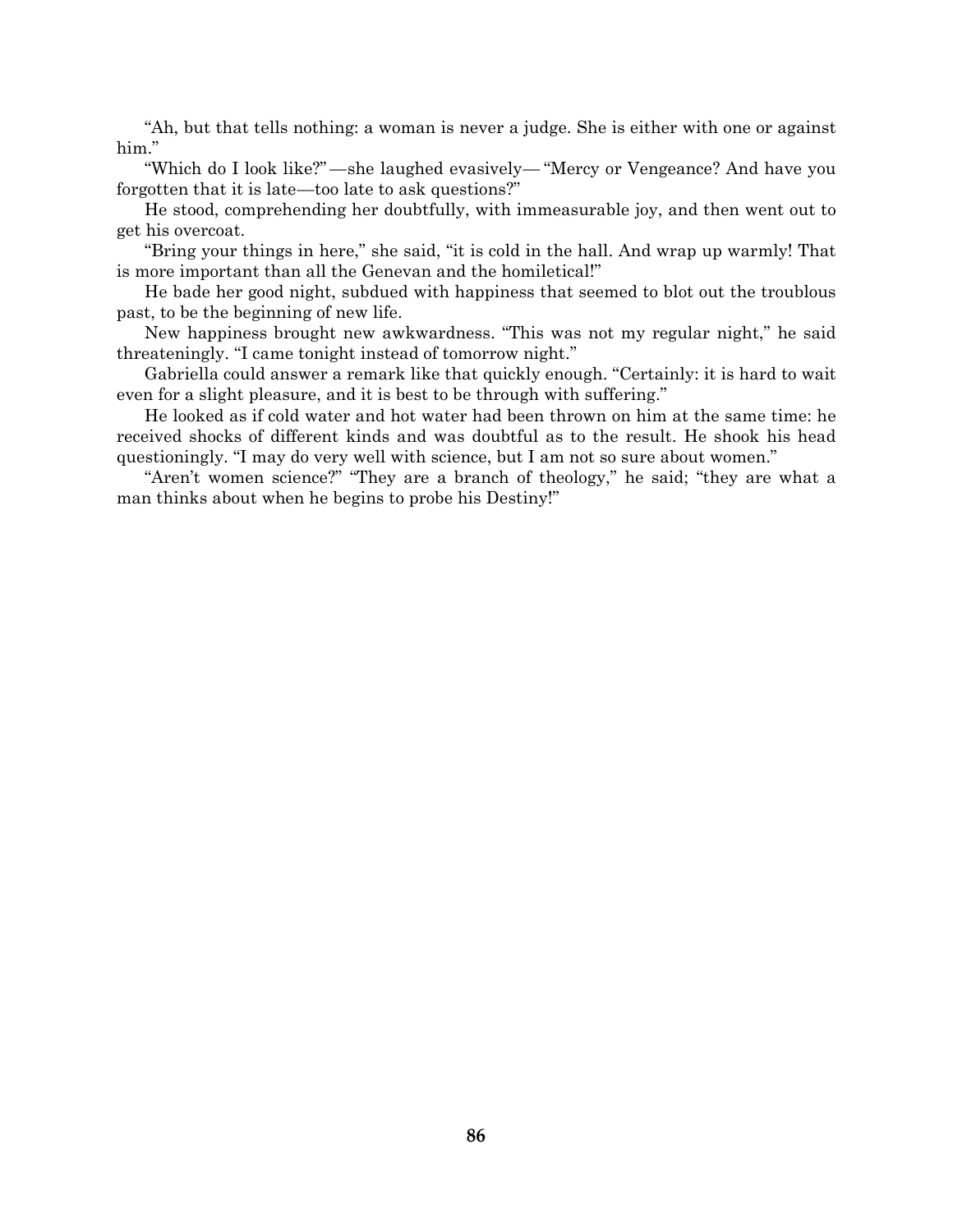“Ah, but that tells nothing: a woman is never a judge. She is either with one or against him.”

“Which do I look like?”—she laughed evasively—“Mercy or Vengeance? And have you forgotten that it is late—too late to ask questions?”

He stood, comprehending her doubtfully, with immeasurable joy, and then went out to get his overcoat.

“Bring your things in here,” she said, “it is cold in the hall. And wrap up warmly! That is more important than all the Genevan and the homiletical!”

He bade her good night, subdued with happiness that seemed to blot out the troublous past, to be the beginning of new life.

New happiness brought new awkwardness. “This was not my regular night,” he said threateningly. “I came tonight instead of tomorrow night.”

Gabriella could answer a remark like that quickly enough. “Certainly: it is hard to wait even for a slight pleasure, and it is best to be through with suffering.”

He looked as if cold water and hot water had been thrown on him at the same time: he received shocks of different kinds and was doubtful as to the result. He shook his head questioningly. “I may do very well with science, but I am not so sure about women.”

“Aren’t women science?” “They are a branch of theology,” he said; “they are what a man thinks about when he begins to probe his Destiny!”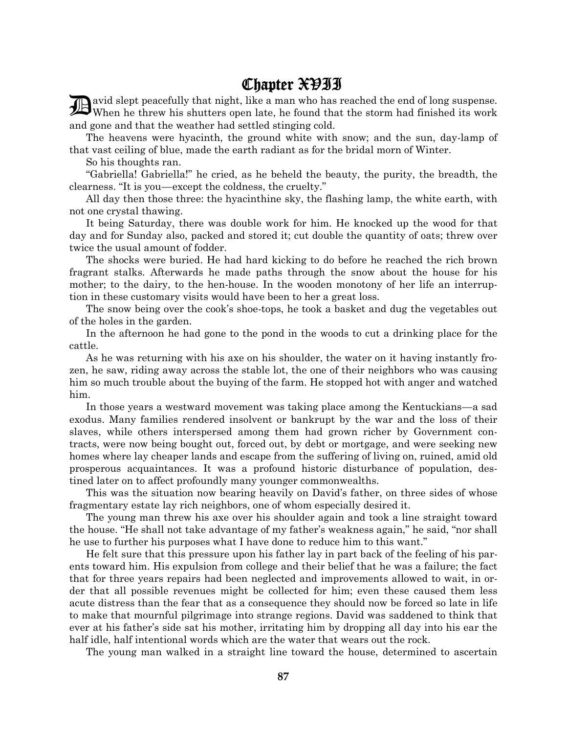# Chapter XVII

David slept peacefully that night, like a man who has reached the end of long suspense. When he threw his shutters open late, he found that the storm had finished its work and gone and that the weather had settled stinging cold.

The heavens were hyacinth, the ground white with snow; and the sun, day-lamp of that vast ceiling of blue, made the earth radiant as for the bridal morn of Winter.

So his thoughts ran.

"Gabriella! Gabriella!" he cried, as he beheld the beauty, the purity, the breadth, the clearness. "It is you—except the coldness, the cruelty."

All day then those three: the hyacinthine sky, the flashing lamp, the white earth, with not one crystal thawing.

It being Saturday, there was double work for him. He knocked up the wood for that day and for Sunday also, packed and stored it; cut double the quantity of oats; threw over twice the usual amount of fodder.

The shocks were buried. He had hard kicking to do before he reached the rich brown fragrant stalks. Afterwards he made paths through the snow about the house for his mother; to the dairy, to the hen-house. In the wooden monotony of her life an interruption in these customary visits would have been to her a great loss.

The snow being over the cook's shoe-tops, he took a basket and dug the vegetables out of the holes in the garden.

In the afternoon he had gone to the pond in the woods to cut a drinking place for the cattle.

As he was returning with his axe on his shoulder, the water on it having instantly frozen, he saw, riding away across the stable lot, the one of their neighbors who was causing him so much trouble about the buying of the farm. He stopped hot with anger and watched him.

In those years a westward movement was taking place among the Kentuckians—a sad exodus. Many families rendered insolvent or bankrupt by the war and the loss of their slaves, while others interspersed among them had grown richer by Government contracts, were now being bought out, forced out, by debt or mortgage, and were seeking new homes where lay cheaper lands and escape from the suffering of living on, ruined, amid old prosperous acquaintances. It was a profound historic disturbance of population, destined later on to affect profoundly many younger commonwealths.

This was the situation now bearing heavily on David's father, on three sides of whose fragmentary estate lay rich neighbors, one of whom especially desired it.

The young man threw his axe over his shoulder again and took a line straight toward the house. "He shall not take advantage of my father's weakness again," he said, "nor shall he use to further his purposes what I have done to reduce him to this want."

He felt sure that this pressure upon his father lay in part back of the feeling of his parents toward him. His expulsion from college and their belief that he was a failure; the fact that for three years repairs had been neglected and improvements allowed to wait, in order that all possible revenues might be collected for him; even these caused them less acute distress than the fear that as a consequence they should now be forced so late in life to make that mournful pilgrimage into strange regions. David was saddened to think that ever at his father's side sat his mother, irritating him by dropping all day into his ear the half idle, half intentional words which are the water that wears out the rock.

The young man walked in a straight line toward the house, determined to ascertain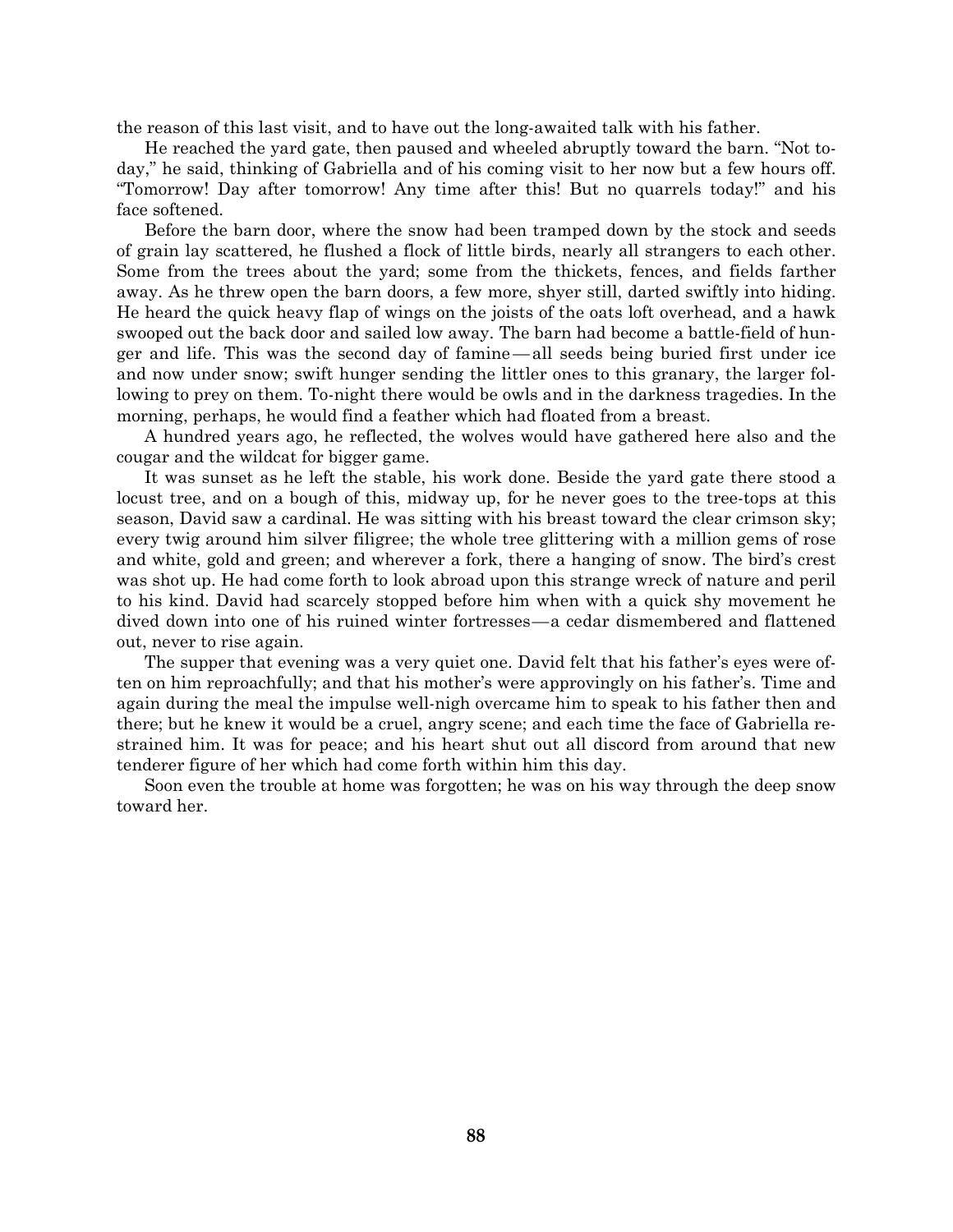the reason of this last visit, and to have out the long-awaited talk with his father.

He reached the yard gate, then paused and wheeled abruptly toward the barn. "Not today," he said, thinking of Gabriella and of his coming visit to her now but a few hours off. "Tomorrow! Day after tomorrow! Any time after this! But no quarrels today!" and his face softened.

Before the barn door, where the snow had been tramped down by the stock and seeds of grain lay scattered, he flushed a flock of little birds, nearly all strangers to each other. Some from the trees about the yard; some from the thickets, fences, and fields farther away. As he threw open the barn doors, a few more, shyer still, darted swiftly into hiding. He heard the quick heavy flap of wings on the joists of the oats loft overhead, and a hawk swooped out the back door and sailed low away. The barn had become a battle-field of hunger and life. This was the second day of famine—all seeds being buried first under ice and now under snow; swift hunger sending the littler ones to this granary, the larger following to prey on them. To-night there would be owls and in the darkness tragedies. In the morning, perhaps, he would find a feather which had floated from a breast.

A hundred years ago, he reflected, the wolves would have gathered here also and the cougar and the wildcat for bigger game.

It was sunset as he left the stable, his work done. Beside the yard gate there stood a locust tree, and on a bough of this, midway up, for he never goes to the tree-tops at this season, David saw a cardinal. He was sitting with his breast toward the clear crimson sky; every twig around him silver filigree; the whole tree glittering with a million gems of rose and white, gold and green; and wherever a fork, there a hanging of snow. The bird's crest was shot up. He had come forth to look abroad upon this strange wreck of nature and peril to his kind. David had scarcely stopped before him when with a quick shy movement he dived down into one of his ruined winter fortresses—a cedar dismembered and flattened out, never to rise again.

The supper that evening was a very quiet one. David felt that his father's eyes were often on him reproachfully; and that his mother's were approvingly on his father's. Time and again during the meal the impulse well-nigh overcame him to speak to his father then and there; but he knew it would be a cruel, angry scene; and each time the face of Gabriella restrained him. It was for peace; and his heart shut out all discord from around that new tenderer figure of her which had come forth within him this day.

Soon even the trouble at home was forgotten; he was on his way through the deep snow toward her.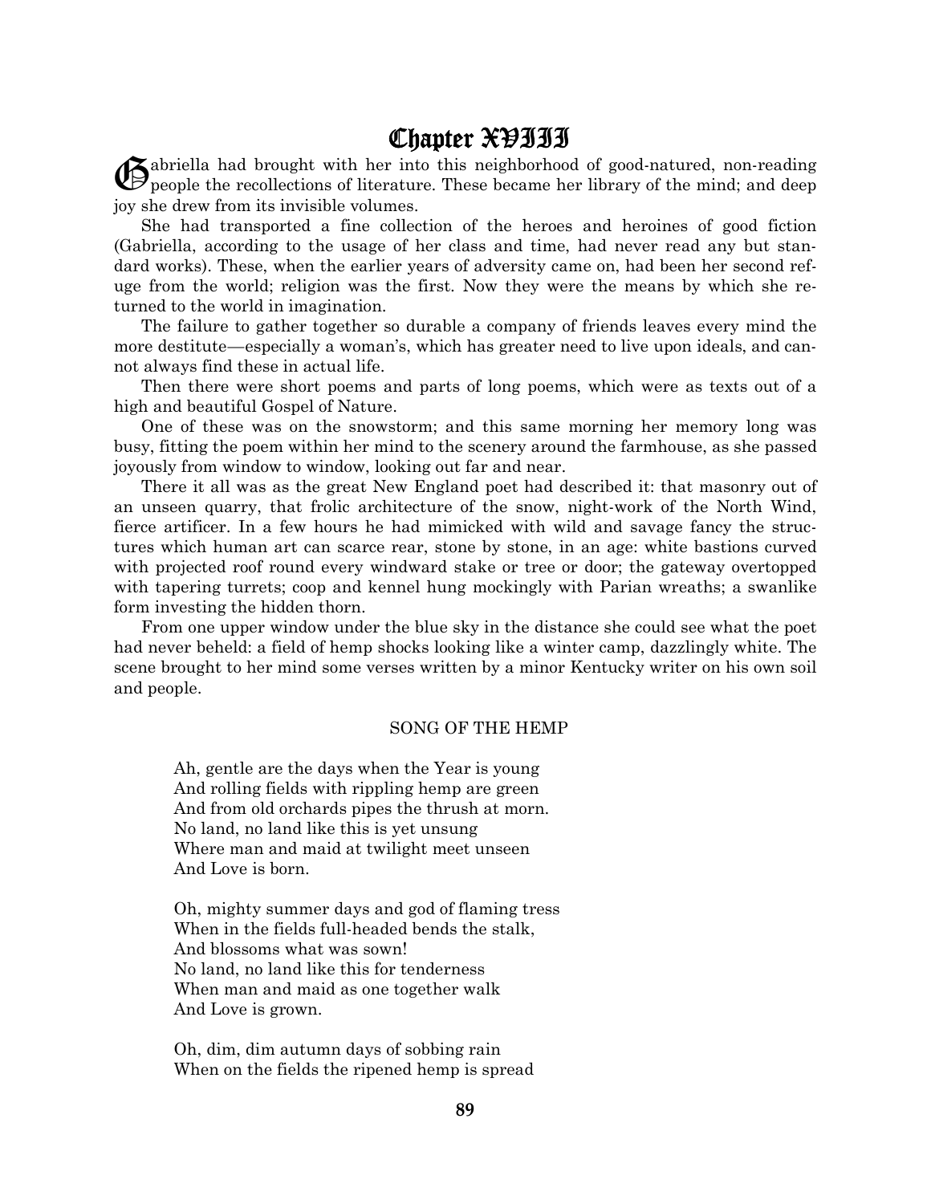# Chapter XVIII

Gabriella had brought with her into this neighborhood of good-natured, non-reading people the recollections of literature. These became her library of the mind; and deep joy she drew from its invisible volumes.

She had transported a fine collection of the heroes and heroines of good fiction (Gabriella, according to the usage of her class and time, had never read any but standard works). These, when the earlier years of adversity came on, had been her second refuge from the world; religion was the first. Now they were the means by which she returned to the world in imagination.

The failure to gather together so durable a company of friends leaves every mind the more destitute—especially a woman's, which has greater need to live upon ideals, and cannot always find these in actual life.

Then there were short poems and parts of long poems, which were as texts out of a high and beautiful Gospel of Nature.

One of these was on the snowstorm; and this same morning her memory long was busy, fitting the poem within her mind to the scenery around the farmhouse, as she passed joyously from window to window, looking out far and near.

There it all was as the great New England poet had described it: that masonry out of an unseen quarry, that frolic architecture of the snow, night-work of the North Wind, fierce artificer. In a few hours he had mimicked with wild and savage fancy the structures which human art can scarce rear, stone by stone, in an age: white bastions curved with projected roof round every windward stake or tree or door; the gateway overtopped with tapering turrets; coop and kennel hung mockingly with Parian wreaths; a swanlike form investing the hidden thorn.

From one upper window under the blue sky in the distance she could see what the poet had never beheld: a field of hemp shocks looking like a winter camp, dazzlingly white. The scene brought to her mind some verses written by a minor Kentucky writer on his own soil and people.

SONG OF THE HEMP

Ah, gentle are the days when the Year is young
And rolling fields with rippling hemp are green
And from old orchards pipes the thrush at morn.
No land, no land like this is yet unsung
Where man and maid at twilight meet unseen
And Love is born.

Oh, mighty summer days and god of flaming tress
When in the fields full-headed bends the stalk,
And blossoms what was sown!
No land, no land like this for tenderness
When man and maid as one together walk
And Love is grown.

Oh, dim, dim autumn days of sobbing rain
When on the fields the ripened hemp is spread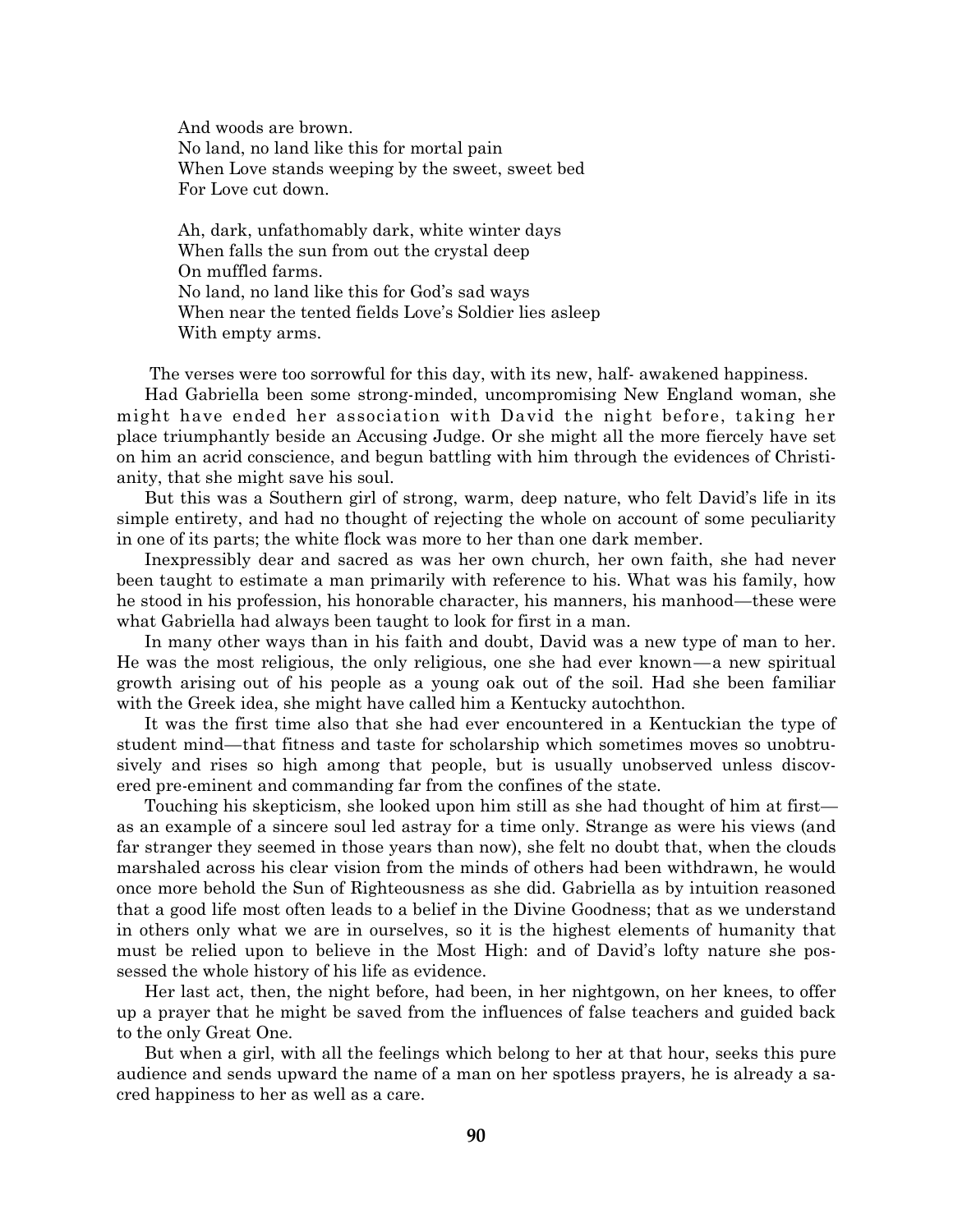And woods are brown.
No land, no land like this for mortal pain
When Love stands weeping by the sweet, sweet bed
For Love cut down.

Ah, dark, unfathomably dark, white winter days
When falls the sun from out the crystal deep
On muffled farms.
No land, no land like this for God's sad ways
When near the tented fields Love's Soldier lies asleep
With empty arms.

The verses were too sorrowful for this day, with its new, half- awakened happiness.

Had Gabriella been some strong-minded, uncompromising New England woman, she might have ended her association with David the night before, taking her place triumphantly beside an Accusing Judge. Or she might all the more fiercely have set on him an acrid conscience, and begun battling with him through the evidences of Christianity, that she might save his soul.

But this was a Southern girl of strong, warm, deep nature, who felt David's life in its simple entirety, and had no thought of rejecting the whole on account of some peculiarity in one of its parts; the white flock was more to her than one dark member.

Inexpressibly dear and sacred as was her own church, her own faith, she had never been taught to estimate a man primarily with reference to his. What was his family, how he stood in his profession, his honorable character, his manners, his manhood—these were what Gabriella had always been taught to look for first in a man.

In many other ways than in his faith and doubt, David was a new type of man to her. He was the most religious, the only religious, one she had ever known—a new spiritual growth arising out of his people as a young oak out of the soil. Had she been familiar with the Greek idea, she might have called him a Kentucky autochthon.

It was the first time also that she had ever encountered in a Kentuckian the type of student mind—that fitness and taste for scholarship which sometimes moves so unobtrusively and rises so high among that people, but is usually unobserved unless discovered pre-eminent and commanding far from the confines of the state.

Touching his skepticism, she looked upon him still as she had thought of him at first—as an example of a sincere soul led astray for a time only. Strange as were his views (and far stranger they seemed in those years than now), she felt no doubt that, when the clouds marshaled across his clear vision from the minds of others had been withdrawn, he would once more behold the Sun of Righteousness as she did. Gabriella as by intuition reasoned that a good life most often leads to a belief in the Divine Goodness; that as we understand in others only what we are in ourselves, so it is the highest elements of humanity that must be relied upon to believe in the Most High: and of David's lofty nature she possessed the whole history of his life as evidence.

Her last act, then, the night before, had been, in her nightgown, on her knees, to offer up a prayer that he might be saved from the influences of false teachers and guided back to the only Great One.

But when a girl, with all the feelings which belong to her at that hour, seeks this pure audience and sends upward the name of a man on her spotless prayers, he is already a sacred happiness to her as well as a care.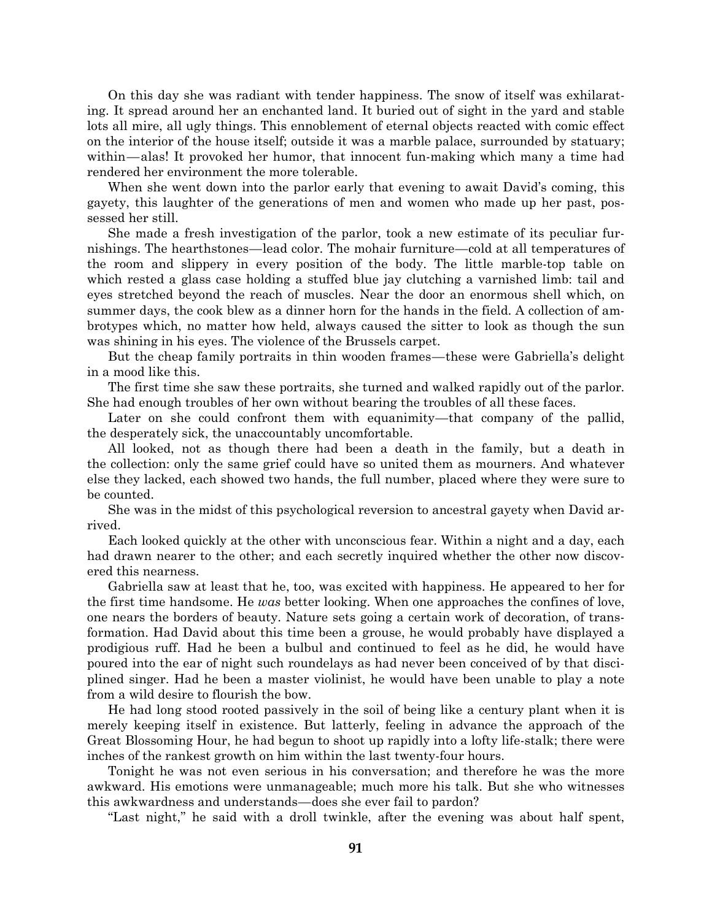On this day she was radiant with tender happiness. The snow of itself was exhilarating. It spread around her an enchanted land. It buried out of sight in the yard and stable lots all mire, all ugly things. This ennoblement of eternal objects reacted with comic effect on the interior of the house itself; outside it was a marble palace, surrounded by statuary; within—alas! It provoked her humor, that innocent fun-making which many a time had rendered her environment the more tolerable.

When she went down into the parlor early that evening to await David's coming, this gayety, this laughter of the generations of men and women who made up her past, possessed her still.

She made a fresh investigation of the parlor, took a new estimate of its peculiar furnishings. The hearthstones—lead color. The mohair furniture—cold at all temperatures of the room and slippery in every position of the body. The little marble-top table on which rested a glass case holding a stuffed blue jay clutching a varnished limb: tail and eyes stretched beyond the reach of muscles. Near the door an enormous shell which, on summer days, the cook blew as a dinner horn for the hands in the field. A collection of ambrotypes which, no matter how held, always caused the sitter to look as though the sun was shining in his eyes. The violence of the Brussels carpet.

But the cheap family portraits in thin wooden frames—these were Gabriella's delight in a mood like this.

The first time she saw these portraits, she turned and walked rapidly out of the parlor. She had enough troubles of her own without bearing the troubles of all these faces.

Later on she could confront them with equanimity—that company of the pallid, the desperately sick, the unaccountably uncomfortable.

All looked, not as though there had been a death in the family, but a death in the collection: only the same grief could have so united them as mourners. And whatever else they lacked, each showed two hands, the full number, placed where they were sure to be counted.

She was in the midst of this psychological reversion to ancestral gayety when David arrived.

Each looked quickly at the other with unconscious fear. Within a night and a day, each had drawn nearer to the other; and each secretly inquired whether the other now discovered this nearness.

Gabriella saw at least that he, too, was excited with happiness. He appeared to her for the first time handsome. He *was* better looking. When one approaches the confines of love, one nears the borders of beauty. Nature sets going a certain work of decoration, of transformation. Had David about this time been a grouse, he would probably have displayed a prodigious ruff. Had he been a bulbul and continued to feel as he did, he would have poured into the ear of night such roundelays as had never been conceived of by that disciplined singer. Had he been a master violinist, he would have been unable to play a note from a wild desire to flourish the bow.

He had long stood rooted passively in the soil of being like a century plant when it is merely keeping itself in existence. But latterly, feeling in advance the approach of the Great Blossoming Hour, he had begun to shoot up rapidly into a lofty life-stalk; there were inches of the rankest growth on him within the last twenty-four hours.

Tonight he was not even serious in his conversation; and therefore he was the more awkward. His emotions were unmanageable; much more his talk. But she who witnesses this awkwardness and understands—does she ever fail to pardon?

"Last night," he said with a droll twinkle, after the evening was about half spent,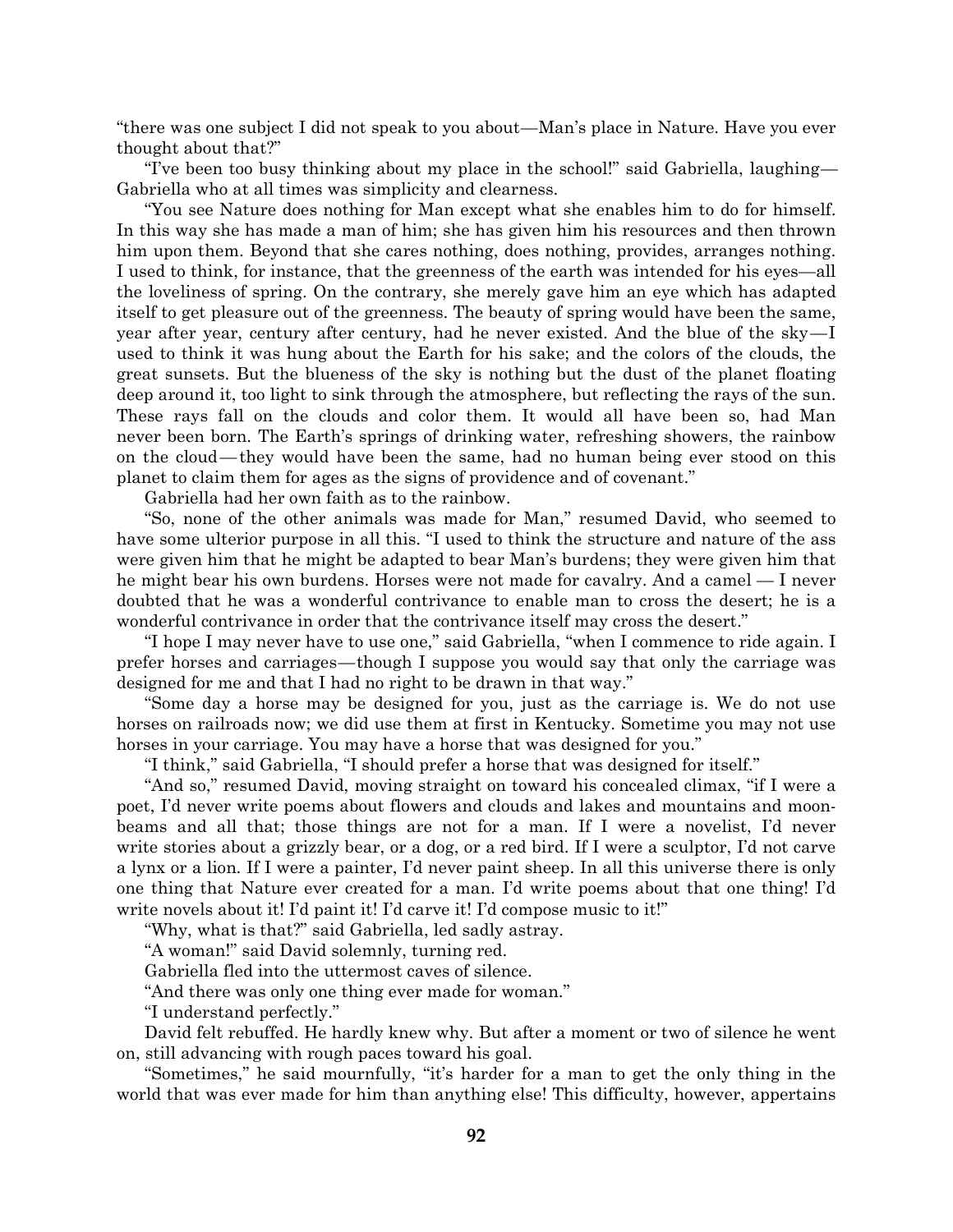"there was one subject I did not speak to you about—Man's place in Nature. Have you ever thought about that?"

"I've been too busy thinking about my place in the school!" said Gabriella, laughing—Gabriella who at all times was simplicity and clearness.

"You see Nature does nothing for Man except what she enables him to do for himself. In this way she has made a man of him; she has given him his resources and then thrown him upon them. Beyond that she cares nothing, does nothing, provides, arranges nothing. I used to think, for instance, that the greenness of the earth was intended for his eyes—all the loveliness of spring. On the contrary, she merely gave him an eye which has adapted itself to get pleasure out of the greenness. The beauty of spring would have been the same, year after year, century after century, had he never existed. And the blue of the sky—I used to think it was hung about the Earth for his sake; and the colors of the clouds, the great sunsets. But the blueness of the sky is nothing but the dust of the planet floating deep around it, too light to sink through the atmosphere, but reflecting the rays of the sun. These rays fall on the clouds and color them. It would all have been so, had Man never been born. The Earth's springs of drinking water, refreshing showers, the rainbow on the cloud—they would have been the same, had no human being ever stood on this planet to claim them for ages as the signs of providence and of covenant."

Gabriella had her own faith as to the rainbow.

"So, none of the other animals was made for Man," resumed David, who seemed to have some ulterior purpose in all this. "I used to think the structure and nature of the ass were given him that he might be adapted to bear Man's burdens; they were given him that he might bear his own burdens. Horses were not made for cavalry. And a camel — I never doubted that he was a wonderful contrivance to enable man to cross the desert; he is a wonderful contrivance in order that the contrivance itself may cross the desert."

"I hope I may never have to use one," said Gabriella, "when I commence to ride again. I prefer horses and carriages—though I suppose you would say that only the carriage was designed for me and that I had no right to be drawn in that way."

"Some day a horse may be designed for you, just as the carriage is. We do not use horses on railroads now; we did use them at first in Kentucky. Sometime you may not use horses in your carriage. You may have a horse that was designed for you."

"I think," said Gabriella, "I should prefer a horse that was designed for itself."

"And so," resumed David, moving straight on toward his concealed climax, "if I were a poet, I'd never write poems about flowers and clouds and lakes and mountains and moonbeams and all that; those things are not for a man. If I were a novelist, I'd never write stories about a grizzly bear, or a dog, or a red bird. If I were a sculptor, I'd not carve a lynx or a lion. If I were a painter, I'd never paint sheep. In all this universe there is only one thing that Nature ever created for a man. I'd write poems about that one thing! I'd write novels about it! I'd paint it! I'd carve it! I'd compose music to it!"

"Why, what is that?" said Gabriella, led sadly astray.

"A woman!" said David solemnly, turning red.

Gabriella fled into the uttermost caves of silence.

"And there was only one thing ever made for woman."

"I understand perfectly."

David felt rebuffed. He hardly knew why. But after a moment or two of silence he went on, still advancing with rough paces toward his goal.

"Sometimes," he said mournfully, "it's harder for a man to get the only thing in the world that was ever made for him than anything else! This difficulty, however, appertains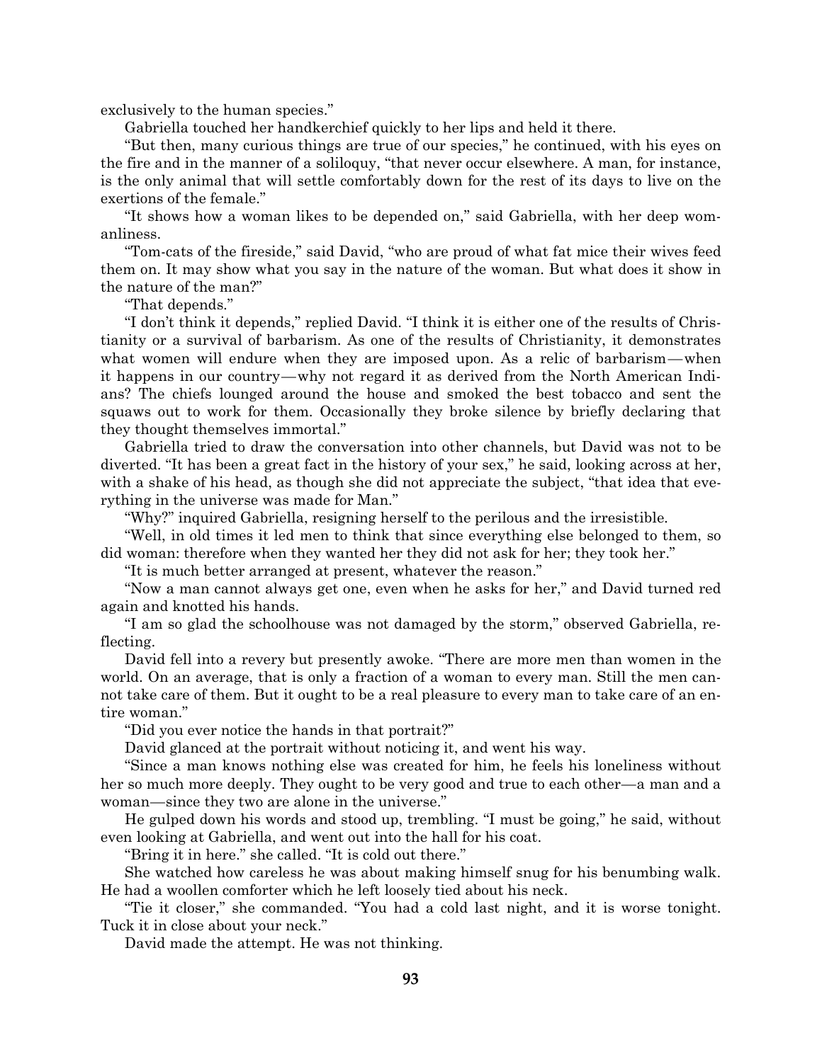exclusively to the human species."

Gabriella touched her handkerchief quickly to her lips and held it there.

"But then, many curious things are true of our species," he continued, with his eyes on the fire and in the manner of a soliloquy, "that never occur elsewhere. A man, for instance, is the only animal that will settle comfortably down for the rest of its days to live on the exertions of the female."

"It shows how a woman likes to be depended on," said Gabriella, with her deep womanliness.

"Tom-cats of the fireside," said David, "who are proud of what fat mice their wives feed them on. It may show what you say in the nature of the woman. But what does it show in the nature of the man?"

"That depends."

"I don't think it depends," replied David. "I think it is either one of the results of Christianity or a survival of barbarism. As one of the results of Christianity, it demonstrates what women will endure when they are imposed upon. As a relic of barbarism—when it happens in our country—why not regard it as derived from the North American Indians? The chiefs lounged around the house and smoked the best tobacco and sent the squaws out to work for them. Occasionally they broke silence by briefly declaring that they thought themselves immortal."

Gabriella tried to draw the conversation into other channels, but David was not to be diverted. "It has been a great fact in the history of your sex," he said, looking across at her, with a shake of his head, as though she did not appreciate the subject, "that idea that everything in the universe was made for Man."

"Why?" inquired Gabriella, resigning herself to the perilous and the irresistible.

"Well, in old times it led men to think that since everything else belonged to them, so did woman: therefore when they wanted her they did not ask for her; they took her."

"It is much better arranged at present, whatever the reason."

"Now a man cannot always get one, even when he asks for her," and David turned red again and knotted his hands.

"I am so glad the schoolhouse was not damaged by the storm," observed Gabriella, reflecting.

David fell into a revery but presently awoke. "There are more men than women in the world. On an average, that is only a fraction of a woman to every man. Still the men cannot take care of them. But it ought to be a real pleasure to every man to take care of an entire woman."

"Did you ever notice the hands in that portrait?"

David glanced at the portrait without noticing it, and went his way.

"Since a man knows nothing else was created for him, he feels his loneliness without her so much more deeply. They ought to be very good and true to each other—a man and a woman—since they two are alone in the universe."

He gulped down his words and stood up, trembling. "I must be going," he said, without even looking at Gabriella, and went out into the hall for his coat.

"Bring it in here." she called. "It is cold out there."

She watched how careless he was about making himself snug for his benumbing walk. He had a woollen comforter which he left loosely tied about his neck.

"Tie it closer," she commanded. "You had a cold last night, and it is worse tonight. Tuck it in close about your neck."

David made the attempt. He was not thinking.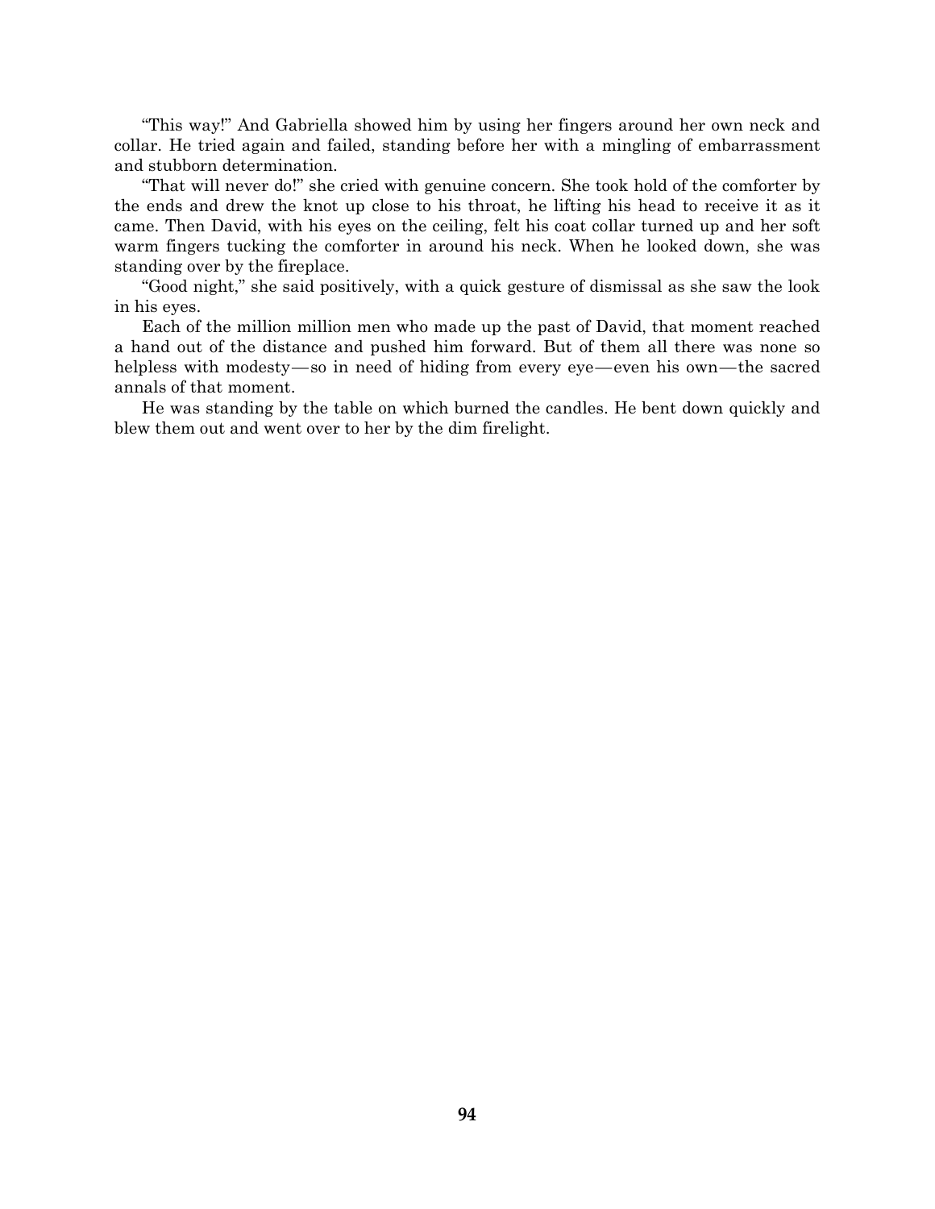"This way!" And Gabriella showed him by using her fingers around her own neck and collar. He tried again and failed, standing before her with a mingling of embarrassment and stubborn determination.

"That will never do!" she cried with genuine concern. She took hold of the comforter by the ends and drew the knot up close to his throat, he lifting his head to receive it as it came. Then David, with his eyes on the ceiling, felt his coat collar turned up and her soft warm fingers tucking the comforter in around his neck. When he looked down, she was standing over by the fireplace.

"Good night," she said positively, with a quick gesture of dismissal as she saw the look in his eyes.

Each of the million million men who made up the past of David, that moment reached a hand out of the distance and pushed him forward. But of them all there was none so helpless with modesty—so in need of hiding from every eye—even his own—the sacred annals of that moment.

He was standing by the table on which burned the candles. He bent down quickly and blew them out and went over to her by the dim firelight.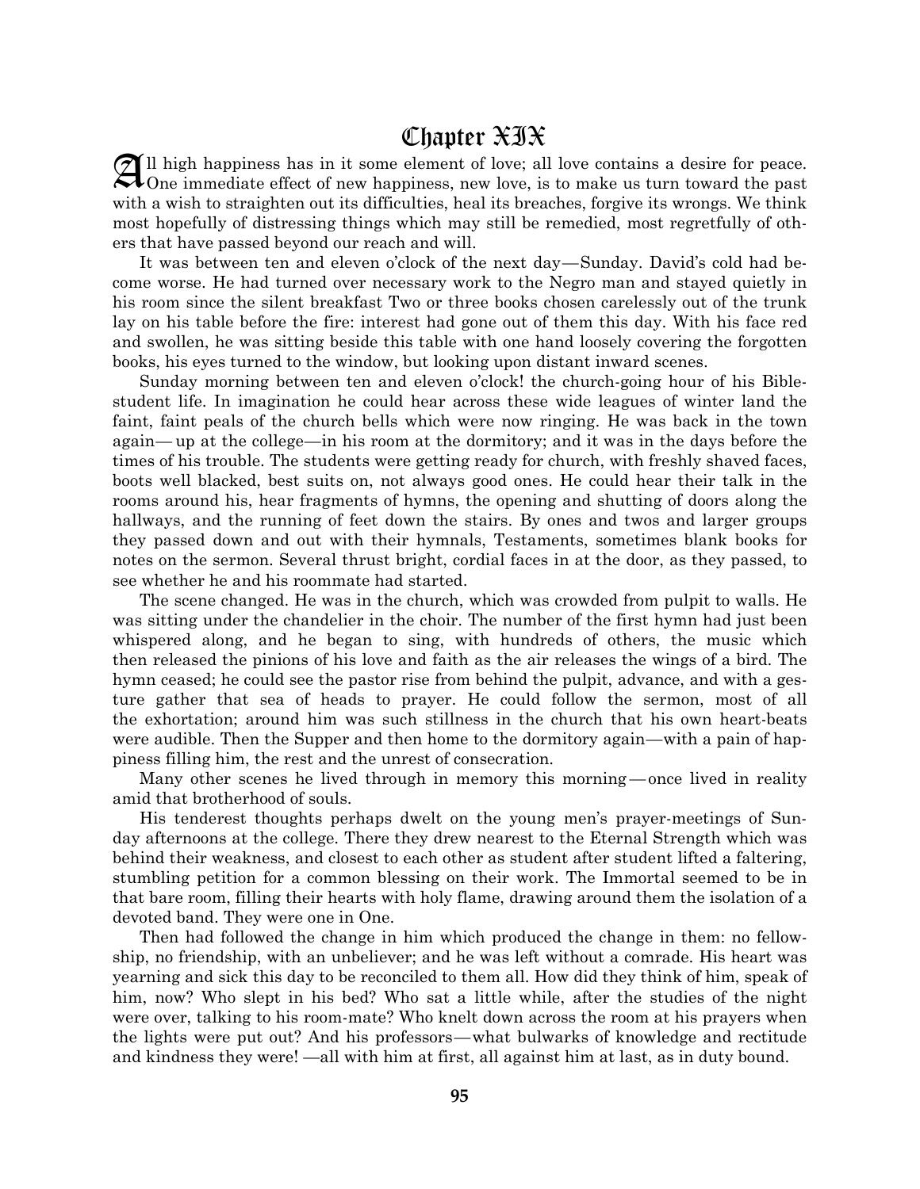# Chapter XIX

All high happiness has in it some element of love; all love contains a desire for peace. One immediate effect of new happiness, new love, is to make us turn toward the past with a wish to straighten out its difficulties, heal its breaches, forgive its wrongs. We think most hopefully of distressing things which may still be remedied, most regretfully of others that have passed beyond our reach and will.

It was between ten and eleven o'clock of the next day—Sunday. David's cold had become worse. He had turned over necessary work to the Negro man and stayed quietly in his room since the silent breakfast Two or three books chosen carelessly out of the trunk lay on his table before the fire: interest had gone out of them this day. With his face red and swollen, he was sitting beside this table with one hand loosely covering the forgotten books, his eyes turned to the window, but looking upon distant inward scenes.

Sunday morning between ten and eleven o'clock! the church-going hour of his Bible-student life. In imagination he could hear across these wide leagues of winter land the faint, faint peals of the church bells which were now ringing. He was back in the town again—up at the college—in his room at the dormitory; and it was in the days before the times of his trouble. The students were getting ready for church, with freshly shaved faces, boots well blacked, best suits on, not always good ones. He could hear their talk in the rooms around his, hear fragments of hymns, the opening and shutting of doors along the hallways, and the running of feet down the stairs. By ones and twos and larger groups they passed down and out with their hymnals, Testaments, sometimes blank books for notes on the sermon. Several thrust bright, cordial faces in at the door, as they passed, to see whether he and his roommate had started.

The scene changed. He was in the church, which was crowded from pulpit to walls. He was sitting under the chandelier in the choir. The number of the first hymn had just been whispered along, and he began to sing, with hundreds of others, the music which then released the pinions of his love and faith as the air releases the wings of a bird. The hymn ceased; he could see the pastor rise from behind the pulpit, advance, and with a gesture gather that sea of heads to prayer. He could follow the sermon, most of all the exhortation; around him was such stillness in the church that his own heart-beats were audible. Then the Supper and then home to the dormitory again—with a pain of happiness filling him, the rest and the unrest of consecration.

Many other scenes he lived through in memory this morning—once lived in reality amid that brotherhood of souls.

His tenderest thoughts perhaps dwelt on the young men's prayer-meetings of Sunday afternoons at the college. There they drew nearest to the Eternal Strength which was behind their weakness, and closest to each other as student after student lifted a faltering, stumbling petition for a common blessing on their work. The Immortal seemed to be in that bare room, filling their hearts with holy flame, drawing around them the isolation of a devoted band. They were one in One.

Then had followed the change in him which produced the change in them: no fellowship, no friendship, with an unbeliever; and he was left without a comrade. His heart was yearning and sick this day to be reconciled to them all. How did they think of him, speak of him, now? Who slept in his bed? Who sat a little while, after the studies of the night were over, talking to his room-mate? Who knelt down across the room at his prayers when the lights were put out? And his professors—what bulwarks of knowledge and rectitude and kindness they were! —all with him at first, all against him at last, as in duty bound.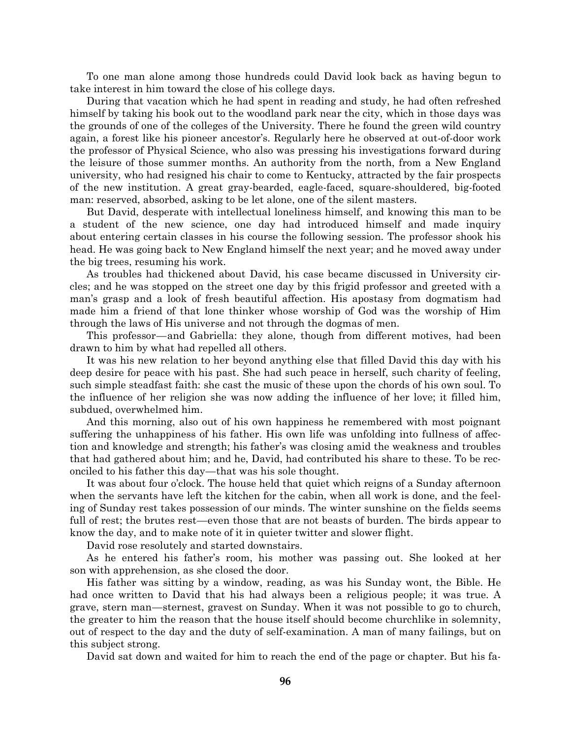To one man alone among those hundreds could David look back as having begun to take interest in him toward the close of his college days.

During that vacation which he had spent in reading and study, he had often refreshed himself by taking his book out to the woodland park near the city, which in those days was the grounds of one of the colleges of the University. There he found the green wild country again, a forest like his pioneer ancestor's. Regularly here he observed at out-of-door work the professor of Physical Science, who also was pressing his investigations forward during the leisure of those summer months. An authority from the north, from a New England university, who had resigned his chair to come to Kentucky, attracted by the fair prospects of the new institution. A great gray-bearded, eagle-faced, square-shouldered, big-footed man: reserved, absorbed, asking to be let alone, one of the silent masters.

But David, desperate with intellectual loneliness himself, and knowing this man to be a student of the new science, one day had introduced himself and made inquiry about entering certain classes in his course the following session. The professor shook his head. He was going back to New England himself the next year; and he moved away under the big trees, resuming his work.

As troubles had thickened about David, his case became discussed in University circles; and he was stopped on the street one day by this frigid professor and greeted with a man's grasp and a look of fresh beautiful affection. His apostasy from dogmatism had made him a friend of that lone thinker whose worship of God was the worship of Him through the laws of His universe and not through the dogmas of men.

This professor—and Gabriella: they alone, though from different motives, had been drawn to him by what had repelled all others.

It was his new relation to her beyond anything else that filled David this day with his deep desire for peace with his past. She had such peace in herself, such charity of feeling, such simple steadfast faith: she cast the music of these upon the chords of his own soul. To the influence of her religion she was now adding the influence of her love; it filled him, subdued, overwhelmed him.

And this morning, also out of his own happiness he remembered with most poignant suffering the unhappiness of his father. His own life was unfolding into fullness of affection and knowledge and strength; his father's was closing amid the weakness and troubles that had gathered about him; and he, David, had contributed his share to these. To be reconciled to his father this day—that was his sole thought.

It was about four o'clock. The house held that quiet which reigns of a Sunday afternoon when the servants have left the kitchen for the cabin, when all work is done, and the feeling of Sunday rest takes possession of our minds. The winter sunshine on the fields seems full of rest; the brutes rest—even those that are not beasts of burden. The birds appear to know the day, and to make note of it in quieter twitter and slower flight.

David rose resolutely and started downstairs.

As he entered his father's room, his mother was passing out. She looked at her son with apprehension, as she closed the door.

His father was sitting by a window, reading, as was his Sunday wont, the Bible. He had once written to David that his had always been a religious people; it was true. A grave, stern man—sternest, gravest on Sunday. When it was not possible to go to church, the greater to him the reason that the house itself should become churchlike in solemnity, out of respect to the day and the duty of self-examination. A man of many failings, but on this subject strong.

David sat down and waited for him to reach the end of the page or chapter. But his fa-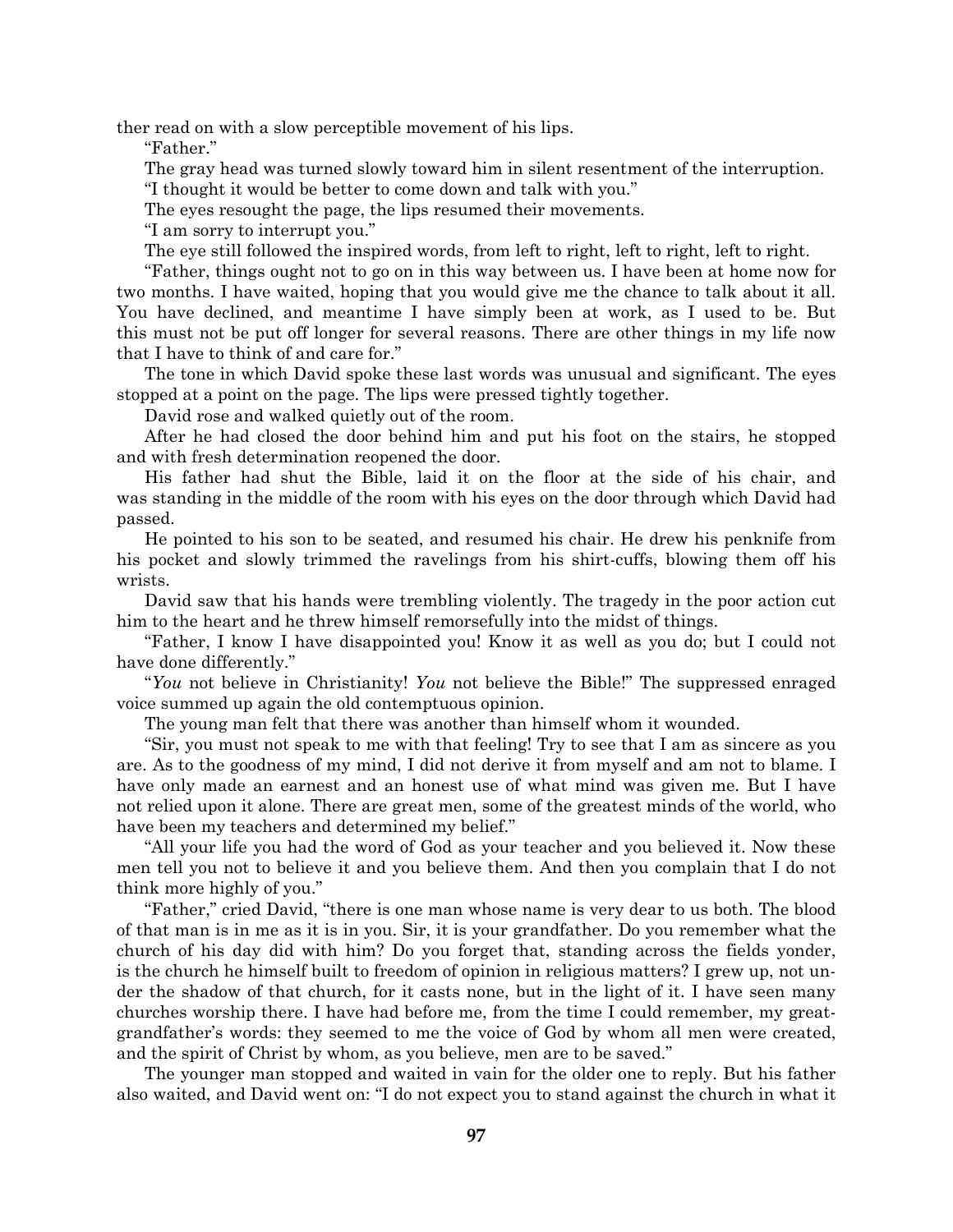ther read on with a slow perceptible movement of his lips.

"Father."

The gray head was turned slowly toward him in silent resentment of the interruption.

"I thought it would be better to come down and talk with you."

The eyes resought the page, the lips resumed their movements.

"I am sorry to interrupt you."

The eye still followed the inspired words, from left to right, left to right, left to right.

"Father, things ought not to go on in this way between us. I have been at home now for two months. I have waited, hoping that you would give me the chance to talk about it all. You have declined, and meantime I have simply been at work, as I used to be. But this must not be put off longer for several reasons. There are other things in my life now that I have to think of and care for."

The tone in which David spoke these last words was unusual and significant. The eyes stopped at a point on the page. The lips were pressed tightly together.

David rose and walked quietly out of the room.

After he had closed the door behind him and put his foot on the stairs, he stopped and with fresh determination reopened the door.

His father had shut the Bible, laid it on the floor at the side of his chair, and was standing in the middle of the room with his eyes on the door through which David had passed.

He pointed to his son to be seated, and resumed his chair. He drew his penknife from his pocket and slowly trimmed the ravelings from his shirt-cuffs, blowing them off his wrists.

David saw that his hands were trembling violently. The tragedy in the poor action cut him to the heart and he threw himself remorsefully into the midst of things.

"Father, I know I have disappointed you! Know it as well as you do; but I could not have done differently."

"*You* not believe in Christianity! *You* not believe the Bible!" The suppressed enraged voice summed up again the old contemptuous opinion.

The young man felt that there was another than himself whom it wounded.

"Sir, you must not speak to me with that feeling! Try to see that I am as sincere as you are. As to the goodness of my mind, I did not derive it from myself and am not to blame. I have only made an earnest and an honest use of what mind was given me. But I have not relied upon it alone. There are great men, some of the greatest minds of the world, who have been my teachers and determined my belief."

"All your life you had the word of God as your teacher and you believed it. Now these men tell you not to believe it and you believe them. And then you complain that I do not think more highly of you."

"Father," cried David, "there is one man whose name is very dear to us both. The blood of that man is in me as it is in you. Sir, it is your grandfather. Do you remember what the church of his day did with him? Do you forget that, standing across the fields yonder, is the church he himself built to freedom of opinion in religious matters? I grew up, not under the shadow of that church, for it casts none, but in the light of it. I have seen many churches worship there. I have had before me, from the time I could remember, my great-grandfather's words: they seemed to me the voice of God by whom all men were created, and the spirit of Christ by whom, as you believe, men are to be saved."

The younger man stopped and waited in vain for the older one to reply. But his father also waited, and David went on: "I do not expect you to stand against the church in what it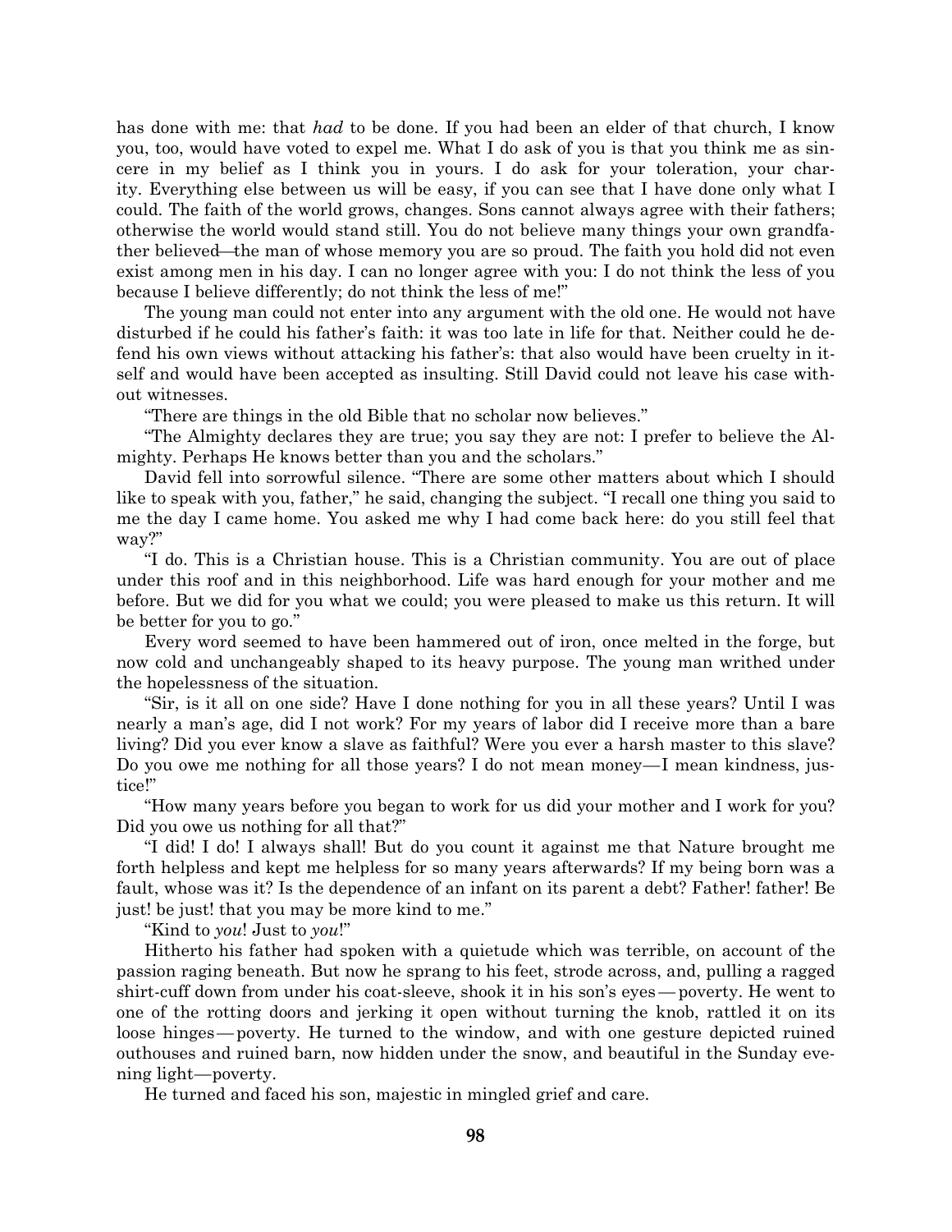has done with me: that *had* to be done. If you had been an elder of that church, I know you, too, would have voted to expel me. What I do ask of you is that you think me as sincere in my belief as I think you in yours. I do ask for your toleration, your charity. Everything else between us will be easy, if you can see that I have done only what I could. The faith of the world grows, changes. Sons cannot always agree with their fathers; otherwise the world would stand still. You do not believe many things your own grandfather believed—the man of whose memory you are so proud. The faith you hold did not even exist among men in his day. I can no longer agree with you: I do not think the less of you because I believe differently; do not think the less of me!"

The young man could not enter into any argument with the old one. He would not have disturbed if he could his father's faith: it was too late in life for that. Neither could he defend his own views without attacking his father's: that also would have been cruelty in itself and would have been accepted as insulting. Still David could not leave his case without witnesses.

"There are things in the old Bible that no scholar now believes."

"The Almighty declares they are true; you say they are not: I prefer to believe the Almighty. Perhaps He knows better than you and the scholars."

David fell into sorrowful silence. "There are some other matters about which I should like to speak with you, father," he said, changing the subject. "I recall one thing you said to me the day I came home. You asked me why I had come back here: do you still feel that way?"

"I do. This is a Christian house. This is a Christian community. You are out of place under this roof and in this neighborhood. Life was hard enough for your mother and me before. But we did for you what we could; you were pleased to make us this return. It will be better for you to go."

Every word seemed to have been hammered out of iron, once melted in the forge, but now cold and unchangeably shaped to its heavy purpose. The young man writhed under the hopelessness of the situation.

"Sir, is it all on one side? Have I done nothing for you in all these years? Until I was nearly a man's age, did I not work? For my years of labor did I receive more than a bare living? Did you ever know a slave as faithful? Were you ever a harsh master to this slave? Do you owe me nothing for all those years? I do not mean money—I mean kindness, justice!"

"How many years before you began to work for us did your mother and I work for you? Did you owe us nothing for all that?"

"I did! I do! I always shall! But do you count it against me that Nature brought me forth helpless and kept me helpless for so many years afterwards? If my being born was a fault, whose was it? Is the dependence of an infant on its parent a debt? Father! father! Be just! be just! that you may be more kind to me."

"Kind to *you*! Just to *you*!"

Hitherto his father had spoken with a quietude which was terrible, on account of the passion raging beneath. But now he sprang to his feet, strode across, and, pulling a ragged shirt-cuff down from under his coat-sleeve, shook it in his son's eyes—poverty. He went to one of the rotting doors and jerking it open without turning the knob, rattled it on its loose hinges—poverty. He turned to the window, and with one gesture depicted ruined outhouses and ruined barn, now hidden under the snow, and beautiful in the Sunday evening light—poverty.

He turned and faced his son, majestic in mingled grief and care.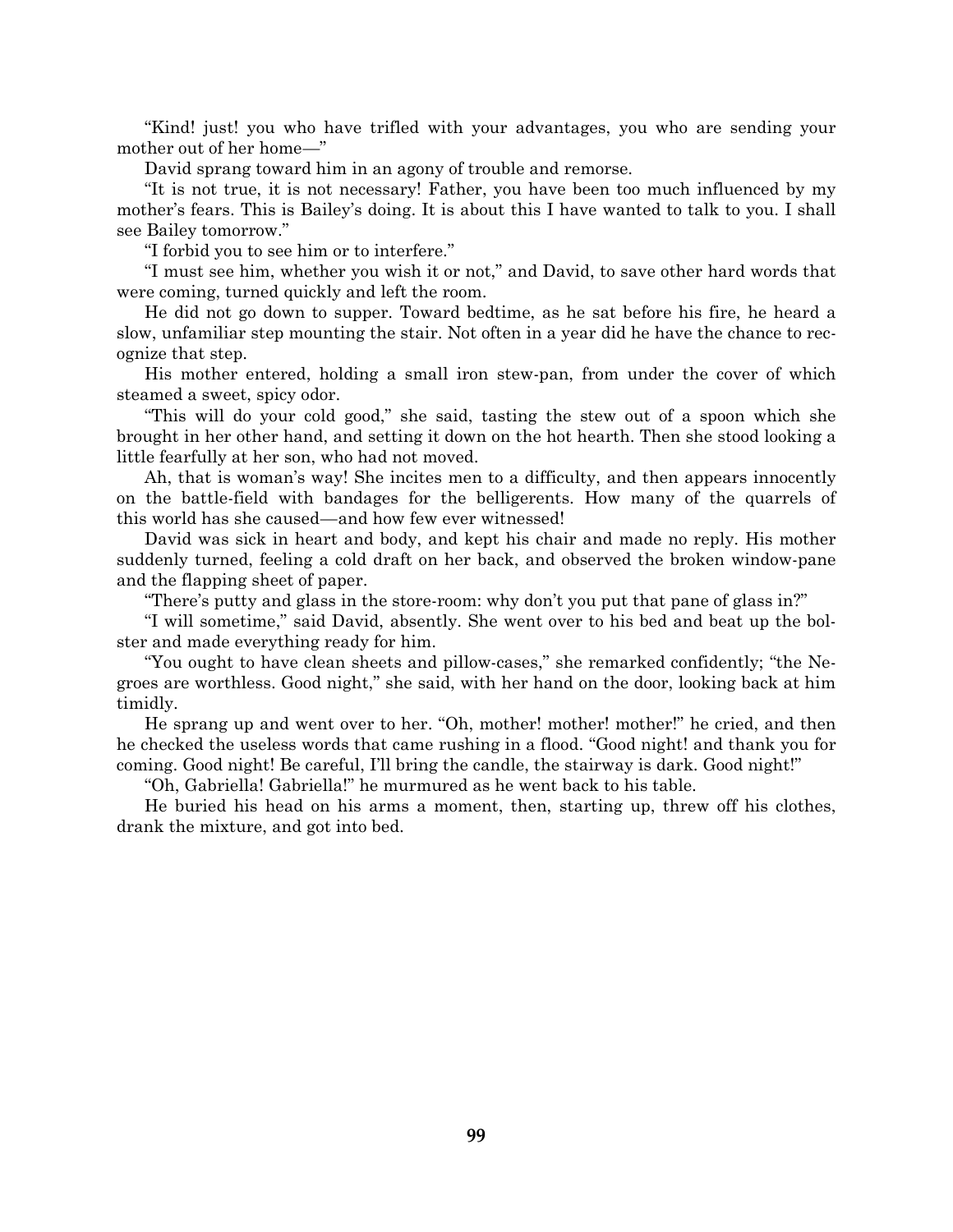"Kind! just! you who have trifled with your advantages, you who are sending your mother out of her home—"

David sprang toward him in an agony of trouble and remorse.

"It is not true, it is not necessary! Father, you have been too much influenced by my mother's fears. This is Bailey's doing. It is about this I have wanted to talk to you. I shall see Bailey tomorrow."

"I forbid you to see him or to interfere."

"I must see him, whether you wish it or not," and David, to save other hard words that were coming, turned quickly and left the room.

He did not go down to supper. Toward bedtime, as he sat before his fire, he heard a slow, unfamiliar step mounting the stair. Not often in a year did he have the chance to recognize that step.

His mother entered, holding a small iron stew-pan, from under the cover of which steamed a sweet, spicy odor.

"This will do your cold good," she said, tasting the stew out of a spoon which she brought in her other hand, and setting it down on the hot hearth. Then she stood looking a little fearfully at her son, who had not moved.

Ah, that is woman's way! She incites men to a difficulty, and then appears innocently on the battle-field with bandages for the belligerents. How many of the quarrels of this world has she caused—and how few ever witnessed!

David was sick in heart and body, and kept his chair and made no reply. His mother suddenly turned, feeling a cold draft on her back, and observed the broken window-pane and the flapping sheet of paper.

"There's putty and glass in the store-room: why don't you put that pane of glass in?"

"I will sometime," said David, absently. She went over to his bed and beat up the bolster and made everything ready for him.

"You ought to have clean sheets and pillow-cases," she remarked confidently; "the Negroes are worthless. Good night," she said, with her hand on the door, looking back at him timidly.

He sprang up and went over to her. "Oh, mother! mother! mother!" he cried, and then he checked the useless words that came rushing in a flood. "Good night! and thank you for coming. Good night! Be careful, I'll bring the candle, the stairway is dark. Good night!"

"Oh, Gabriella! Gabriella!" he murmured as he went back to his table.

He buried his head on his arms a moment, then, starting up, threw off his clothes, drank the mixture, and got into bed.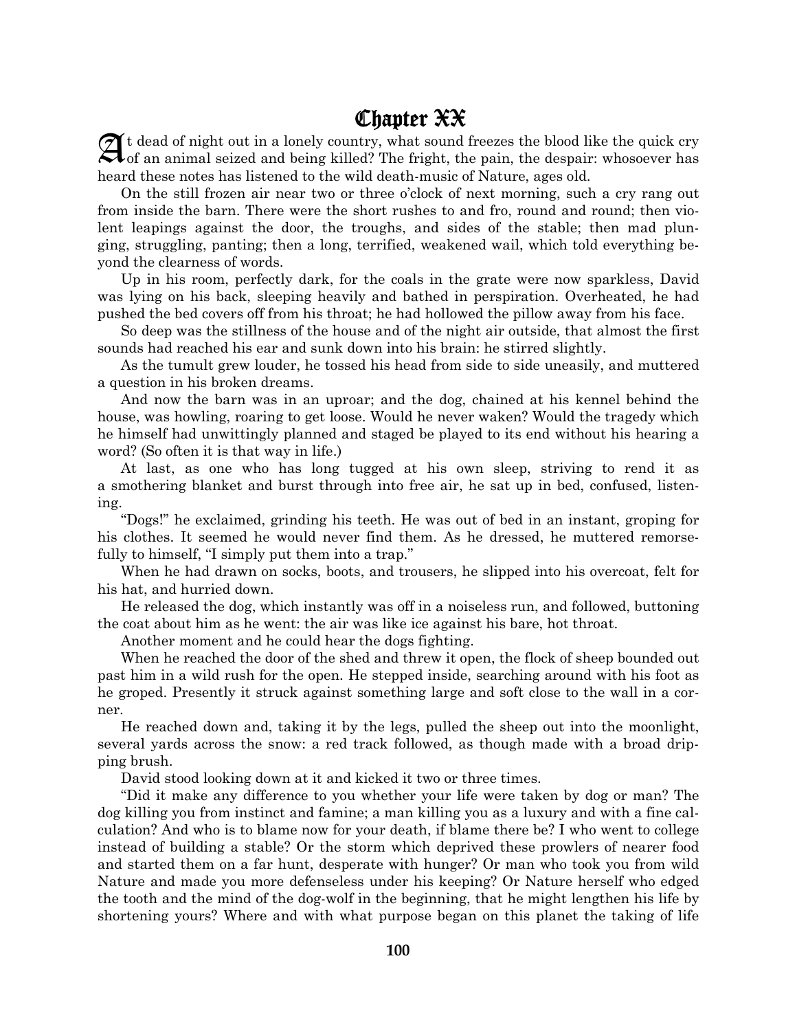# Chapter XX

At dead of night out in a lonely country, what sound freezes the blood like the quick cry of an animal seized and being killed? The fright, the pain, the despair: whosoever has heard these notes has listened to the wild death-music of Nature, ages old.

On the still frozen air near two or three o'clock of next morning, such a cry rang out from inside the barn. There were the short rushes to and fro, round and round; then violent leapings against the door, the troughs, and sides of the stable; then mad plunging, struggling, panting; then a long, terrified, weakened wail, which told everything beyond the clearness of words.

Up in his room, perfectly dark, for the coals in the grate were now sparkless, David was lying on his back, sleeping heavily and bathed in perspiration. Overheated, he had pushed the bed covers off from his throat; he had hollowed the pillow away from his face.

So deep was the stillness of the house and of the night air outside, that almost the first sounds had reached his ear and sunk down into his brain: he stirred slightly.

As the tumult grew louder, he tossed his head from side to side uneasily, and muttered a question in his broken dreams.

And now the barn was in an uproar; and the dog, chained at his kennel behind the house, was howling, roaring to get loose. Would he never waken? Would the tragedy which he himself had unwittingly planned and staged be played to its end without his hearing a word? (So often it is that way in life.)

At last, as one who has long tugged at his own sleep, striving to rend it as a smothering blanket and burst through into free air, he sat up in bed, confused, listening.

"Dogs!" he exclaimed, grinding his teeth. He was out of bed in an instant, groping for his clothes. It seemed he would never find them. As he dressed, he muttered remorsefully to himself, "I simply put them into a trap."

When he had drawn on socks, boots, and trousers, he slipped into his overcoat, felt for his hat, and hurried down.

He released the dog, which instantly was off in a noiseless run, and followed, buttoning the coat about him as he went: the air was like ice against his bare, hot throat.

Another moment and he could hear the dogs fighting.

When he reached the door of the shed and threw it open, the flock of sheep bounded out past him in a wild rush for the open. He stepped inside, searching around with his foot as he groped. Presently it struck against something large and soft close to the wall in a corner.

He reached down and, taking it by the legs, pulled the sheep out into the moonlight, several yards across the snow: a red track followed, as though made with a broad dripping brush.

David stood looking down at it and kicked it two or three times.

"Did it make any difference to you whether your life were taken by dog or man? The dog killing you from instinct and famine; a man killing you as a luxury and with a fine calculation? And who is to blame now for your death, if blame there be? I who went to college instead of building a stable? Or the storm which deprived these prowlers of nearer food and started them on a far hunt, desperate with hunger? Or man who took you from wild Nature and made you more defenseless under his keeping? Or Nature herself who edged the tooth and the mind of the dog-wolf in the beginning, that he might lengthen his life by shortening yours? Where and with what purpose began on this planet the taking of life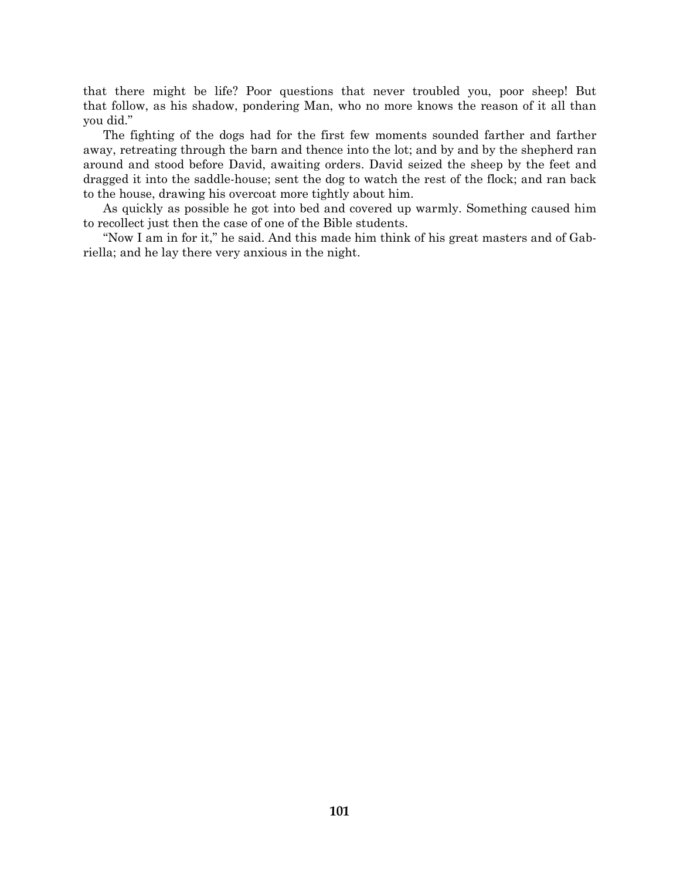that there might be life? Poor questions that never troubled you, poor sheep! But that follow, as his shadow, pondering Man, who no more knows the reason of it all than you did."

The fighting of the dogs had for the first few moments sounded farther and farther away, retreating through the barn and thence into the lot; and by and by the shepherd ran around and stood before David, awaiting orders. David seized the sheep by the feet and dragged it into the saddle-house; sent the dog to watch the rest of the flock; and ran back to the house, drawing his overcoat more tightly about him.

As quickly as possible he got into bed and covered up warmly. Something caused him to recollect just then the case of one of the Bible students.

"Now I am in for it," he said. And this made him think of his great masters and of Gabriella; and he lay there very anxious in the night.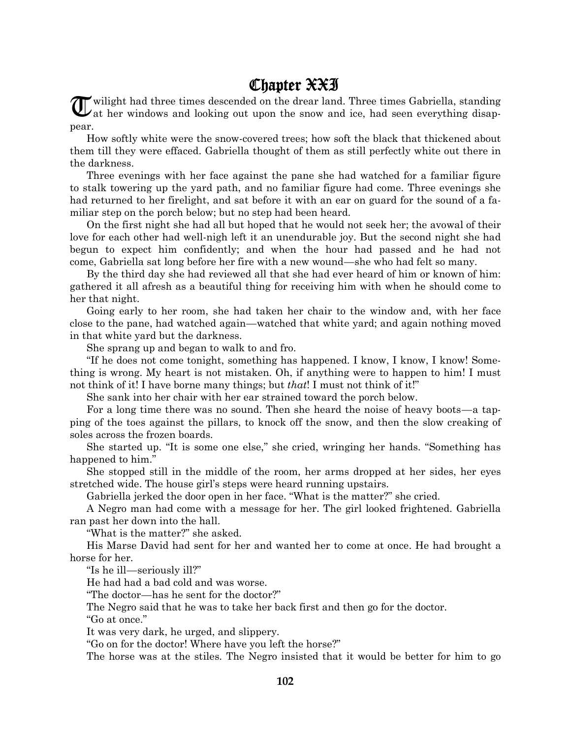# Chapter XXI

Twilight had three times descended on the drear land. Three times Gabriella, standing at her windows and looking out upon the snow and ice, had seen everything disappear.

How softly white were the snow-covered trees; how soft the black that thickened about them till they were effaced. Gabriella thought of them as still perfectly white out there in the darkness.

Three evenings with her face against the pane she had watched for a familiar figure to stalk towering up the yard path, and no familiar figure had come. Three evenings she had returned to her firelight, and sat before it with an ear on guard for the sound of a familiar step on the porch below; but no step had been heard.

On the first night she had all but hoped that he would not seek her; the avowal of their love for each other had well-nigh left it an unendurable joy. But the second night she had begun to expect him confidently; and when the hour had passed and he had not come, Gabriella sat long before her fire with a new wound—she who had felt so many.

By the third day she had reviewed all that she had ever heard of him or known of him: gathered it all afresh as a beautiful thing for receiving him with when he should come to her that night.

Going early to her room, she had taken her chair to the window and, with her face close to the pane, had watched again—watched that white yard; and again nothing moved in that white yard but the darkness.

She sprang up and began to walk to and fro.

"If he does not come tonight, something has happened. I know, I know, I know! Something is wrong. My heart is not mistaken. Oh, if anything were to happen to him! I must not think of it! I have borne many things; but *that*! I must not think of it!"

She sank into her chair with her ear strained toward the porch below.

For a long time there was no sound. Then she heard the noise of heavy boots—a tapping of the toes against the pillars, to knock off the snow, and then the slow creaking of soles across the frozen boards.

She started up. "It is some one else," she cried, wringing her hands. "Something has happened to him."

She stopped still in the middle of the room, her arms dropped at her sides, her eyes stretched wide. The house girl's steps were heard running upstairs.

Gabriella jerked the door open in her face. "What is the matter?" she cried.

A Negro man had come with a message for her. The girl looked frightened. Gabriella ran past her down into the hall.

"What is the matter?" she asked.

His Marse David had sent for her and wanted her to come at once. He had brought a horse for her.

"Is he ill—seriously ill?"

He had had a bad cold and was worse.

"The doctor—has he sent for the doctor?"

The Negro said that he was to take her back first and then go for the doctor.

"Go at once."

It was very dark, he urged, and slippery.

"Go on for the doctor! Where have you left the horse?"

The horse was at the stiles. The Negro insisted that it would be better for him to go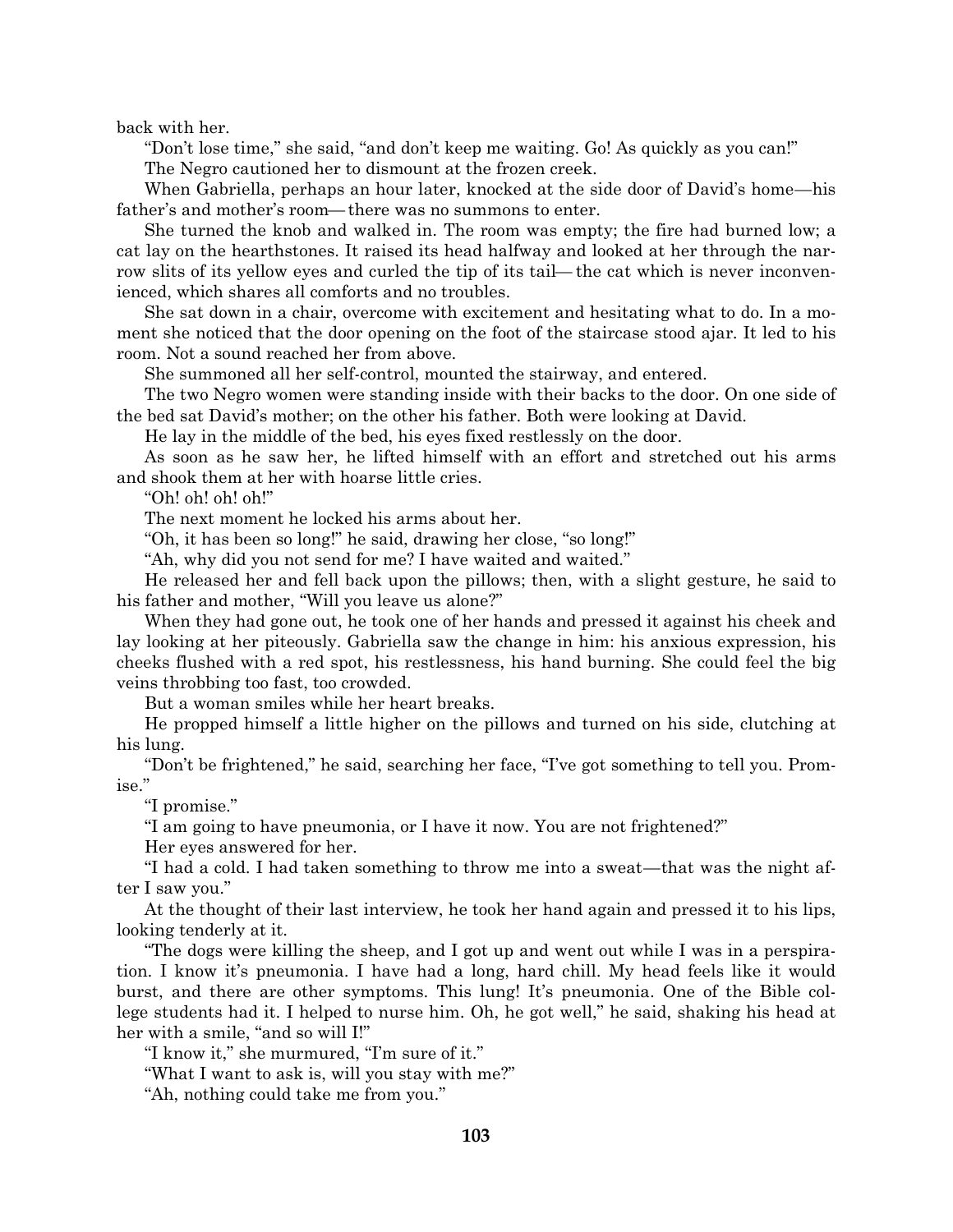back with her.

"Don't lose time," she said, "and don't keep me waiting. Go! As quickly as you can!"

The Negro cautioned her to dismount at the frozen creek.

When Gabriella, perhaps an hour later, knocked at the side door of David's home—his father's and mother's room— there was no summons to enter.

She turned the knob and walked in. The room was empty; the fire had burned low; a cat lay on the hearthstones. It raised its head halfway and looked at her through the narrow slits of its yellow eyes and curled the tip of its tail— the cat which is never inconvenienced, which shares all comforts and no troubles.

She sat down in a chair, overcome with excitement and hesitating what to do. In a moment she noticed that the door opening on the foot of the staircase stood ajar. It led to his room. Not a sound reached her from above.

She summoned all her self-control, mounted the stairway, and entered.

The two Negro women were standing inside with their backs to the door. On one side of the bed sat David's mother; on the other his father. Both were looking at David.

He lay in the middle of the bed, his eyes fixed restlessly on the door.

As soon as he saw her, he lifted himself with an effort and stretched out his arms and shook them at her with hoarse little cries.

"Oh! oh! oh! oh!"

The next moment he locked his arms about her.

"Oh, it has been so long!" he said, drawing her close, "so long!"

"Ah, why did you not send for me? I have waited and waited."

He released her and fell back upon the pillows; then, with a slight gesture, he said to his father and mother, "Will you leave us alone?"

When they had gone out, he took one of her hands and pressed it against his cheek and lay looking at her piteously. Gabriella saw the change in him: his anxious expression, his cheeks flushed with a red spot, his restlessness, his hand burning. She could feel the big veins throbbing too fast, too crowded.

But a woman smiles while her heart breaks.

He propped himself a little higher on the pillows and turned on his side, clutching at his lung.

"Don't be frightened," he said, searching her face, "I've got something to tell you. Promise."

"I promise."

"I am going to have pneumonia, or I have it now. You are not frightened?"

Her eyes answered for her.

"I had a cold. I had taken something to throw me into a sweat—that was the night after I saw you."

At the thought of their last interview, he took her hand again and pressed it to his lips, looking tenderly at it.

"The dogs were killing the sheep, and I got up and went out while I was in a perspiration. I know it's pneumonia. I have had a long, hard chill. My head feels like it would burst, and there are other symptoms. This lung! It's pneumonia. One of the Bible college students had it. I helped to nurse him. Oh, he got well," he said, shaking his head at her with a smile, "and so will I!"

"I know it," she murmured, "I'm sure of it."

"What I want to ask is, will you stay with me?"

"Ah, nothing could take me from you."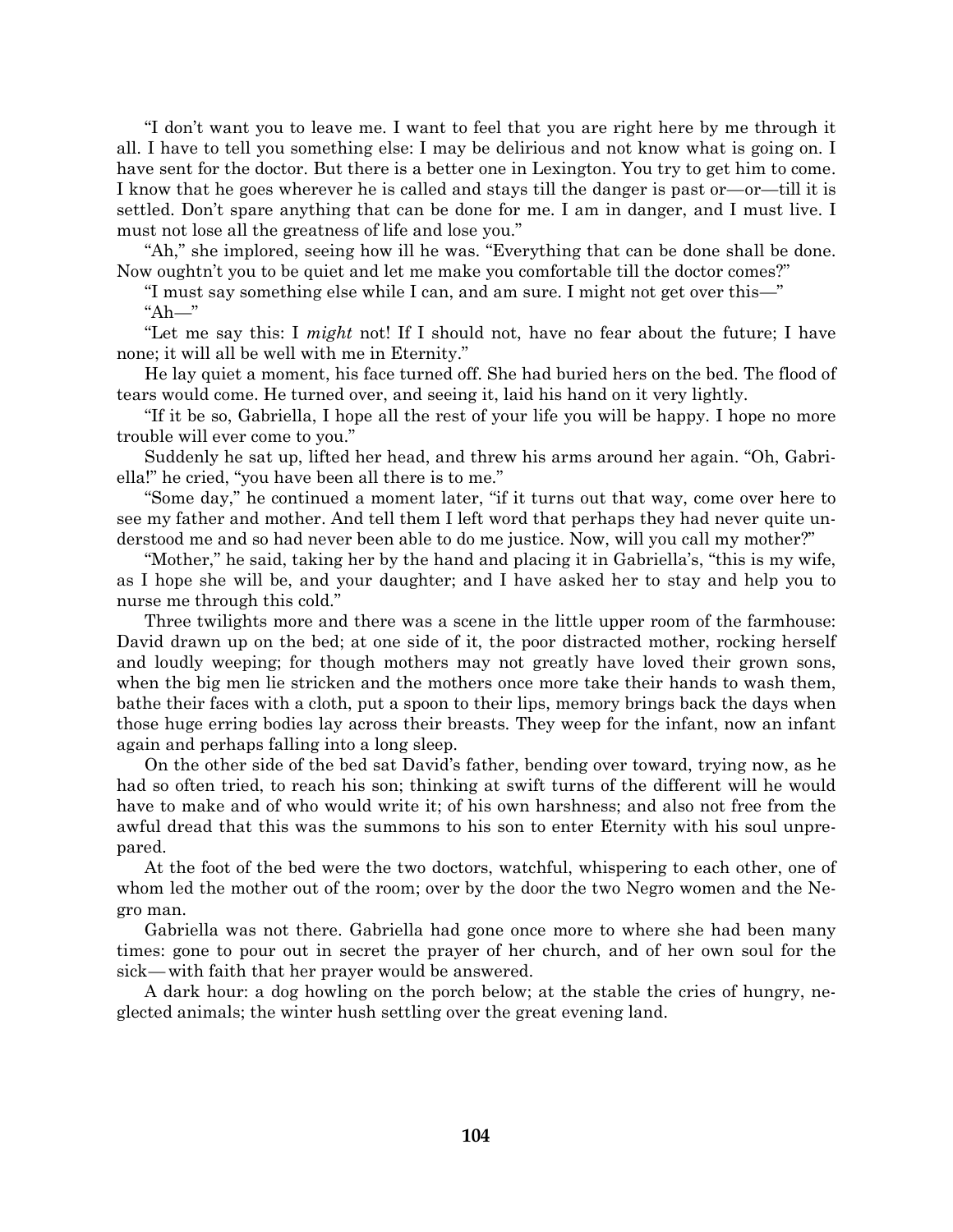"I don't want you to leave me. I want to feel that you are right here by me through it all. I have to tell you something else: I may be delirious and not know what is going on. I have sent for the doctor. But there is a better one in Lexington. You try to get him to come. I know that he goes wherever he is called and stays till the danger is past or—or—till it is settled. Don't spare anything that can be done for me. I am in danger, and I must live. I must not lose all the greatness of life and lose you."

"Ah," she implored, seeing how ill he was. "Everything that can be done shall be done. Now oughtn't you to be quiet and let me make you comfortable till the doctor comes?"

"I must say something else while I can, and am sure. I might not get over this—"

"Ah—"

"Let me say this: I *might* not! If I should not, have no fear about the future; I have none; it will all be well with me in Eternity."

He lay quiet a moment, his face turned off. She had buried hers on the bed. The flood of tears would come. He turned over, and seeing it, laid his hand on it very lightly.

"If it be so, Gabriella, I hope all the rest of your life you will be happy. I hope no more trouble will ever come to you."

Suddenly he sat up, lifted her head, and threw his arms around her again. "Oh, Gabriella!" he cried, "you have been all there is to me."

"Some day," he continued a moment later, "if it turns out that way, come over here to see my father and mother. And tell them I left word that perhaps they had never quite understood me and so had never been able to do me justice. Now, will you call my mother?"

"Mother," he said, taking her by the hand and placing it in Gabriella's, "this is my wife, as I hope she will be, and your daughter; and I have asked her to stay and help you to nurse me through this cold."

Three twilights more and there was a scene in the little upper room of the farmhouse: David drawn up on the bed; at one side of it, the poor distracted mother, rocking herself and loudly weeping; for though mothers may not greatly have loved their grown sons, when the big men lie stricken and the mothers once more take their hands to wash them, bathe their faces with a cloth, put a spoon to their lips, memory brings back the days when those huge erring bodies lay across their breasts. They weep for the infant, now an infant again and perhaps falling into a long sleep.

On the other side of the bed sat David's father, bending over toward, trying now, as he had so often tried, to reach his son; thinking at swift turns of the different will he would have to make and of who would write it; of his own harshness; and also not free from the awful dread that this was the summons to his son to enter Eternity with his soul unprepared.

At the foot of the bed were the two doctors, watchful, whispering to each other, one of whom led the mother out of the room; over by the door the two Negro women and the Negro man.

Gabriella was not there. Gabriella had gone once more to where she had been many times: gone to pour out in secret the prayer of her church, and of her own soul for the sick—with faith that her prayer would be answered.

A dark hour: a dog howling on the porch below; at the stable the cries of hungry, neglected animals; the winter hush settling over the great evening land.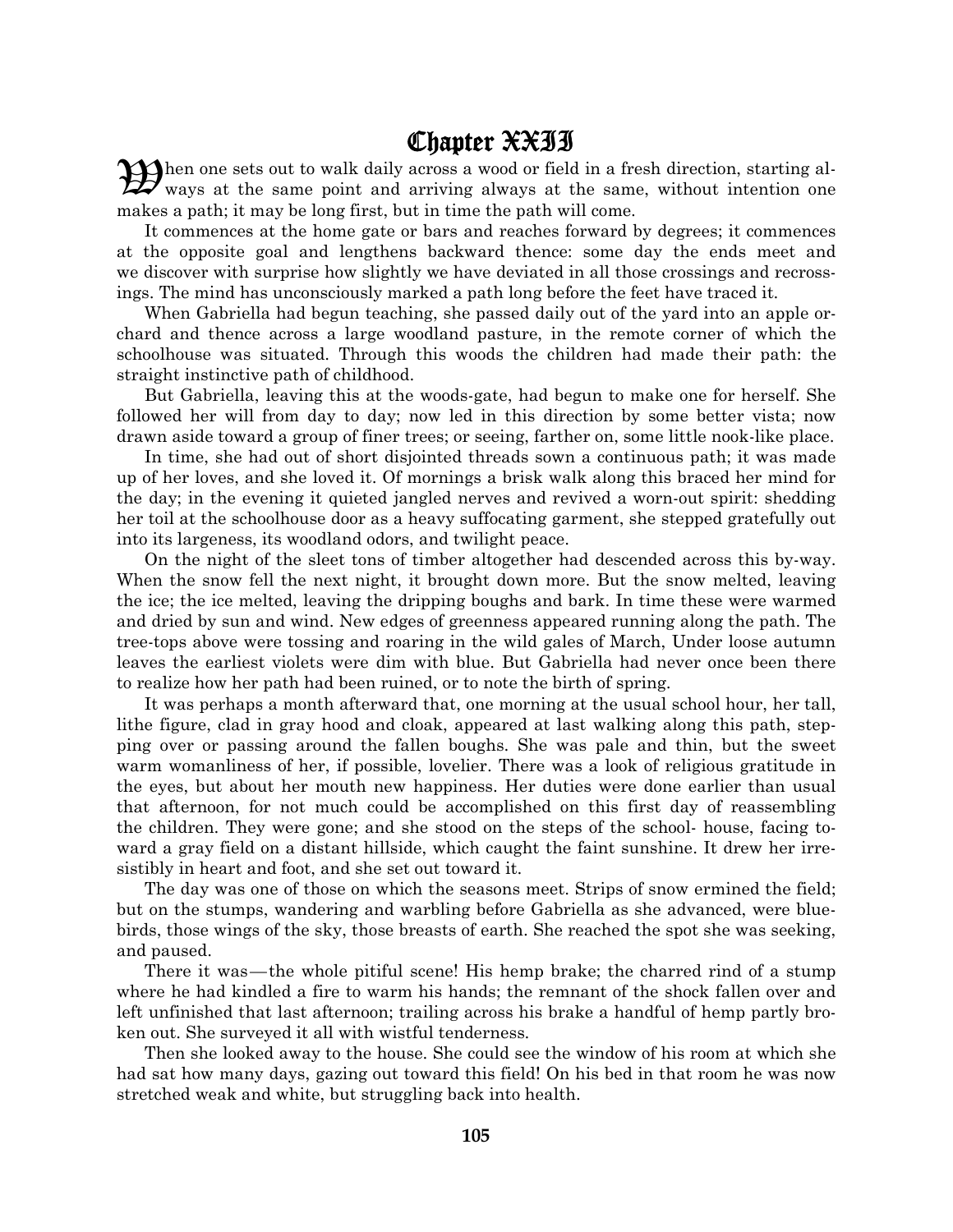# Chapter XXII

When one sets out to walk daily across a wood or field in a fresh direction, starting always at the same point and arriving always at the same, without intention one makes a path; it may be long first, but in time the path will come.

It commences at the home gate or bars and reaches forward by degrees; it commences at the opposite goal and lengthens backward thence: some day the ends meet and we discover with surprise how slightly we have deviated in all those crossings and recrossings. The mind has unconsciously marked a path long before the feet have traced it.

When Gabriella had begun teaching, she passed daily out of the yard into an apple orchard and thence across a large woodland pasture, in the remote corner of which the schoolhouse was situated. Through this woods the children had made their path: the straight instinctive path of childhood.

But Gabriella, leaving this at the woods-gate, had begun to make one for herself. She followed her will from day to day; now led in this direction by some better vista; now drawn aside toward a group of finer trees; or seeing, farther on, some little nook-like place.

In time, she had out of short disjointed threads sown a continuous path; it was made up of her loves, and she loved it. Of mornings a brisk walk along this braced her mind for the day; in the evening it quieted jangled nerves and revived a worn-out spirit: shedding her toil at the schoolhouse door as a heavy suffocating garment, she stepped gratefully out into its largeness, its woodland odors, and twilight peace.

On the night of the sleet tons of timber altogether had descended across this by-way. When the snow fell the next night, it brought down more. But the snow melted, leaving the ice; the ice melted, leaving the dripping boughs and bark. In time these were warmed and dried by sun and wind. New edges of greenness appeared running along the path. The tree-tops above were tossing and roaring in the wild gales of March, Under loose autumn leaves the earliest violets were dim with blue. But Gabriella had never once been there to realize how her path had been ruined, or to note the birth of spring.

It was perhaps a month afterward that, one morning at the usual school hour, her tall, lithe figure, clad in gray hood and cloak, appeared at last walking along this path, stepping over or passing around the fallen boughs. She was pale and thin, but the sweet warm womanliness of her, if possible, lovelier. There was a look of religious gratitude in the eyes, but about her mouth new happiness. Her duties were done earlier than usual that afternoon, for not much could be accomplished on this first day of reassembling the children. They were gone; and she stood on the steps of the school- house, facing toward a gray field on a distant hillside, which caught the faint sunshine. It drew her irresistibly in heart and foot, and she set out toward it.

The day was one of those on which the seasons meet. Strips of snow ermined the field; but on the stumps, wandering and warbling before Gabriella as she advanced, were bluebirds, those wings of the sky, those breasts of earth. She reached the spot she was seeking, and paused.

There it was—the whole pitiful scene! His hemp brake; the charred rind of a stump where he had kindled a fire to warm his hands; the remnant of the shock fallen over and left unfinished that last afternoon; trailing across his brake a handful of hemp partly broken out. She surveyed it all with wistful tenderness.

Then she looked away to the house. She could see the window of his room at which she had sat how many days, gazing out toward this field! On his bed in that room he was now stretched weak and white, but struggling back into health.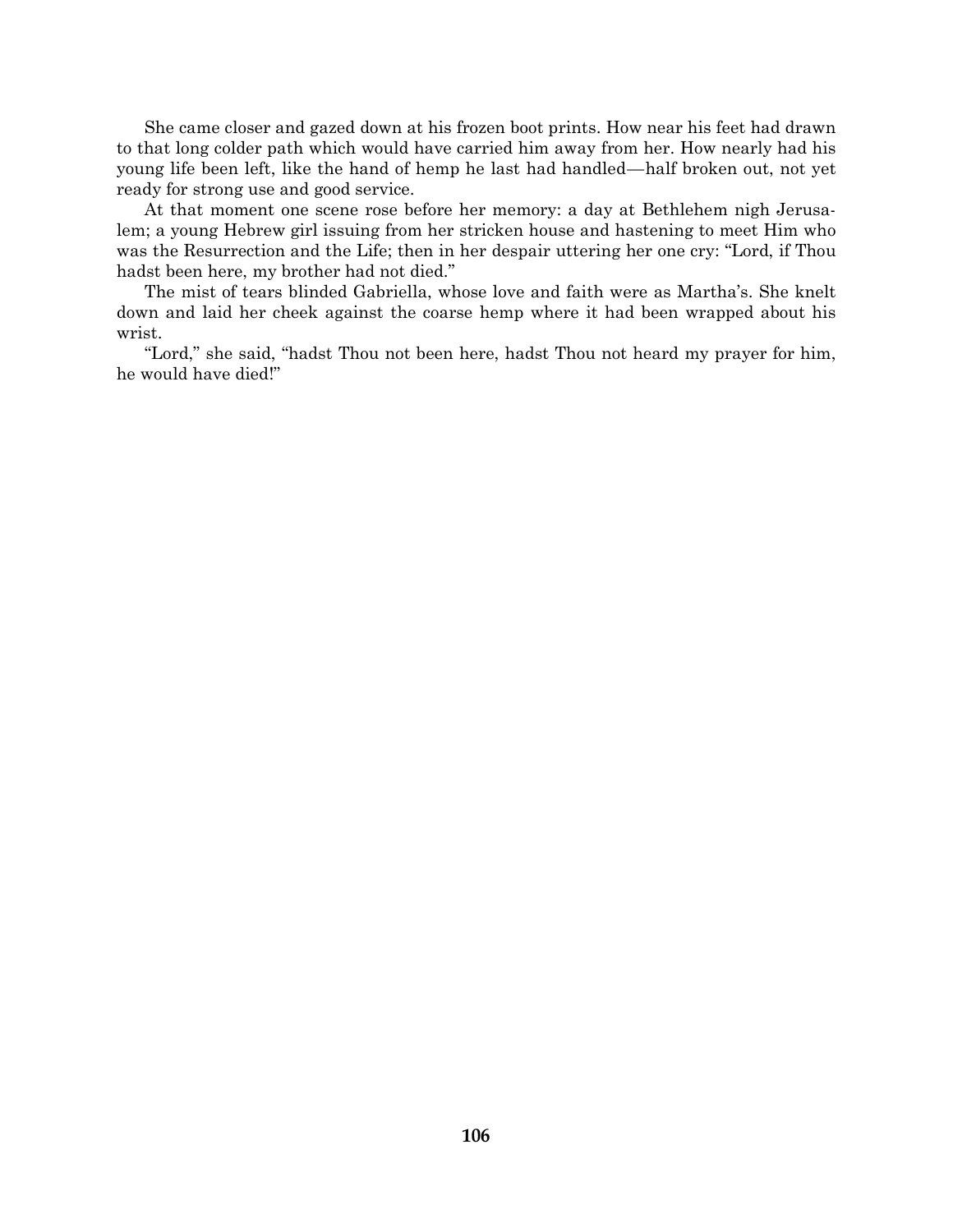She came closer and gazed down at his frozen boot prints. How near his feet had drawn to that long colder path which would have carried him away from her. How nearly had his young life been left, like the hand of hemp he last had handled—half broken out, not yet ready for strong use and good service.

At that moment one scene rose before her memory: a day at Bethlehem nigh Jerusalem; a young Hebrew girl issuing from her stricken house and hastening to meet Him who was the Resurrection and the Life; then in her despair uttering her one cry: "Lord, if Thou hadst been here, my brother had not died."

The mist of tears blinded Gabriella, whose love and faith were as Martha's. She knelt down and laid her cheek against the coarse hemp where it had been wrapped about his wrist.

"Lord," she said, "hadst Thou not been here, hadst Thou not heard my prayer for him, he would have died!"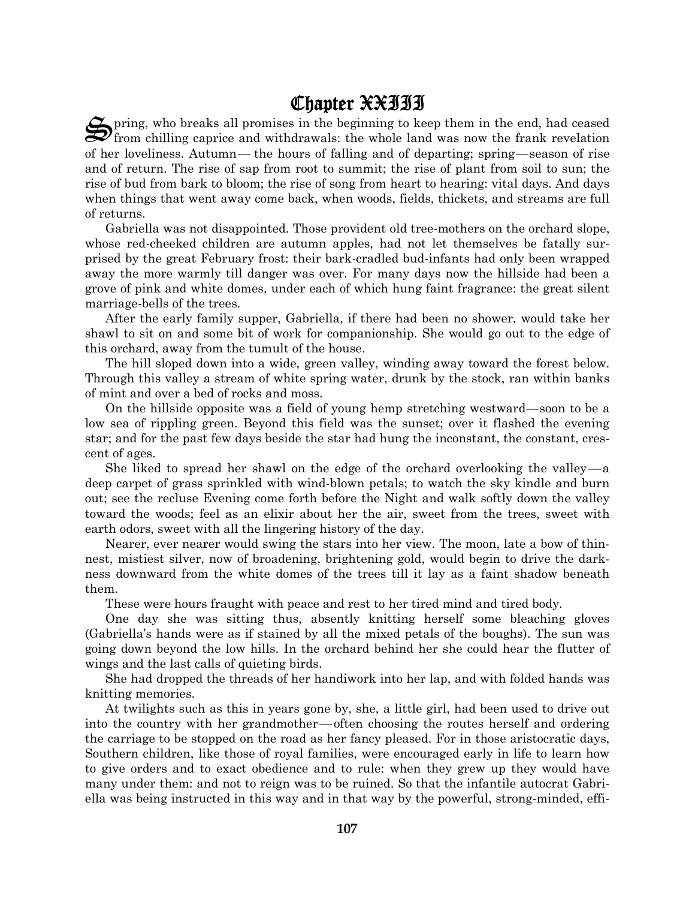# Chapter XXIII

Spring, who breaks all promises in the beginning to keep them in the end, had ceased from chilling caprice and withdrawals: the whole land was now the frank revelation of her loveliness. Autumn— the hours of falling and of departing; spring—season of rise and of return. The rise of sap from root to summit; the rise of plant from soil to sun; the rise of bud from bark to bloom; the rise of song from heart to hearing: vital days. And days when things that went away come back, when woods, fields, thickets, and streams are full of returns.

Gabriella was not disappointed. Those provident old tree-mothers on the orchard slope, whose red-cheeked children are autumn apples, had not let themselves be fatally surprised by the great February frost: their bark-cradled bud-infants had only been wrapped away the more warmly till danger was over. For many days now the hillside had been a grove of pink and white domes, under each of which hung faint fragrance: the great silent marriage-bells of the trees.

After the early family supper, Gabriella, if there had been no shower, would take her shawl to sit on and some bit of work for companionship. She would go out to the edge of this orchard, away from the tumult of the house.

The hill sloped down into a wide, green valley, winding away toward the forest below. Through this valley a stream of white spring water, drunk by the stock, ran within banks of mint and over a bed of rocks and moss.

On the hillside opposite was a field of young hemp stretching westward—soon to be a low sea of rippling green. Beyond this field was the sunset; over it flashed the evening star; and for the past few days beside the star had hung the inconstant, the constant, crescent of ages.

She liked to spread her shawl on the edge of the orchard overlooking the valley—a deep carpet of grass sprinkled with wind-blown petals; to watch the sky kindle and burn out; see the recluse Evening come forth before the Night and walk softly down the valley toward the woods; feel as an elixir about her the air, sweet from the trees, sweet with earth odors, sweet with all the lingering history of the day.

Nearer, ever nearer would swing the stars into her view. The moon, late a bow of thinnest, mistiest silver, now of broadening, brightening gold, would begin to drive the darkness downward from the white domes of the trees till it lay as a faint shadow beneath them.

These were hours fraught with peace and rest to her tired mind and tired body.

One day she was sitting thus, absently knitting herself some bleaching gloves (Gabriella's hands were as if stained by all the mixed petals of the boughs). The sun was going down beyond the low hills. In the orchard behind her she could hear the flutter of wings and the last calls of quieting birds.

She had dropped the threads of her handiwork into her lap, and with folded hands was knitting memories.

At twilights such as this in years gone by, she, a little girl, had been used to drive out into the country with her grandmother—often choosing the routes herself and ordering the carriage to be stopped on the road as her fancy pleased. For in those aristocratic days, Southern children, like those of royal families, were encouraged early in life to learn how to give orders and to exact obedience and to rule: when they grew up they would have many under them: and not to reign was to be ruined. So that the infantile autocrat Gabriella was being instructed in this way and in that way by the powerful, strong-minded, effi-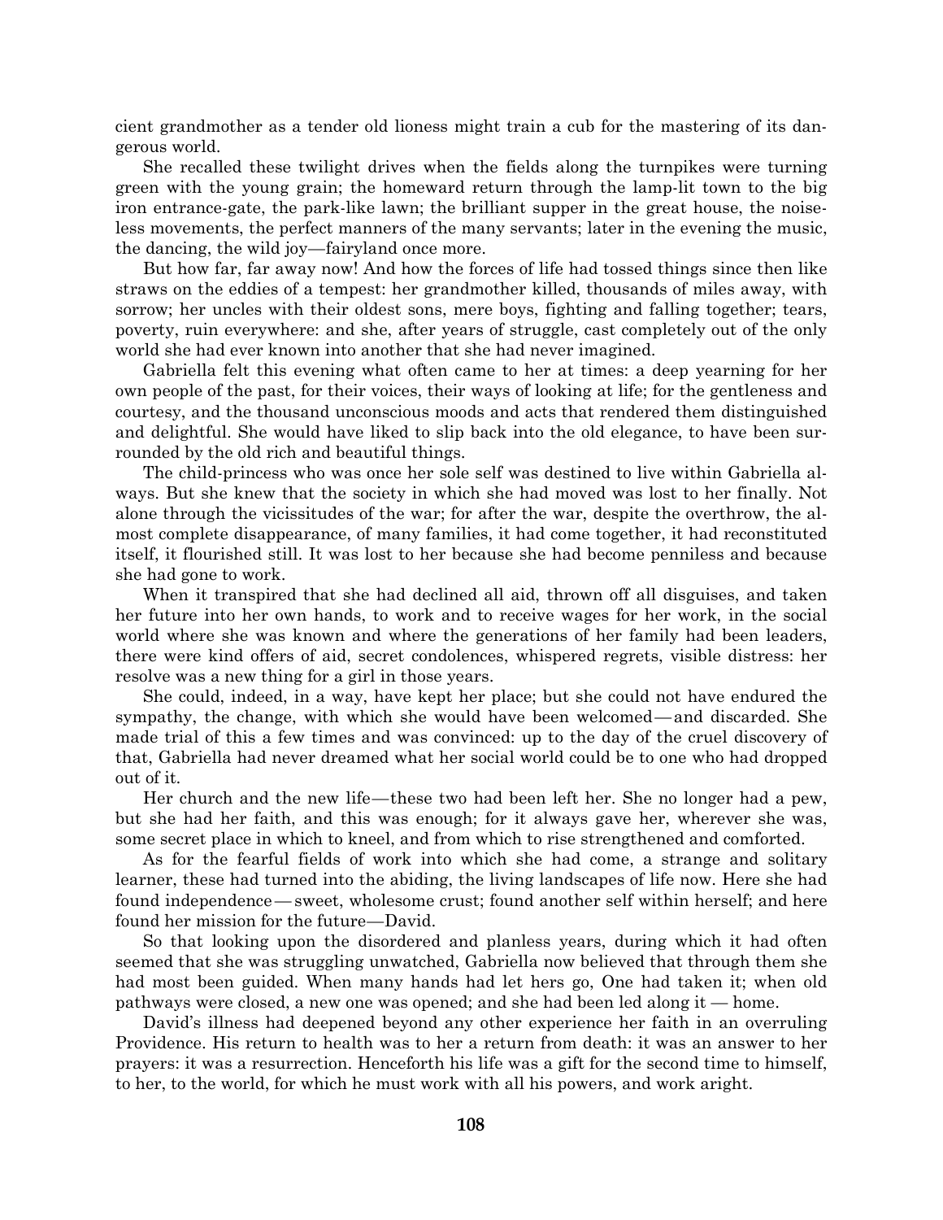cient grandmother as a tender old lioness might train a cub for the mastering of its dangerous world.

She recalled these twilight drives when the fields along the turnpikes were turning green with the young grain; the homeward return through the lamp-lit town to the big iron entrance-gate, the park-like lawn; the brilliant supper in the great house, the noiseless movements, the perfect manners of the many servants; later in the evening the music, the dancing, the wild joy—fairyland once more.

But how far, far away now! And how the forces of life had tossed things since then like straws on the eddies of a tempest: her grandmother killed, thousands of miles away, with sorrow; her uncles with their oldest sons, mere boys, fighting and falling together; tears, poverty, ruin everywhere: and she, after years of struggle, cast completely out of the only world she had ever known into another that she had never imagined.

Gabriella felt this evening what often came to her at times: a deep yearning for her own people of the past, for their voices, their ways of looking at life; for the gentleness and courtesy, and the thousand unconscious moods and acts that rendered them distinguished and delightful. She would have liked to slip back into the old elegance, to have been surrounded by the old rich and beautiful things.

The child-princess who was once her sole self was destined to live within Gabriella always. But she knew that the society in which she had moved was lost to her finally. Not alone through the vicissitudes of the war; for after the war, despite the overthrow, the almost complete disappearance, of many families, it had come together, it had reconstituted itself, it flourished still. It was lost to her because she had become penniless and because she had gone to work.

When it transpired that she had declined all aid, thrown off all disguises, and taken her future into her own hands, to work and to receive wages for her work, in the social world where she was known and where the generations of her family had been leaders, there were kind offers of aid, secret condolences, whispered regrets, visible distress: her resolve was a new thing for a girl in those years.

She could, indeed, in a way, have kept her place; but she could not have endured the sympathy, the change, with which she would have been welcomed — and discarded. She made trial of this a few times and was convinced: up to the day of the cruel discovery of that, Gabriella had never dreamed what her social world could be to one who had dropped out of it.

Her church and the new life—these two had been left her. She no longer had a pew, but she had her faith, and this was enough; for it always gave her, wherever she was, some secret place in which to kneel, and from which to rise strengthened and comforted.

As for the fearful fields of work into which she had come, a strange and solitary learner, these had turned into the abiding, the living landscapes of life now. Here she had found independence — sweet, wholesome crust; found another self within herself; and here found her mission for the future—David.

So that looking upon the disordered and planless years, during which it had often seemed that she was struggling unwatched, Gabriella now believed that through them she had most been guided. When many hands had let hers go, One had taken it; when old pathways were closed, a new one was opened; and she had been led along it — home.

David's illness had deepened beyond any other experience her faith in an overruling Providence. His return to health was to her a return from death: it was an answer to her prayers: it was a resurrection. Henceforth his life was a gift for the second time to himself, to her, to the world, for which he must work with all his powers, and work aright.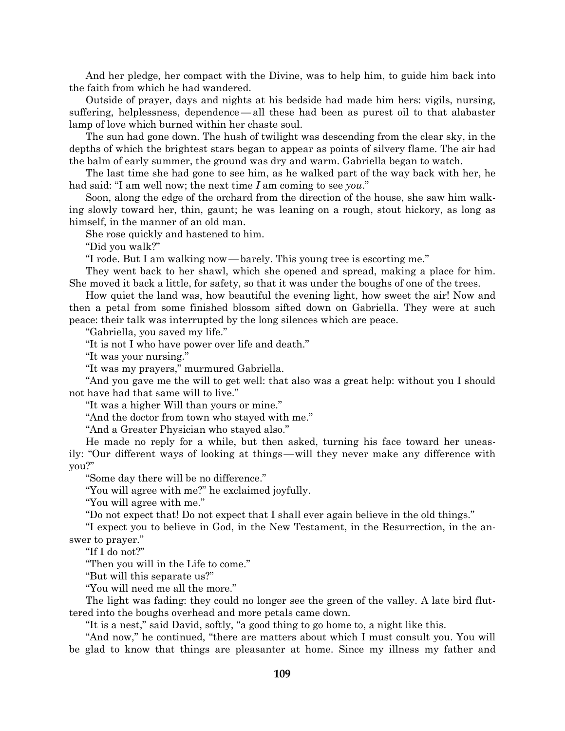And her pledge, her compact with the Divine, was to help him, to guide him back into the faith from which he had wandered.

Outside of prayer, days and nights at his bedside had made him hers: vigils, nursing, suffering, helplessness, dependence — all these had been as purest oil to that alabaster lamp of love which burned within her chaste soul.

The sun had gone down. The hush of twilight was descending from the clear sky, in the depths of which the brightest stars began to appear as points of silvery flame. The air had the balm of early summer, the ground was dry and warm. Gabriella began to watch.

The last time she had gone to see him, as he walked part of the way back with her, he had said: "I am well now; the next time *I* am coming to see *you*."

Soon, along the edge of the orchard from the direction of the house, she saw him walking slowly toward her, thin, gaunt; he was leaning on a rough, stout hickory, as long as himself, in the manner of an old man.

She rose quickly and hastened to him.

"Did you walk?"

"I rode. But I am walking now — barely. This young tree is escorting me."

They went back to her shawl, which she opened and spread, making a place for him. She moved it back a little, for safety, so that it was under the boughs of one of the trees.

How quiet the land was, how beautiful the evening light, how sweet the air! Now and then a petal from some finished blossom sifted down on Gabriella. They were at such peace: their talk was interrupted by the long silences which are peace.

"Gabriella, you saved my life."

"It is not I who have power over life and death."

"It was your nursing."

"It was my prayers," murmured Gabriella.

"And you gave me the will to get well: that also was a great help: without you I should not have had that same will to live."

"It was a higher Will than yours or mine."

"And the doctor from town who stayed with me."

"And a Greater Physician who stayed also."

He made no reply for a while, but then asked, turning his face toward her uneasily: "Our different ways of looking at things — will they never make any difference with you?"

"Some day there will be no difference."

"You will agree with me?" he exclaimed joyfully.

"You will agree with me."

"Do not expect that! Do not expect that I shall ever again believe in the old things."

"I expect you to believe in God, in the New Testament, in the Resurrection, in the answer to prayer."

"If I do not?"

"Then you will in the Life to come."

"But will this separate us?"

"You will need me all the more."

The light was fading: they could no longer see the green of the valley. A late bird fluttered into the boughs overhead and more petals came down.

"It is a nest," said David, softly, "a good thing to go home to, a night like this.

"And now," he continued, "there are matters about which I must consult you. You will be glad to know that things are pleasanter at home. Since my illness my father and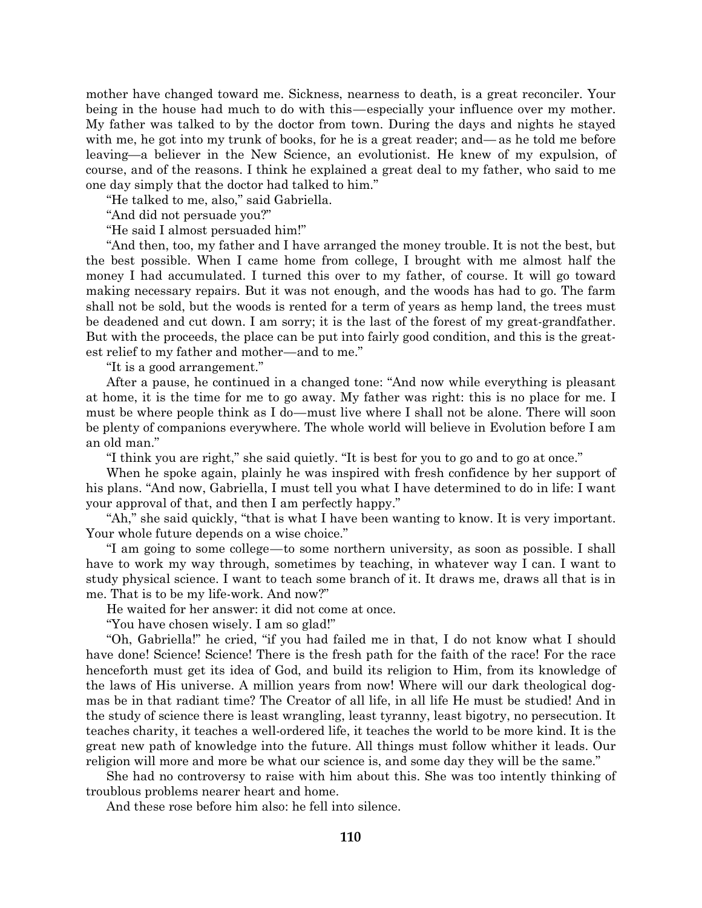mother have changed toward me. Sickness, nearness to death, is a great reconciler. Your being in the house had much to do with this—especially your influence over my mother. My father was talked to by the doctor from town. During the days and nights he stayed with me, he got into my trunk of books, for he is a great reader; and— as he told me before leaving—a believer in the New Science, an evolutionist. He knew of my expulsion, of course, and of the reasons. I think he explained a great deal to my father, who said to me one day simply that the doctor had talked to him."

"He talked to me, also," said Gabriella.

"And did not persuade you?"

"He said I almost persuaded him!"

"And then, too, my father and I have arranged the money trouble. It is not the best, but the best possible. When I came home from college, I brought with me almost half the money I had accumulated. I turned this over to my father, of course. It will go toward making necessary repairs. But it was not enough, and the woods has had to go. The farm shall not be sold, but the woods is rented for a term of years as hemp land, the trees must be deadened and cut down. I am sorry; it is the last of the forest of my great-grandfather. But with the proceeds, the place can be put into fairly good condition, and this is the greatest relief to my father and mother—and to me."

"It is a good arrangement."

After a pause, he continued in a changed tone: "And now while everything is pleasant at home, it is the time for me to go away. My father was right: this is no place for me. I must be where people think as I do—must live where I shall not be alone. There will soon be plenty of companions everywhere. The whole world will believe in Evolution before I am an old man."

"I think you are right," she said quietly. "It is best for you to go and to go at once."

When he spoke again, plainly he was inspired with fresh confidence by her support of his plans. "And now, Gabriella, I must tell you what I have determined to do in life: I want your approval of that, and then I am perfectly happy."

"Ah," she said quickly, "that is what I have been wanting to know. It is very important. Your whole future depends on a wise choice."

"I am going to some college—to some northern university, as soon as possible. I shall have to work my way through, sometimes by teaching, in whatever way I can. I want to study physical science. I want to teach some branch of it. It draws me, draws all that is in me. That is to be my life-work. And now?"

He waited for her answer: it did not come at once.

"You have chosen wisely. I am so glad!"

"Oh, Gabriella!" he cried, "if you had failed me in that, I do not know what I should have done! Science! Science! There is the fresh path for the faith of the race! For the race henceforth must get its idea of God, and build its religion to Him, from its knowledge of the laws of His universe. A million years from now! Where will our dark theological dogmas be in that radiant time? The Creator of all life, in all life He must be studied! And in the study of science there is least wrangling, least tyranny, least bigotry, no persecution. It teaches charity, it teaches a well-ordered life, it teaches the world to be more kind. It is the great new path of knowledge into the future. All things must follow whither it leads. Our religion will more and more be what our science is, and some day they will be the same."

She had no controversy to raise with him about this. She was too intently thinking of troublous problems nearer heart and home.

And these rose before him also: he fell into silence.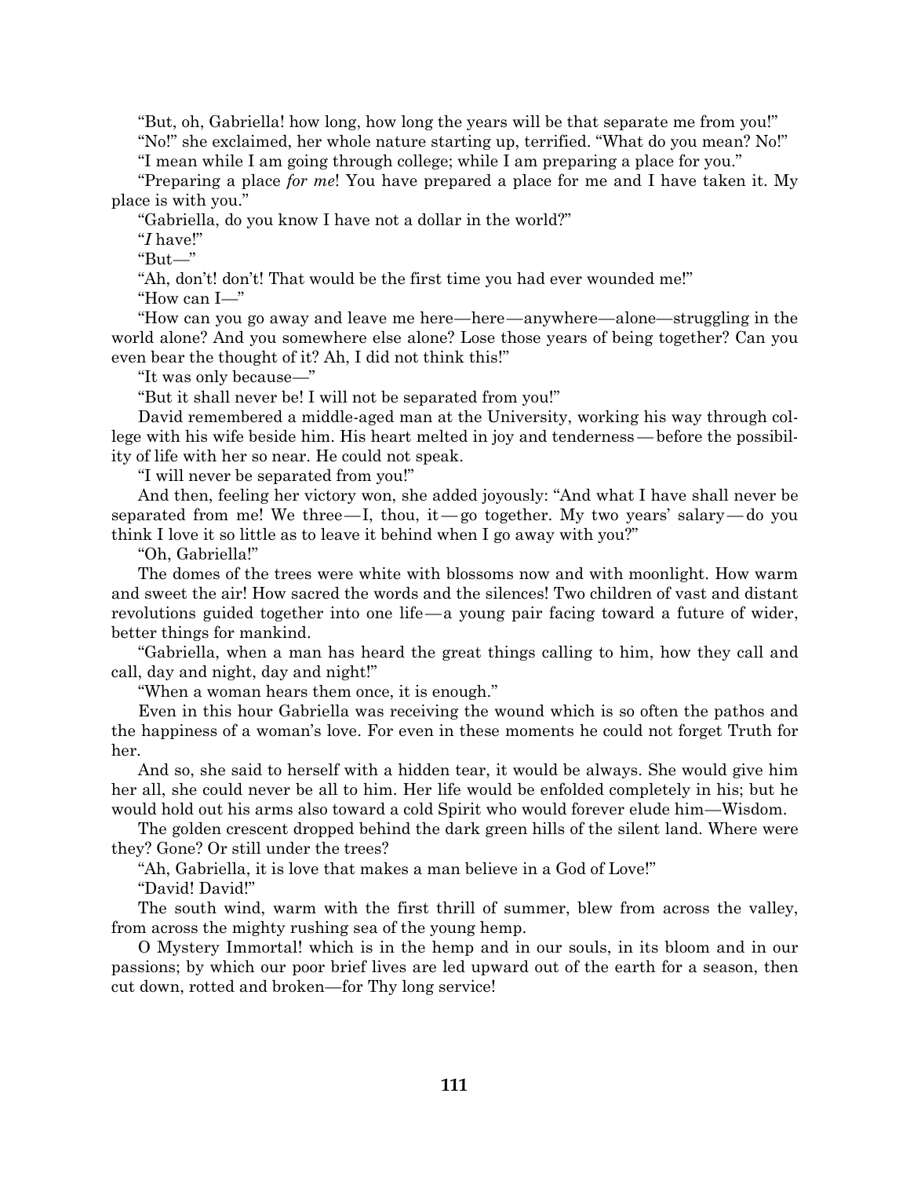"But, oh, Gabriella! how long, how long the years will be that separate me from you!"

"No!" she exclaimed, her whole nature starting up, terrified. "What do you mean? No!"

"I mean while I am going through college; while I am preparing a place for you."

"Preparing a place *for me*! You have prepared a place for me and I have taken it. My place is with you."

"Gabriella, do you know I have not a dollar in the world?"

"*I* have!"

"But—"

"Ah, don't! don't! That would be the first time you had ever wounded me!"

"How can I—"

"How can you go away and leave me here—here—anywhere—alone—struggling in the world alone? And you somewhere else alone? Lose those years of being together? Can you even bear the thought of it? Ah, I did not think this!"

"It was only because—"

"But it shall never be! I will not be separated from you!"

David remembered a middle-aged man at the University, working his way through college with his wife beside him. His heart melted in joy and tenderness—before the possibility of life with her so near. He could not speak.

"I will never be separated from you!"

And then, feeling her victory won, she added joyously: "And what I have shall never be separated from me! We three—I, thou, it—go together. My two years' salary—do you think I love it so little as to leave it behind when I go away with you?"

"Oh, Gabriella!"

The domes of the trees were white with blossoms now and with moonlight. How warm and sweet the air! How sacred the words and the silences! Two children of vast and distant revolutions guided together into one life—a young pair facing toward a future of wider, better things for mankind.

"Gabriella, when a man has heard the great things calling to him, how they call and call, day and night, day and night!"

"When a woman hears them once, it is enough."

Even in this hour Gabriella was receiving the wound which is so often the pathos and the happiness of a woman's love. For even in these moments he could not forget Truth for her.

And so, she said to herself with a hidden tear, it would be always. She would give him her all, she could never be all to him. Her life would be enfolded completely in his; but he would hold out his arms also toward a cold Spirit who would forever elude him—Wisdom.

The golden crescent dropped behind the dark green hills of the silent land. Where were they? Gone? Or still under the trees?

"Ah, Gabriella, it is love that makes a man believe in a God of Love!"

"David! David!"

The south wind, warm with the first thrill of summer, blew from across the valley, from across the mighty rushing sea of the young hemp.

O Mystery Immortal! which is in the hemp and in our souls, in its bloom and in our passions; by which our poor brief lives are led upward out of the earth for a season, then cut down, rotted and broken—for Thy long service!